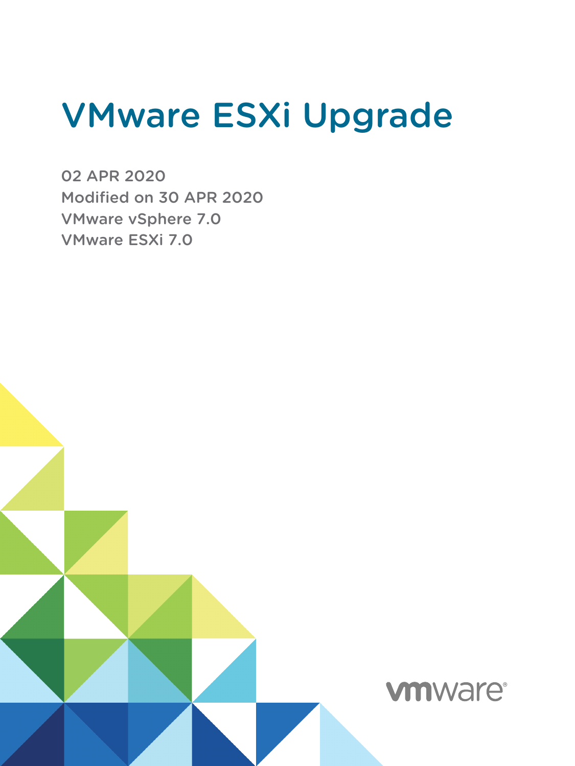# VMware ESXi Upgrade

02 APR 2020
Modified on 30 APR 2020
VMware vSphere 7.0
VMware ESXi 7.0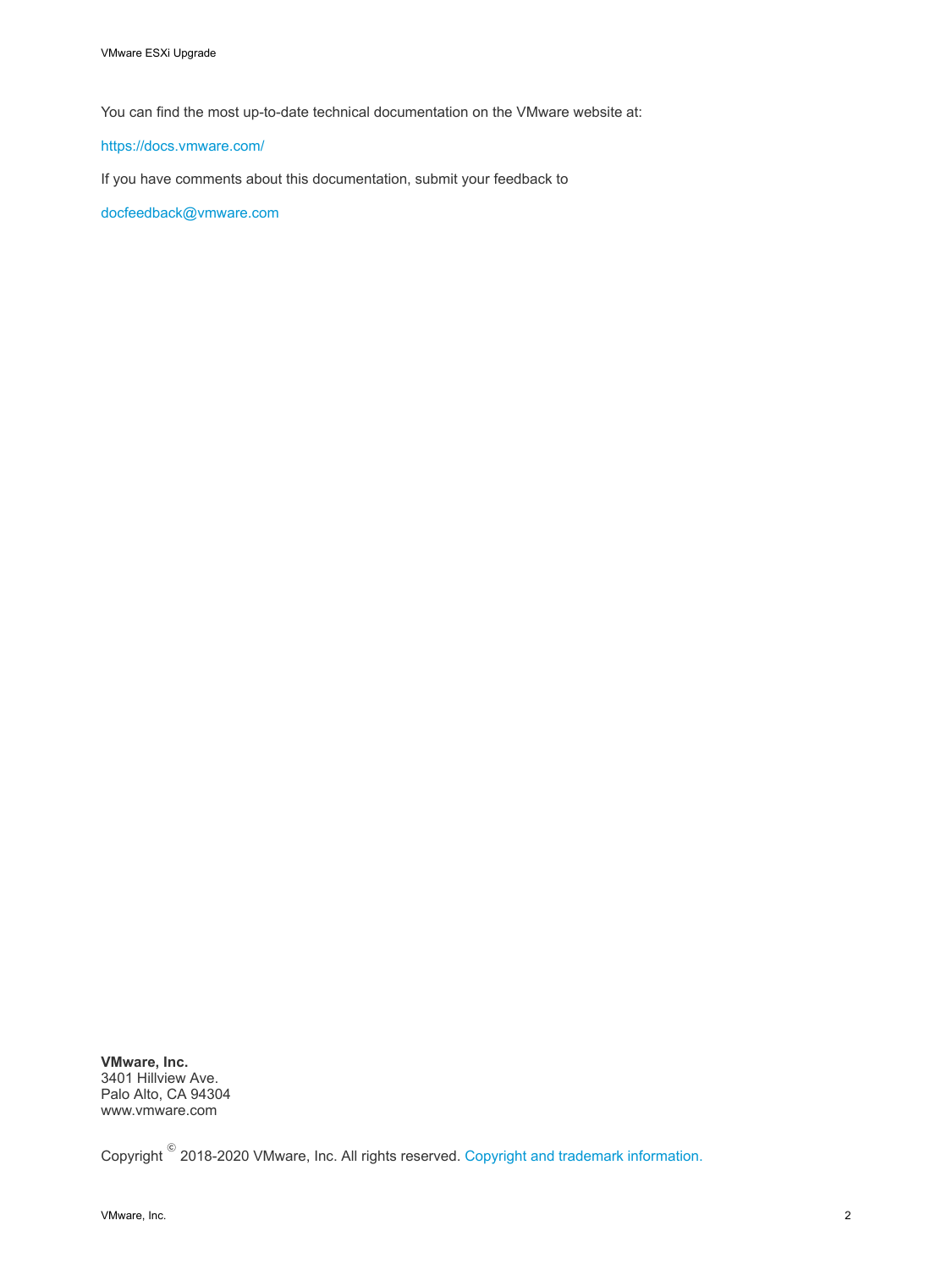You can find the most up-to-date technical documentation on the VMware website at:

https://docs.vmware.com/

If you have comments about this documentation, submit your feedback to

docfeedback@vmware.com

**VMware, Inc.**
3401 Hillview Ave.
Palo Alto, CA 94304
www.vmware.com

Copyright © 2018-2020 VMware, Inc. All rights reserved. Copyright and trademark information.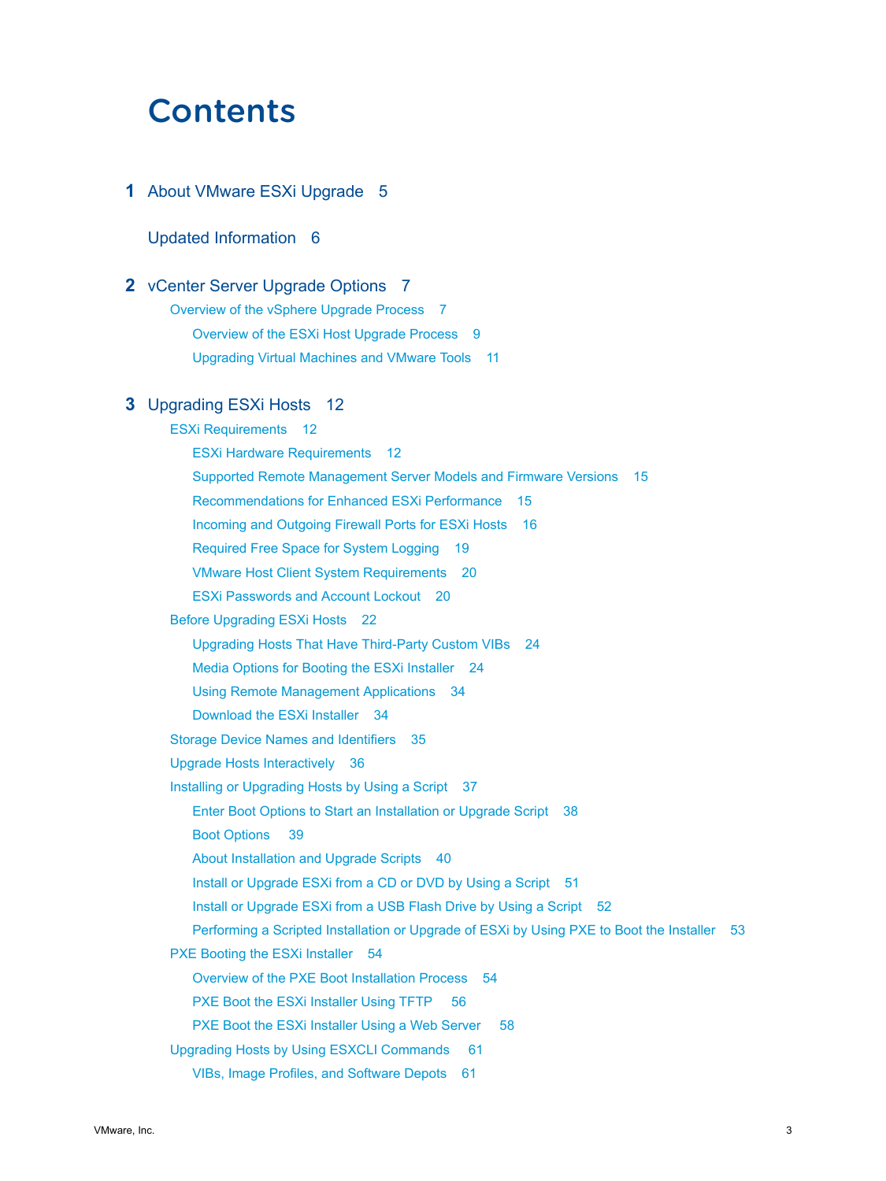# Contents

**1** About VMware ESXi Upgrade 5

Updated Information 6

**2** vCenter Server Upgrade Options 7

- Overview of the vSphere Upgrade Process 7
  - Overview of the ESXi Host Upgrade Process 9
  - Upgrading Virtual Machines and VMware Tools 11

**3** Upgrading ESXi Hosts 12

- ESXi Requirements 12
  - ESXi Hardware Requirements 12
  - Supported Remote Management Server Models and Firmware Versions 15
  - Recommendations for Enhanced ESXi Performance 15
  - Incoming and Outgoing Firewall Ports for ESXi Hosts 16
  - Required Free Space for System Logging 19
  - VMware Host Client System Requirements 20
  - ESXi Passwords and Account Lockout 20
- Before Upgrading ESXi Hosts 22
  - Upgrading Hosts That Have Third-Party Custom VIBs 24
  - Media Options for Booting the ESXi Installer 24
  - Using Remote Management Applications 34
  - Download the ESXi Installer 34
- Storage Device Names and Identifiers 35
- Upgrade Hosts Interactively 36
- Installing or Upgrading Hosts by Using a Script 37
  - Enter Boot Options to Start an Installation or Upgrade Script 38
  - Boot Options 39
  - About Installation and Upgrade Scripts 40
  - Install or Upgrade ESXi from a CD or DVD by Using a Script 51
  - Install or Upgrade ESXi from a USB Flash Drive by Using a Script 52
  - Performing a Scripted Installation or Upgrade of ESXi by Using PXE to Boot the Installer 53
- PXE Booting the ESXi Installer 54
  - Overview of the PXE Boot Installation Process 54
  - PXE Boot the ESXi Installer Using TFTP 56
  - PXE Boot the ESXi Installer Using a Web Server 58
- Upgrading Hosts by Using ESXCLI Commands 61
  - VIBs, Image Profiles, and Software Depots 61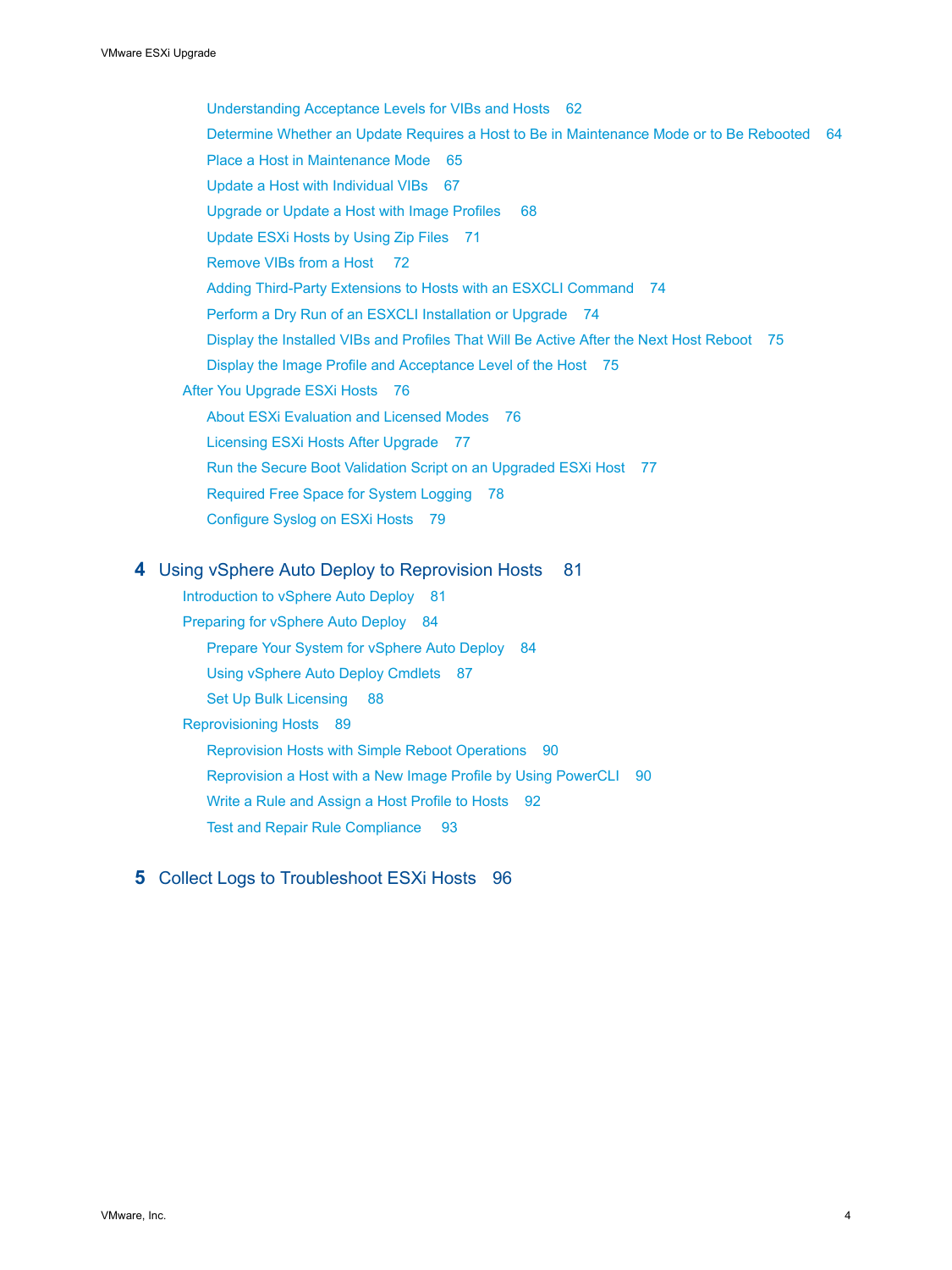Understanding Acceptance Levels for VIBs and Hosts 62
Determine Whether an Update Requires a Host to Be in Maintenance Mode or to Be Rebooted 64
Place a Host in Maintenance Mode 65
Update a Host with Individual VIBs 67
Upgrade or Update a Host with Image Profiles 68
Update ESXi Hosts by Using Zip Files 71
Remove VIBs from a Host 72
Adding Third-Party Extensions to Hosts with an ESXCLI Command 74
Perform a Dry Run of an ESXCLI Installation or Upgrade 74
Display the Installed VIBs and Profiles That Will Be Active After the Next Host Reboot 75
Display the Image Profile and Acceptance Level of the Host 75

After You Upgrade ESXi Hosts 76

About ESXi Evaluation and Licensed Modes 76
Licensing ESXi Hosts After Upgrade 77
Run the Secure Boot Validation Script on an Upgraded ESXi Host 77
Required Free Space for System Logging 78
Configure Syslog on ESXi Hosts 79

**4 Using vSphere Auto Deploy to Reprovision Hosts 81**

Introduction to vSphere Auto Deploy 81

Preparing for vSphere Auto Deploy 84

Prepare Your System for vSphere Auto Deploy 84
Using vSphere Auto Deploy Cmdlets 87
Set Up Bulk Licensing 88

Reprovisioning Hosts 89

Reprovision Hosts with Simple Reboot Operations 90
Reprovision a Host with a New Image Profile by Using PowerCLI 90
Write a Rule and Assign a Host Profile to Hosts 92
Test and Repair Rule Compliance 93

**5 Collect Logs to Troubleshoot ESXi Hosts 96**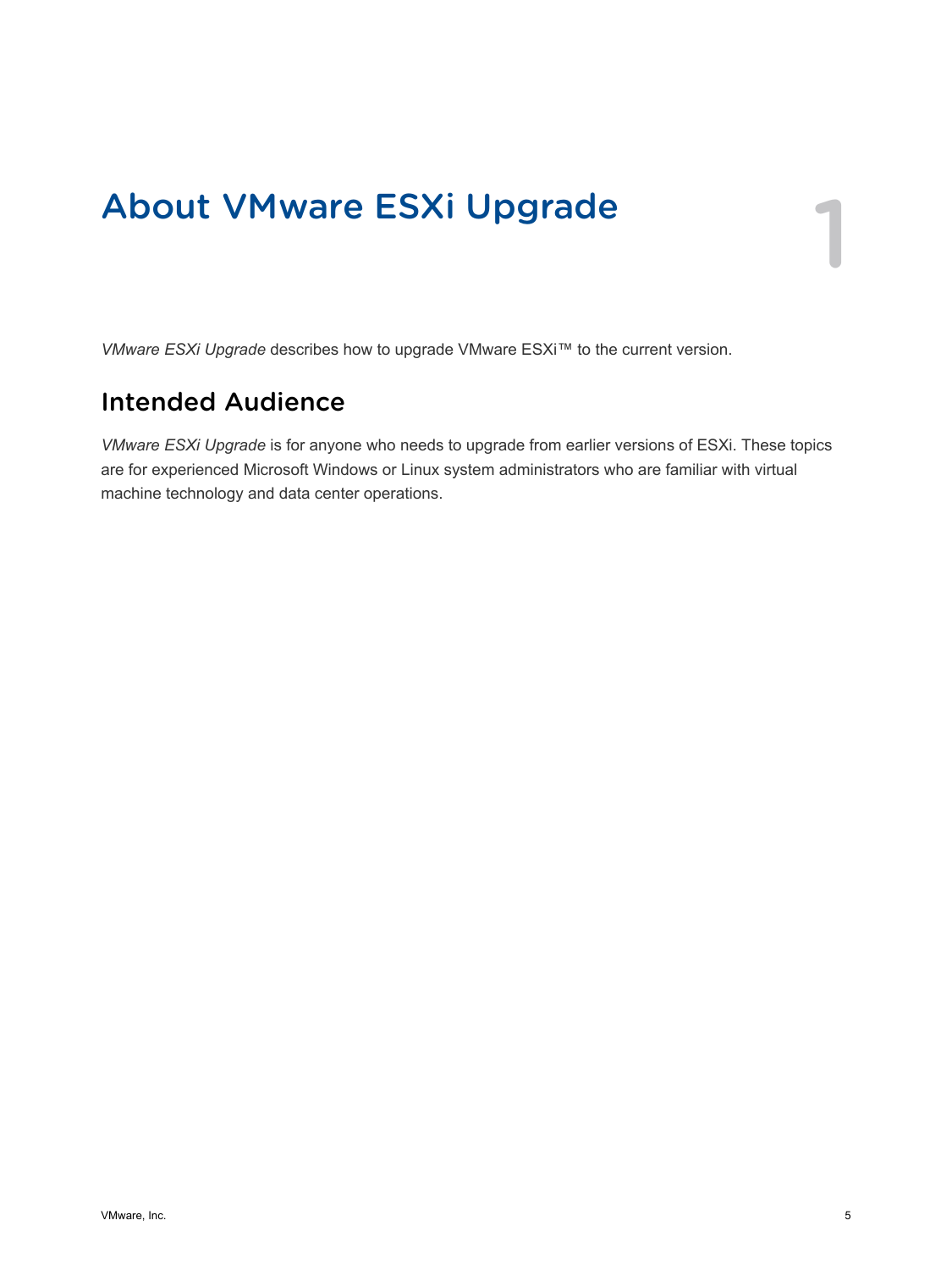# About VMware ESXi Upgrade

*VMware ESXi Upgrade* describes how to upgrade VMware ESXi™ to the current version.

## Intended Audience

*VMware ESXi Upgrade* is for anyone who needs to upgrade from earlier versions of ESXi. These topics are for experienced Microsoft Windows or Linux system administrators who are familiar with virtual machine technology and data center operations.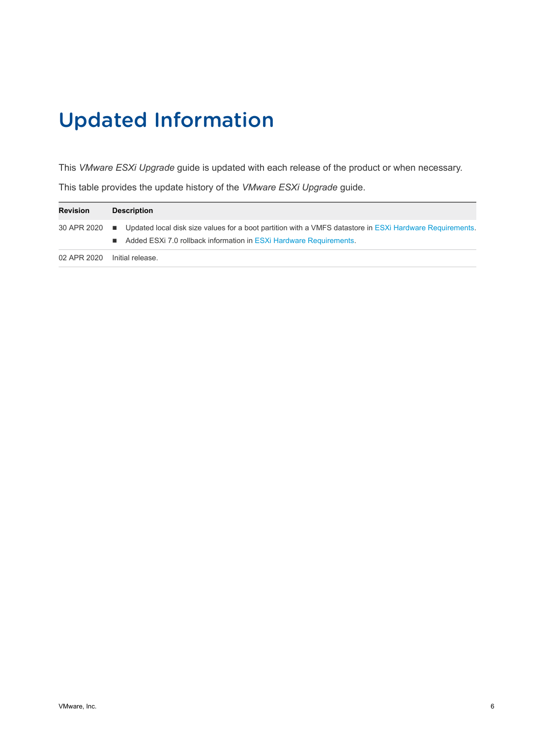# Updated Information

This *VMware ESXi Upgrade* guide is updated with each release of the product or when necessary.

This table provides the update history of the *VMware ESXi Upgrade* guide.

| Revision | Description |
| --- | --- |
| 30 APR 2020 | ■ Updated local disk size values for a boot partition with a VMFS datastore in ESXi Hardware Requirements.<br>■ Added ESXi 7.0 rollback information in ESXi Hardware Requirements. |
| 02 APR 2020 | Initial release. |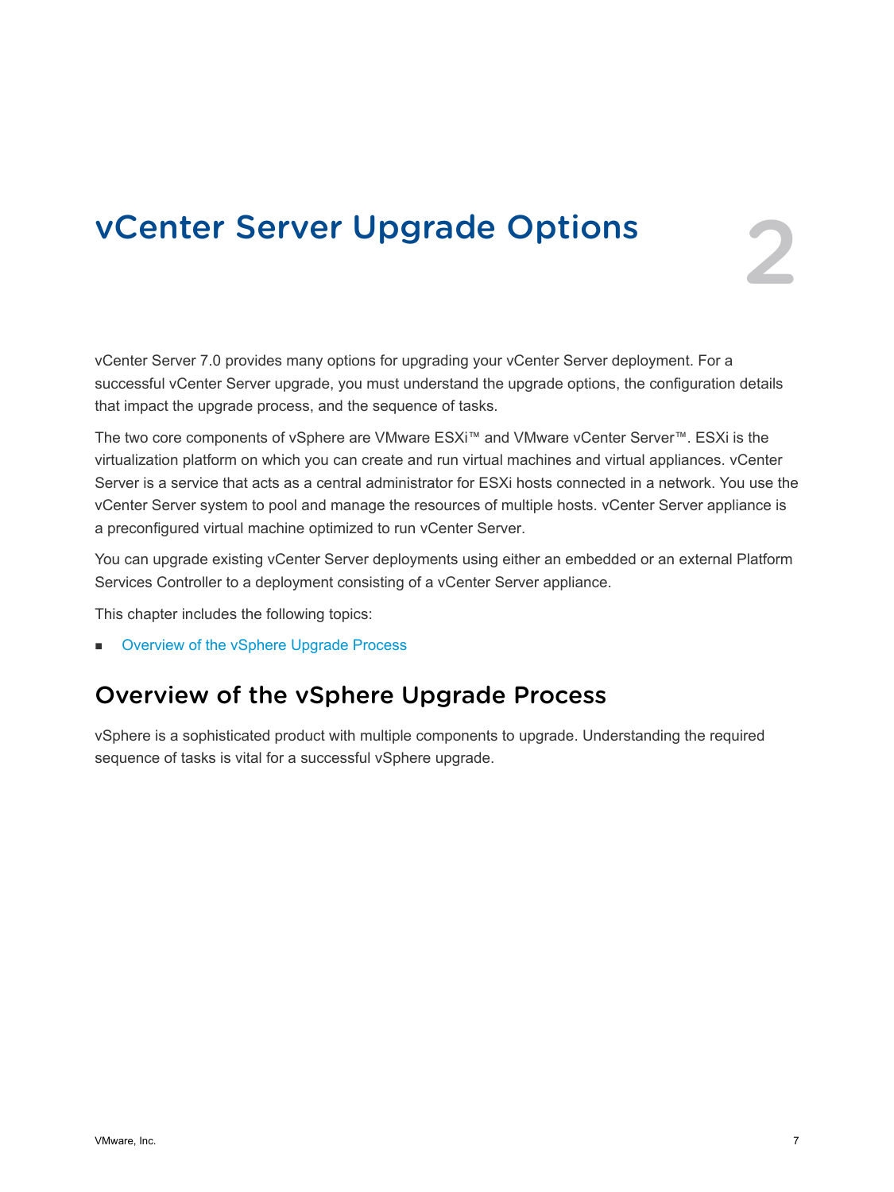# vCenter Server Upgrade Options

2

vCenter Server 7.0 provides many options for upgrading your vCenter Server deployment. For a successful vCenter Server upgrade, you must understand the upgrade options, the configuration details that impact the upgrade process, and the sequence of tasks.

The two core components of vSphere are VMware ESXi™ and VMware vCenter Server™. ESXi is the virtualization platform on which you can create and run virtual machines and virtual appliances. vCenter Server is a service that acts as a central administrator for ESXi hosts connected in a network. You use the vCenter Server system to pool and manage the resources of multiple hosts. vCenter Server appliance is a preconfigured virtual machine optimized to run vCenter Server.

You can upgrade existing vCenter Server deployments using either an embedded or an external Platform Services Controller to a deployment consisting of a vCenter Server appliance.

This chapter includes the following topics:

- Overview of the vSphere Upgrade Process

## Overview of the vSphere Upgrade Process

vSphere is a sophisticated product with multiple components to upgrade. Understanding the required sequence of tasks is vital for a successful vSphere upgrade.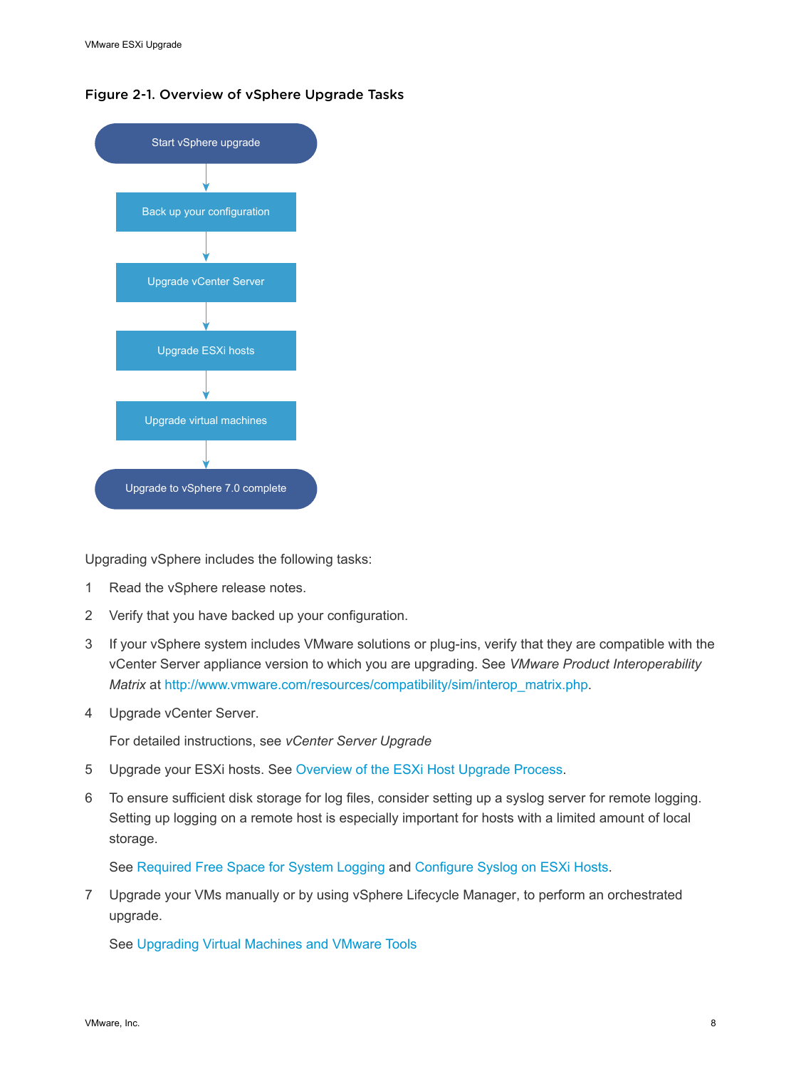Figure 2-1. Overview of vSphere Upgrade Tasks

Start vSphere upgrade

Back up your configuration

Upgrade vCenter Server

Upgrade ESXi hosts

Upgrade virtual machines

Upgrade to vSphere 7.0 complete

Upgrading vSphere includes the following tasks:

1 Read the vSphere release notes.

2 Verify that you have backed up your configuration.

3 If your vSphere system includes VMware solutions or plug-ins, verify that they are compatible with the vCenter Server appliance version to which you are upgrading. See *VMware Product Interoperability Matrix* at http://www.vmware.com/resources/compatibility/sim/interop_matrix.php.

4 Upgrade vCenter Server.

   For detailed instructions, see *vCenter Server Upgrade*

5 Upgrade your ESXi hosts. See Overview of the ESXi Host Upgrade Process.

6 To ensure sufficient disk storage for log files, consider setting up a syslog server for remote logging. Setting up logging on a remote host is especially important for hosts with a limited amount of local storage.

   See Required Free Space for System Logging and Configure Syslog on ESXi Hosts.

7 Upgrade your VMs manually or by using vSphere Lifecycle Manager, to perform an orchestrated upgrade.

   See Upgrading Virtual Machines and VMware Tools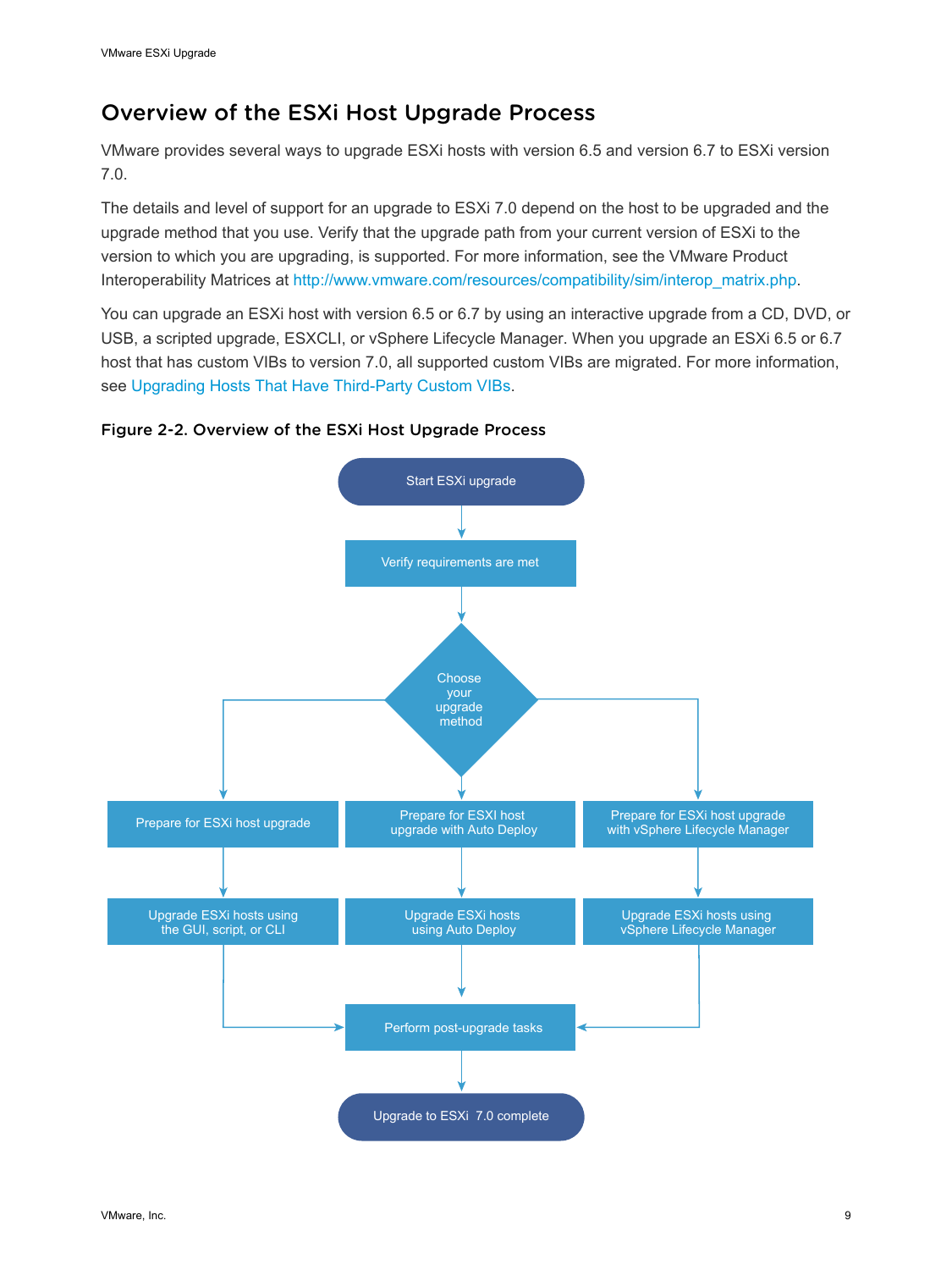## Overview of the ESXi Host Upgrade Process

VMware provides several ways to upgrade ESXi hosts with version 6.5 and version 6.7 to ESXi version 7.0.

The details and level of support for an upgrade to ESXi 7.0 depend on the host to be upgraded and the upgrade method that you use. Verify that the upgrade path from your current version of ESXi to the version to which you are upgrading, is supported. For more information, see the VMware Product Interoperability Matrices at http://www.vmware.com/resources/compatibility/sim/interop_matrix.php.

You can upgrade an ESXi host with version 6.5 or 6.7 by using an interactive upgrade from a CD, DVD, or USB, a scripted upgrade, ESXCLI, or vSphere Lifecycle Manager. When you upgrade an ESXi 6.5 or 6.7 host that has custom VIBs to version 7.0, all supported custom VIBs are migrated. For more information, see Upgrading Hosts That Have Third-Party Custom VIBs.

**Figure 2-2. Overview of the ESXi Host Upgrade Process**

- Start ESXi upgrade
- Verify requirements are met
- Choose your upgrade method
  - Prepare for ESXi host upgrade → Upgrade ESXi hosts using the GUI, script, or CLI
  - Prepare for ESXI host upgrade with Auto Deploy → Upgrade ESXi hosts using Auto Deploy
  - Prepare for ESXi host upgrade with vSphere Lifecycle Manager → Upgrade ESXi hosts using vSphere Lifecycle Manager
- Perform post-upgrade tasks
- Upgrade to ESXi 7.0 complete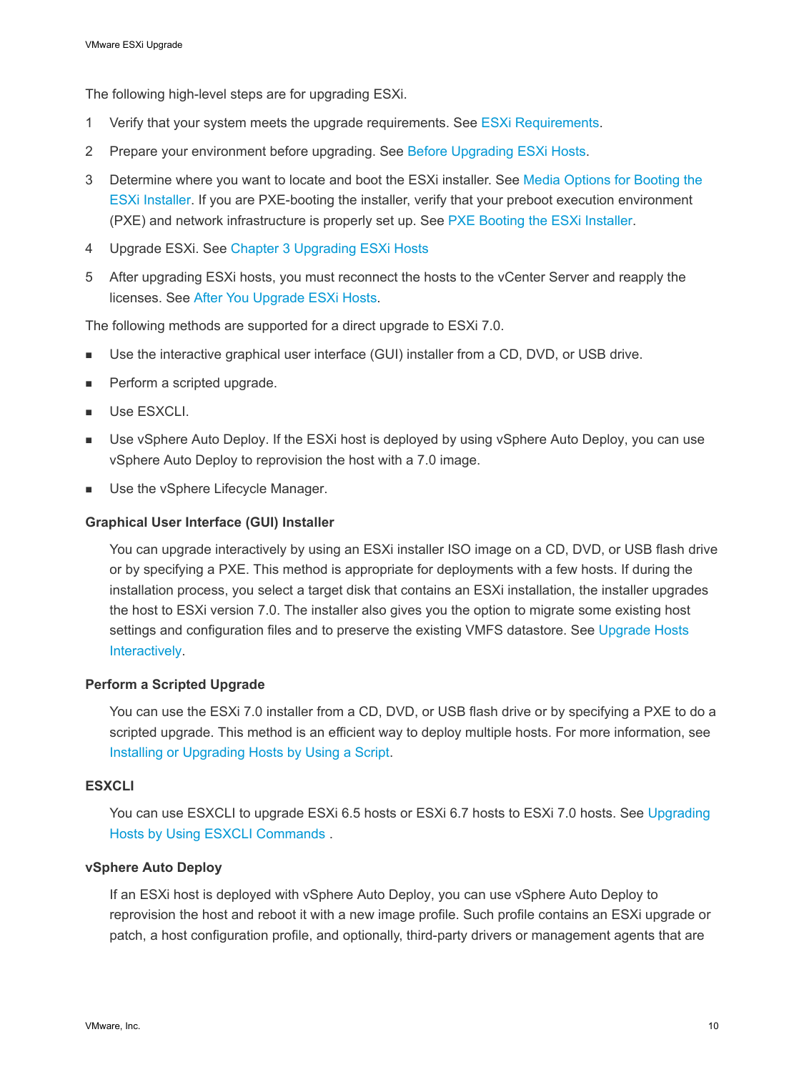The following high-level steps are for upgrading ESXi.

1. Verify that your system meets the upgrade requirements. See ESXi Requirements.
2. Prepare your environment before upgrading. See Before Upgrading ESXi Hosts.
3. Determine where you want to locate and boot the ESXi installer. See Media Options for Booting the ESXi Installer. If you are PXE-booting the installer, verify that your preboot execution environment (PXE) and network infrastructure is properly set up. See PXE Booting the ESXi Installer.
4. Upgrade ESXi. See Chapter 3 Upgrading ESXi Hosts
5. After upgrading ESXi hosts, you must reconnect the hosts to the vCenter Server and reapply the licenses. See After You Upgrade ESXi Hosts.

The following methods are supported for a direct upgrade to ESXi 7.0.

- Use the interactive graphical user interface (GUI) installer from a CD, DVD, or USB drive.
- Perform a scripted upgrade.
- Use ESXCLI.
- Use vSphere Auto Deploy. If the ESXi host is deployed by using vSphere Auto Deploy, you can use vSphere Auto Deploy to reprovision the host with a 7.0 image.
- Use the vSphere Lifecycle Manager.

**Graphical User Interface (GUI) Installer**

You can upgrade interactively by using an ESXi installer ISO image on a CD, DVD, or USB flash drive or by specifying a PXE. This method is appropriate for deployments with a few hosts. If during the installation process, you select a target disk that contains an ESXi installation, the installer upgrades the host to ESXi version 7.0. The installer also gives you the option to migrate some existing host settings and configuration files and to preserve the existing VMFS datastore. See Upgrade Hosts Interactively.

**Perform a Scripted Upgrade**

You can use the ESXi 7.0 installer from a CD, DVD, or USB flash drive or by specifying a PXE to do a scripted upgrade. This method is an efficient way to deploy multiple hosts. For more information, see Installing or Upgrading Hosts by Using a Script.

**ESXCLI**

You can use ESXCLI to upgrade ESXi 6.5 hosts or ESXi 6.7 hosts to ESXi 7.0 hosts. See Upgrading Hosts by Using ESXCLI Commands .

**vSphere Auto Deploy**

If an ESXi host is deployed with vSphere Auto Deploy, you can use vSphere Auto Deploy to reprovision the host and reboot it with a new image profile. Such profile contains an ESXi upgrade or patch, a host configuration profile, and optionally, third-party drivers or management agents that are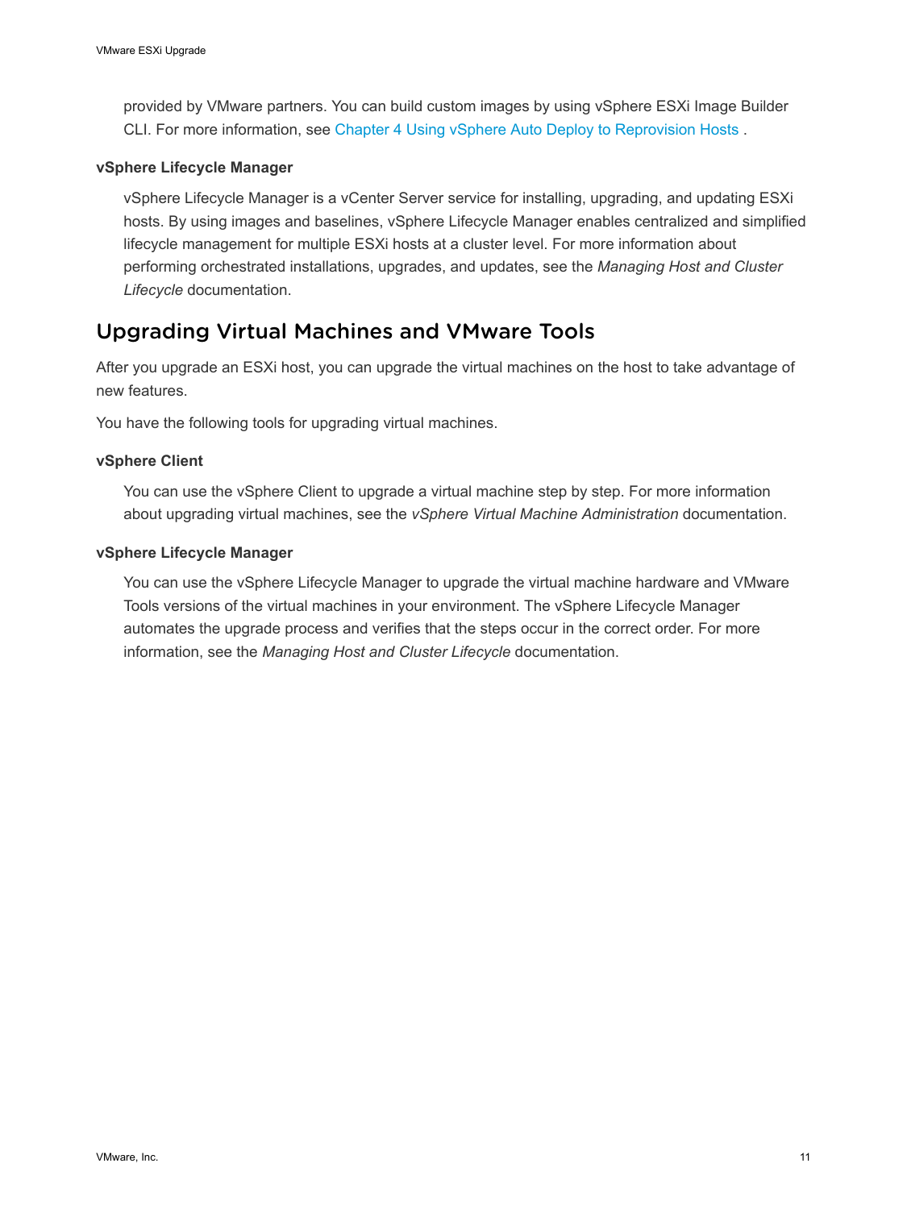provided by VMware partners. You can build custom images by using vSphere ESXi Image Builder CLI. For more information, see Chapter 4 Using vSphere Auto Deploy to Reprovision Hosts .

**vSphere Lifecycle Manager**

vSphere Lifecycle Manager is a vCenter Server service for installing, upgrading, and updating ESXi hosts. By using images and baselines, vSphere Lifecycle Manager enables centralized and simplified lifecycle management for multiple ESXi hosts at a cluster level. For more information about performing orchestrated installations, upgrades, and updates, see the *Managing Host and Cluster Lifecycle* documentation.

## Upgrading Virtual Machines and VMware Tools

After you upgrade an ESXi host, you can upgrade the virtual machines on the host to take advantage of new features.

You have the following tools for upgrading virtual machines.

**vSphere Client**

You can use the vSphere Client to upgrade a virtual machine step by step. For more information about upgrading virtual machines, see the *vSphere Virtual Machine Administration* documentation.

**vSphere Lifecycle Manager**

You can use the vSphere Lifecycle Manager to upgrade the virtual machine hardware and VMware Tools versions of the virtual machines in your environment. The vSphere Lifecycle Manager automates the upgrade process and verifies that the steps occur in the correct order. For more information, see the *Managing Host and Cluster Lifecycle* documentation.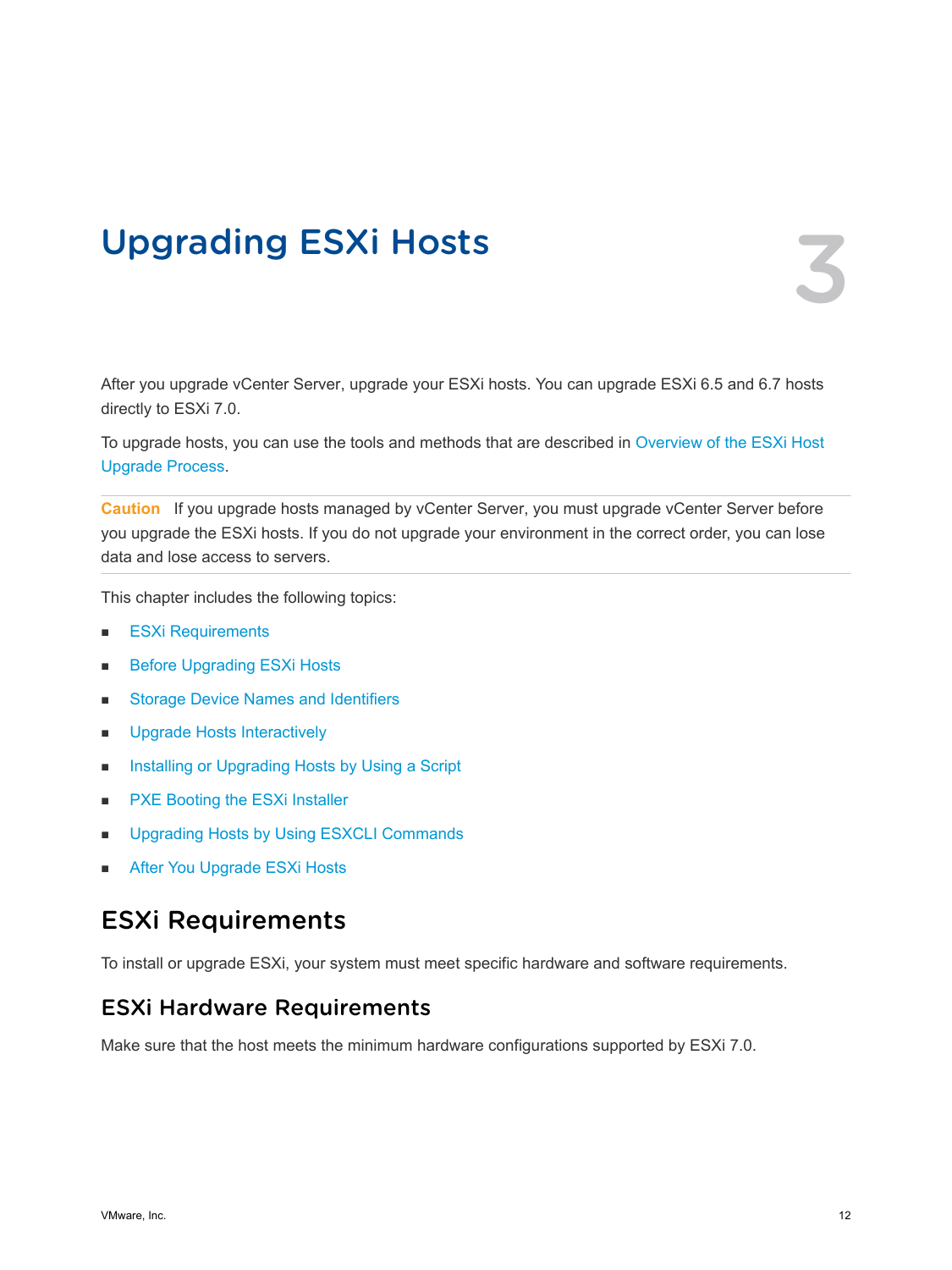# Upgrading ESXi Hosts

3

After you upgrade vCenter Server, upgrade your ESXi hosts. You can upgrade ESXi 6.5 and 6.7 hosts directly to ESXi 7.0.

To upgrade hosts, you can use the tools and methods that are described in Overview of the ESXi Host Upgrade Process.

**Caution** If you upgrade hosts managed by vCenter Server, you must upgrade vCenter Server before you upgrade the ESXi hosts. If you do not upgrade your environment in the correct order, you can lose data and lose access to servers.

This chapter includes the following topics:

- ESXi Requirements
- Before Upgrading ESXi Hosts
- Storage Device Names and Identifiers
- Upgrade Hosts Interactively
- Installing or Upgrading Hosts by Using a Script
- PXE Booting the ESXi Installer
- Upgrading Hosts by Using ESXCLI Commands
- After You Upgrade ESXi Hosts

## ESXi Requirements

To install or upgrade ESXi, your system must meet specific hardware and software requirements.

### ESXi Hardware Requirements

Make sure that the host meets the minimum hardware configurations supported by ESXi 7.0.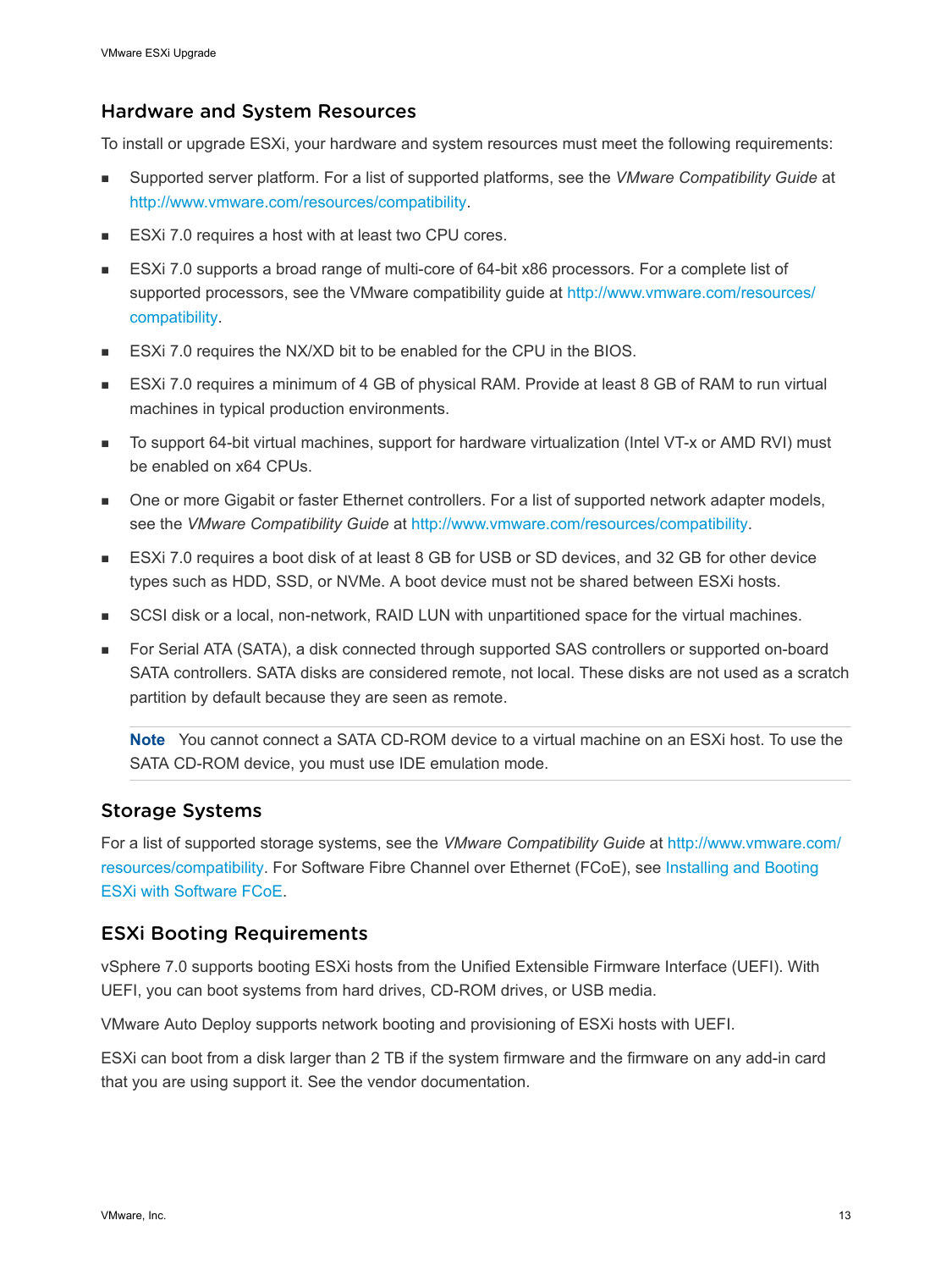## Hardware and System Resources

To install or upgrade ESXi, your hardware and system resources must meet the following requirements:

- Supported server platform. For a list of supported platforms, see the *VMware Compatibility Guide* at http://www.vmware.com/resources/compatibility.
- ESXi 7.0 requires a host with at least two CPU cores.
- ESXi 7.0 supports a broad range of multi-core of 64-bit x86 processors. For a complete list of supported processors, see the VMware compatibility guide at http://www.vmware.com/resources/compatibility.
- ESXi 7.0 requires the NX/XD bit to be enabled for the CPU in the BIOS.
- ESXi 7.0 requires a minimum of 4 GB of physical RAM. Provide at least 8 GB of RAM to run virtual machines in typical production environments.
- To support 64-bit virtual machines, support for hardware virtualization (Intel VT-x or AMD RVI) must be enabled on x64 CPUs.
- One or more Gigabit or faster Ethernet controllers. For a list of supported network adapter models, see the *VMware Compatibility Guide* at http://www.vmware.com/resources/compatibility.
- ESXi 7.0 requires a boot disk of at least 8 GB for USB or SD devices, and 32 GB for other device types such as HDD, SSD, or NVMe. A boot device must not be shared between ESXi hosts.
- SCSI disk or a local, non-network, RAID LUN with unpartitioned space for the virtual machines.
- For Serial ATA (SATA), a disk connected through supported SAS controllers or supported on-board SATA controllers. SATA disks are considered remote, not local. These disks are not used as a scratch partition by default because they are seen as remote.

  **Note** You cannot connect a SATA CD-ROM device to a virtual machine on an ESXi host. To use the SATA CD-ROM device, you must use IDE emulation mode.

## Storage Systems

For a list of supported storage systems, see the *VMware Compatibility Guide* at http://www.vmware.com/resources/compatibility. For Software Fibre Channel over Ethernet (FCoE), see Installing and Booting ESXi with Software FCoE.

## ESXi Booting Requirements

vSphere 7.0 supports booting ESXi hosts from the Unified Extensible Firmware Interface (UEFI). With UEFI, you can boot systems from hard drives, CD-ROM drives, or USB media.

VMware Auto Deploy supports network booting and provisioning of ESXi hosts with UEFI.

ESXi can boot from a disk larger than 2 TB if the system firmware and the firmware on any add-in card that you are using support it. See the vendor documentation.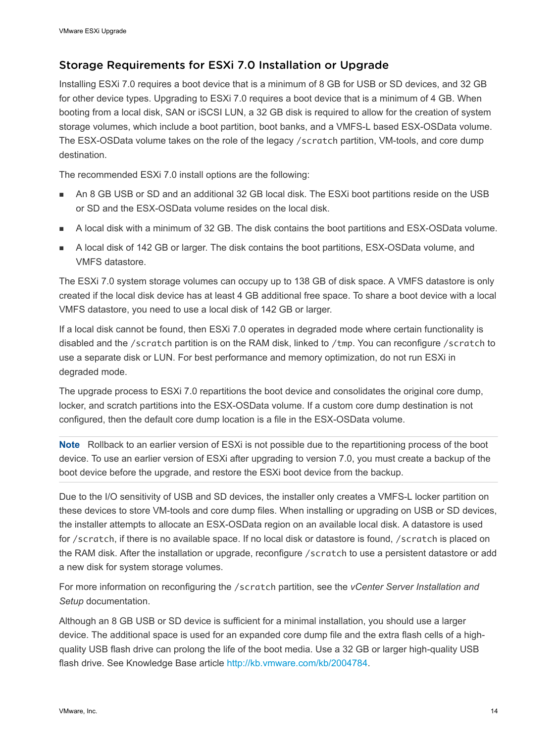## Storage Requirements for ESXi 7.0 Installation or Upgrade

Installing ESXi 7.0 requires a boot device that is a minimum of 8 GB for USB or SD devices, and 32 GB for other device types. Upgrading to ESXi 7.0 requires a boot device that is a minimum of 4 GB. When booting from a local disk, SAN or iSCSI LUN, a 32 GB disk is required to allow for the creation of system storage volumes, which include a boot partition, boot banks, and a VMFS-L based ESX-OSData volume. The ESX-OSData volume takes on the role of the legacy `/scratch` partition, VM-tools, and core dump destination.

The recommended ESXi 7.0 install options are the following:

- An 8 GB USB or SD and an additional 32 GB local disk. The ESXi boot partitions reside on the USB or SD and the ESX-OSData volume resides on the local disk.
- A local disk with a minimum of 32 GB. The disk contains the boot partitions and ESX-OSData volume.
- A local disk of 142 GB or larger. The disk contains the boot partitions, ESX-OSData volume, and VMFS datastore.

The ESXi 7.0 system storage volumes can occupy up to 138 GB of disk space. A VMFS datastore is only created if the local disk device has at least 4 GB additional free space. To share a boot device with a local VMFS datastore, you need to use a local disk of 142 GB or larger.

If a local disk cannot be found, then ESXi 7.0 operates in degraded mode where certain functionality is disabled and the `/scratch` partition is on the RAM disk, linked to `/tmp`. You can reconfigure `/scratch` to use a separate disk or LUN. For best performance and memory optimization, do not run ESXi in degraded mode.

The upgrade process to ESXi 7.0 repartitions the boot device and consolidates the original core dump, locker, and scratch partitions into the ESX-OSData volume. If a custom core dump destination is not configured, then the default core dump location is a file in the ESX-OSData volume.

**Note** Rollback to an earlier version of ESXi is not possible due to the repartitioning process of the boot device. To use an earlier version of ESXi after upgrading to version 7.0, you must create a backup of the boot device before the upgrade, and restore the ESXi boot device from the backup.

Due to the I/O sensitivity of USB and SD devices, the installer only creates a VMFS-L locker partition on these devices to store VM-tools and core dump files. When installing or upgrading on USB or SD devices, the installer attempts to allocate an ESX-OSData region on an available local disk. A datastore is used for `/scratch`, if there is no available space. If no local disk or datastore is found, `/scratch` is placed on the RAM disk. After the installation or upgrade, reconfigure `/scratch` to use a persistent datastore or add a new disk for system storage volumes.

For more information on reconfiguring the `/scratch` partition, see the *vCenter Server Installation and Setup* documentation.

Although an 8 GB USB or SD device is sufficient for a minimal installation, you should use a larger device. The additional space is used for an expanded core dump file and the extra flash cells of a high-quality USB flash drive can prolong the life of the boot media. Use a 32 GB or larger high-quality USB flash drive. See Knowledge Base article http://kb.vmware.com/kb/2004784.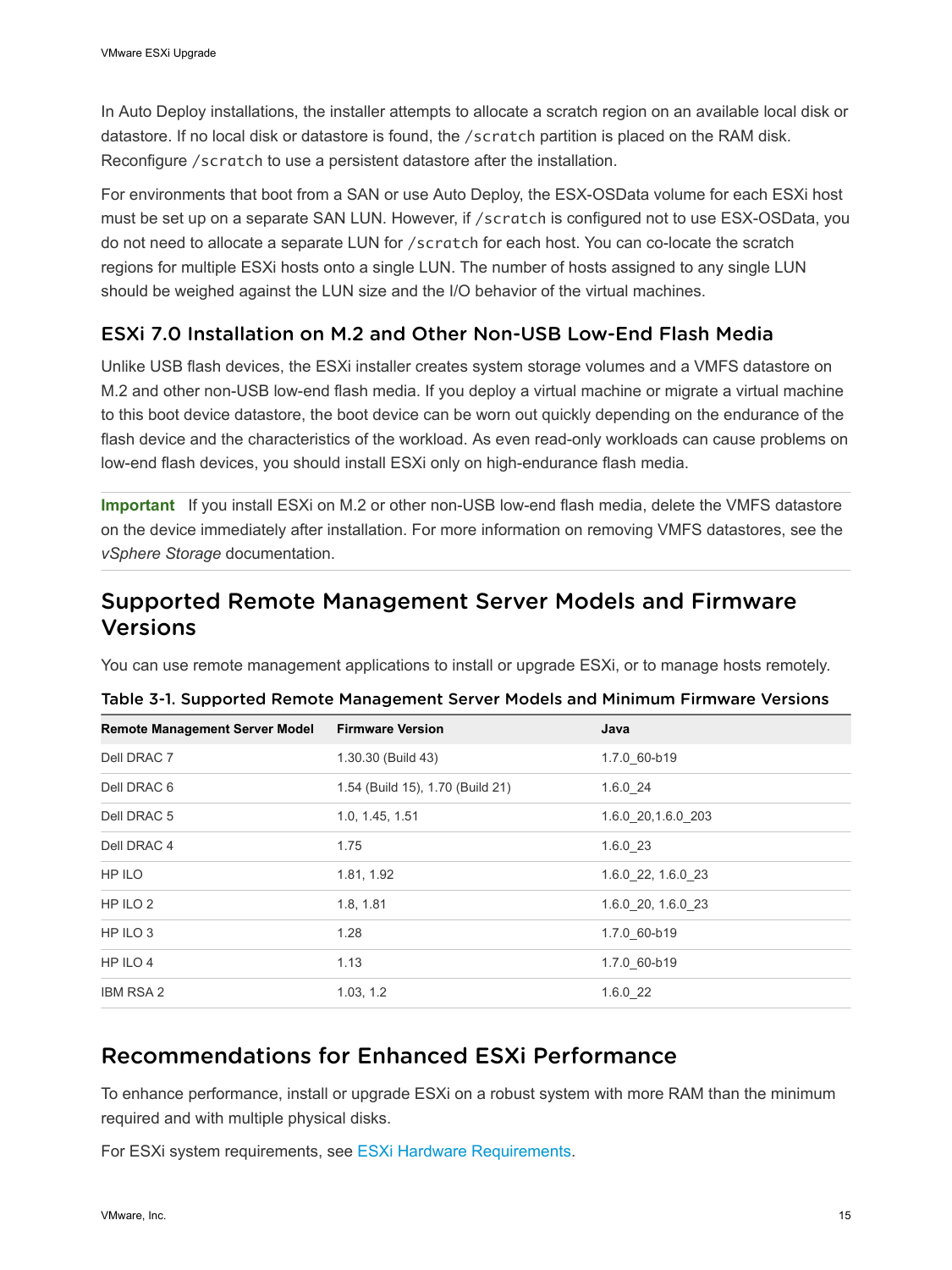In Auto Deploy installations, the installer attempts to allocate a scratch region on an available local disk or datastore. If no local disk or datastore is found, the `/scratch` partition is placed on the RAM disk. Reconfigure `/scratch` to use a persistent datastore after the installation.

For environments that boot from a SAN or use Auto Deploy, the ESX-OSData volume for each ESXi host must be set up on a separate SAN LUN. However, if `/scratch` is configured not to use ESX-OSData, you do not need to allocate a separate LUN for `/scratch` for each host. You can co-locate the scratch regions for multiple ESXi hosts onto a single LUN. The number of hosts assigned to any single LUN should be weighed against the LUN size and the I/O behavior of the virtual machines.

### ESXi 7.0 Installation on M.2 and Other Non-USB Low-End Flash Media

Unlike USB flash devices, the ESXi installer creates system storage volumes and a VMFS datastore on M.2 and other non-USB low-end flash media. If you deploy a virtual machine or migrate a virtual machine to this boot device datastore, the boot device can be worn out quickly depending on the endurance of the flash device and the characteristics of the workload. As even read-only workloads can cause problems on low-end flash devices, you should install ESXi only on high-endurance flash media.

**Important** If you install ESXi on M.2 or other non-USB low-end flash media, delete the VMFS datastore on the device immediately after installation. For more information on removing VMFS datastores, see the *vSphere Storage* documentation.

## Supported Remote Management Server Models and Firmware Versions

You can use remote management applications to install or upgrade ESXi, or to manage hosts remotely.

**Table 3-1. Supported Remote Management Server Models and Minimum Firmware Versions**

| Remote Management Server Model | Firmware Version | Java |
|---|---|---|
| Dell DRAC 7 | 1.30.30 (Build 43) | 1.7.0_60-b19 |
| Dell DRAC 6 | 1.54 (Build 15), 1.70 (Build 21) | 1.6.0_24 |
| Dell DRAC 5 | 1.0, 1.45, 1.51 | 1.6.0_20,1.6.0_203 |
| Dell DRAC 4 | 1.75 | 1.6.0_23 |
| HP ILO | 1.81, 1.92 | 1.6.0_22, 1.6.0_23 |
| HP ILO 2 | 1.8, 1.81 | 1.6.0_20, 1.6.0_23 |
| HP ILO 3 | 1.28 | 1.7.0_60-b19 |
| HP ILO 4 | 1.13 | 1.7.0_60-b19 |
| IBM RSA 2 | 1.03, 1.2 | 1.6.0_22 |

## Recommendations for Enhanced ESXi Performance

To enhance performance, install or upgrade ESXi on a robust system with more RAM than the minimum required and with multiple physical disks.

For ESXi system requirements, see ESXi Hardware Requirements.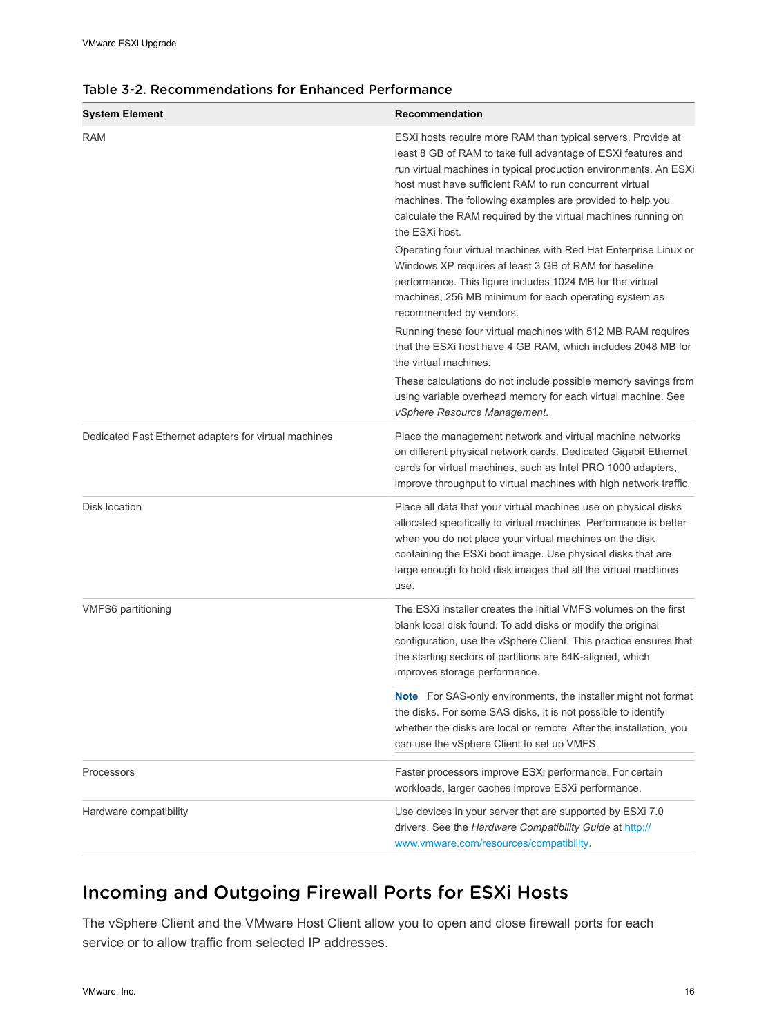Table 3-2. Recommendations for Enhanced Performance

| System Element | Recommendation |
| --- | --- |
| RAM | ESXi hosts require more RAM than typical servers. Provide at least 8 GB of RAM to take full advantage of ESXi features and run virtual machines in typical production environments. An ESXi host must have sufficient RAM to run concurrent virtual machines. The following examples are provided to help you calculate the RAM required by the virtual machines running on the ESXi host.<br><br>Operating four virtual machines with Red Hat Enterprise Linux or Windows XP requires at least 3 GB of RAM for baseline performance. This figure includes 1024 MB for the virtual machines, 256 MB minimum for each operating system as recommended by vendors.<br><br>Running these four virtual machines with 512 MB RAM requires that the ESXi host have 4 GB RAM, which includes 2048 MB for the virtual machines.<br><br>These calculations do not include possible memory savings from using variable overhead memory for each virtual machine. See *vSphere Resource Management*. |
| Dedicated Fast Ethernet adapters for virtual machines | Place the management network and virtual machine networks on different physical network cards. Dedicated Gigabit Ethernet cards for virtual machines, such as Intel PRO 1000 adapters, improve throughput to virtual machines with high network traffic. |
| Disk location | Place all data that your virtual machines use on physical disks allocated specifically to virtual machines. Performance is better when you do not place your virtual machines on the disk containing the ESXi boot image. Use physical disks that are large enough to hold disk images that all the virtual machines use. |
| VMFS6 partitioning | The ESXi installer creates the initial VMFS volumes on the first blank local disk found. To add disks or modify the original configuration, use the vSphere Client. This practice ensures that the starting sectors of partitions are 64K-aligned, which improves storage performance.<br><br>**Note** For SAS-only environments, the installer might not format the disks. For some SAS disks, it is not possible to identify whether the disks are local or remote. After the installation, you can use the vSphere Client to set up VMFS. |
| Processors | Faster processors improve ESXi performance. For certain workloads, larger caches improve ESXi performance. |
| Hardware compatibility | Use devices in your server that are supported by ESXi 7.0 drivers. See the *Hardware Compatibility Guide* at http://www.vmware.com/resources/compatibility. |

## Incoming and Outgoing Firewall Ports for ESXi Hosts

The vSphere Client and the VMware Host Client allow you to open and close firewall ports for each service or to allow traffic from selected IP addresses.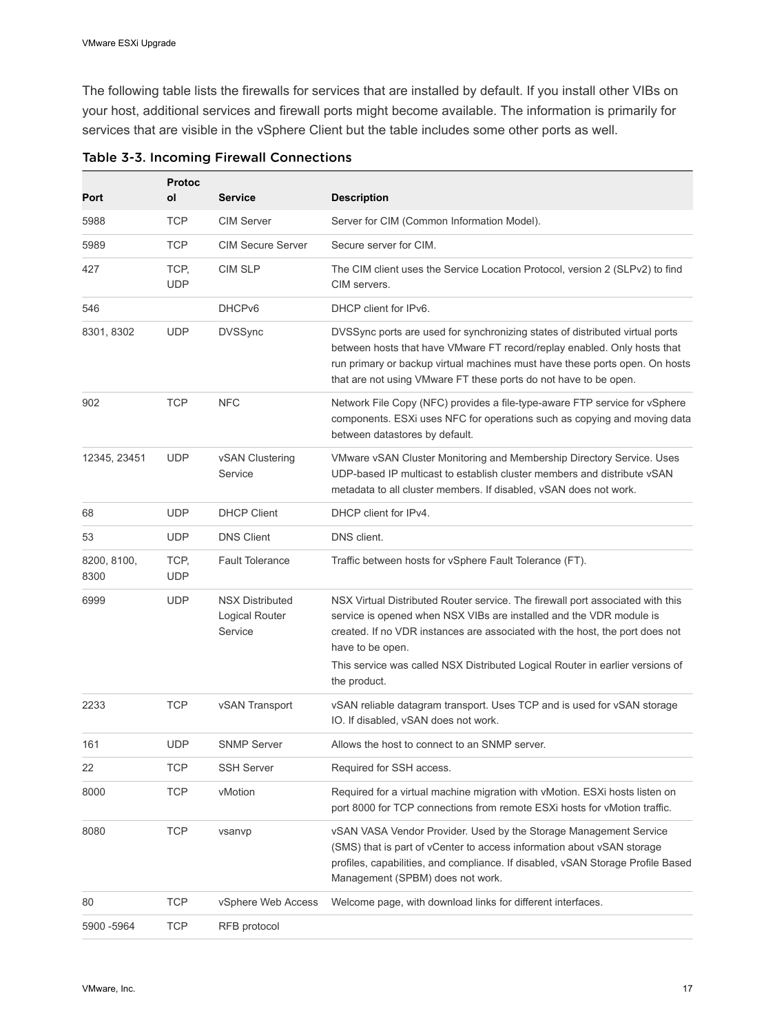The following table lists the firewalls for services that are installed by default. If you install other VIBs on your host, additional services and firewall ports might become available. The information is primarily for services that are visible in the vSphere Client but the table includes some other ports as well.

**Table 3-3. Incoming Firewall Connections**

| Port | Protocol | Service | Description |
| --- | --- | --- | --- |
| 5988 | TCP | CIM Server | Server for CIM (Common Information Model). |
| 5989 | TCP | CIM Secure Server | Secure server for CIM. |
| 427 | TCP, UDP | CIM SLP | The CIM client uses the Service Location Protocol, version 2 (SLPv2) to find CIM servers. |
| 546 | | DHCPv6 | DHCP client for IPv6. |
| 8301, 8302 | UDP | DVSSync | DVSSync ports are used for synchronizing states of distributed virtual ports between hosts that have VMware FT record/replay enabled. Only hosts that run primary or backup virtual machines must have these ports open. On hosts that are not using VMware FT these ports do not have to be open. |
| 902 | TCP | NFC | Network File Copy (NFC) provides a file-type-aware FTP service for vSphere components. ESXi uses NFC for operations such as copying and moving data between datastores by default. |
| 12345, 23451 | UDP | vSAN Clustering Service | VMware vSAN Cluster Monitoring and Membership Directory Service. Uses UDP-based IP multicast to establish cluster members and distribute vSAN metadata to all cluster members. If disabled, vSAN does not work. |
| 68 | UDP | DHCP Client | DHCP client for IPv4. |
| 53 | UDP | DNS Client | DNS client. |
| 8200, 8100, 8300 | TCP, UDP | Fault Tolerance | Traffic between hosts for vSphere Fault Tolerance (FT). |
| 6999 | UDP | NSX Distributed Logical Router Service | NSX Virtual Distributed Router service. The firewall port associated with this service is opened when NSX VIBs are installed and the VDR module is created. If no VDR instances are associated with the host, the port does not have to be open. This service was called NSX Distributed Logical Router in earlier versions of the product. |
| 2233 | TCP | vSAN Transport | vSAN reliable datagram transport. Uses TCP and is used for vSAN storage IO. If disabled, vSAN does not work. |
| 161 | UDP | SNMP Server | Allows the host to connect to an SNMP server. |
| 22 | TCP | SSH Server | Required for SSH access. |
| 8000 | TCP | vMotion | Required for a virtual machine migration with vMotion. ESXi hosts listen on port 8000 for TCP connections from remote ESXi hosts for vMotion traffic. |
| 8080 | TCP | vsanvp | vSAN VASA Vendor Provider. Used by the Storage Management Service (SMS) that is part of vCenter to access information about vSAN storage profiles, capabilities, and compliance. If disabled, vSAN Storage Profile Based Management (SPBM) does not work. |
| 80 | TCP | vSphere Web Access | Welcome page, with download links for different interfaces. |
| 5900 -5964 | TCP | RFB protocol | |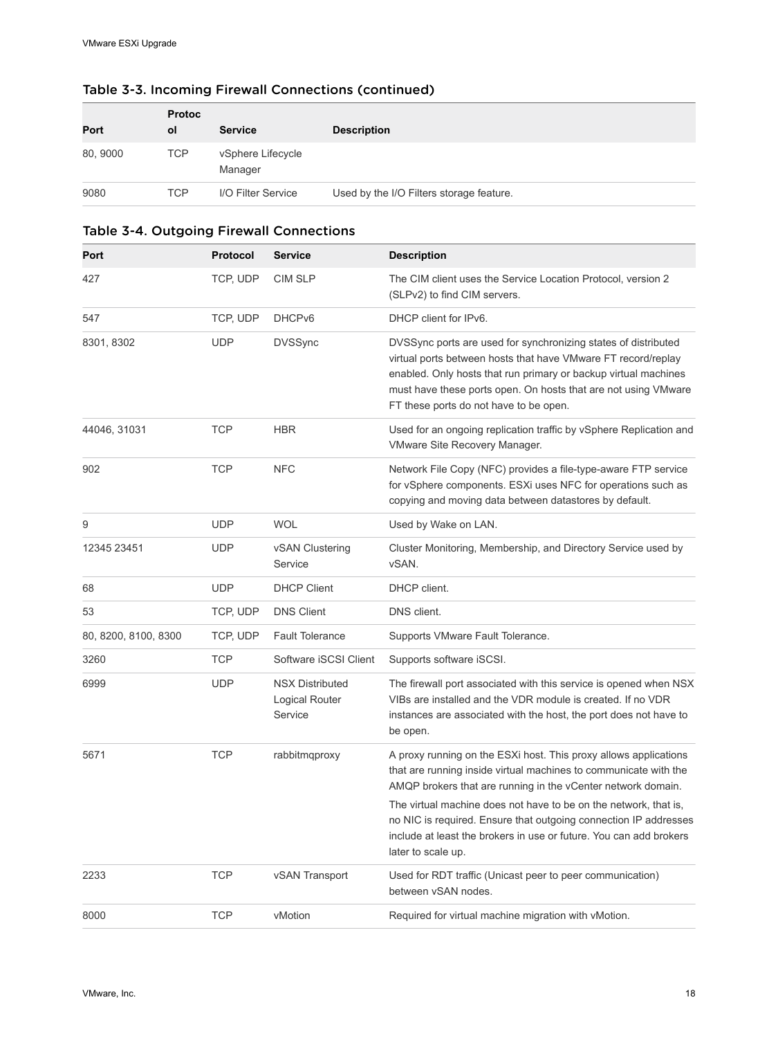### Table 3-3. Incoming Firewall Connections (continued)

| Port | Protocol | Service | Description |
| --- | --- | --- | --- |
| 80, 9000 | TCP | vSphere Lifecycle Manager | |
| 9080 | TCP | I/O Filter Service | Used by the I/O Filters storage feature. |

### Table 3-4. Outgoing Firewall Connections

| Port | Protocol | Service | Description |
| --- | --- | --- | --- |
| 427 | TCP, UDP | CIM SLP | The CIM client uses the Service Location Protocol, version 2 (SLPv2) to find CIM servers. |
| 547 | TCP, UDP | DHCPv6 | DHCP client for IPv6. |
| 8301, 8302 | UDP | DVSSync | DVSSync ports are used for synchronizing states of distributed virtual ports between hosts that have VMware FT record/replay enabled. Only hosts that run primary or backup virtual machines must have these ports open. On hosts that are not using VMware FT these ports do not have to be open. |
| 44046, 31031 | TCP | HBR | Used for an ongoing replication traffic by vSphere Replication and VMware Site Recovery Manager. |
| 902 | TCP | NFC | Network File Copy (NFC) provides a file-type-aware FTP service for vSphere components. ESXi uses NFC for operations such as copying and moving data between datastores by default. |
| 9 | UDP | WOL | Used by Wake on LAN. |
| 12345 23451 | UDP | vSAN Clustering Service | Cluster Monitoring, Membership, and Directory Service used by vSAN. |
| 68 | UDP | DHCP Client | DHCP client. |
| 53 | TCP, UDP | DNS Client | DNS client. |
| 80, 8200, 8100, 8300 | TCP, UDP | Fault Tolerance | Supports VMware Fault Tolerance. |
| 3260 | TCP | Software iSCSI Client | Supports software iSCSI. |
| 6999 | UDP | NSX Distributed Logical Router Service | The firewall port associated with this service is opened when NSX VIBs are installed and the VDR module is created. If no VDR instances are associated with the host, the port does not have to be open. |
| 5671 | TCP | rabbitmqproxy | A proxy running on the ESXi host. This proxy allows applications that are running inside virtual machines to communicate with the AMQP brokers that are running in the vCenter network domain. The virtual machine does not have to be on the network, that is, no NIC is required. Ensure that outgoing connection IP addresses include at least the brokers in use or future. You can add brokers later to scale up. |
| 2233 | TCP | vSAN Transport | Used for RDT traffic (Unicast peer to peer communication) between vSAN nodes. |
| 8000 | TCP | vMotion | Required for virtual machine migration with vMotion. |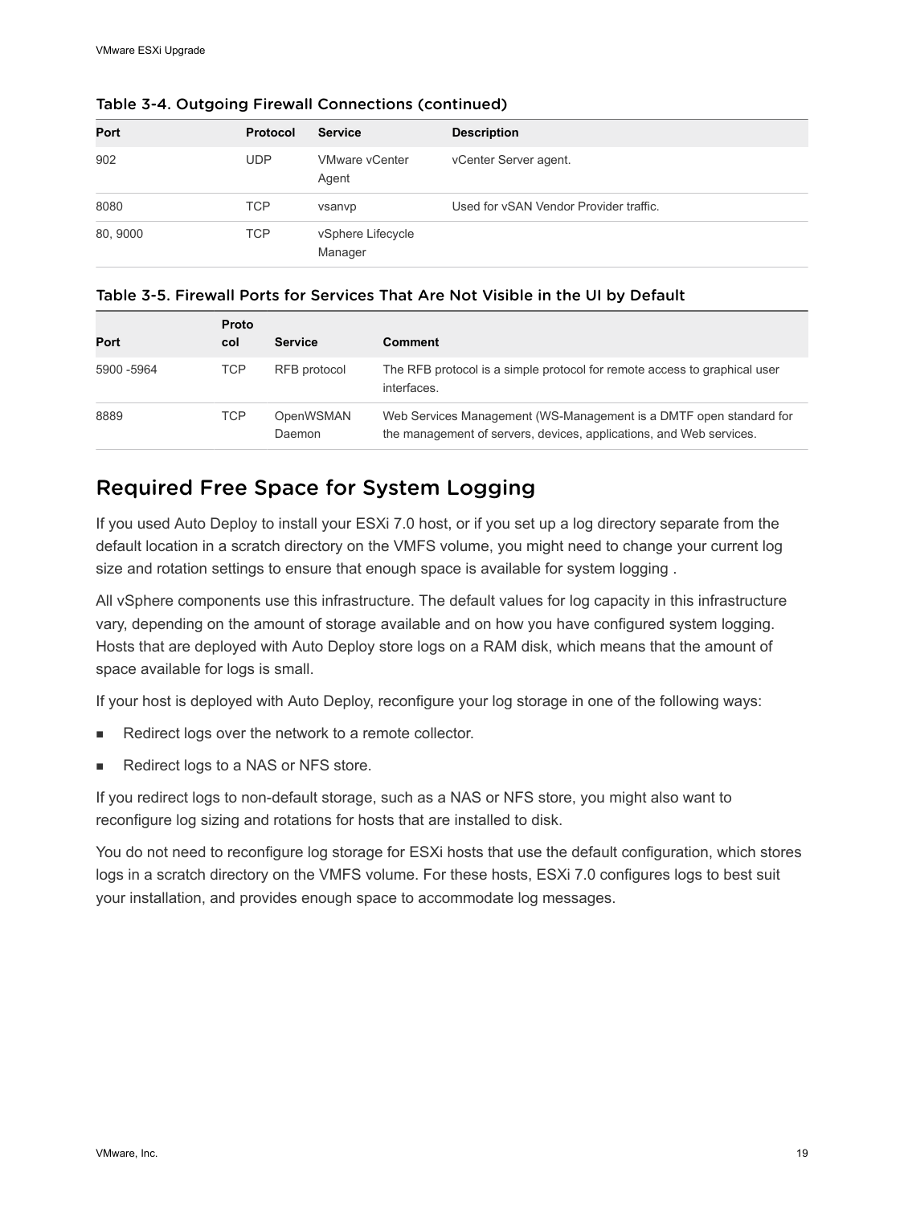Table 3-4. Outgoing Firewall Connections (continued)

| Port | Protocol | Service | Description |
| --- | --- | --- | --- |
| 902 | UDP | VMware vCenter Agent | vCenter Server agent. |
| 8080 | TCP | vsanvp | Used for vSAN Vendor Provider traffic. |
| 80, 9000 | TCP | vSphere Lifecycle Manager | |

Table 3-5. Firewall Ports for Services That Are Not Visible in the UI by Default

| Port | Protocol | Service | Comment |
| --- | --- | --- | --- |
| 5900 -5964 | TCP | RFB protocol | The RFB protocol is a simple protocol for remote access to graphical user interfaces. |
| 8889 | TCP | OpenWSMAN Daemon | Web Services Management (WS-Management is a DMTF open standard for the management of servers, devices, applications, and Web services. |

## Required Free Space for System Logging

If you used Auto Deploy to install your ESXi 7.0 host, or if you set up a log directory separate from the default location in a scratch directory on the VMFS volume, you might need to change your current log size and rotation settings to ensure that enough space is available for system logging .

All vSphere components use this infrastructure. The default values for log capacity in this infrastructure vary, depending on the amount of storage available and on how you have configured system logging. Hosts that are deployed with Auto Deploy store logs on a RAM disk, which means that the amount of space available for logs is small.

If your host is deployed with Auto Deploy, reconfigure your log storage in one of the following ways:

- Redirect logs over the network to a remote collector.
- Redirect logs to a NAS or NFS store.

If you redirect logs to non-default storage, such as a NAS or NFS store, you might also want to reconfigure log sizing and rotations for hosts that are installed to disk.

You do not need to reconfigure log storage for ESXi hosts that use the default configuration, which stores logs in a scratch directory on the VMFS volume. For these hosts, ESXi 7.0 configures logs to best suit your installation, and provides enough space to accommodate log messages.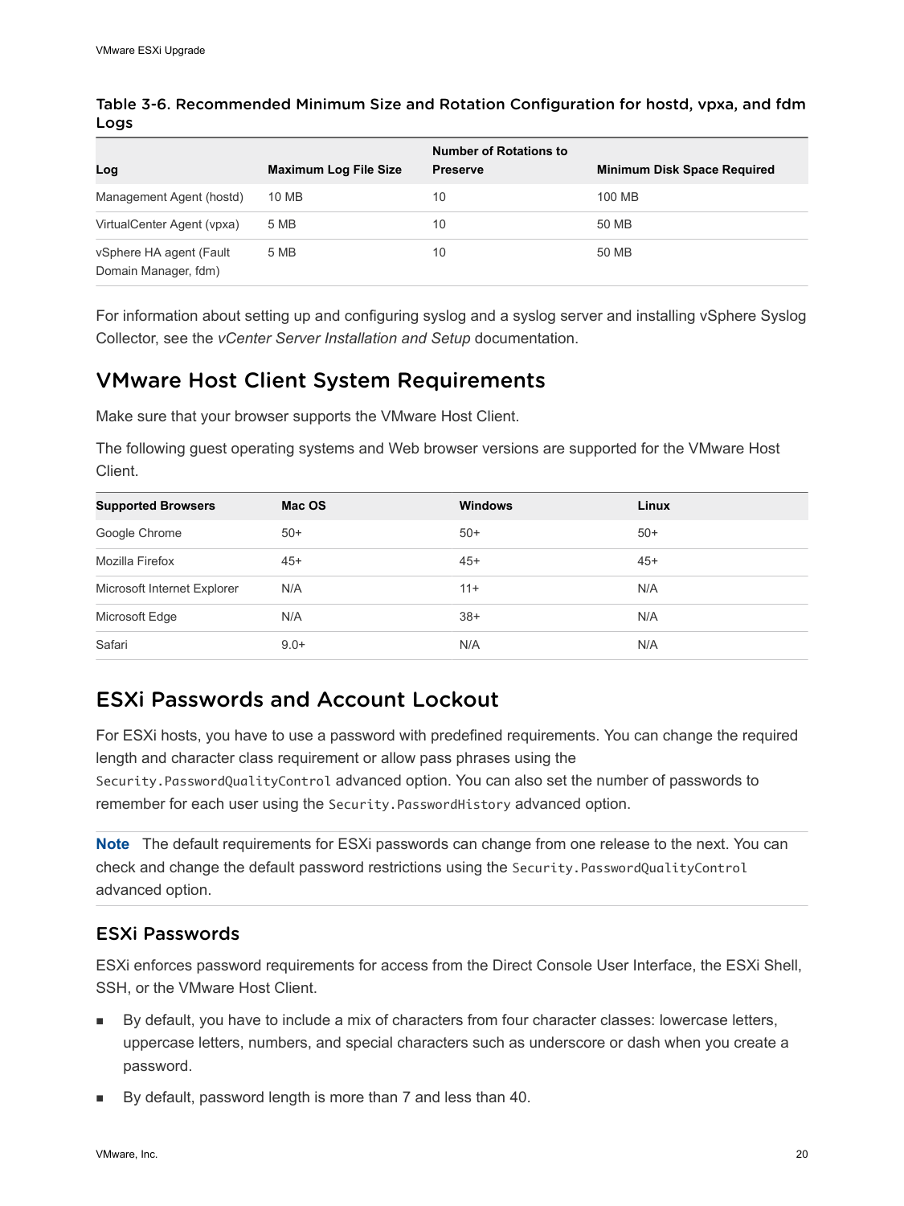**Table 3-6. Recommended Minimum Size and Rotation Configuration for hostd, vpxa, and fdm Logs**

| Log | Maximum Log File Size | Number of Rotations to Preserve | Minimum Disk Space Required |
| --- | --- | --- | --- |
| Management Agent (hostd) | 10 MB | 10 | 100 MB |
| VirtualCenter Agent (vpxa) | 5 MB | 10 | 50 MB |
| vSphere HA agent (Fault Domain Manager, fdm) | 5 MB | 10 | 50 MB |

For information about setting up and configuring syslog and a syslog server and installing vSphere Syslog Collector, see the *vCenter Server Installation and Setup* documentation.

## VMware Host Client System Requirements

Make sure that your browser supports the VMware Host Client.

The following guest operating systems and Web browser versions are supported for the VMware Host Client.

| Supported Browsers | Mac OS | Windows | Linux |
| --- | --- | --- | --- |
| Google Chrome | 50+ | 50+ | 50+ |
| Mozilla Firefox | 45+ | 45+ | 45+ |
| Microsoft Internet Explorer | N/A | 11+ | N/A |
| Microsoft Edge | N/A | 38+ | N/A |
| Safari | 9.0+ | N/A | N/A |

## ESXi Passwords and Account Lockout

For ESXi hosts, you have to use a password with predefined requirements. You can change the required length and character class requirement or allow pass phrases using the `Security.PasswordQualityControl` advanced option. You can also set the number of passwords to remember for each user using the `Security.PasswordHistory` advanced option.

**Note** The default requirements for ESXi passwords can change from one release to the next. You can check and change the default password restrictions using the `Security.PasswordQualityControl` advanced option.

### ESXi Passwords

ESXi enforces password requirements for access from the Direct Console User Interface, the ESXi Shell, SSH, or the VMware Host Client.

- By default, you have to include a mix of characters from four character classes: lowercase letters, uppercase letters, numbers, and special characters such as underscore or dash when you create a password.
- By default, password length is more than 7 and less than 40.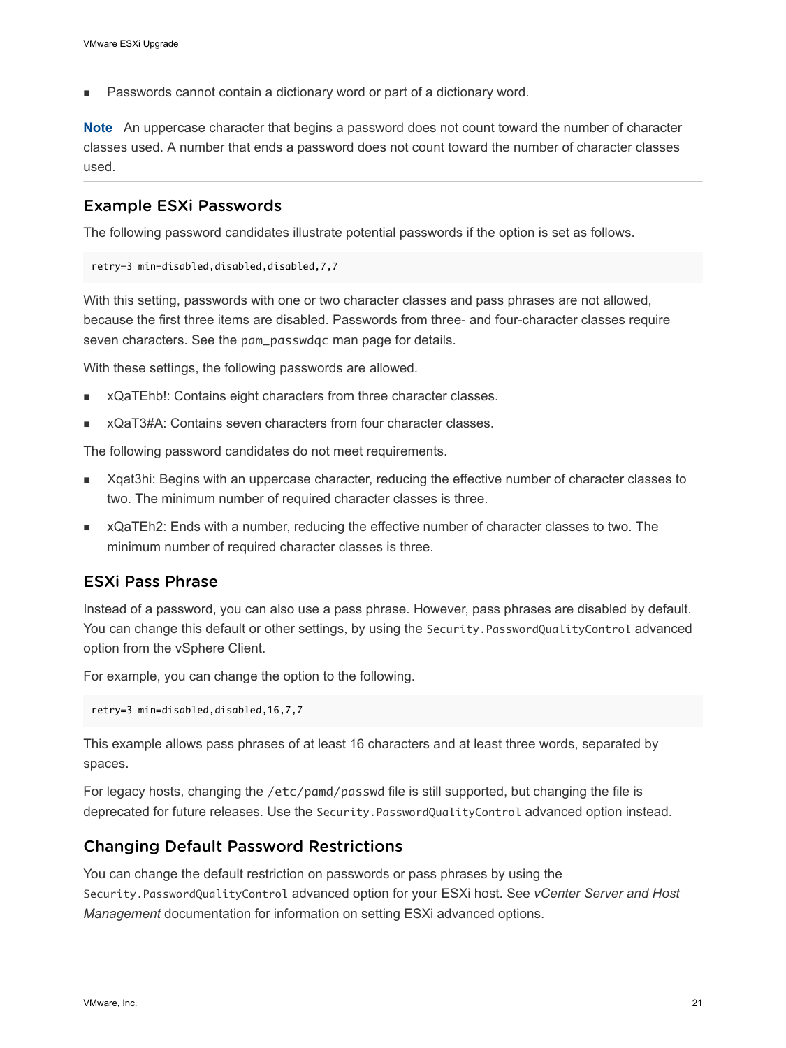- Passwords cannot contain a dictionary word or part of a dictionary word.

**Note** An uppercase character that begins a password does not count toward the number of character classes used. A number that ends a password does not count toward the number of character classes used.

## Example ESXi Passwords

The following password candidates illustrate potential passwords if the option is set as follows.

```
retry=3 min=disabled,disabled,disabled,7,7
```

With this setting, passwords with one or two character classes and pass phrases are not allowed, because the first three items are disabled. Passwords from three- and four-character classes require seven characters. See the `pam_passwdqc` man page for details.

With these settings, the following passwords are allowed.

- xQaTEhb!: Contains eight characters from three character classes.
- xQaT3#A: Contains seven characters from four character classes.

The following password candidates do not meet requirements.

- Xqat3hi: Begins with an uppercase character, reducing the effective number of character classes to two. The minimum number of required character classes is three.
- xQaTEh2: Ends with a number, reducing the effective number of character classes to two. The minimum number of required character classes is three.

## ESXi Pass Phrase

Instead of a password, you can also use a pass phrase. However, pass phrases are disabled by default. You can change this default or other settings, by using the `Security.PasswordQualityControl` advanced option from the vSphere Client.

For example, you can change the option to the following.

```
retry=3 min=disabled,disabled,16,7,7
```

This example allows pass phrases of at least 16 characters and at least three words, separated by spaces.

For legacy hosts, changing the `/etc/pamd/passwd` file is still supported, but changing the file is deprecated for future releases. Use the `Security.PasswordQualityControl` advanced option instead.

## Changing Default Password Restrictions

You can change the default restriction on passwords or pass phrases by using the `Security.PasswordQualityControl` advanced option for your ESXi host. See *vCenter Server and Host Management* documentation for information on setting ESXi advanced options.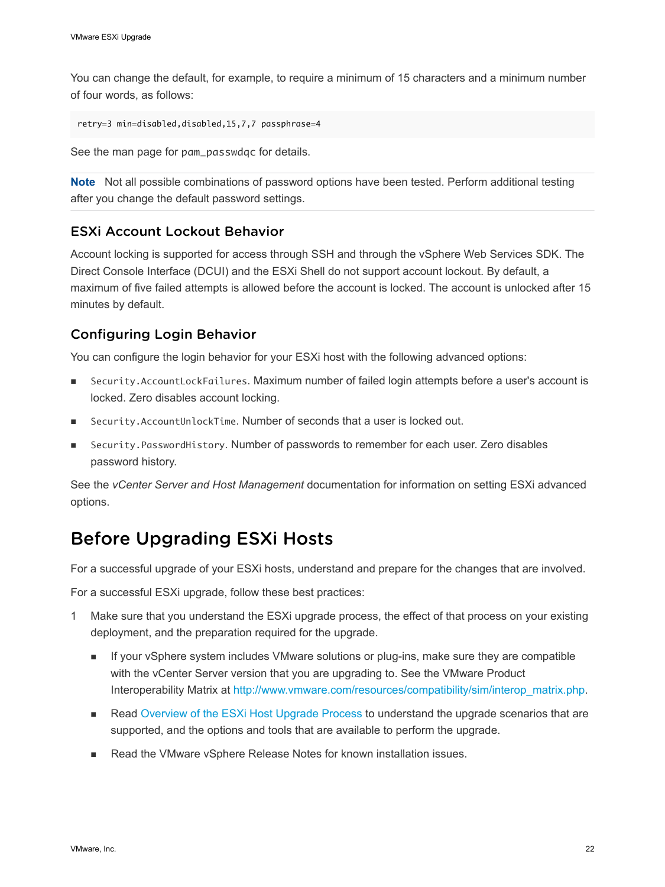You can change the default, for example, to require a minimum of 15 characters and a minimum number of four words, as follows:

```
retry=3 min=disabled,disabled,15,7,7 passphrase=4
```

See the man page for `pam_passwdqc` for details.

**Note** Not all possible combinations of password options have been tested. Perform additional testing after you change the default password settings.

### ESXi Account Lockout Behavior

Account locking is supported for access through SSH and through the vSphere Web Services SDK. The Direct Console Interface (DCUI) and the ESXi Shell do not support account lockout. By default, a maximum of five failed attempts is allowed before the account is locked. The account is unlocked after 15 minutes by default.

### Configuring Login Behavior

You can configure the login behavior for your ESXi host with the following advanced options:

- `Security.AccountLockFailures`. Maximum number of failed login attempts before a user's account is locked. Zero disables account locking.
- `Security.AccountUnlockTime`. Number of seconds that a user is locked out.
- `Security.PasswordHistory`. Number of passwords to remember for each user. Zero disables password history.

See the *vCenter Server and Host Management* documentation for information on setting ESXi advanced options.

## Before Upgrading ESXi Hosts

For a successful upgrade of your ESXi hosts, understand and prepare for the changes that are involved.

For a successful ESXi upgrade, follow these best practices:

1. Make sure that you understand the ESXi upgrade process, the effect of that process on your existing deployment, and the preparation required for the upgrade.
   - If your vSphere system includes VMware solutions or plug-ins, make sure they are compatible with the vCenter Server version that you are upgrading to. See the VMware Product Interoperability Matrix at http://www.vmware.com/resources/compatibility/sim/interop_matrix.php.
   - Read Overview of the ESXi Host Upgrade Process to understand the upgrade scenarios that are supported, and the options and tools that are available to perform the upgrade.
   - Read the VMware vSphere Release Notes for known installation issues.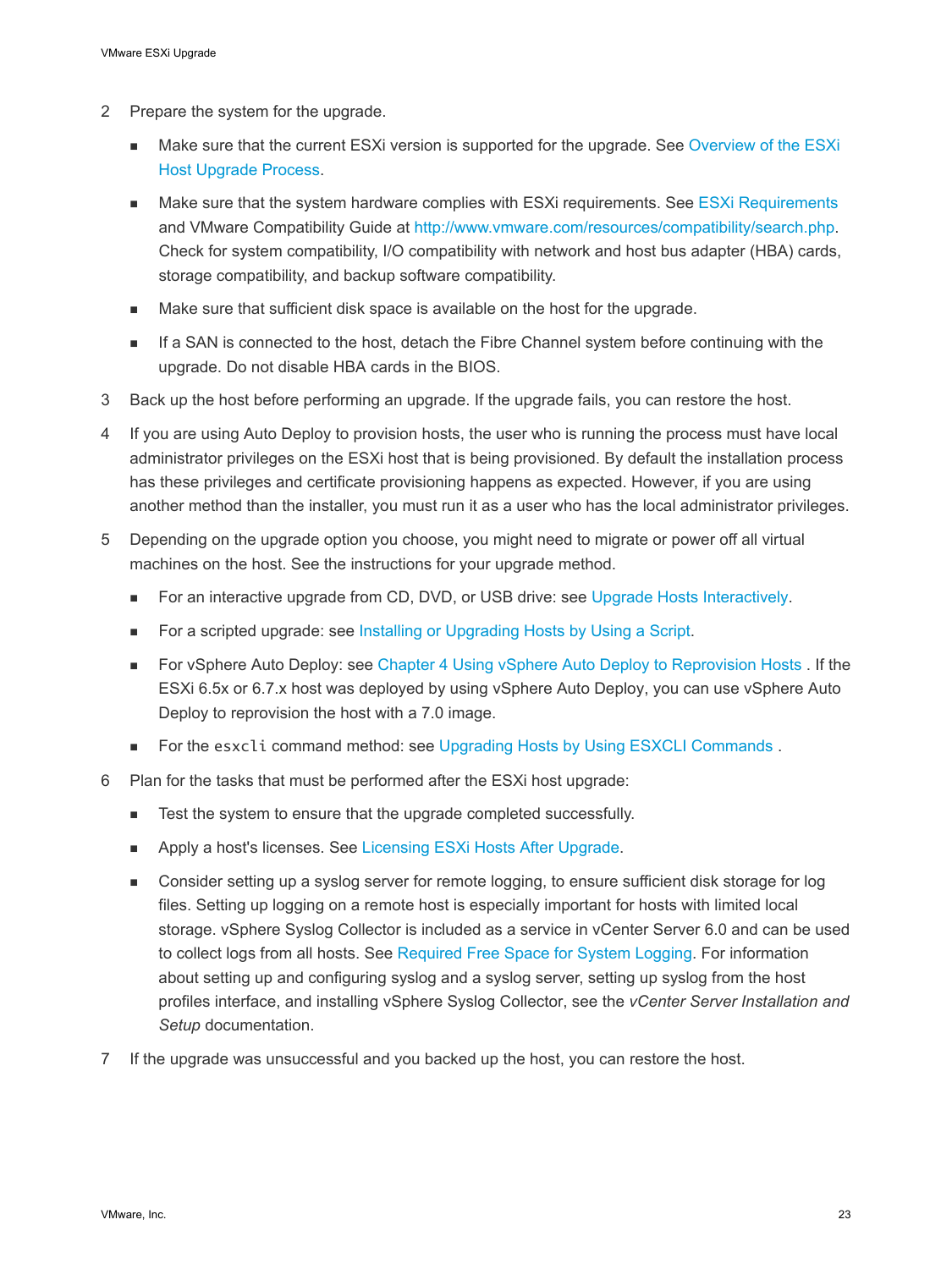2. Prepare the system for the upgrade.

   - Make sure that the current ESXi version is supported for the upgrade. See Overview of the ESXi Host Upgrade Process.
   - Make sure that the system hardware complies with ESXi requirements. See ESXi Requirements and VMware Compatibility Guide at http://www.vmware.com/resources/compatibility/search.php. Check for system compatibility, I/O compatibility with network and host bus adapter (HBA) cards, storage compatibility, and backup software compatibility.
   - Make sure that sufficient disk space is available on the host for the upgrade.
   - If a SAN is connected to the host, detach the Fibre Channel system before continuing with the upgrade. Do not disable HBA cards in the BIOS.

3. Back up the host before performing an upgrade. If the upgrade fails, you can restore the host.

4. If you are using Auto Deploy to provision hosts, the user who is running the process must have local administrator privileges on the ESXi host that is being provisioned. By default the installation process has these privileges and certificate provisioning happens as expected. However, if you are using another method than the installer, you must run it as a user who has the local administrator privileges.

5. Depending on the upgrade option you choose, you might need to migrate or power off all virtual machines on the host. See the instructions for your upgrade method.

   - For an interactive upgrade from CD, DVD, or USB drive: see Upgrade Hosts Interactively.
   - For a scripted upgrade: see Installing or Upgrading Hosts by Using a Script.
   - For vSphere Auto Deploy: see Chapter 4 Using vSphere Auto Deploy to Reprovision Hosts . If the ESXi 6.5x or 6.7.x host was deployed by using vSphere Auto Deploy, you can use vSphere Auto Deploy to reprovision the host with a 7.0 image.
   - For the `esxcli` command method: see Upgrading Hosts by Using ESXCLI Commands .

6. Plan for the tasks that must be performed after the ESXi host upgrade:

   - Test the system to ensure that the upgrade completed successfully.
   - Apply a host's licenses. See Licensing ESXi Hosts After Upgrade.
   - Consider setting up a syslog server for remote logging, to ensure sufficient disk storage for log files. Setting up logging on a remote host is especially important for hosts with limited local storage. vSphere Syslog Collector is included as a service in vCenter Server 6.0 and can be used to collect logs from all hosts. See Required Free Space for System Logging. For information about setting up and configuring syslog and a syslog server, setting up syslog from the host profiles interface, and installing vSphere Syslog Collector, see the *vCenter Server Installation and Setup* documentation.

7. If the upgrade was unsuccessful and you backed up the host, you can restore the host.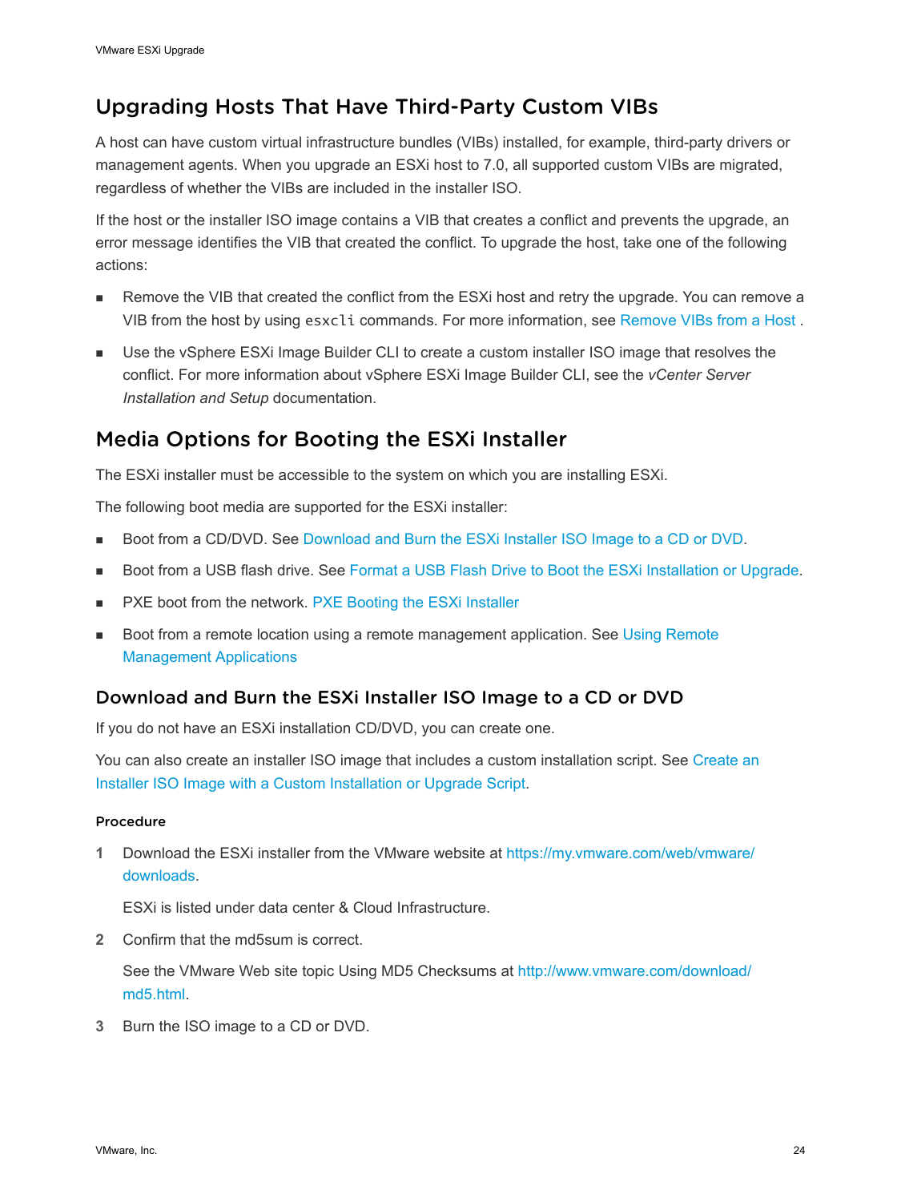## Upgrading Hosts That Have Third-Party Custom VIBs

A host can have custom virtual infrastructure bundles (VIBs) installed, for example, third-party drivers or management agents. When you upgrade an ESXi host to 7.0, all supported custom VIBs are migrated, regardless of whether the VIBs are included in the installer ISO.

If the host or the installer ISO image contains a VIB that creates a conflict and prevents the upgrade, an error message identifies the VIB that created the conflict. To upgrade the host, take one of the following actions:

- Remove the VIB that created the conflict from the ESXi host and retry the upgrade. You can remove a VIB from the host by using `esxcli` commands. For more information, see Remove VIBs from a Host .
- Use the vSphere ESXi Image Builder CLI to create a custom installer ISO image that resolves the conflict. For more information about vSphere ESXi Image Builder CLI, see the *vCenter Server Installation and Setup* documentation.

## Media Options for Booting the ESXi Installer

The ESXi installer must be accessible to the system on which you are installing ESXi.

The following boot media are supported for the ESXi installer:

- Boot from a CD/DVD. See Download and Burn the ESXi Installer ISO Image to a CD or DVD.
- Boot from a USB flash drive. See Format a USB Flash Drive to Boot the ESXi Installation or Upgrade.
- PXE boot from the network. PXE Booting the ESXi Installer
- Boot from a remote location using a remote management application. See Using Remote Management Applications

### Download and Burn the ESXi Installer ISO Image to a CD or DVD

If you do not have an ESXi installation CD/DVD, you can create one.

You can also create an installer ISO image that includes a custom installation script. See Create an Installer ISO Image with a Custom Installation or Upgrade Script.

#### Procedure

1. Download the ESXi installer from the VMware website at https://my.vmware.com/web/vmware/downloads.

   ESXi is listed under data center & Cloud Infrastructure.

2. Confirm that the md5sum is correct.

   See the VMware Web site topic Using MD5 Checksums at http://www.vmware.com/download/md5.html.

3. Burn the ISO image to a CD or DVD.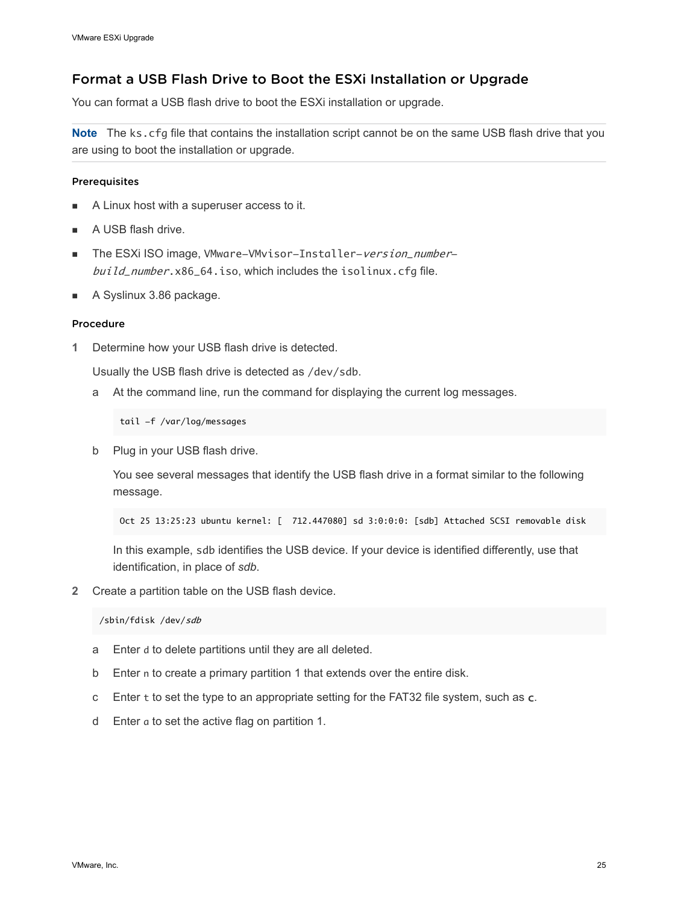## Format a USB Flash Drive to Boot the ESXi Installation or Upgrade

You can format a USB flash drive to boot the ESXi installation or upgrade.

**Note** The `ks.cfg` file that contains the installation script cannot be on the same USB flash drive that you are using to boot the installation or upgrade.

#### Prerequisites

- A Linux host with a superuser access to it.
- A USB flash drive.
- The ESXi ISO image, `VMware-VMvisor-Installer-`*`version_number-build_number`*`.x86_64.iso`, which includes the `isolinux.cfg` file.
- A Syslinux 3.86 package.

#### Procedure

1 Determine how your USB flash drive is detected.

   Usually the USB flash drive is detected as `/dev/sdb`.

   a At the command line, run the command for displaying the current log messages.

   ```
   tail -f /var/log/messages
   ```

   b Plug in your USB flash drive.

   You see several messages that identify the USB flash drive in a format similar to the following message.

   ```
   Oct 25 13:25:23 ubuntu kernel: [  712.447080] sd 3:0:0:0: [sdb] Attached SCSI removable disk
   ```

   In this example, `sdb` identifies the USB device. If your device is identified differently, use that identification, in place of *sdb*.

2 Create a partition table on the USB flash device.

   ```
   /sbin/fdisk /dev/sdb
   ```

   a Enter `d` to delete partitions until they are all deleted.

   b Enter `n` to create a primary partition 1 that extends over the entire disk.

   c Enter `t` to set the type to an appropriate setting for the FAT32 file system, such as **c**.

   d Enter `a` to set the active flag on partition 1.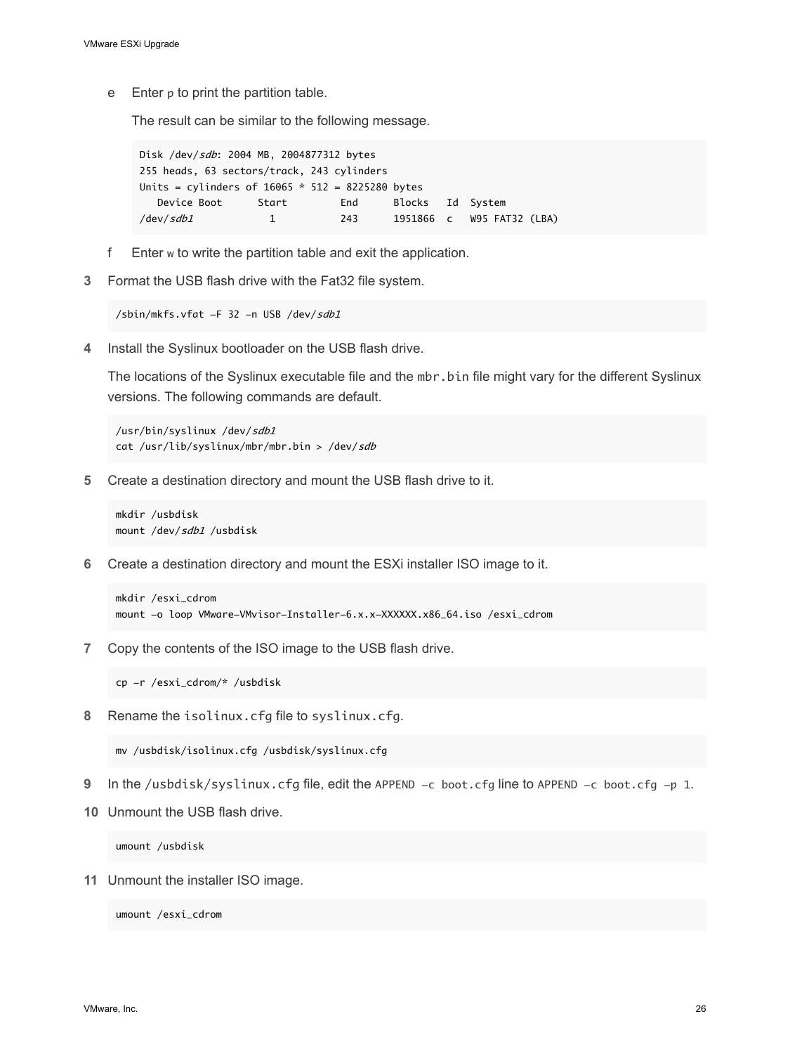e Enter `p` to print the partition table.

   The result can be similar to the following message.

```
Disk /dev/sdb: 2004 MB, 2004877312 bytes
255 heads, 63 sectors/track, 243 cylinders
Units = cylinders of 16065 * 512 = 8225280 bytes
   Device Boot      Start         End      Blocks   Id  System
/dev/sdb1             1           243      1951866  c   W95 FAT32 (LBA)
```

f Enter `w` to write the partition table and exit the application.

3. Format the USB flash drive with the Fat32 file system.

```
/sbin/mkfs.vfat -F 32 -n USB /dev/sdb1
```

4. Install the Syslinux bootloader on the USB flash drive.

   The locations of the Syslinux executable file and the `mbr.bin` file might vary for the different Syslinux versions. The following commands are default.

```
/usr/bin/syslinux /dev/sdb1
cat /usr/lib/syslinux/mbr/mbr.bin > /dev/sdb
```

5. Create a destination directory and mount the USB flash drive to it.

```
mkdir /usbdisk
mount /dev/sdb1 /usbdisk
```

6. Create a destination directory and mount the ESXi installer ISO image to it.

```
mkdir /esxi_cdrom
mount -o loop VMware-VMvisor-Installer-6.x.x-XXXXXX.x86_64.iso /esxi_cdrom
```

7. Copy the contents of the ISO image to the USB flash drive.

```
cp -r /esxi_cdrom/* /usbdisk
```

8. Rename the `isolinux.cfg` file to `syslinux.cfg`.

```
mv /usbdisk/isolinux.cfg /usbdisk/syslinux.cfg
```

9. In the `/usbdisk/syslinux.cfg` file, edit the `APPEND -c boot.cfg` line to `APPEND -c boot.cfg -p 1`.

10. Unmount the USB flash drive.

```
umount /usbdisk
```

11. Unmount the installer ISO image.

```
umount /esxi_cdrom
```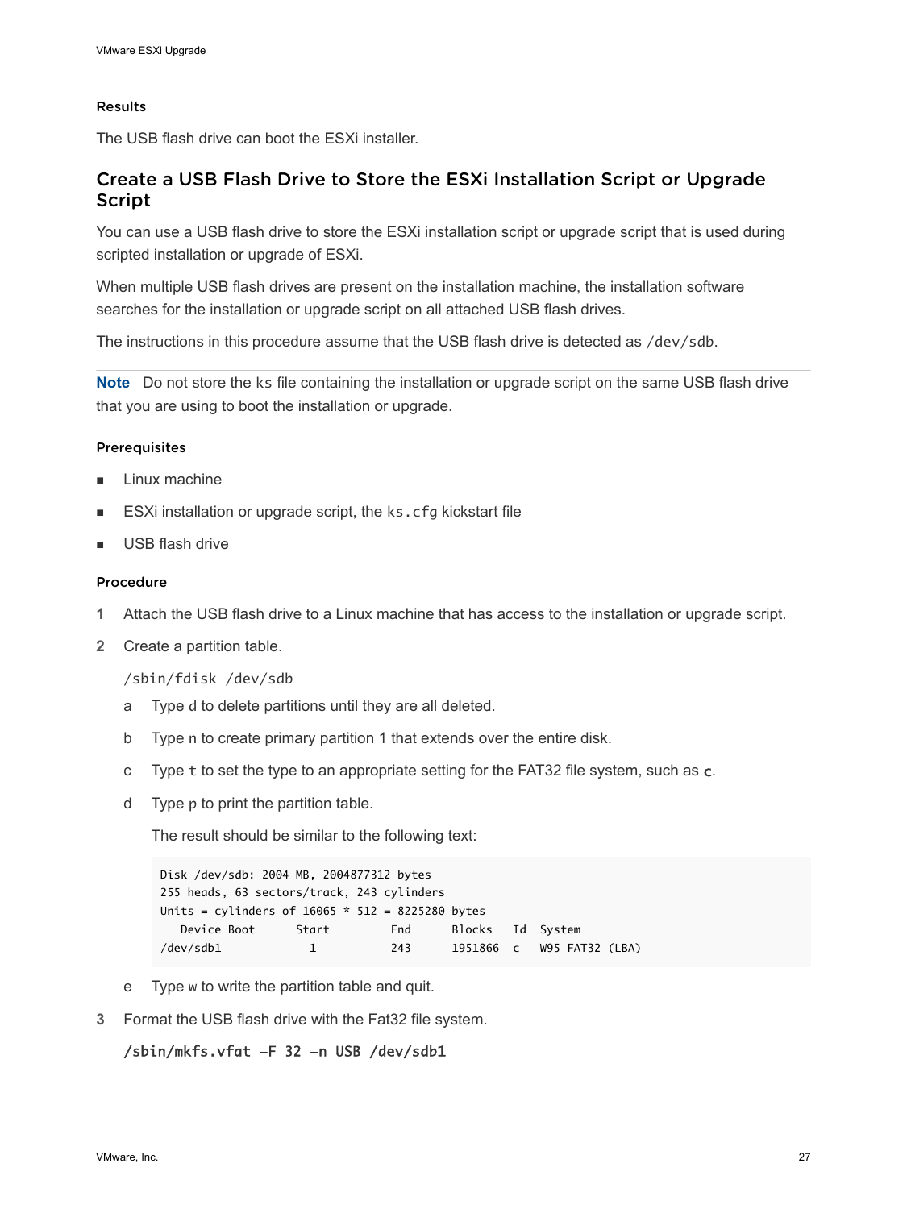### Results

The USB flash drive can boot the ESXi installer.

## Create a USB Flash Drive to Store the ESXi Installation Script or Upgrade Script

You can use a USB flash drive to store the ESXi installation script or upgrade script that is used during scripted installation or upgrade of ESXi.

When multiple USB flash drives are present on the installation machine, the installation software searches for the installation or upgrade script on all attached USB flash drives.

The instructions in this procedure assume that the USB flash drive is detected as `/dev/sdb`.

**Note** Do not store the `ks` file containing the installation or upgrade script on the same USB flash drive that you are using to boot the installation or upgrade.

### Prerequisites

- Linux machine
- ESXi installation or upgrade script, the `ks.cfg` kickstart file
- USB flash drive

### Procedure

1. Attach the USB flash drive to a Linux machine that has access to the installation or upgrade script.
2. Create a partition table.

   `/sbin/fdisk /dev/sdb`

   a. Type `d` to delete partitions until they are all deleted.

   b. Type `n` to create primary partition 1 that extends over the entire disk.

   c. Type `t` to set the type to an appropriate setting for the FAT32 file system, such as **`c`**.

   d. Type `p` to print the partition table.

      The result should be similar to the following text:

      ```
      Disk /dev/sdb: 2004 MB, 2004877312 bytes
      255 heads, 63 sectors/track, 243 cylinders
      Units = cylinders of 16065 * 512 = 8225280 bytes
         Device Boot      Start         End      Blocks   Id  System
      /dev/sdb1             1           243      1951866  c   W95 FAT32 (LBA)
      ```

   e. Type `w` to write the partition table and quit.
3. Format the USB flash drive with the Fat32 file system.

   **`/sbin/mkfs.vfat -F 32 -n USB /dev/sdb1`**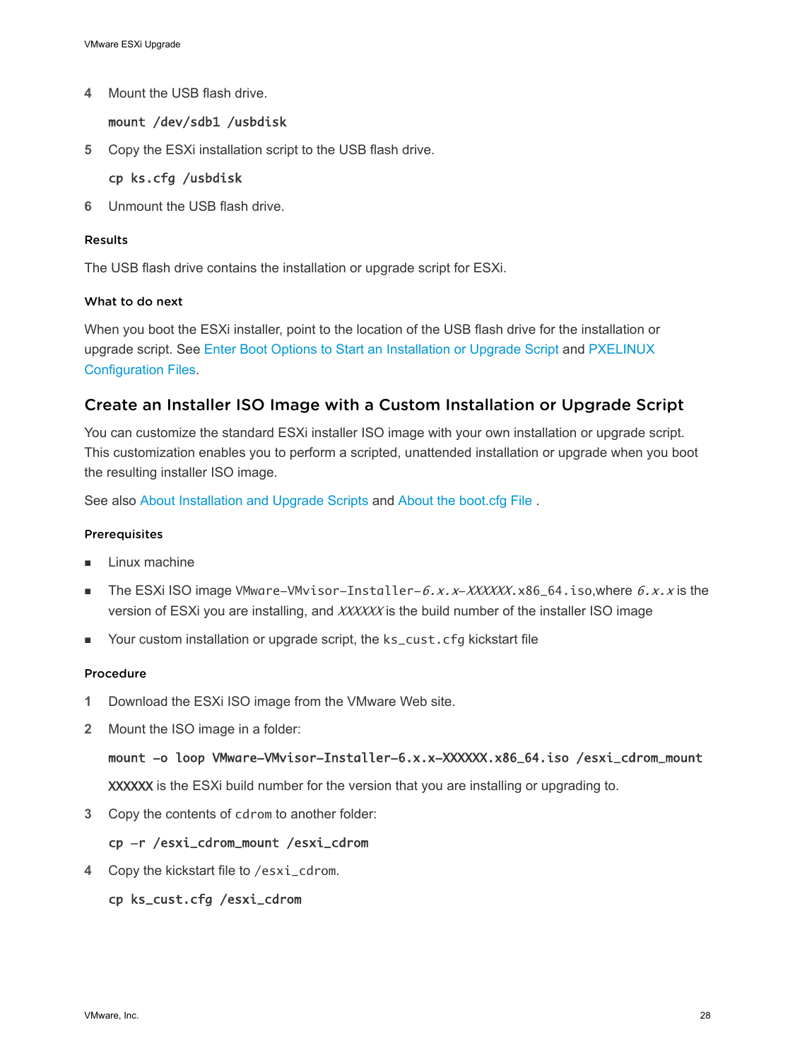4. Mount the USB flash drive.

   ```
   mount /dev/sdb1 /usbdisk
   ```

5. Copy the ESXi installation script to the USB flash drive.

   ```
   cp ks.cfg /usbdisk
   ```

6. Unmount the USB flash drive.

#### Results

The USB flash drive contains the installation or upgrade script for ESXi.

#### What to do next

When you boot the ESXi installer, point to the location of the USB flash drive for the installation or upgrade script. See Enter Boot Options to Start an Installation or Upgrade Script and PXELINUX Configuration Files.

## Create an Installer ISO Image with a Custom Installation or Upgrade Script

You can customize the standard ESXi installer ISO image with your own installation or upgrade script. This customization enables you to perform a scripted, unattended installation or upgrade when you boot the resulting installer ISO image.

See also About Installation and Upgrade Scripts and About the boot.cfg File .

#### Prerequisites

- Linux machine
- The ESXi ISO image `VMware-VMvisor-Installer-`*`6.x.x`*`-`*`XXXXXX`*`.x86_64.iso`,where *`6.x.x`* is the version of ESXi you are installing, and *XXXXXX* is the build number of the installer ISO image
- Your custom installation or upgrade script, the `ks_cust.cfg` kickstart file

#### Procedure

1. Download the ESXi ISO image from the VMware Web site.
2. Mount the ISO image in a folder:

   ```
   mount -o loop VMware-VMvisor-Installer-6.x.x-XXXXXX.x86_64.iso /esxi_cdrom_mount
   ```

   XXXXXX is the ESXi build number for the version that you are installing or upgrading to.

3. Copy the contents of `cdrom` to another folder:

   ```
   cp -r /esxi_cdrom_mount /esxi_cdrom
   ```

4. Copy the kickstart file to `/esxi_cdrom`.

   ```
   cp ks_cust.cfg /esxi_cdrom
   ```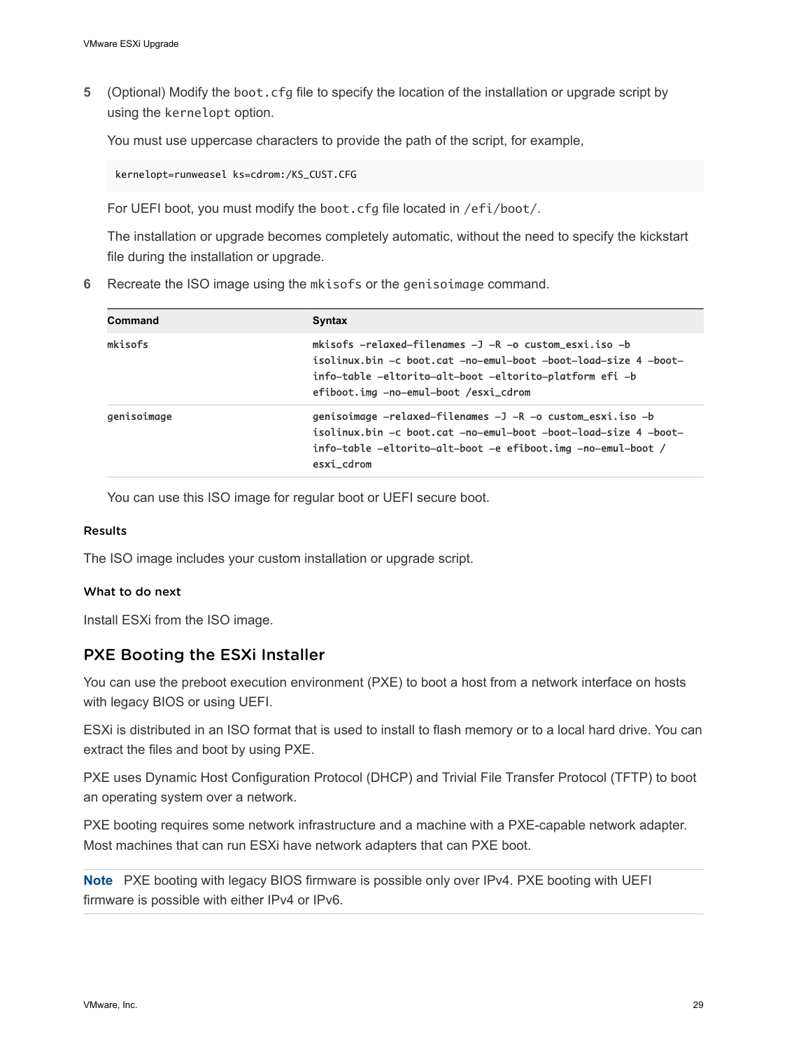5 (Optional) Modify the `boot.cfg` file to specify the location of the installation or upgrade script by using the `kernelopt` option.

   You must use uppercase characters to provide the path of the script, for example,

   ```
   kernelopt=runweasel ks=cdrom:/KS_CUST.CFG
   ```

   For UEFI boot, you must modify the `boot.cfg` file located in `/efi/boot/`.

   The installation or upgrade becomes completely automatic, without the need to specify the kickstart file during the installation or upgrade.

6 Recreate the ISO image using the `mkisofs` or the `genisoimage` command.

| Command | Syntax |
| --- | --- |
| `mkisofs` | `mkisofs -relaxed-filenames -J -R -o custom_esxi.iso -b isolinux.bin -c boot.cat -no-emul-boot -boot-load-size 4 -boot-info-table -eltorito-alt-boot -eltorito-platform efi -b efiboot.img -no-emul-boot /esxi_cdrom` |
| `genisoimage` | `genisoimage -relaxed-filenames -J -R -o custom_esxi.iso -b isolinux.bin -c boot.cat -no-emul-boot -boot-load-size 4 -boot-info-table -eltorito-alt-boot -e efiboot.img -no-emul-boot /esxi_cdrom` |

   You can use this ISO image for regular boot or UEFI secure boot.

#### Results

The ISO image includes your custom installation or upgrade script.

#### What to do next

Install ESXi from the ISO image.

## PXE Booting the ESXi Installer

You can use the preboot execution environment (PXE) to boot a host from a network interface on hosts with legacy BIOS or using UEFI.

ESXi is distributed in an ISO format that is used to install to flash memory or to a local hard drive. You can extract the files and boot by using PXE.

PXE uses Dynamic Host Configuration Protocol (DHCP) and Trivial File Transfer Protocol (TFTP) to boot an operating system over a network.

PXE booting requires some network infrastructure and a machine with a PXE-capable network adapter. Most machines that can run ESXi have network adapters that can PXE boot.

**Note** PXE booting with legacy BIOS firmware is possible only over IPv4. PXE booting with UEFI firmware is possible with either IPv4 or IPv6.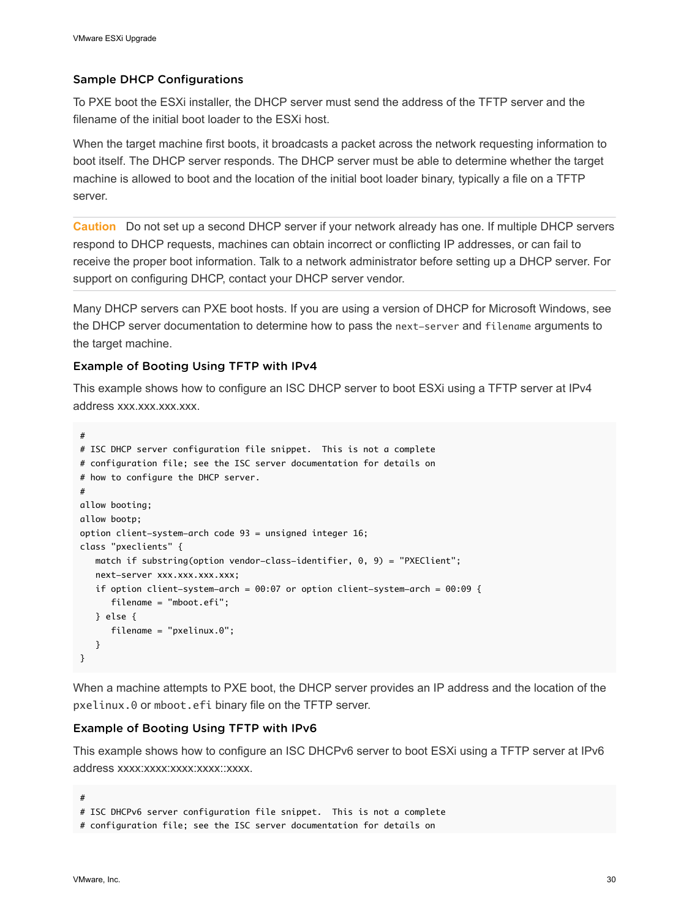## Sample DHCP Configurations

To PXE boot the ESXi installer, the DHCP server must send the address of the TFTP server and the filename of the initial boot loader to the ESXi host.

When the target machine first boots, it broadcasts a packet across the network requesting information to boot itself. The DHCP server responds. The DHCP server must be able to determine whether the target machine is allowed to boot and the location of the initial boot loader binary, typically a file on a TFTP server.

**Caution** Do not set up a second DHCP server if your network already has one. If multiple DHCP servers respond to DHCP requests, machines can obtain incorrect or conflicting IP addresses, or can fail to receive the proper boot information. Talk to a network administrator before setting up a DHCP server. For support on configuring DHCP, contact your DHCP server vendor.

Many DHCP servers can PXE boot hosts. If you are using a version of DHCP for Microsoft Windows, see the DHCP server documentation to determine how to pass the `next-server` and `filename` arguments to the target machine.

### Example of Booting Using TFTP with IPv4

This example shows how to configure an ISC DHCP server to boot ESXi using a TFTP server at IPv4 address xxx.xxx.xxx.xxx.

```
#
# ISC DHCP server configuration file snippet.  This is not a complete
# configuration file; see the ISC server documentation for details on
# how to configure the DHCP server.
#
allow booting;
allow bootp;
option client-system-arch code 93 = unsigned integer 16;
class "pxeclients" {
   match if substring(option vendor-class-identifier, 0, 9) = "PXEClient";
   next-server xxx.xxx.xxx.xxx;
   if option client-system-arch = 00:07 or option client-system-arch = 00:09 {
      filename = "mboot.efi";
   } else {
      filename = "pxelinux.0";
   }
}
```

When a machine attempts to PXE boot, the DHCP server provides an IP address and the location of the `pxelinux.0` or `mboot.efi` binary file on the TFTP server.

### Example of Booting Using TFTP with IPv6

This example shows how to configure an ISC DHCPv6 server to boot ESXi using a TFTP server at IPv6 address xxxx:xxxx:xxxx:xxxx::xxxx.

```
#
# ISC DHCPv6 server configuration file snippet.  This is not a complete
# configuration file; see the ISC server documentation for details on
```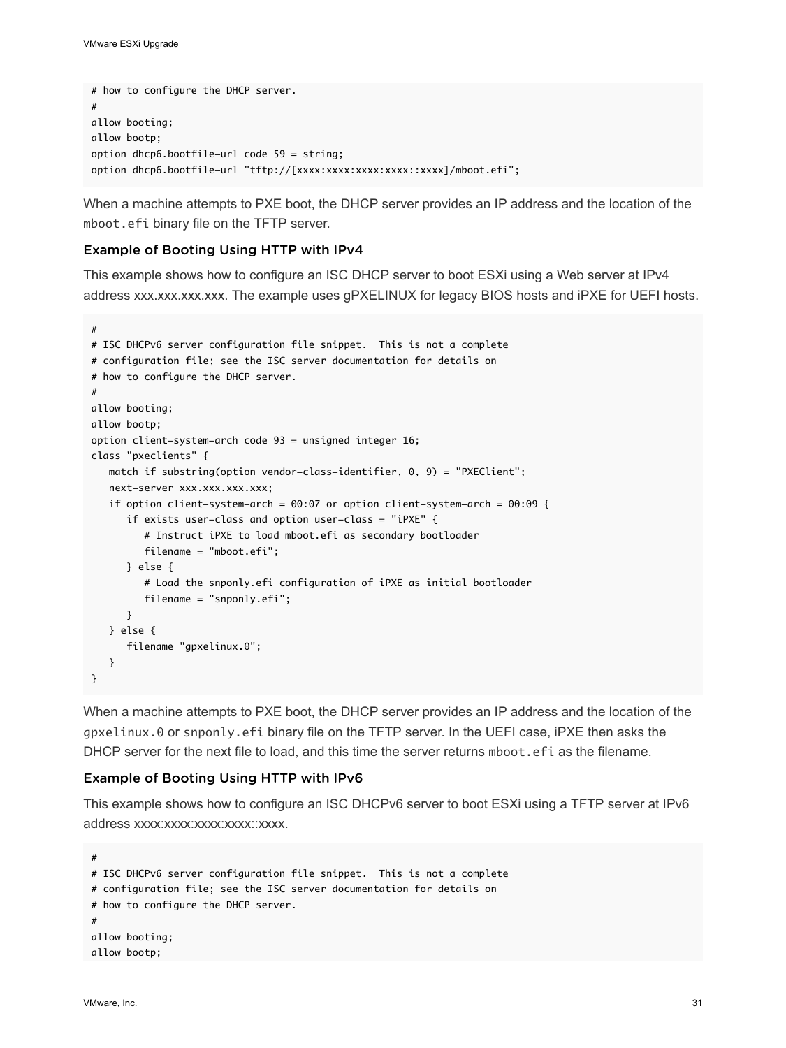```
# how to configure the DHCP server.
#
allow booting;
allow bootp;
option dhcp6.bootfile-url code 59 = string;
option dhcp6.bootfile-url "tftp://[xxxx:xxxx:xxxx:xxxx::xxxx]/mboot.efi";
```

When a machine attempts to PXE boot, the DHCP server provides an IP address and the location of the `mboot.efi` binary file on the TFTP server.

### Example of Booting Using HTTP with IPv4

This example shows how to configure an ISC DHCP server to boot ESXi using a Web server at IPv4 address xxx.xxx.xxx.xxx. The example uses gPXELINUX for legacy BIOS hosts and iPXE for UEFI hosts.

```
#
# ISC DHCPv6 server configuration file snippet.  This is not a complete
# configuration file; see the ISC server documentation for details on
# how to configure the DHCP server.
#
allow booting;
allow bootp;
option client-system-arch code 93 = unsigned integer 16;
class "pxeclients" {
   match if substring(option vendor-class-identifier, 0, 9) = "PXEClient";
   next-server xxx.xxx.xxx.xxx;
   if option client-system-arch = 00:07 or option client-system-arch = 00:09 {
      if exists user-class and option user-class = "iPXE" {
         # Instruct iPXE to load mboot.efi as secondary bootloader
         filename = "mboot.efi";
      } else {
         # Load the snponly.efi configuration of iPXE as initial bootloader
         filename = "snponly.efi";
      }
   } else {
      filename "gpxelinux.0";
   }
}
```

When a machine attempts to PXE boot, the DHCP server provides an IP address and the location of the `gpxelinux.0` or `snponly.efi` binary file on the TFTP server. In the UEFI case, iPXE then asks the DHCP server for the next file to load, and this time the server returns `mboot.efi` as the filename.

### Example of Booting Using HTTP with IPv6

This example shows how to configure an ISC DHCPv6 server to boot ESXi using a TFTP server at IPv6 address xxxx:xxxx:xxxx:xxxx::xxxx.

```
#
# ISC DHCPv6 server configuration file snippet.  This is not a complete
# configuration file; see the ISC server documentation for details on
# how to configure the DHCP server.
#
allow booting;
allow bootp;
```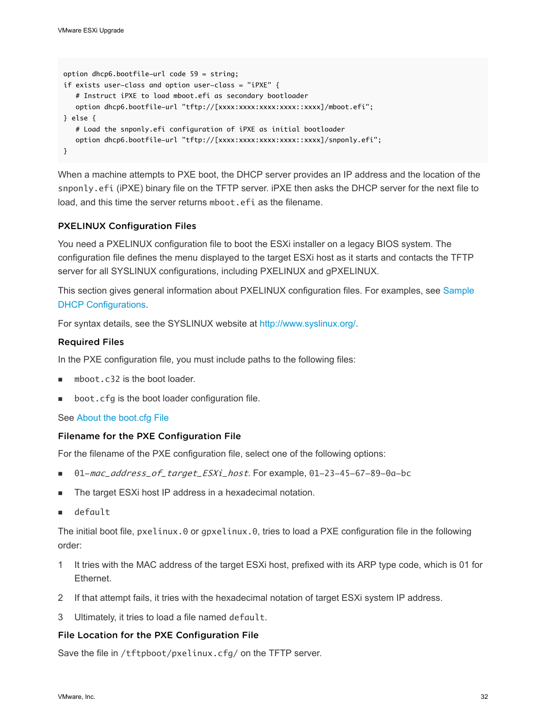```
option dhcp6.bootfile-url code 59 = string;
if exists user-class and option user-class = "iPXE" {
   # Instruct iPXE to load mboot.efi as secondary bootloader
   option dhcp6.bootfile-url "tftp://[xxxx:xxxx:xxxx:xxxx::xxxx]/mboot.efi";
} else {
   # Load the snponly.efi configuration of iPXE as initial bootloader
   option dhcp6.bootfile-url "tftp://[xxxx:xxxx:xxxx:xxxx::xxxx]/snponly.efi";
}
```

When a machine attempts to PXE boot, the DHCP server provides an IP address and the location of the `snponly.efi` (iPXE) binary file on the TFTP server. iPXE then asks the DHCP server for the next file to load, and this time the server returns `mboot.efi` as the filename.

## PXELINUX Configuration Files

You need a PXELINUX configuration file to boot the ESXi installer on a legacy BIOS system. The configuration file defines the menu displayed to the target ESXi host as it starts and contacts the TFTP server for all SYSLINUX configurations, including PXELINUX and gPXELINUX.

This section gives general information about PXELINUX configuration files. For examples, see Sample DHCP Configurations.

For syntax details, see the SYSLINUX website at http://www.syslinux.org/.

### Required Files

In the PXE configuration file, you must include paths to the following files:

- `mboot.c32` is the boot loader.
- `boot.cfg` is the boot loader configuration file.

See About the boot.cfg File

### Filename for the PXE Configuration File

For the filename of the PXE configuration file, select one of the following options:

- `01-`*`mac_address_of_target_ESXi_host`*. For example, `01-23-45-67-89-0a-bc`
- The target ESXi host IP address in a hexadecimal notation.
- `default`

The initial boot file, `pxelinux.0` or `gpxelinux.0`, tries to load a PXE configuration file in the following order:

1. It tries with the MAC address of the target ESXi host, prefixed with its ARP type code, which is 01 for Ethernet.
2. If that attempt fails, it tries with the hexadecimal notation of target ESXi system IP address.
3. Ultimately, it tries to load a file named `default`.

### File Location for the PXE Configuration File

Save the file in `/tftpboot/pxelinux.cfg/` on the TFTP server.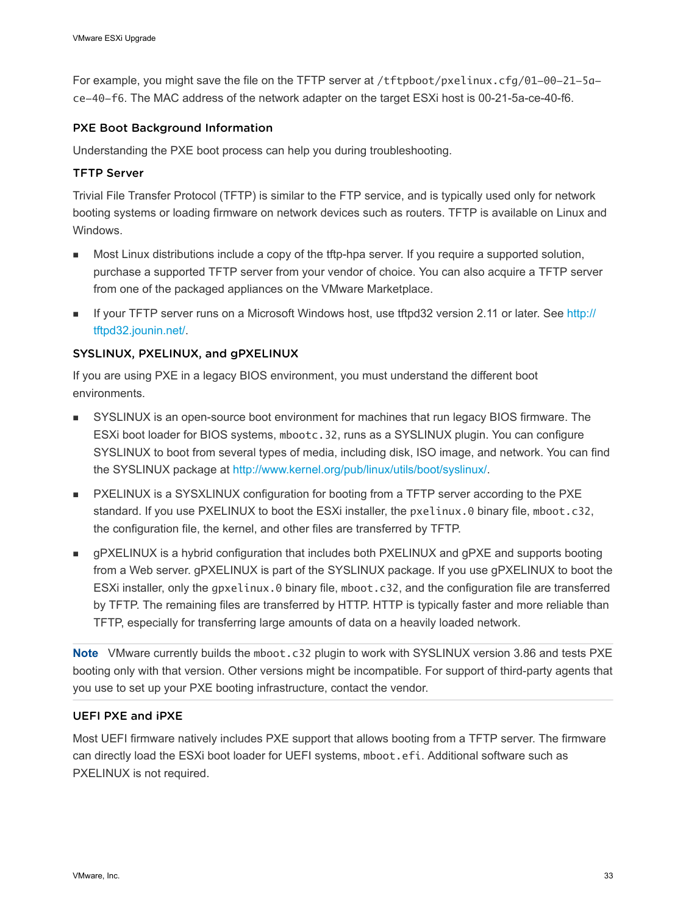For example, you might save the file on the TFTP server at `/tftpboot/pxelinux.cfg/01-00-21-5a-ce-40-f6`. The MAC address of the network adapter on the target ESXi host is 00-21-5a-ce-40-f6.

### PXE Boot Background Information

Understanding the PXE boot process can help you during troubleshooting.

#### TFTP Server

Trivial File Transfer Protocol (TFTP) is similar to the FTP service, and is typically used only for network booting systems or loading firmware on network devices such as routers. TFTP is available on Linux and Windows.

- Most Linux distributions include a copy of the tftp-hpa server. If you require a supported solution, purchase a supported TFTP server from your vendor of choice. You can also acquire a TFTP server from one of the packaged appliances on the VMware Marketplace.
- If your TFTP server runs on a Microsoft Windows host, use tftpd32 version 2.11 or later. See http://tftpd32.jounin.net/.

#### SYSLINUX, PXELINUX, and gPXELINUX

If you are using PXE in a legacy BIOS environment, you must understand the different boot environments.

- SYSLINUX is an open-source boot environment for machines that run legacy BIOS firmware. The ESXi boot loader for BIOS systems, `mbootc.32`, runs as a SYSLINUX plugin. You can configure SYSLINUX to boot from several types of media, including disk, ISO image, and network. You can find the SYSLINUX package at http://www.kernel.org/pub/linux/utils/boot/syslinux/.
- PXELINUX is a SYSXLINUX configuration for booting from a TFTP server according to the PXE standard. If you use PXELINUX to boot the ESXi installer, the `pxelinux.0` binary file, `mboot.c32`, the configuration file, the kernel, and other files are transferred by TFTP.
- gPXELINUX is a hybrid configuration that includes both PXELINUX and gPXE and supports booting from a Web server. gPXELINUX is part of the SYSLINUX package. If you use gPXELINUX to boot the ESXi installer, only the `gpxelinux.0` binary file, `mboot.c32`, and the configuration file are transferred by TFTP. The remaining files are transferred by HTTP. HTTP is typically faster and more reliable than TFTP, especially for transferring large amounts of data on a heavily loaded network.

**Note** VMware currently builds the `mboot.c32` plugin to work with SYSLINUX version 3.86 and tests PXE booting only with that version. Other versions might be incompatible. For support of third-party agents that you use to set up your PXE booting infrastructure, contact the vendor.

#### UEFI PXE and iPXE

Most UEFI firmware natively includes PXE support that allows booting from a TFTP server. The firmware can directly load the ESXi boot loader for UEFI systems, `mboot.efi`. Additional software such as PXELINUX is not required.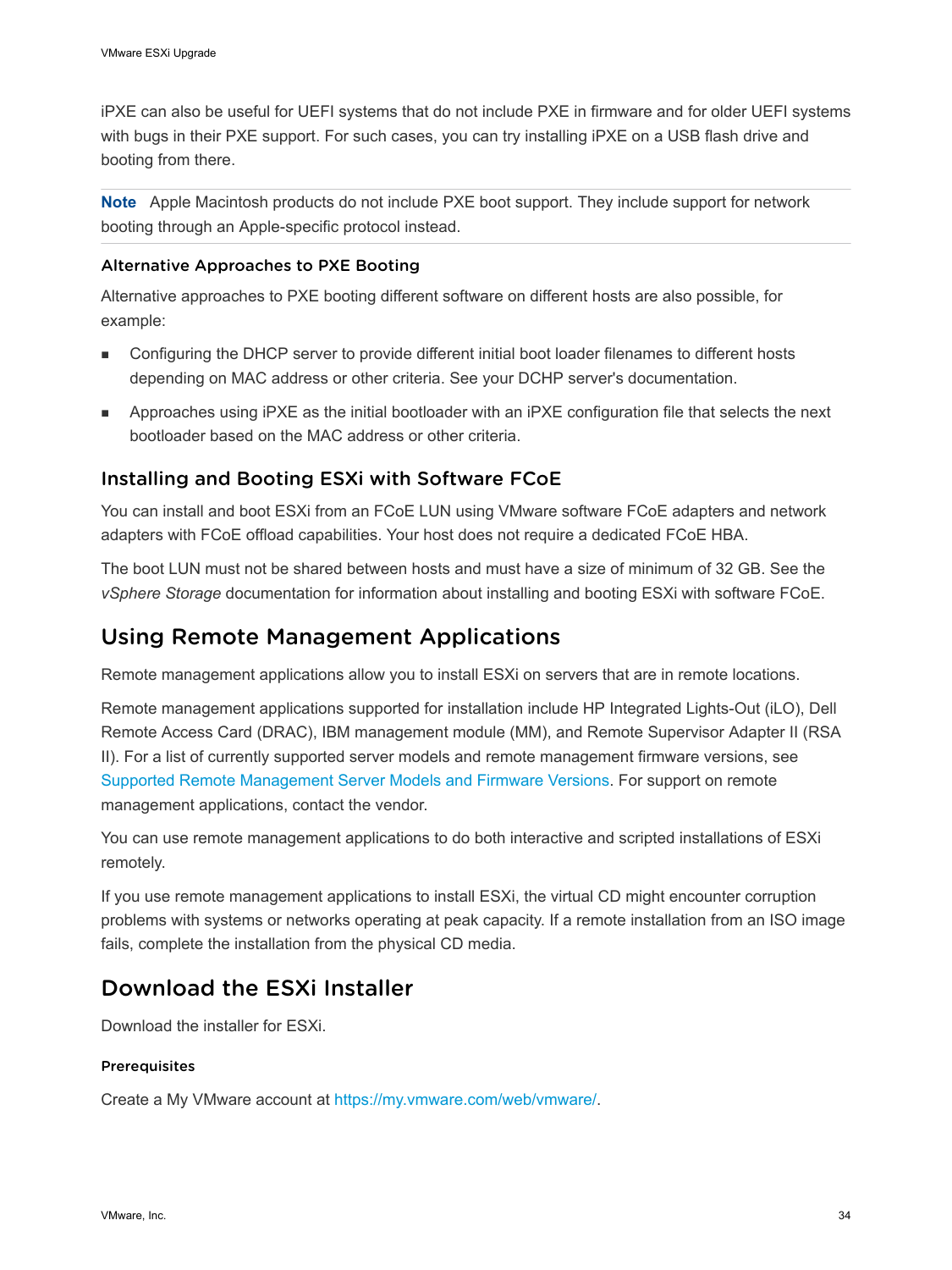iPXE can also be useful for UEFI systems that do not include PXE in firmware and for older UEFI systems with bugs in their PXE support. For such cases, you can try installing iPXE on a USB flash drive and booting from there.

**Note** Apple Macintosh products do not include PXE boot support. They include support for network booting through an Apple-specific protocol instead.

#### Alternative Approaches to PXE Booting

Alternative approaches to PXE booting different software on different hosts are also possible, for example:

- Configuring the DHCP server to provide different initial boot loader filenames to different hosts depending on MAC address or other criteria. See your DCHP server's documentation.
- Approaches using iPXE as the initial bootloader with an iPXE configuration file that selects the next bootloader based on the MAC address or other criteria.

### Installing and Booting ESXi with Software FCoE

You can install and boot ESXi from an FCoE LUN using VMware software FCoE adapters and network adapters with FCoE offload capabilities. Your host does not require a dedicated FCoE HBA.

The boot LUN must not be shared between hosts and must have a size of minimum of 32 GB. See the *vSphere Storage* documentation for information about installing and booting ESXi with software FCoE.

## Using Remote Management Applications

Remote management applications allow you to install ESXi on servers that are in remote locations.

Remote management applications supported for installation include HP Integrated Lights-Out (iLO), Dell Remote Access Card (DRAC), IBM management module (MM), and Remote Supervisor Adapter II (RSA II). For a list of currently supported server models and remote management firmware versions, see Supported Remote Management Server Models and Firmware Versions. For support on remote management applications, contact the vendor.

You can use remote management applications to do both interactive and scripted installations of ESXi remotely.

If you use remote management applications to install ESXi, the virtual CD might encounter corruption problems with systems or networks operating at peak capacity. If a remote installation from an ISO image fails, complete the installation from the physical CD media.

## Download the ESXi Installer

Download the installer for ESXi.

#### Prerequisites

Create a My VMware account at https://my.vmware.com/web/vmware/.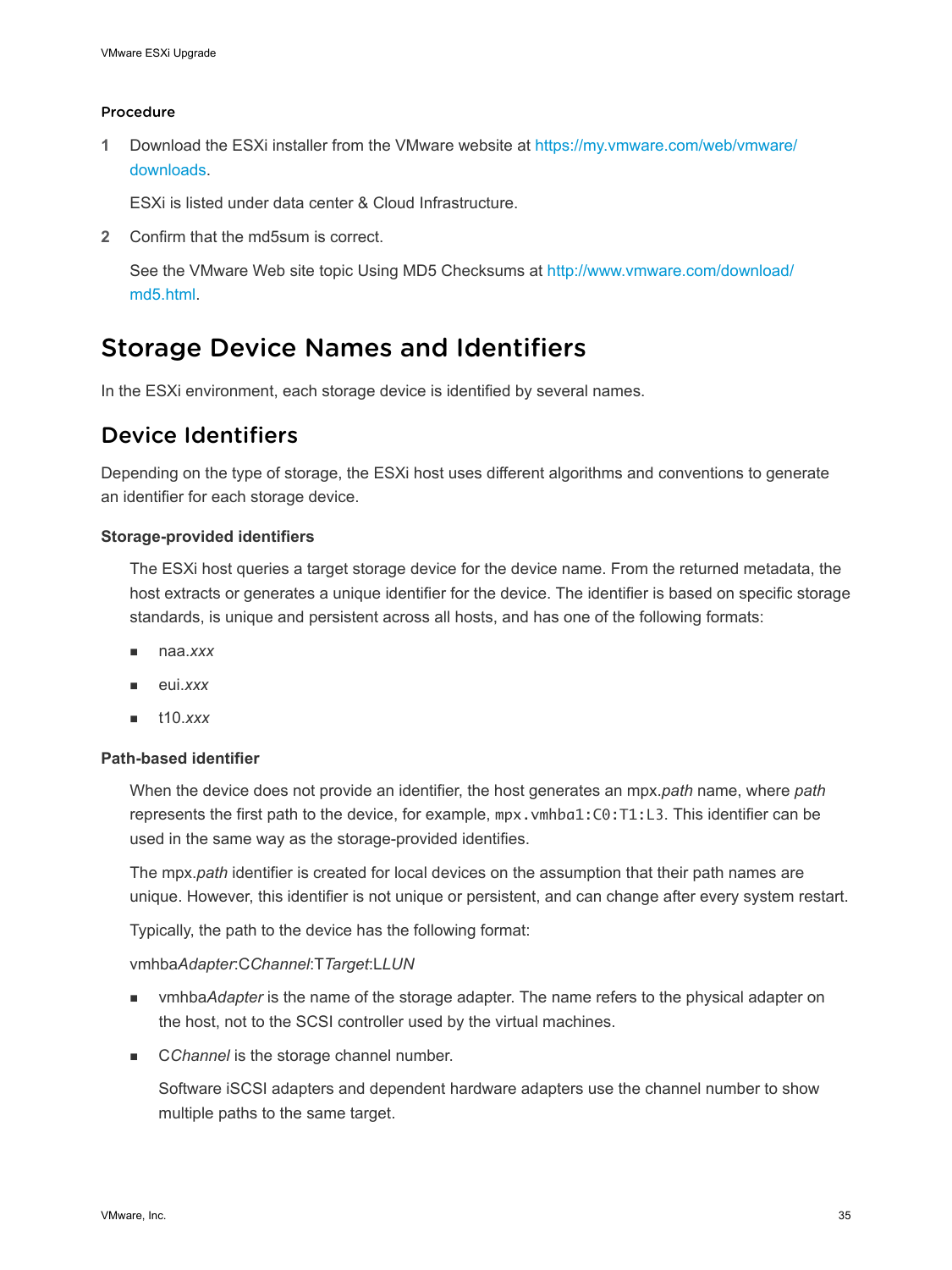#### Procedure

1. Download the ESXi installer from the VMware website at https://my.vmware.com/web/vmware/downloads.

   ESXi is listed under data center & Cloud Infrastructure.

2. Confirm that the md5sum is correct.

   See the VMware Web site topic Using MD5 Checksums at http://www.vmware.com/download/md5.html.

## Storage Device Names and Identifiers

In the ESXi environment, each storage device is identified by several names.

## Device Identifiers

Depending on the type of storage, the ESXi host uses different algorithms and conventions to generate an identifier for each storage device.

**Storage-provided identifiers**

The ESXi host queries a target storage device for the device name. From the returned metadata, the host extracts or generates a unique identifier for the device. The identifier is based on specific storage standards, is unique and persistent across all hosts, and has one of the following formats:

- naa.*xxx*
- eui.*xxx*
- t10.*xxx*

**Path-based identifier**

When the device does not provide an identifier, the host generates an mpx.*path* name, where *path* represents the first path to the device, for example, `mpx.vmhba1:C0:T1:L3`. This identifier can be used in the same way as the storage-provided identifies.

The mpx.*path* identifier is created for local devices on the assumption that their path names are unique. However, this identifier is not unique or persistent, and can change after every system restart.

Typically, the path to the device has the following format:

vmhba*Adapter*:C*Channel*:T*Target*:L*LUN*

- vmhba*Adapter* is the name of the storage adapter. The name refers to the physical adapter on the host, not to the SCSI controller used by the virtual machines.
- C*Channel* is the storage channel number.

  Software iSCSI adapters and dependent hardware adapters use the channel number to show multiple paths to the same target.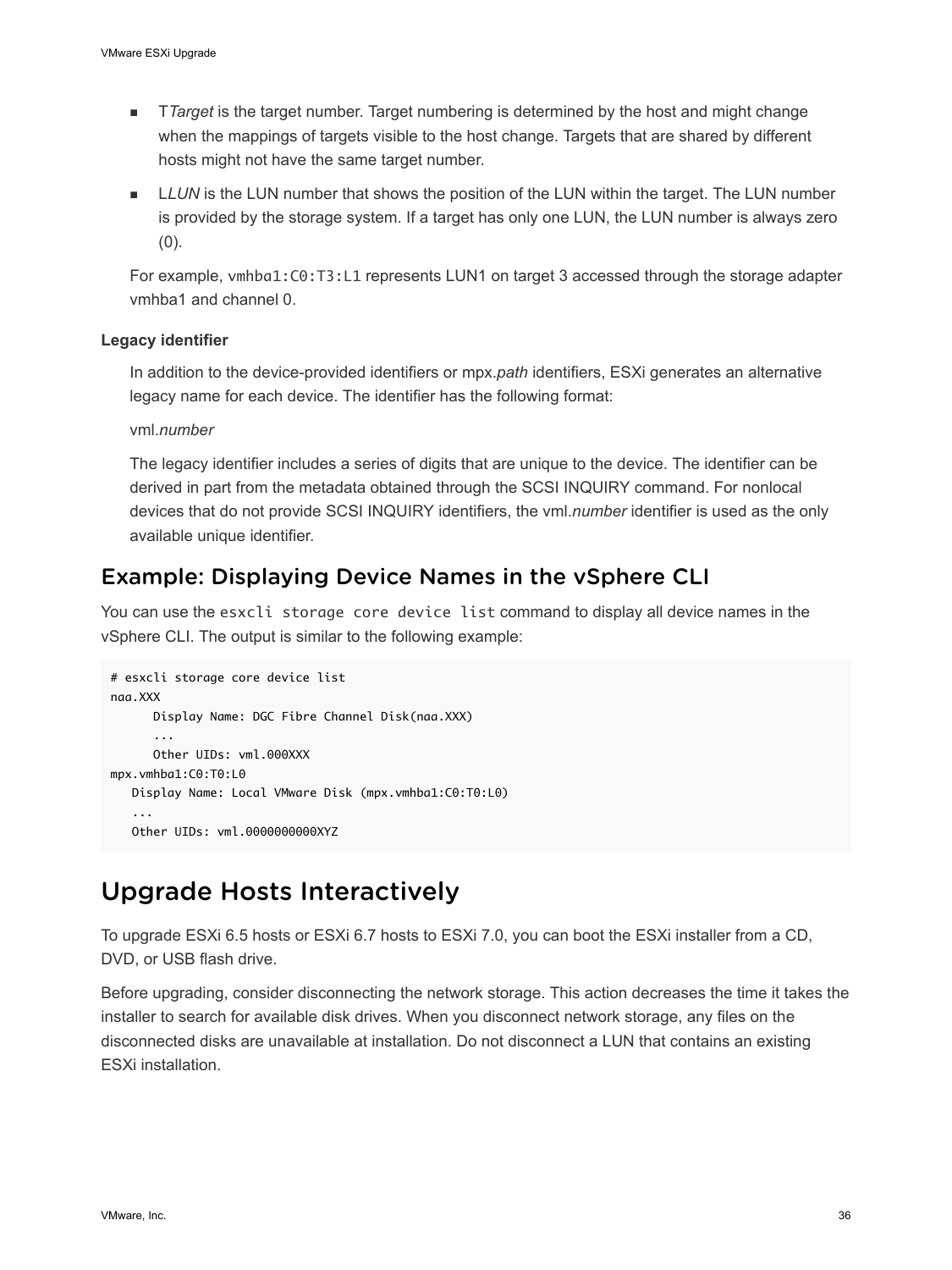- T*Target* is the target number. Target numbering is determined by the host and might change when the mappings of targets visible to the host change. Targets that are shared by different hosts might not have the same target number.
- L*LUN* is the LUN number that shows the position of the LUN within the target. The LUN number is provided by the storage system. If a target has only one LUN, the LUN number is always zero (0).

For example, `vmhba1:C0:T3:L1` represents LUN1 on target 3 accessed through the storage adapter vmhba1 and channel `0`.

**Legacy identifier**

In addition to the device-provided identifiers or mpx.*path* identifiers, ESXi generates an alternative legacy name for each device. The identifier has the following format:

vml.*number*

The legacy identifier includes a series of digits that are unique to the device. The identifier can be derived in part from the metadata obtained through the SCSI INQUIRY command. For nonlocal devices that do not provide SCSI INQUIRY identifiers, the vml.*number* identifier is used as the only available unique identifier.

## Example: Displaying Device Names in the vSphere CLI

You can use the `esxcli storage core device list` command to display all device names in the vSphere CLI. The output is similar to the following example:

```
# esxcli storage core device list
naa.XXX
      Display Name: DGC Fibre Channel Disk(naa.XXX)
      ...
      Other UIDs: vml.000XXX
mpx.vmhba1:C0:T0:L0
   Display Name: Local VMware Disk (mpx.vmhba1:C0:T0:L0)
   ...
   Other UIDs: vml.0000000000XYZ
```

# Upgrade Hosts Interactively

To upgrade ESXi 6.5 hosts or ESXi 6.7 hosts to ESXi 7.0, you can boot the ESXi installer from a CD, DVD, or USB flash drive.

Before upgrading, consider disconnecting the network storage. This action decreases the time it takes the installer to search for available disk drives. When you disconnect network storage, any files on the disconnected disks are unavailable at installation. Do not disconnect a LUN that contains an existing ESXi installation.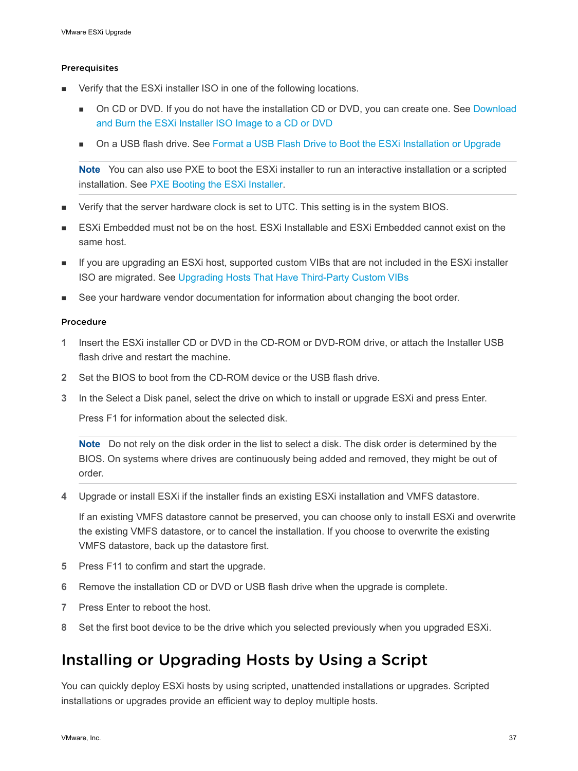#### Prerequisites

- Verify that the ESXi installer ISO in one of the following locations.
  - On CD or DVD. If you do not have the installation CD or DVD, you can create one. See Download and Burn the ESXi Installer ISO Image to a CD or DVD
  - On a USB flash drive. See Format a USB Flash Drive to Boot the ESXi Installation or Upgrade

  **Note** You can also use PXE to boot the ESXi installer to run an interactive installation or a scripted installation. See PXE Booting the ESXi Installer.

- Verify that the server hardware clock is set to UTC. This setting is in the system BIOS.
- ESXi Embedded must not be on the host. ESXi Installable and ESXi Embedded cannot exist on the same host.
- If you are upgrading an ESXi host, supported custom VIBs that are not included in the ESXi installer ISO are migrated. See Upgrading Hosts That Have Third-Party Custom VIBs
- See your hardware vendor documentation for information about changing the boot order.

#### Procedure

1. Insert the ESXi installer CD or DVD in the CD-ROM or DVD-ROM drive, or attach the Installer USB flash drive and restart the machine.
2. Set the BIOS to boot from the CD-ROM device or the USB flash drive.
3. In the Select a Disk panel, select the drive on which to install or upgrade ESXi and press Enter.

   Press F1 for information about the selected disk.

   **Note** Do not rely on the disk order in the list to select a disk. The disk order is determined by the BIOS. On systems where drives are continuously being added and removed, they might be out of order.

4. Upgrade or install ESXi if the installer finds an existing ESXi installation and VMFS datastore.

   If an existing VMFS datastore cannot be preserved, you can choose only to install ESXi and overwrite the existing VMFS datastore, or to cancel the installation. If you choose to overwrite the existing VMFS datastore, back up the datastore first.

5. Press F11 to confirm and start the upgrade.
6. Remove the installation CD or DVD or USB flash drive when the upgrade is complete.
7. Press Enter to reboot the host.
8. Set the first boot device to be the drive which you selected previously when you upgraded ESXi.

## Installing or Upgrading Hosts by Using a Script

You can quickly deploy ESXi hosts by using scripted, unattended installations or upgrades. Scripted installations or upgrades provide an efficient way to deploy multiple hosts.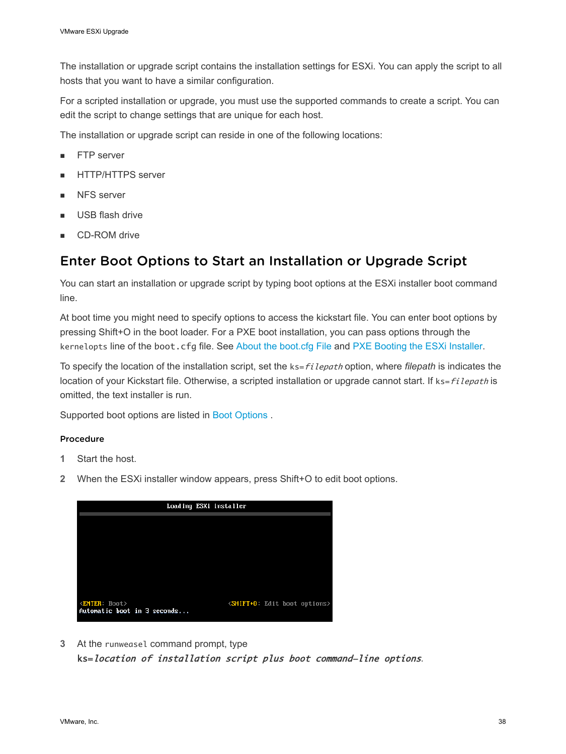The installation or upgrade script contains the installation settings for ESXi. You can apply the script to all hosts that you want to have a similar configuration.

For a scripted installation or upgrade, you must use the supported commands to create a script. You can edit the script to change settings that are unique for each host.

The installation or upgrade script can reside in one of the following locations:

- FTP server
- HTTP/HTTPS server
- NFS server
- USB flash drive
- CD-ROM drive

## Enter Boot Options to Start an Installation or Upgrade Script

You can start an installation or upgrade script by typing boot options at the ESXi installer boot command line.

At boot time you might need to specify options to access the kickstart file. You can enter boot options by pressing Shift+O in the boot loader. For a PXE boot installation, you can pass options through the `kernelopts` line of the `boot.cfg` file. See About the boot.cfg File and PXE Booting the ESXi Installer.

To specify the location of the installation script, set the `ks=`*`filepath`* option, where *filepath* is indicates the location of your Kickstart file. Otherwise, a scripted installation or upgrade cannot start. If `ks=`*`filepath`* is omitted, the text installer is run.

Supported boot options are listed in Boot Options .

#### Procedure

1. Start the host.
2. When the ESXi installer window appears, press Shift+O to edit boot options.

```
Loading ESXi installer

<ENTER: Boot>                    <SHIFT+O: Edit boot options>
Automatic boot in 3 seconds...
```

3. At the `runweasel` command prompt, type **`ks=`*`location of installation script plus boot command-line options`***.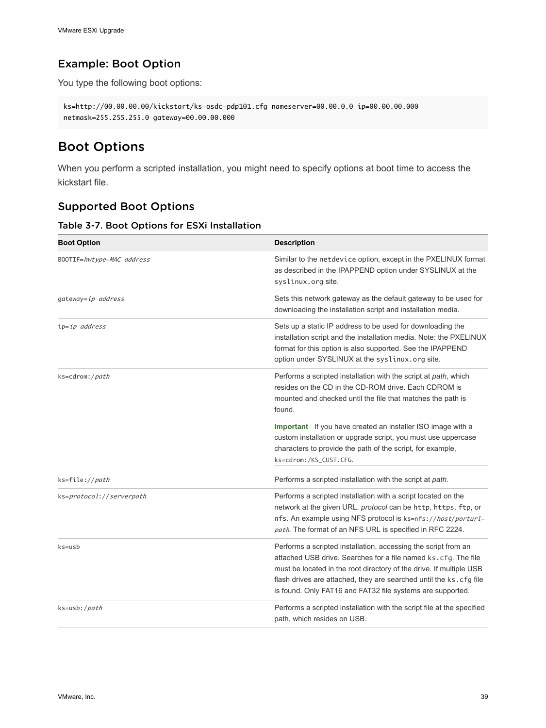### Example: Boot Option

You type the following boot options:

```
ks=http://00.00.00.00/kickstart/ks-osdc-pdp101.cfg nameserver=00.00.0.0 ip=00.00.00.000
netmask=255.255.255.0 gateway=00.00.00.000
```

## Boot Options

When you perform a scripted installation, you might need to specify options at boot time to access the kickstart file.

### Supported Boot Options

#### Table 3-7. Boot Options for ESXi Installation

| Boot Option | Description |
| --- | --- |
| `BOOTIF=`*`hwtype-MAC address`* | Similar to the `netdevice` option, except in the PXELINUX format as described in the IPAPPEND option under SYSLINUX at the `syslinux.org` site. |
| `gateway=`*`ip address`* | Sets this network gateway as the default gateway to be used for downloading the installation script and installation media. |
| `ip=`*`ip address`* | Sets up a static IP address to be used for downloading the installation script and the installation media. Note: the PXELINUX format for this option is also supported. See the IPAPPEND option under SYSLINUX at the `syslinux.org` site. |
| `ks=cdrom:/`*`path`* | Performs a scripted installation with the script at *path*, which resides on the CD in the CD-ROM drive. Each CDROM is mounted and checked until the file that matches the path is found.<br><br>**Important** If you have created an installer ISO image with a custom installation or upgrade script, you must use uppercase characters to provide the path of the script, for example, `ks=cdrom:/KS_CUST.CFG`. |
| `ks=file://`*`path`* | Performs a scripted installation with the script at *path*. |
| `ks=`*`protocol`*`://`*`serverpath`* | Performs a scripted installation with a script located on the network at the given URL. *protocol* can be `http`, `https`, `ftp`, or `nfs`. An example using NFS protocol is `ks=nfs://`*`host/porturl-path`*. The format of an NFS URL is specified in RFC 2224. |
| `ks=usb` | Performs a scripted installation, accessing the script from an attached USB drive. Searches for a file named `ks.cfg`. The file must be located in the root directory of the drive. If multiple USB flash drives are attached, they are searched until the `ks.cfg` file is found. Only FAT16 and FAT32 file systems are supported. |
| `ks=usb:/`*`path`* | Performs a scripted installation with the script file at the specified path, which resides on USB. |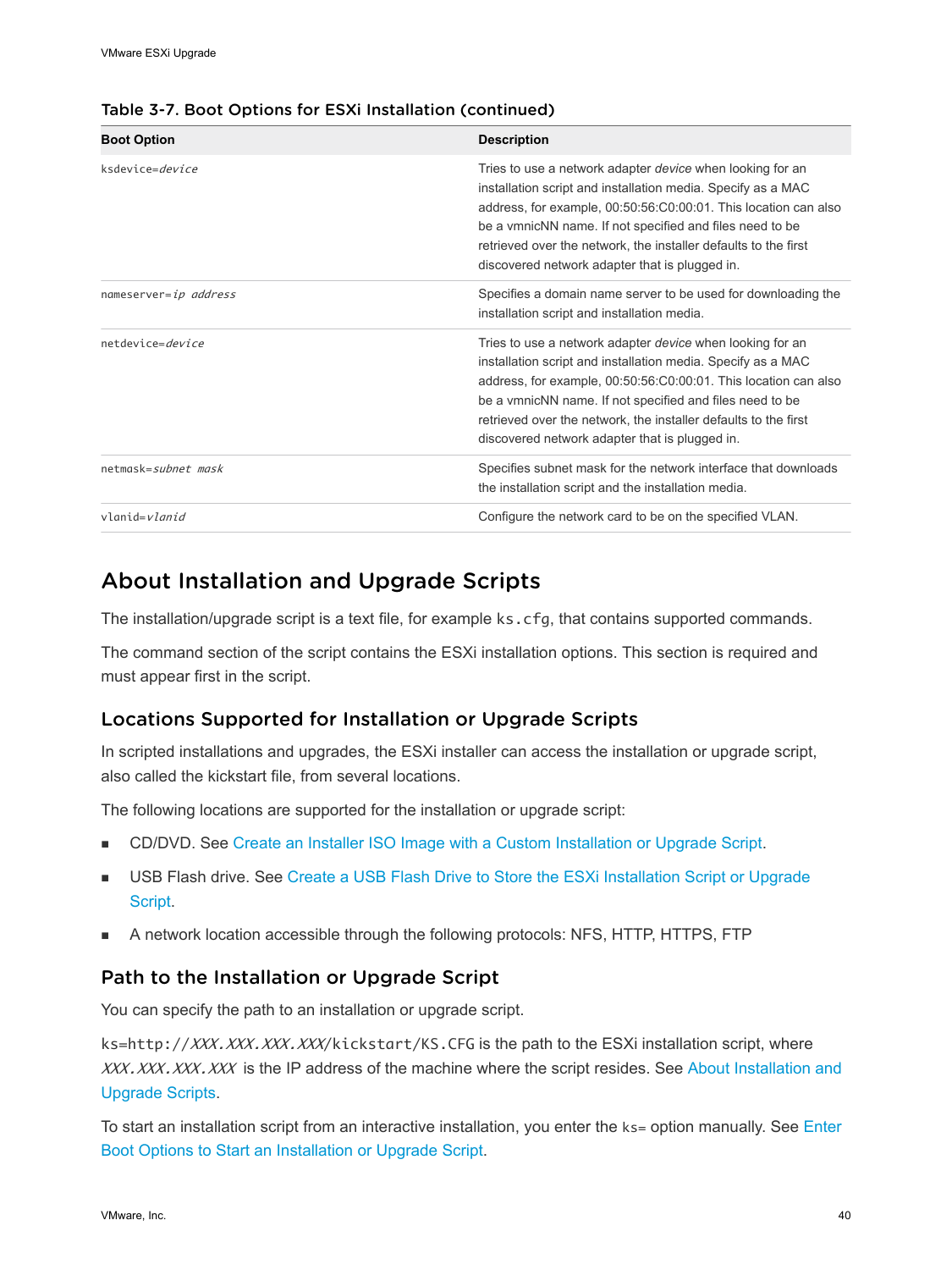**Table 3-7. Boot Options for ESXi Installation (continued)**

| Boot Option | Description |
| --- | --- |
| `ksdevice=`*`device`* | Tries to use a network adapter *device* when looking for an installation script and installation media. Specify as a MAC address, for example, 00:50:56:C0:00:01. This location can also be a vmnicNN name. If not specified and files need to be retrieved over the network, the installer defaults to the first discovered network adapter that is plugged in. |
| `nameserver=`*`ip address`* | Specifies a domain name server to be used for downloading the installation script and installation media. |
| `netdevice=`*`device`* | Tries to use a network adapter *device* when looking for an installation script and installation media. Specify as a MAC address, for example, 00:50:56:C0:00:01. This location can also be a vmnicNN name. If not specified and files need to be retrieved over the network, the installer defaults to the first discovered network adapter that is plugged in. |
| `netmask=`*`subnet mask`* | Specifies subnet mask for the network interface that downloads the installation script and the installation media. |
| `vlanid=`*`vlanid`* | Configure the network card to be on the specified VLAN. |

## About Installation and Upgrade Scripts

The installation/upgrade script is a text file, for example `ks.cfg`, that contains supported commands.

The command section of the script contains the ESXi installation options. This section is required and must appear first in the script.

### Locations Supported for Installation or Upgrade Scripts

In scripted installations and upgrades, the ESXi installer can access the installation or upgrade script, also called the kickstart file, from several locations.

The following locations are supported for the installation or upgrade script:

- CD/DVD. See Create an Installer ISO Image with a Custom Installation or Upgrade Script.
- USB Flash drive. See Create a USB Flash Drive to Store the ESXi Installation Script or Upgrade Script.
- A network location accessible through the following protocols: NFS, HTTP, HTTPS, FTP

### Path to the Installation or Upgrade Script

You can specify the path to an installation or upgrade script.

`ks=http://`*`XXX.XXX.XXX.XXX`*`/kickstart/KS.CFG` is the path to the ESXi installation script, where *`XXX.XXX.XXX.XXX`* is the IP address of the machine where the script resides. See About Installation and Upgrade Scripts.

To start an installation script from an interactive installation, you enter the `ks=` option manually. See Enter Boot Options to Start an Installation or Upgrade Script.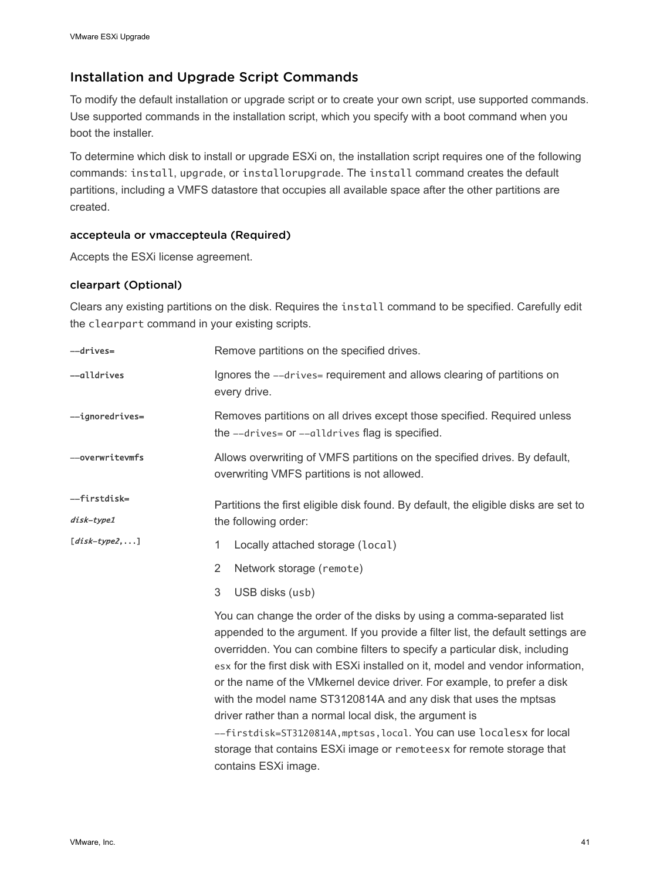## Installation and Upgrade Script Commands

To modify the default installation or upgrade script or to create your own script, use supported commands. Use supported commands in the installation script, which you specify with a boot command when you boot the installer.

To determine which disk to install or upgrade ESXi on, the installation script requires one of the following commands: `install`, `upgrade`, or `installorupgrade`. The `install` command creates the default partitions, including a VMFS datastore that occupies all available space after the other partitions are created.

### accepteula or vmaccepteula (Required)

Accepts the ESXi license agreement.

### clearpart (Optional)

Clears any existing partitions on the disk. Requires the `install` command to be specified. Carefully edit the `clearpart` command in your existing scripts.

| | |
|---|---|
| **`--drives=`** | Remove partitions on the specified drives. |
| **`--alldrives`** | Ignores the `--drives=` requirement and allows clearing of partitions on every drive. |
| **`--ignoredrives=`** | Removes partitions on all drives except those specified. Required unless the `--drives=` or `--alldrives` flag is specified. |
| **`--overwritevmfs`** | Allows overwriting of VMFS partitions on the specified drives. By default, overwriting VMFS partitions is not allowed. |
| **`--firstdisk=`** ***`disk-type1`*** `[`***`disk-type2`***`,...]` | Partitions the first eligible disk found. By default, the eligible disks are set to the following order:<br>1 Locally attached storage (`local`)<br>2 Network storage (`remote`)<br>3 USB disks (`usb`)<br><br>You can change the order of the disks by using a comma-separated list appended to the argument. If you provide a filter list, the default settings are overridden. You can combine filters to specify a particular disk, including `esx` for the first disk with ESXi installed on it, model and vendor information, or the name of the VMkernel device driver. For example, to prefer a disk with the model name ST3120814A and any disk that uses the mptsas driver rather than a normal local disk, the argument is `--firstdisk=ST3120814A,mptsas,local`. You can use `localesx` for local storage that contains ESXi image or `remoteesx` for remote storage that contains ESXi image. |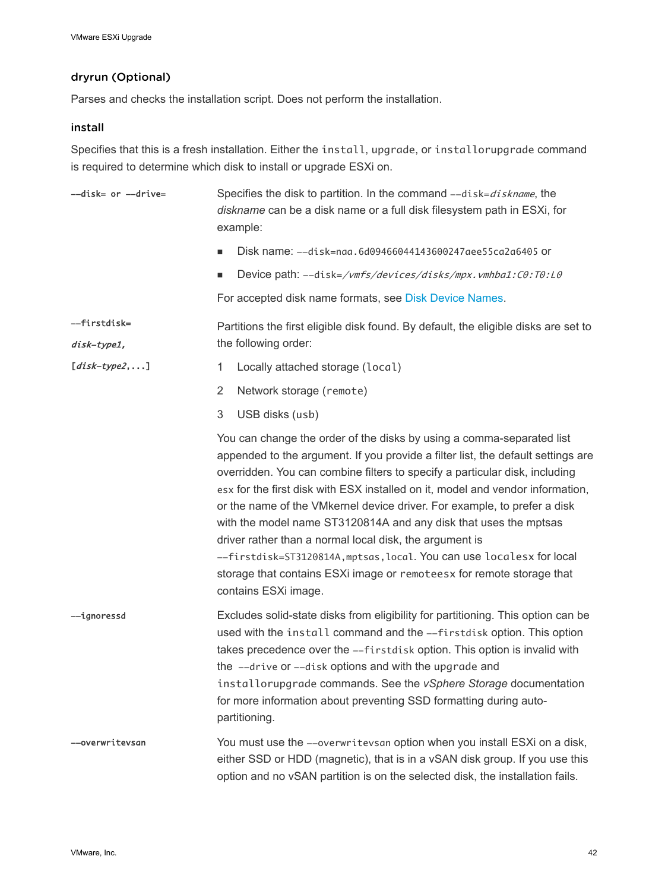### dryrun (Optional)

Parses and checks the installation script. Does not perform the installation.

### install

Specifies that this is a fresh installation. Either the `install`, `upgrade`, or `installorupgrade` command is required to determine which disk to install or upgrade ESXi on.

**`--disk=` or `--drive=`**

Specifies the disk to partition. In the command `--disk=`*`diskname`*, the *diskname* can be a disk name or a full disk filesystem path in ESXi, for example:

- Disk name: `--disk=naa.6d09466044143600247aee55ca2a6405` or
- Device path: `--disk=`*`/vmfs/devices/disks/mpx.vmhba1:C0:T0:L0`*

For accepted disk name formats, see Disk Device Names.

**`--firstdisk=`** ***`disk-type1,`*** **`[`*`disk-type2`*`,...]`**

Partitions the first eligible disk found. By default, the eligible disks are set to the following order:

1. Locally attached storage (`local`)
2. Network storage (`remote`)
3. USB disks (`usb`)

You can change the order of the disks by using a comma-separated list appended to the argument. If you provide a filter list, the default settings are overridden. You can combine filters to specify a particular disk, including `esx` for the first disk with ESX installed on it, model and vendor information, or the name of the VMkernel device driver. For example, to prefer a disk with the model name ST3120814A and any disk that uses the mptsas driver rather than a normal local disk, the argument is `--firstdisk=ST3120814A,mptsas,local`. You can use `localesx` for local storage that contains ESXi image or `remoteesx` for remote storage that contains ESXi image.

**`--ignoressd`**

Excludes solid-state disks from eligibility for partitioning. This option can be used with the `install` command and the `--firstdisk` option. This option takes precedence over the `--firstdisk` option. This option is invalid with the `--drive` or `--disk` options and with the `upgrade` and `installorupgrade` commands. See the *vSphere Storage* documentation for more information about preventing SSD formatting during auto-partitioning.

**`--overwritevsan`**

You must use the `--overwritevsan` option when you install ESXi on a disk, either SSD or HDD (magnetic), that is in a vSAN disk group. If you use this option and no vSAN partition is on the selected disk, the installation fails.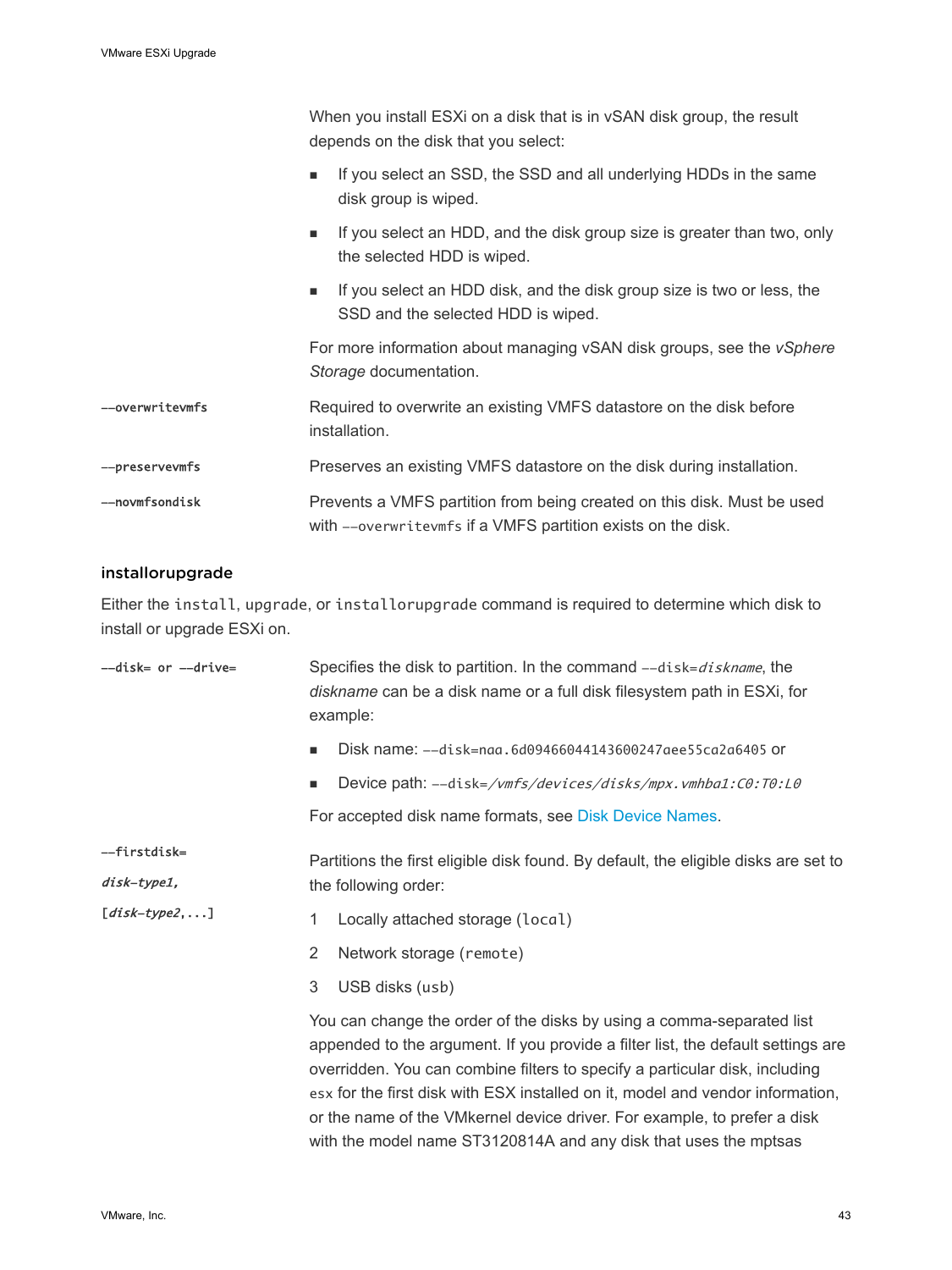When you install ESXi on a disk that is in vSAN disk group, the result depends on the disk that you select:

- If you select an SSD, the SSD and all underlying HDDs in the same disk group is wiped.
- If you select an HDD, and the disk group size is greater than two, only the selected HDD is wiped.
- If you select an HDD disk, and the disk group size is two or less, the SSD and the selected HDD is wiped.

For more information about managing vSAN disk groups, see the *vSphere Storage* documentation.

**--overwritevmfs**

Required to overwrite an existing VMFS datastore on the disk before installation.

**--preservevmfs**

Preserves an existing VMFS datastore on the disk during installation.

**--novmfsondisk**

Prevents a VMFS partition from being created on this disk. Must be used with `--overwritevmfs` if a VMFS partition exists on the disk.

### installorupgrade

Either the `install`, `upgrade`, or `installorupgrade` command is required to determine which disk to install or upgrade ESXi on.

**--disk= or --drive=**

Specifies the disk to partition. In the command `--disk=`*diskname*, the *diskname* can be a disk name or a full disk filesystem path in ESXi, for example:

- Disk name: `--disk=naa.6d09466044143600247aee55ca2a6405` or
- Device path: `--disk=`*/vmfs/devices/disks/mpx.vmhba1:C0:T0:L0*

For accepted disk name formats, see Disk Device Names.

**--firstdisk=** ***disk-type1,*** **[*disk-type2*,...]**

Partitions the first eligible disk found. By default, the eligible disks are set to the following order:

1. Locally attached storage (`local`)
2. Network storage (`remote`)
3. USB disks (`usb`)

You can change the order of the disks by using a comma-separated list appended to the argument. If you provide a filter list, the default settings are overridden. You can combine filters to specify a particular disk, including `esx` for the first disk with ESX installed on it, model and vendor information, or the name of the VMkernel device driver. For example, to prefer a disk with the model name ST3120814A and any disk that uses the mptsas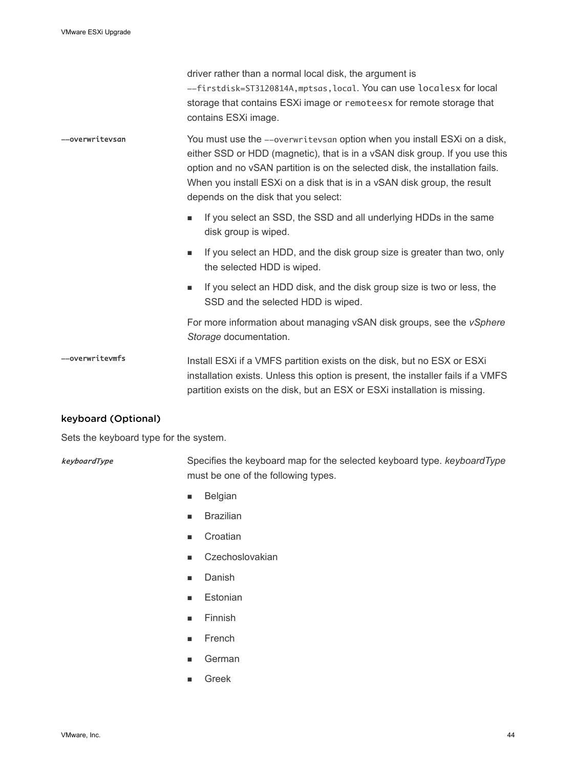driver rather than a normal local disk, the argument is `--firstdisk=ST3120814A,mptsas,local`. You can use `localesx` for local storage that contains ESXi image or `remoteesx` for remote storage that contains ESXi image.

**`--overwritevsan`**

You must use the `--overwritevsan` option when you install ESXi on a disk, either SSD or HDD (magnetic), that is in a vSAN disk group. If you use this option and no vSAN partition is on the selected disk, the installation fails. When you install ESXi on a disk that is in a vSAN disk group, the result depends on the disk that you select:

- If you select an SSD, the SSD and all underlying HDDs in the same disk group is wiped.
- If you select an HDD, and the disk group size is greater than two, only the selected HDD is wiped.
- If you select an HDD disk, and the disk group size is two or less, the SSD and the selected HDD is wiped.

For more information about managing vSAN disk groups, see the *vSphere Storage* documentation.

**`--overwritevmfs`**

Install ESXi if a VMFS partition exists on the disk, but no ESX or ESXi installation exists. Unless this option is present, the installer fails if a VMFS partition exists on the disk, but an ESX or ESXi installation is missing.

### keyboard (Optional)

Sets the keyboard type for the system.

***keyboardType***

Specifies the keyboard map for the selected keyboard type. *keyboardType* must be one of the following types.

- Belgian
- Brazilian
- Croatian
- Czechoslovakian
- Danish
- Estonian
- Finnish
- French
- German
- Greek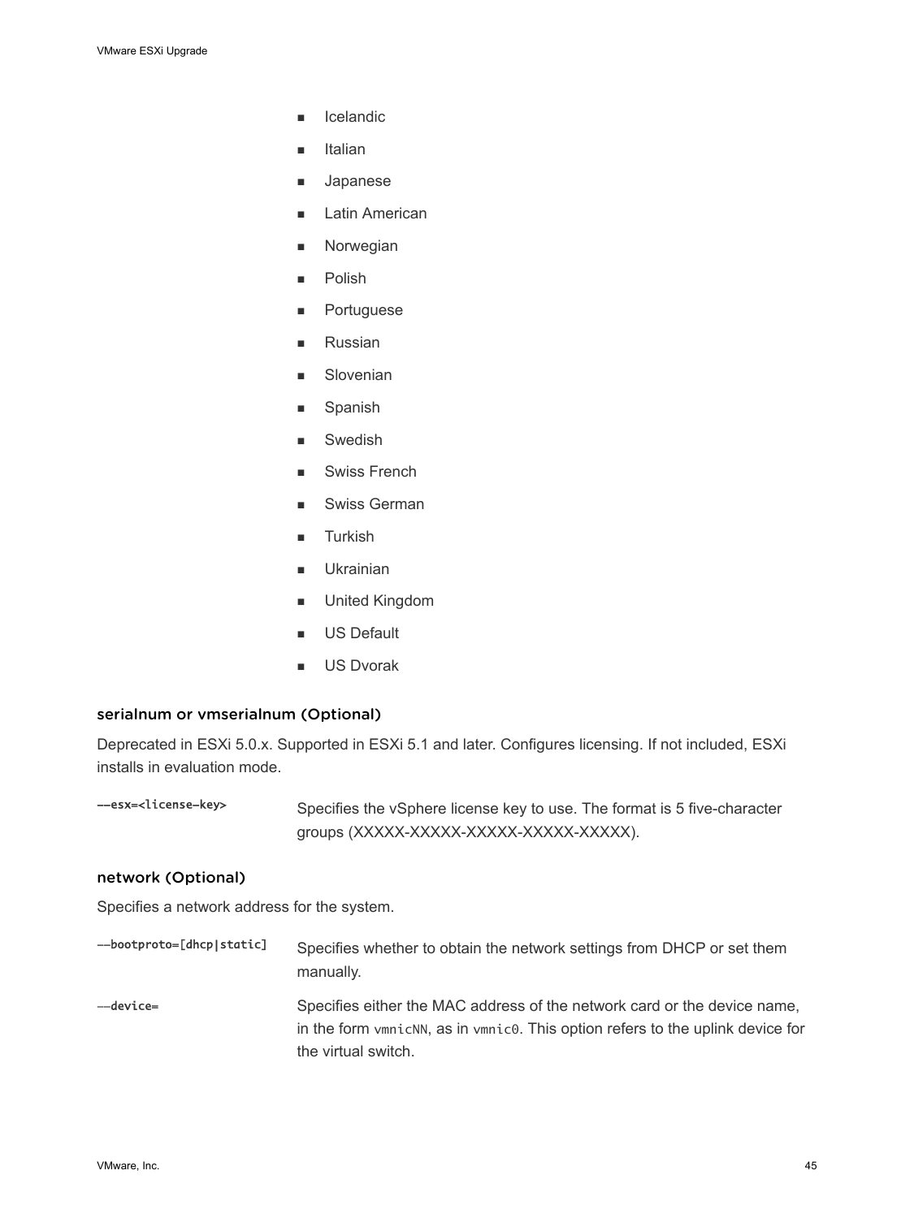- Icelandic
- Italian
- Japanese
- Latin American
- Norwegian
- Polish
- Portuguese
- Russian
- Slovenian
- Spanish
- Swedish
- Swiss French
- Swiss German
- Turkish
- Ukrainian
- United Kingdom
- US Default
- US Dvorak

### serialnum or vmserialnum (Optional)

Deprecated in ESXi 5.0.x. Supported in ESXi 5.1 and later. Configures licensing. If not included, ESXi installs in evaluation mode.

| | |
|---|---|
| `--esx=<license-key>` | Specifies the vSphere license key to use. The format is 5 five-character groups (XXXXX-XXXXX-XXXXX-XXXXX-XXXXX). |

### network (Optional)

Specifies a network address for the system.

| | |
|---|---|
| `--bootproto=[dhcp\|static]` | Specifies whether to obtain the network settings from DHCP or set them manually. |
| `--device=` | Specifies either the MAC address of the network card or the device name, in the form `vmnicNN`, as in `vmnic0`. This option refers to the uplink device for the virtual switch. |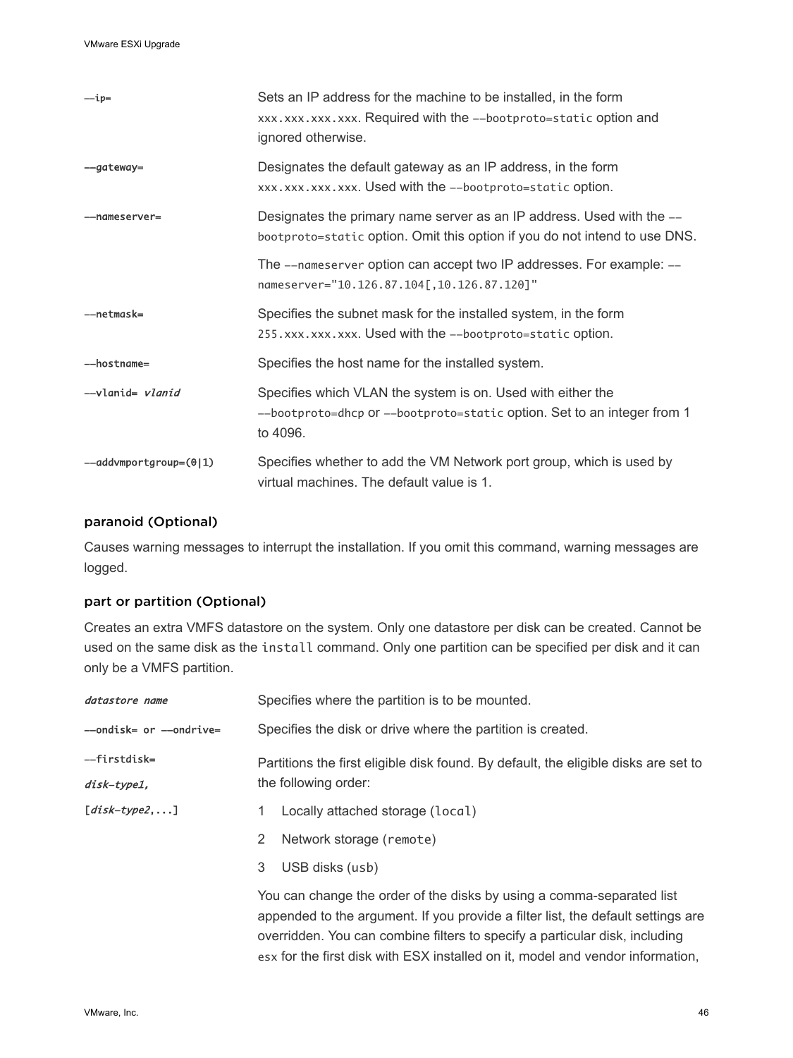| | |
|---|---|
| `--ip=` | Sets an IP address for the machine to be installed, in the form `xxx.xxx.xxx.xxx`. Required with the `--bootproto=static` option and ignored otherwise. |
| `--gateway=` | Designates the default gateway as an IP address, in the form `xxx.xxx.xxx.xxx`. Used with the `--bootproto=static` option. |
| `--nameserver=` | Designates the primary name server as an IP address. Used with the `--bootproto=static` option. Omit this option if you do not intend to use DNS.<br><br>The `--nameserver` option can accept two IP addresses. For example: `--nameserver="10.126.87.104[,10.126.87.120]"` |
| `--netmask=` | Specifies the subnet mask for the installed system, in the form `255.xxx.xxx.xxx`. Used with the `--bootproto=static` option. |
| `--hostname=` | Specifies the host name for the installed system. |
| `--vlanid=` *`vlanid`* | Specifies which VLAN the system is on. Used with either the `--bootproto=dhcp` or `--bootproto=static` option. Set to an integer from 1 to 4096. |
| `--addvmportgroup=(0|1)` | Specifies whether to add the VM Network port group, which is used by virtual machines. The default value is 1. |

### paranoid (Optional)

Causes warning messages to interrupt the installation. If you omit this command, warning messages are logged.

### part or partition (Optional)

Creates an extra VMFS datastore on the system. Only one datastore per disk can be created. Cannot be used on the same disk as the `install` command. Only one partition can be specified per disk and it can only be a VMFS partition.

| | |
|---|---|
| *`datastore name`* | Specifies where the partition is to be mounted. |
| `--ondisk=` or `--ondrive=` | Specifies the disk or drive where the partition is created. |
| `--firstdisk=` *`disk-type1,`* `[`*`disk-type2`*`,...]` | Partitions the first eligible disk found. By default, the eligible disks are set to the following order:<br><br>1 Locally attached storage (`local`)<br>2 Network storage (`remote`)<br>3 USB disks (`usb`)<br><br>You can change the order of the disks by using a comma-separated list appended to the argument. If you provide a filter list, the default settings are overridden. You can combine filters to specify a particular disk, including `esx` for the first disk with ESX installed on it, model and vendor information, |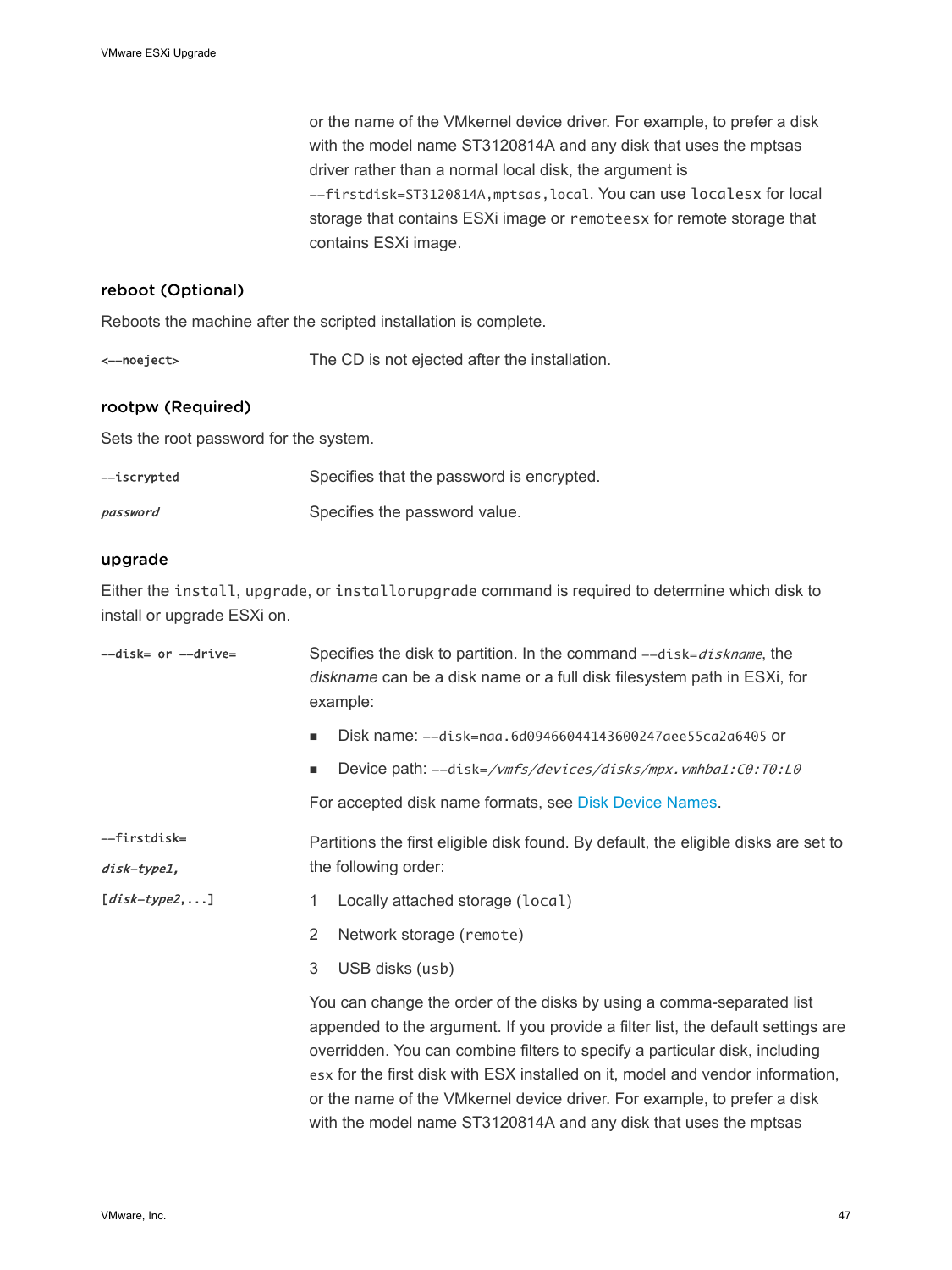or the name of the VMkernel device driver. For example, to prefer a disk with the model name ST3120814A and any disk that uses the mptsas driver rather than a normal local disk, the argument is `--firstdisk=ST3120814A,mptsas,local`. You can use `localesx` for local storage that contains ESXi image or `remoteesx` for remote storage that contains ESXi image.

### reboot (Optional)

Reboots the machine after the scripted installation is complete.

| | |
|---|---|
| `<--noeject>` | The CD is not ejected after the installation. |

### rootpw (Required)

Sets the root password for the system.

| | |
|---|---|
| `--iscrypted` | Specifies that the password is encrypted. |
| *`password`* | Specifies the password value. |

### upgrade

Either the `install`, `upgrade`, or `installorupgrade` command is required to determine which disk to install or upgrade ESXi on.

`--disk=` or `--drive=`

Specifies the disk to partition. In the command `--disk=`*`diskname`*, the *diskname* can be a disk name or a full disk filesystem path in ESXi, for example:

- Disk name: `--disk=naa.6d09466044143600247aee55ca2a6405` or
- Device path: `--disk=`*`/vmfs/devices/disks/mpx.vmhba1:C0:T0:L0`*

For accepted disk name formats, see Disk Device Names.

`--firstdisk=` *`disk-type1,`* `[`*`disk-type2`*`,...]`

Partitions the first eligible disk found. By default, the eligible disks are set to the following order:

1. Locally attached storage (`local`)
2. Network storage (`remote`)
3. USB disks (`usb`)

You can change the order of the disks by using a comma-separated list appended to the argument. If you provide a filter list, the default settings are overridden. You can combine filters to specify a particular disk, including `esx` for the first disk with ESX installed on it, model and vendor information, or the name of the VMkernel device driver. For example, to prefer a disk with the model name ST3120814A and any disk that uses the mptsas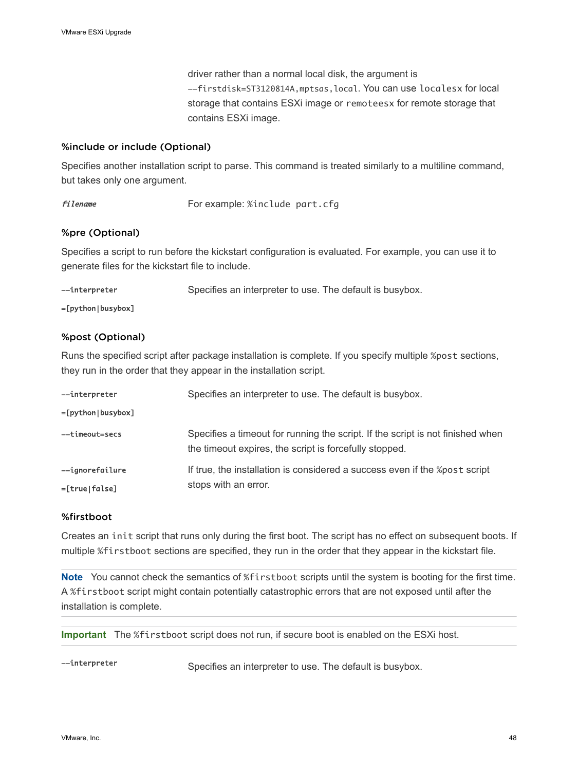driver rather than a normal local disk, the argument is `--firstdisk=ST3120814A,mptsas,local`. You can use `localesx` for local storage that contains ESXi image or `remoteesx` for remote storage that contains ESXi image.

### %include or include (Optional)

Specifies another installation script to parse. This command is treated similarly to a multiline command, but takes only one argument.

| | |
|---|---|
| *filename* | For example: `%include part.cfg` |

### %pre (Optional)

Specifies a script to run before the kickstart configuration is evaluated. For example, you can use it to generate files for the kickstart file to include.

| | |
|---|---|
| `--interpreter =[python|busybox]` | Specifies an interpreter to use. The default is busybox. |

### %post (Optional)

Runs the specified script after package installation is complete. If you specify multiple `%post` sections, they run in the order that they appear in the installation script.

| | |
|---|---|
| `--interpreter =[python|busybox]` | Specifies an interpreter to use. The default is busybox. |
| `--timeout=secs` | Specifies a timeout for running the script. If the script is not finished when the timeout expires, the script is forcefully stopped. |
| `--ignorefailure =[true|false]` | If true, the installation is considered a success even if the `%post` script stops with an error. |

### %firstboot

Creates an `init` script that runs only during the first boot. The script has no effect on subsequent boots. If multiple `%firstboot` sections are specified, they run in the order that they appear in the kickstart file.

**Note** You cannot check the semantics of `%firstboot` scripts until the system is booting for the first time. A `%firstboot` script might contain potentially catastrophic errors that are not exposed until after the installation is complete.

**Important** The `%firstboot` script does not run, if secure boot is enabled on the ESXi host.

| | |
|---|---|
| `--interpreter` | Specifies an interpreter to use. The default is busybox. |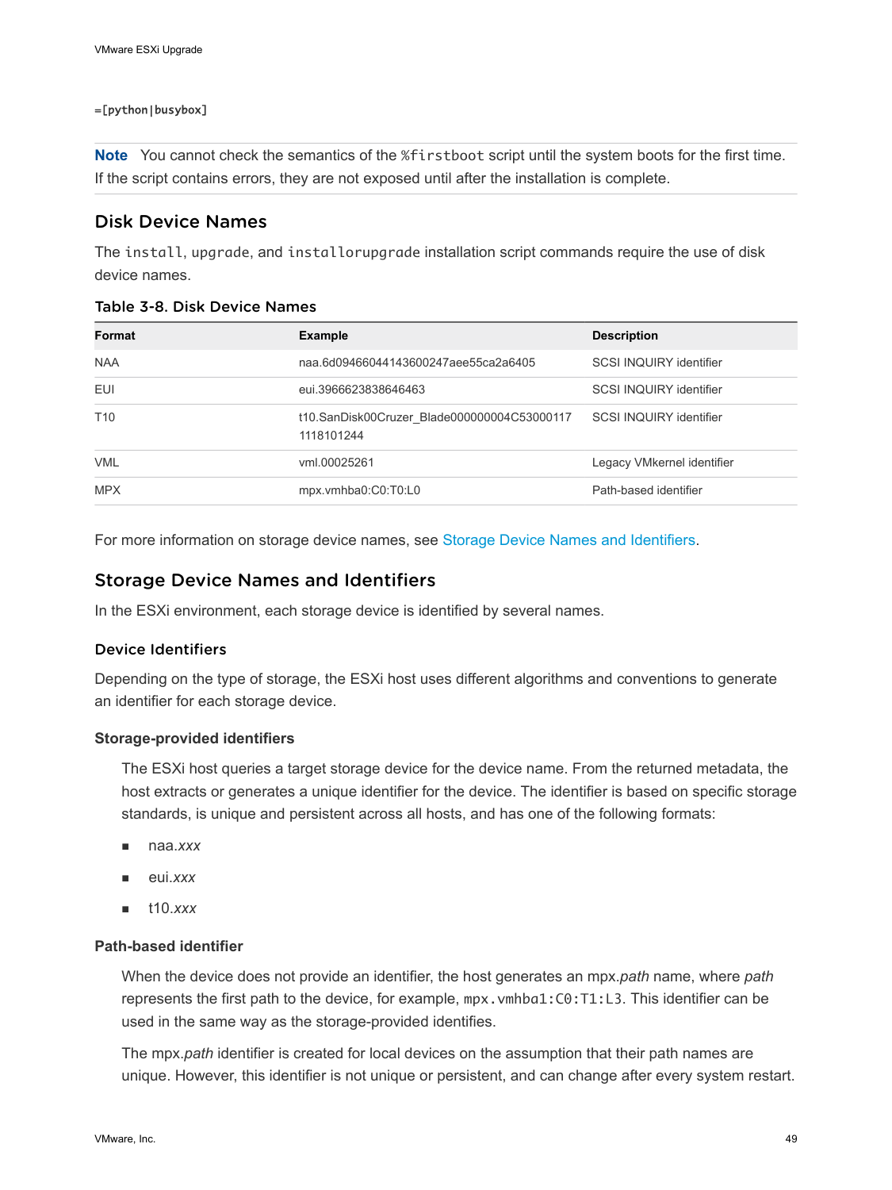`=[python|busybox]`

**Note** You cannot check the semantics of the `%firstboot` script until the system boots for the first time. If the script contains errors, they are not exposed until after the installation is complete.

## Disk Device Names

The `install`, `upgrade`, and `installorupgrade` installation script commands require the use of disk device names.

### Table 3-8. Disk Device Names

| Format | Example | Description |
|---|---|---|
| NAA | naa.6d09466044143600247aee55ca2a6405 | SCSI INQUIRY identifier |
| EUI | eui.3966623838646463 | SCSI INQUIRY identifier |
| T10 | t10.SanDisk00Cruzer_Blade000000004C530001171118101244 | SCSI INQUIRY identifier |
| VML | vml.00025261 | Legacy VMkernel identifier |
| MPX | mpx.vmhba0:C0:T0:L0 | Path-based identifier |

For more information on storage device names, see Storage Device Names and Identifiers.

## Storage Device Names and Identifiers

In the ESXi environment, each storage device is identified by several names.

### Device Identifiers

Depending on the type of storage, the ESXi host uses different algorithms and conventions to generate an identifier for each storage device.

#### Storage-provided identifiers

The ESXi host queries a target storage device for the device name. From the returned metadata, the host extracts or generates a unique identifier for the device. The identifier is based on specific storage standards, is unique and persistent across all hosts, and has one of the following formats:

- naa.*xxx*
- eui.*xxx*
- t10.*xxx*

#### Path-based identifier

When the device does not provide an identifier, the host generates an mpx.*path* name, where *path* represents the first path to the device, for example, `mpx.vmhba1:C0:T1:L3`. This identifier can be used in the same way as the storage-provided identifies.

The mpx.*path* identifier is created for local devices on the assumption that their path names are unique. However, this identifier is not unique or persistent, and can change after every system restart.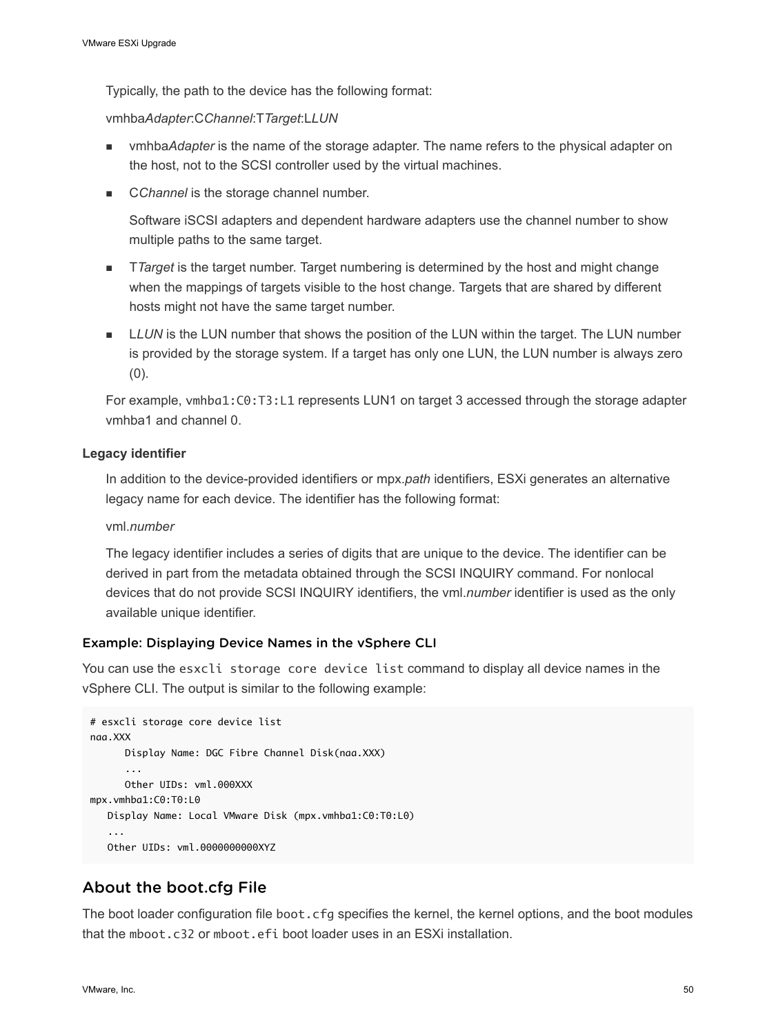Typically, the path to the device has the following format:

vmhba*Adapter*:C*Channel*:T*Target*:L*LUN*

- vmhba*Adapter* is the name of the storage adapter. The name refers to the physical adapter on the host, not to the SCSI controller used by the virtual machines.
- C*Channel* is the storage channel number.

  Software iSCSI adapters and dependent hardware adapters use the channel number to show multiple paths to the same target.
- T*Target* is the target number. Target numbering is determined by the host and might change when the mappings of targets visible to the host change. Targets that are shared by different hosts might not have the same target number.
- L*LUN* is the LUN number that shows the position of the LUN within the target. The LUN number is provided by the storage system. If a target has only one LUN, the LUN number is always zero (0).

For example, `vmhba1:C0:T3:L1` represents LUN1 on target 3 accessed through the storage adapter vmhba1 and channel 0.

**Legacy identifier**

In addition to the device-provided identifiers or mpx.*path* identifiers, ESXi generates an alternative legacy name for each device. The identifier has the following format:

vml.*number*

The legacy identifier includes a series of digits that are unique to the device. The identifier can be derived in part from the metadata obtained through the SCSI INQUIRY command. For nonlocal devices that do not provide SCSI INQUIRY identifiers, the vml.*number* identifier is used as the only available unique identifier.

### Example: Displaying Device Names in the vSphere CLI

You can use the `esxcli storage core device list` command to display all device names in the vSphere CLI. The output is similar to the following example:

```
# esxcli storage core device list
naa.XXX
      Display Name: DGC Fibre Channel Disk(naa.XXX)
      ...
      Other UIDs: vml.000XXX
mpx.vmhba1:C0:T0:L0
   Display Name: Local VMware Disk (mpx.vmhba1:C0:T0:L0)
   ...
   Other UIDs: vml.0000000000XYZ
```

## About the boot.cfg File

The boot loader configuration file `boot.cfg` specifies the kernel, the kernel options, and the boot modules that the `mboot.c32` or `mboot.efi` boot loader uses in an ESXi installation.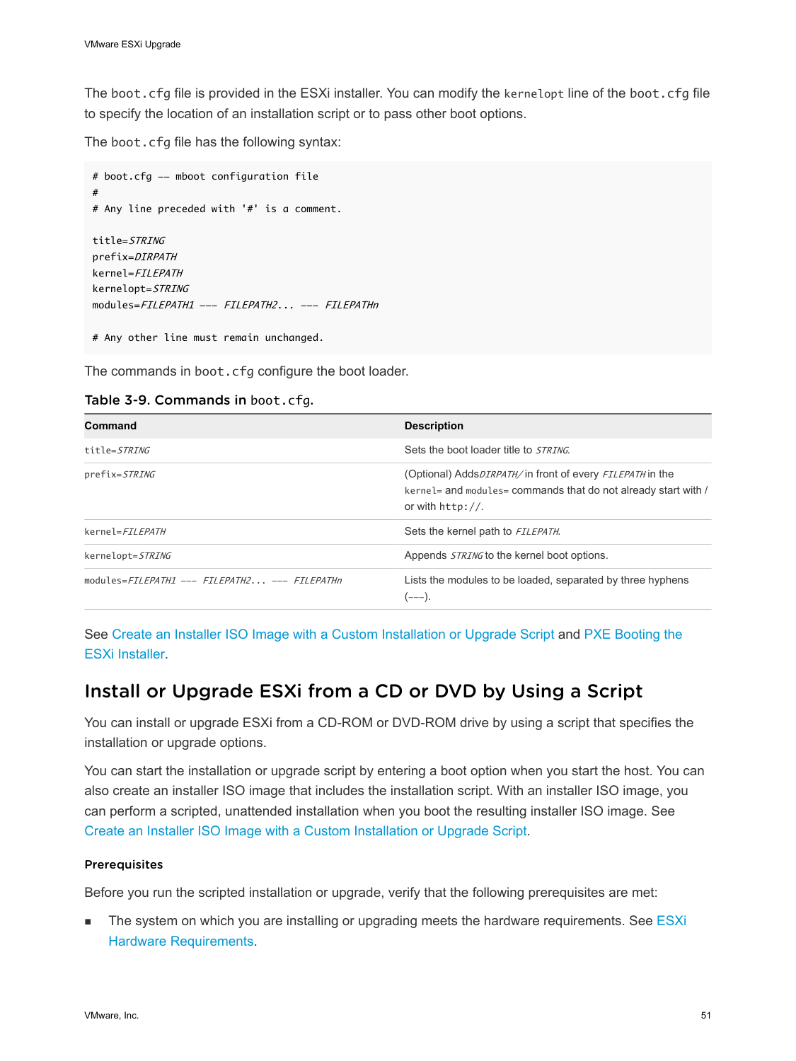The `boot.cfg` file is provided in the ESXi installer. You can modify the `kernelopt` line of the `boot.cfg` file to specify the location of an installation script or to pass other boot options.

The `boot.cfg` file has the following syntax:

```
# boot.cfg -- mboot configuration file
#
# Any line preceded with '#' is a comment.

title=STRING
prefix=DIRPATH
kernel=FILEPATH
kernelopt=STRING
modules=FILEPATH1 --- FILEPATH2... --- FILEPATHn

# Any other line must remain unchanged.
```

The commands in `boot.cfg` configure the boot loader.

**Table 3-9. Commands in `boot.cfg`.**

| Command | Description |
| --- | --- |
| `title=STRING` | Sets the boot loader title to *STRING*. |
| `prefix=STRING` | (Optional) Adds *DIRPATH/* in front of every *FILEPATH* in the `kernel=` and `modules=` commands that do not already start with / or with `http://`. |
| `kernel=FILEPATH` | Sets the kernel path to *FILEPATH*. |
| `kernelopt=STRING` | Appends *STRING* to the kernel boot options. |
| `modules=FILEPATH1 --- FILEPATH2... --- FILEPATHn` | Lists the modules to be loaded, separated by three hyphens (`---`). |

See Create an Installer ISO Image with a Custom Installation or Upgrade Script and PXE Booting the ESXi Installer.

## Install or Upgrade ESXi from a CD or DVD by Using a Script

You can install or upgrade ESXi from a CD-ROM or DVD-ROM drive by using a script that specifies the installation or upgrade options.

You can start the installation or upgrade script by entering a boot option when you start the host. You can also create an installer ISO image that includes the installation script. With an installer ISO image, you can perform a scripted, unattended installation when you boot the resulting installer ISO image. See Create an Installer ISO Image with a Custom Installation or Upgrade Script.

### Prerequisites

Before you run the scripted installation or upgrade, verify that the following prerequisites are met:

- The system on which you are installing or upgrading meets the hardware requirements. See ESXi Hardware Requirements.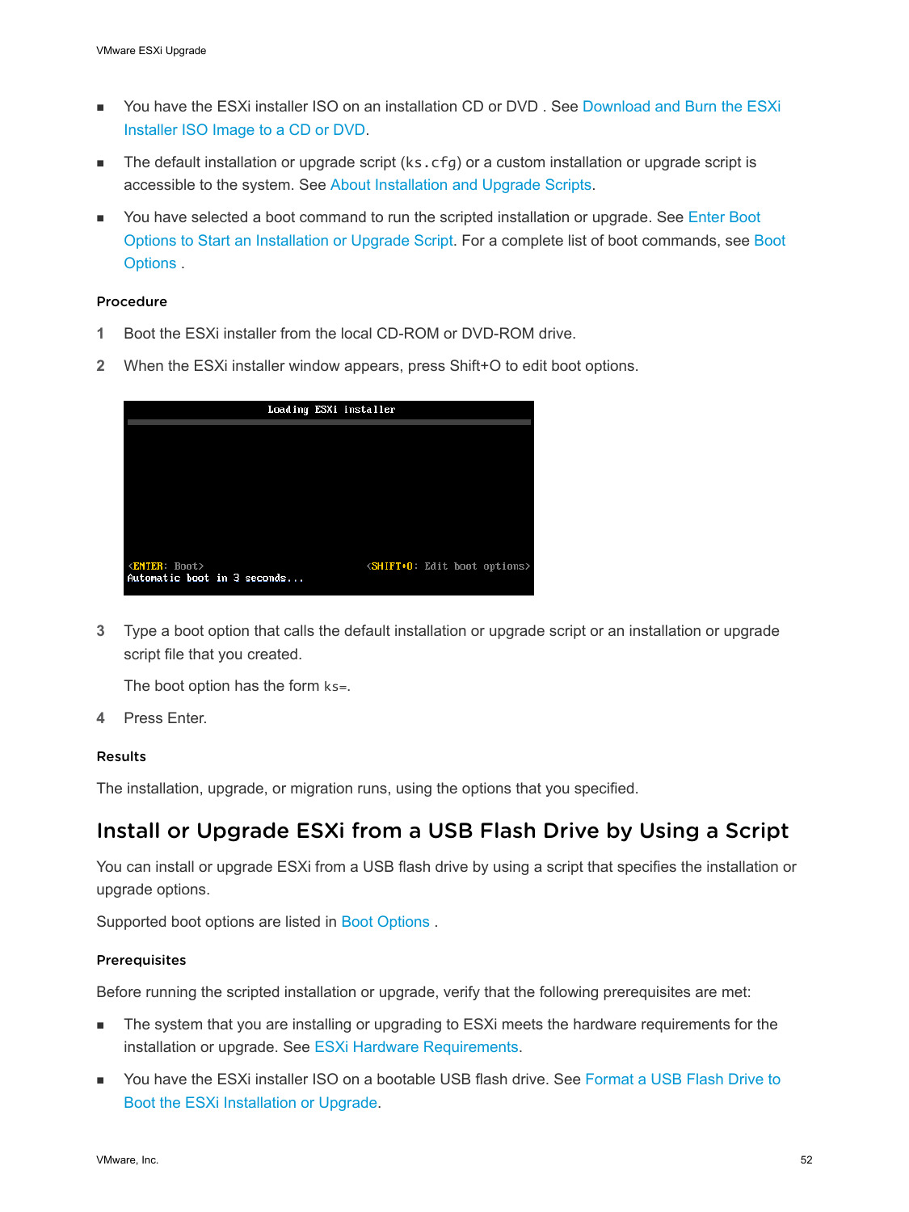- You have the ESXi installer ISO on an installation CD or DVD . See Download and Burn the ESXi Installer ISO Image to a CD or DVD.
- The default installation or upgrade script (`ks.cfg`) or a custom installation or upgrade script is accessible to the system. See About Installation and Upgrade Scripts.
- You have selected a boot command to run the scripted installation or upgrade. See Enter Boot Options to Start an Installation or Upgrade Script. For a complete list of boot commands, see Boot Options .

#### Procedure

1. Boot the ESXi installer from the local CD-ROM or DVD-ROM drive.
2. When the ESXi installer window appears, press Shift+O to edit boot options.

```
                    Loading ESXi installer

<ENTER: Boot>                          <SHIFT+O: Edit boot options>
Automatic boot in 3 seconds...
```

3. Type a boot option that calls the default installation or upgrade script or an installation or upgrade script file that you created.

   The boot option has the form `ks=`.

4. Press Enter.

#### Results

The installation, upgrade, or migration runs, using the options that you specified.

## Install or Upgrade ESXi from a USB Flash Drive by Using a Script

You can install or upgrade ESXi from a USB flash drive by using a script that specifies the installation or upgrade options.

Supported boot options are listed in Boot Options .

#### Prerequisites

Before running the scripted installation or upgrade, verify that the following prerequisites are met:

- The system that you are installing or upgrading to ESXi meets the hardware requirements for the installation or upgrade. See ESXi Hardware Requirements.
- You have the ESXi installer ISO on a bootable USB flash drive. See Format a USB Flash Drive to Boot the ESXi Installation or Upgrade.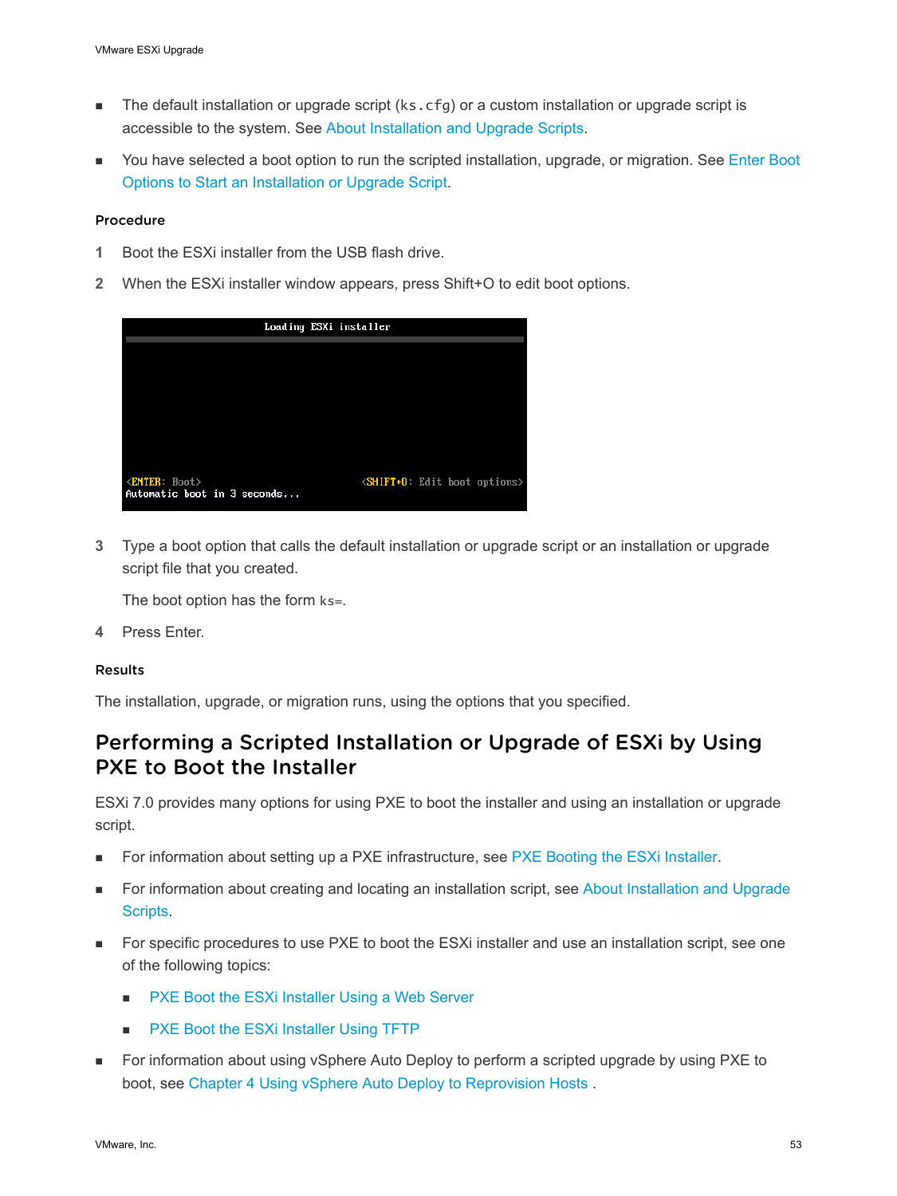- The default installation or upgrade script (ks.cfg) or a custom installation or upgrade script is accessible to the system. See About Installation and Upgrade Scripts.
- You have selected a boot option to run the scripted installation, upgrade, or migration. See Enter Boot Options to Start an Installation or Upgrade Script.

#### Procedure

1. Boot the ESXi installer from the USB flash drive.
2. When the ESXi installer window appears, press Shift+O to edit boot options.

   ```
   Loading ESXi installer

   <ENTER: Boot>                              <SHIFT+O: Edit boot options>
   Automatic boot in 3 seconds...
   ```

3. Type a boot option that calls the default installation or upgrade script or an installation or upgrade script file that you created.

   The boot option has the form `ks=`.
4. Press Enter.

#### Results

The installation, upgrade, or migration runs, using the options that you specified.

## Performing a Scripted Installation or Upgrade of ESXi by Using PXE to Boot the Installer

ESXi 7.0 provides many options for using PXE to boot the installer and using an installation or upgrade script.

- For information about setting up a PXE infrastructure, see PXE Booting the ESXi Installer.
- For information about creating and locating an installation script, see About Installation and Upgrade Scripts.
- For specific procedures to use PXE to boot the ESXi installer and use an installation script, see one of the following topics:
  - PXE Boot the ESXi Installer Using a Web Server
  - PXE Boot the ESXi Installer Using TFTP
- For information about using vSphere Auto Deploy to perform a scripted upgrade by using PXE to boot, see Chapter 4 Using vSphere Auto Deploy to Reprovision Hosts .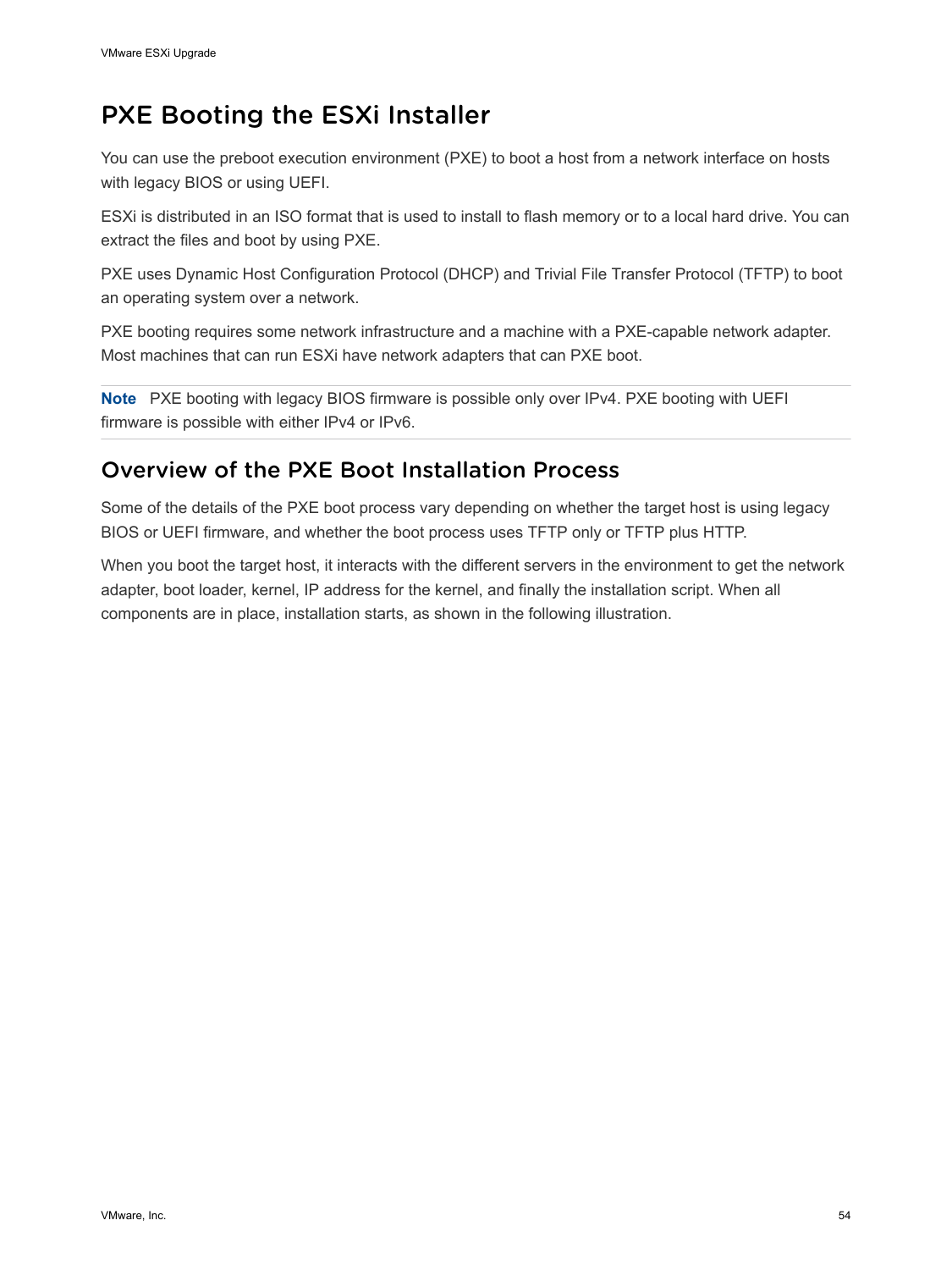# PXE Booting the ESXi Installer

You can use the preboot execution environment (PXE) to boot a host from a network interface on hosts with legacy BIOS or using UEFI.

ESXi is distributed in an ISO format that is used to install to flash memory or to a local hard drive. You can extract the files and boot by using PXE.

PXE uses Dynamic Host Configuration Protocol (DHCP) and Trivial File Transfer Protocol (TFTP) to boot an operating system over a network.

PXE booting requires some network infrastructure and a machine with a PXE-capable network adapter. Most machines that can run ESXi have network adapters that can PXE boot.

**Note** PXE booting with legacy BIOS firmware is possible only over IPv4. PXE booting with UEFI firmware is possible with either IPv4 or IPv6.

## Overview of the PXE Boot Installation Process

Some of the details of the PXE boot process vary depending on whether the target host is using legacy BIOS or UEFI firmware, and whether the boot process uses TFTP only or TFTP plus HTTP.

When you boot the target host, it interacts with the different servers in the environment to get the network adapter, boot loader, kernel, IP address for the kernel, and finally the installation script. When all components are in place, installation starts, as shown in the following illustration.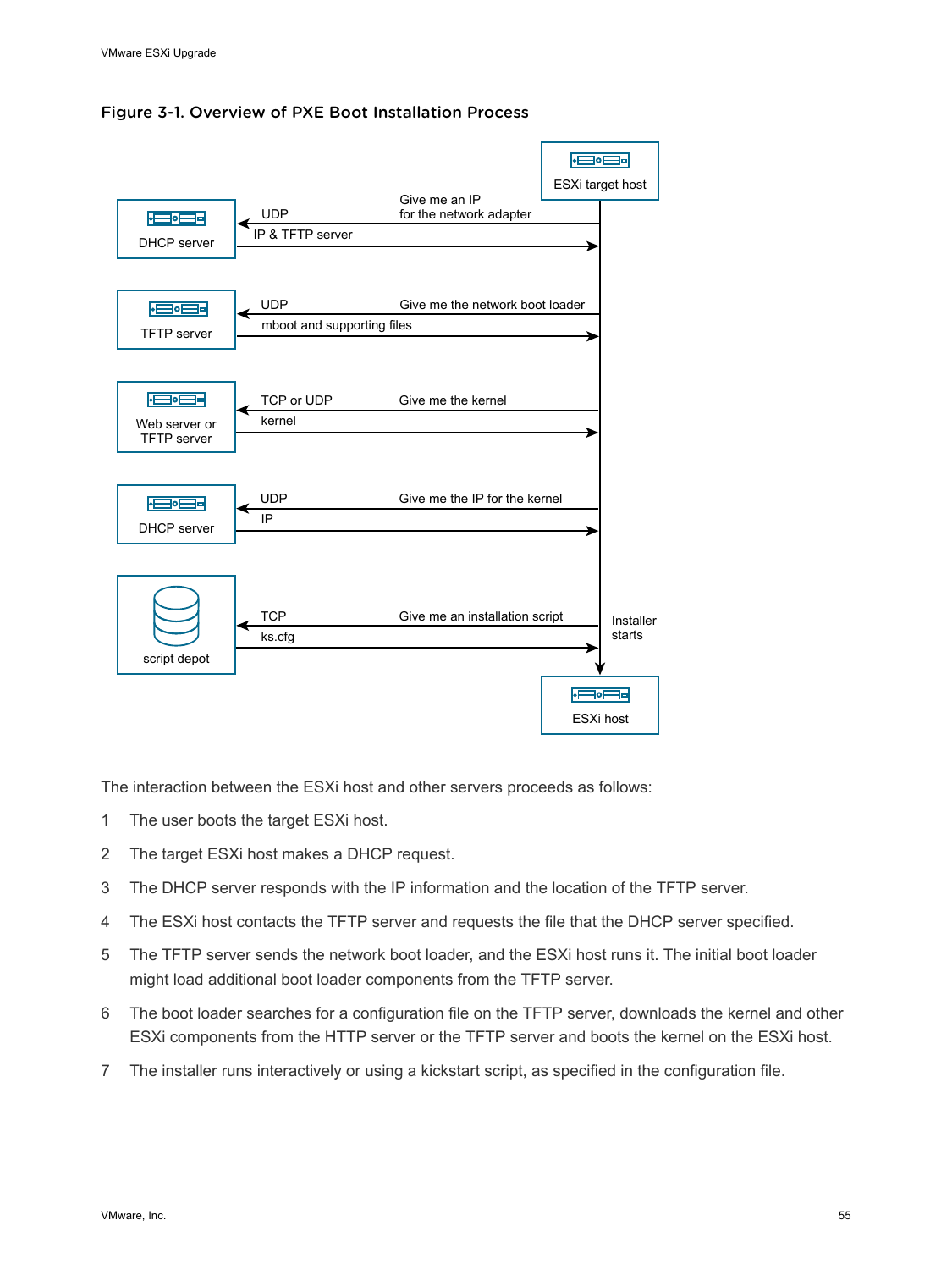Figure 3-1. Overview of PXE Boot Installation Process

ESXi target host

DHCP server — UDP — Give me an IP for the network adapter

IP & TFTP server

TFTP server — UDP — Give me the network boot loader

mboot and supporting files

Web server or TFTP server — TCP or UDP — Give me the kernel

kernel

DHCP server — UDP — Give me the IP for the kernel

IP

script depot — TCP — Give me an installation script

ks.cfg

Installer starts

ESXi host

The interaction between the ESXi host and other servers proceeds as follows:

1. The user boots the target ESXi host.
2. The target ESXi host makes a DHCP request.
3. The DHCP server responds with the IP information and the location of the TFTP server.
4. The ESXi host contacts the TFTP server and requests the file that the DHCP server specified.
5. The TFTP server sends the network boot loader, and the ESXi host runs it. The initial boot loader might load additional boot loader components from the TFTP server.
6. The boot loader searches for a configuration file on the TFTP server, downloads the kernel and other ESXi components from the HTTP server or the TFTP server and boots the kernel on the ESXi host.
7. The installer runs interactively or using a kickstart script, as specified in the configuration file.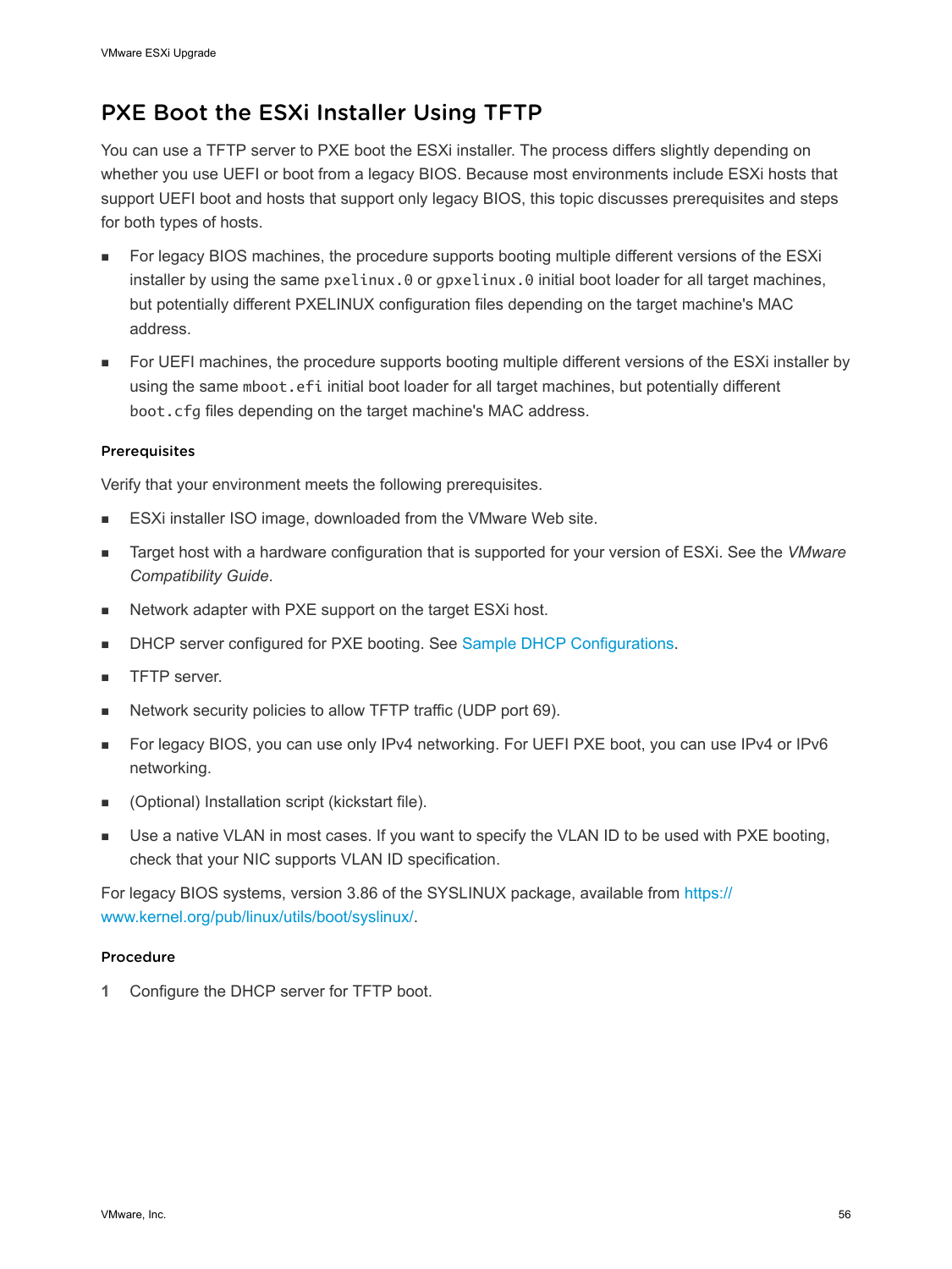# PXE Boot the ESXi Installer Using TFTP

You can use a TFTP server to PXE boot the ESXi installer. The process differs slightly depending on whether you use UEFI or boot from a legacy BIOS. Because most environments include ESXi hosts that support UEFI boot and hosts that support only legacy BIOS, this topic discusses prerequisites and steps for both types of hosts.

- For legacy BIOS machines, the procedure supports booting multiple different versions of the ESXi installer by using the same `pxelinux.0` or `gpxelinux.0` initial boot loader for all target machines, but potentially different PXELINUX configuration files depending on the target machine's MAC address.
- For UEFI machines, the procedure supports booting multiple different versions of the ESXi installer by using the same `mboot.efi` initial boot loader for all target machines, but potentially different `boot.cfg` files depending on the target machine's MAC address.

### Prerequisites

Verify that your environment meets the following prerequisites.

- ESXi installer ISO image, downloaded from the VMware Web site.
- Target host with a hardware configuration that is supported for your version of ESXi. See the *VMware Compatibility Guide*.
- Network adapter with PXE support on the target ESXi host.
- DHCP server configured for PXE booting. See Sample DHCP Configurations.
- TFTP server.
- Network security policies to allow TFTP traffic (UDP port 69).
- For legacy BIOS, you can use only IPv4 networking. For UEFI PXE boot, you can use IPv4 or IPv6 networking.
- (Optional) Installation script (kickstart file).
- Use a native VLAN in most cases. If you want to specify the VLAN ID to be used with PXE booting, check that your NIC supports VLAN ID specification.

For legacy BIOS systems, version 3.86 of the SYSLINUX package, available from https://www.kernel.org/pub/linux/utils/boot/syslinux/.

### Procedure

1 Configure the DHCP server for TFTP boot.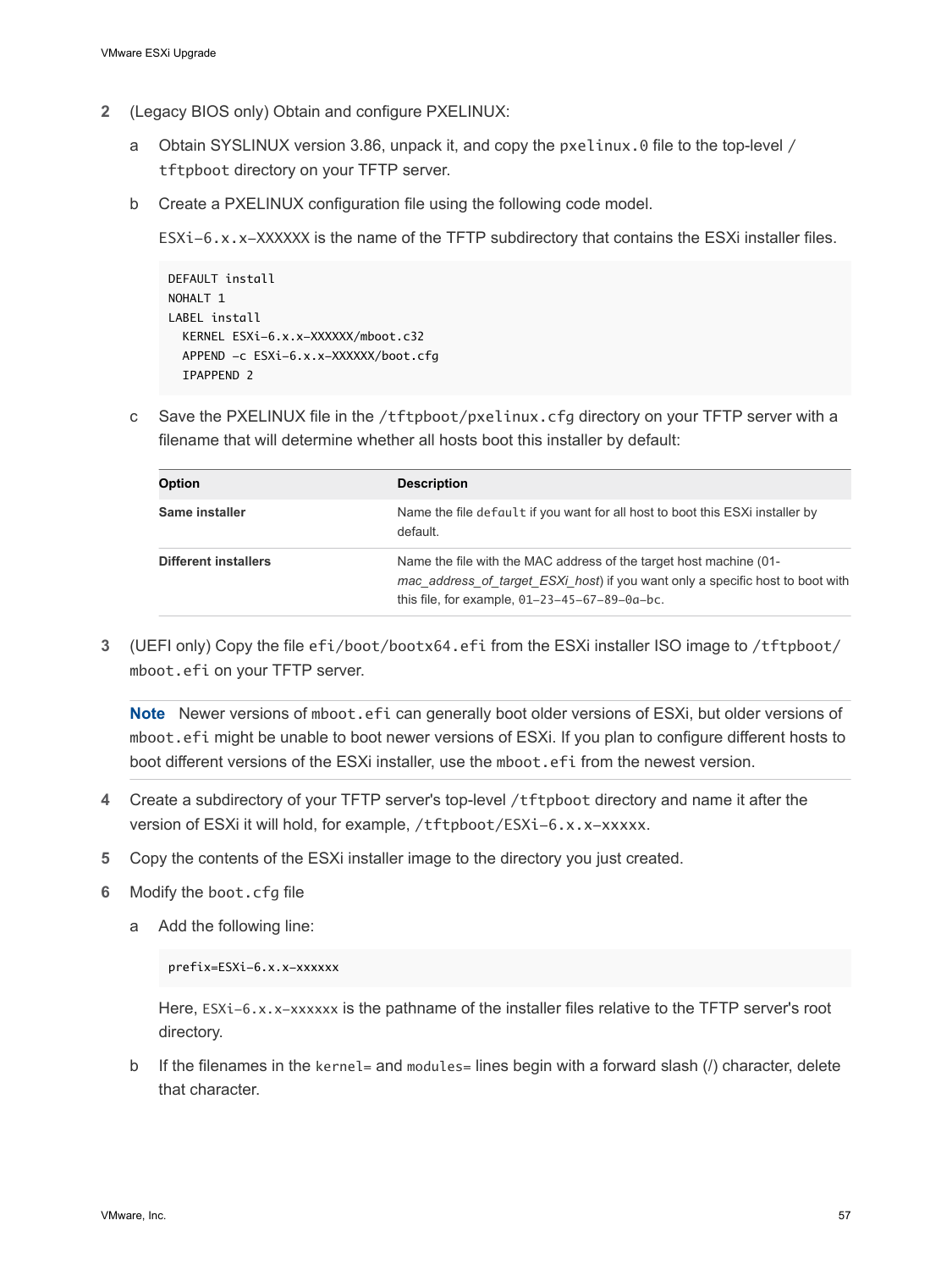2 (Legacy BIOS only) Obtain and configure PXELINUX:

   a Obtain SYSLINUX version 3.86, unpack it, and copy the `pxelinux.0` file to the top-level `/tftpboot` directory on your TFTP server.

   b Create a PXELINUX configuration file using the following code model.

   `ESXi-6.x.x-XXXXXX` is the name of the TFTP subdirectory that contains the ESXi installer files.

```
DEFAULT install
NOHALT 1
LABEL install
  KERNEL ESXi-6.x.x-XXXXXX/mboot.c32
  APPEND -c ESXi-6.x.x-XXXXXX/boot.cfg
  IPAPPEND 2
```

   c Save the PXELINUX file in the `/tftpboot/pxelinux.cfg` directory on your TFTP server with a filename that will determine whether all hosts boot this installer by default:

| Option | Description |
|---|---|
| **Same installer** | Name the file `default` if you want for all host to boot this ESXi installer by default. |
| **Different installers** | Name the file with the MAC address of the target host machine (01-*mac_address_of_target_ESXi_host*) if you want only a specific host to boot with this file, for example, `01-23-45-67-89-0a-bc`. |

3 (UEFI only) Copy the file `efi/boot/bootx64.efi` from the ESXi installer ISO image to `/tftpboot/mboot.efi` on your TFTP server.

**Note** Newer versions of `mboot.efi` can generally boot older versions of ESXi, but older versions of `mboot.efi` might be unable to boot newer versions of ESXi. If you plan to configure different hosts to boot different versions of the ESXi installer, use the `mboot.efi` from the newest version.

4 Create a subdirectory of your TFTP server's top-level `/tftpboot` directory and name it after the version of ESXi it will hold, for example, `/tftpboot/ESXi-6.x.x-xxxxx`.

5 Copy the contents of the ESXi installer image to the directory you just created.

6 Modify the `boot.cfg` file

   a Add the following line:

```
prefix=ESXi-6.x.x-xxxxxx
```

   Here, `ESXi-6.x.x-xxxxxx` is the pathname of the installer files relative to the TFTP server's root directory.

   b If the filenames in the `kernel=` and `modules=` lines begin with a forward slash (/) character, delete that character.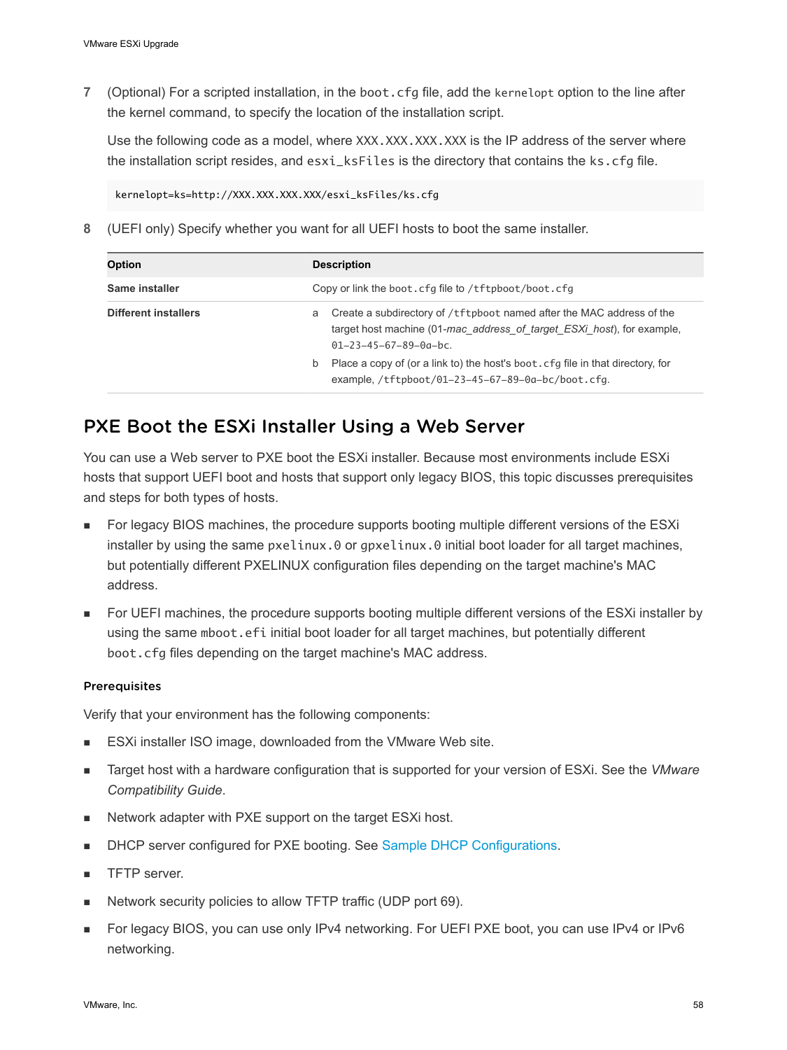7 (Optional) For a scripted installation, in the `boot.cfg` file, add the `kernelopt` option to the line after the kernel command, to specify the location of the installation script.

   Use the following code as a model, where `XXX.XXX.XXX.XXX` is the IP address of the server where the installation script resides, and `esxi_ksFiles` is the directory that contains the `ks.cfg` file.

   ```
   kernelopt=ks=http://XXX.XXX.XXX.XXX/esxi_ksFiles/ks.cfg
   ```

8 (UEFI only) Specify whether you want for all UEFI hosts to boot the same installer.

| Option | Description |
| --- | --- |
| **Same installer** | Copy or link the `boot.cfg` file to `/tftpboot/boot.cfg` |
| **Different installers** | a Create a subdirectory of `/tftpboot` named after the MAC address of the target host machine (01-*mac_address_of_target_ESXi_host*), for example, `01-23-45-67-89-0a-bc`.<br>b Place a copy of (or a link to) the host's `boot.cfg` file in that directory, for example, `/tftpboot/01-23-45-67-89-0a-bc/boot.cfg`. |

## PXE Boot the ESXi Installer Using a Web Server

You can use a Web server to PXE boot the ESXi installer. Because most environments include ESXi hosts that support UEFI boot and hosts that support only legacy BIOS, this topic discusses prerequisites and steps for both types of hosts.

- For legacy BIOS machines, the procedure supports booting multiple different versions of the ESXi installer by using the same `pxelinux.0` or `gpxelinux.0` initial boot loader for all target machines, but potentially different PXELINUX configuration files depending on the target machine's MAC address.
- For UEFI machines, the procedure supports booting multiple different versions of the ESXi installer by using the same `mboot.efi` initial boot loader for all target machines, but potentially different `boot.cfg` files depending on the target machine's MAC address.

### Prerequisites

Verify that your environment has the following components:

- ESXi installer ISO image, downloaded from the VMware Web site.
- Target host with a hardware configuration that is supported for your version of ESXi. See the *VMware Compatibility Guide*.
- Network adapter with PXE support on the target ESXi host.
- DHCP server configured for PXE booting. See Sample DHCP Configurations.
- TFTP server.
- Network security policies to allow TFTP traffic (UDP port 69).
- For legacy BIOS, you can use only IPv4 networking. For UEFI PXE boot, you can use IPv4 or IPv6 networking.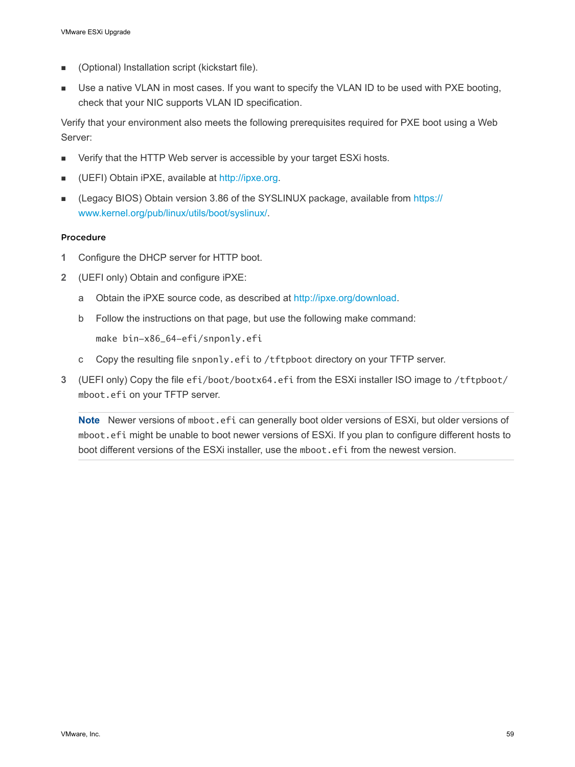- (Optional) Installation script (kickstart file).
- Use a native VLAN in most cases. If you want to specify the VLAN ID to be used with PXE booting, check that your NIC supports VLAN ID specification.

Verify that your environment also meets the following prerequisites required for PXE boot using a Web Server:

- Verify that the HTTP Web server is accessible by your target ESXi hosts.
- (UEFI) Obtain iPXE, available at http://ipxe.org.
- (Legacy BIOS) Obtain version 3.86 of the SYSLINUX package, available from https://www.kernel.org/pub/linux/utils/boot/syslinux/.

#### Procedure

1 Configure the DHCP server for HTTP boot.

2 (UEFI only) Obtain and configure iPXE:

   a Obtain the iPXE source code, as described at http://ipxe.org/download.

   b Follow the instructions on that page, but use the following make command:

   ```
   make bin-x86_64-efi/snponly.efi
   ```

   c Copy the resulting file `snponly.efi` to `/tftpboot` directory on your TFTP server.

3 (UEFI only) Copy the file `efi/boot/bootx64.efi` from the ESXi installer ISO image to `/tftpboot/mboot.efi` on your TFTP server.

   **Note** Newer versions of `mboot.efi` can generally boot older versions of ESXi, but older versions of `mboot.efi` might be unable to boot newer versions of ESXi. If you plan to configure different hosts to boot different versions of the ESXi installer, use the `mboot.efi` from the newest version.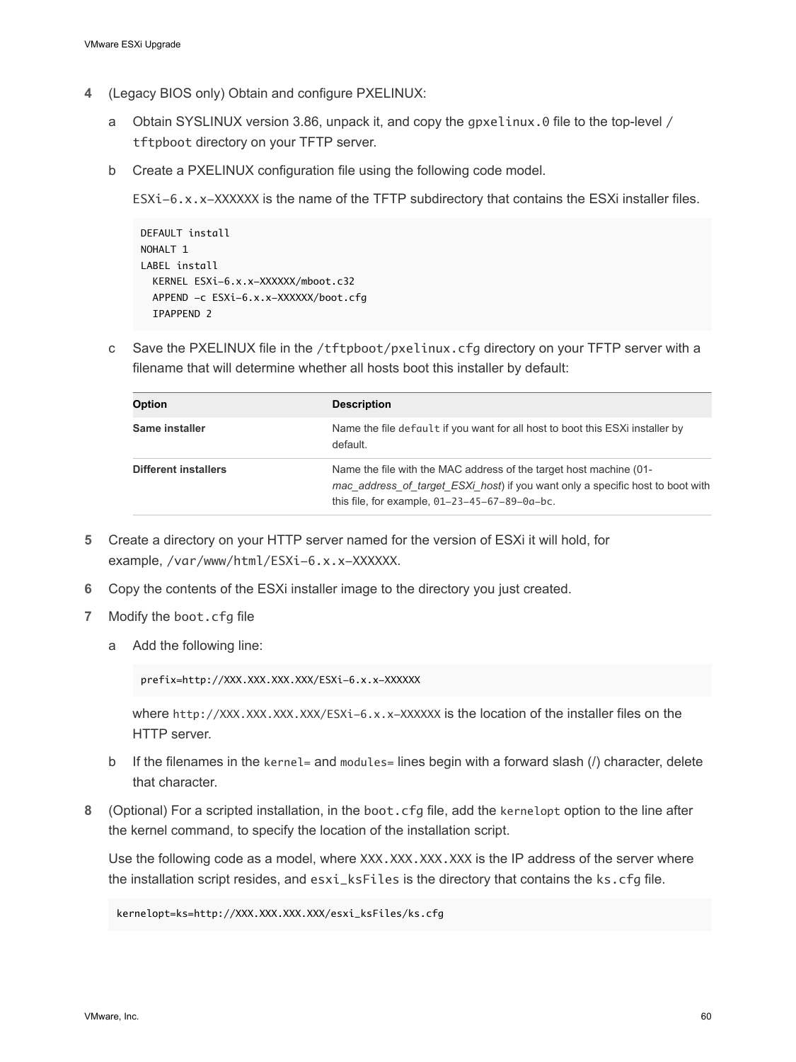4 (Legacy BIOS only) Obtain and configure PXELINUX:

   a Obtain SYSLINUX version 3.86, unpack it, and copy the `gpxelinux.0` file to the top-level `/tftpboot` directory on your TFTP server.

   b Create a PXELINUX configuration file using the following code model.

      `ESXi-6.x.x-XXXXXX` is the name of the TFTP subdirectory that contains the ESXi installer files.

```
DEFAULT install
NOHALT 1
LABEL install
  KERNEL ESXi-6.x.x-XXXXXX/mboot.c32
  APPEND -c ESXi-6.x.x-XXXXXX/boot.cfg
  IPAPPEND 2
```

   c Save the PXELINUX file in the `/tftpboot/pxelinux.cfg` directory on your TFTP server with a filename that will determine whether all hosts boot this installer by default:

| Option | Description |
| --- | --- |
| **Same installer** | Name the file `default` if you want for all host to boot this ESXi installer by default. |
| **Different installers** | Name the file with the MAC address of the target host machine (01-*mac_address_of_target_ESXi_host*) if you want only a specific host to boot with this file, for example, `01-23-45-67-89-0a-bc`. |

5 Create a directory on your HTTP server named for the version of ESXi it will hold, for example, `/var/www/html/ESXi-6.x.x-XXXXXX`.

6 Copy the contents of the ESXi installer image to the directory you just created.

7 Modify the `boot.cfg` file

   a Add the following line:

```
prefix=http://XXX.XXX.XXX.XXX/ESXi-6.x.x-XXXXXX
```

      where `http://XXX.XXX.XXX.XXX/ESXi-6.x.x-XXXXXX` is the location of the installer files on the HTTP server.

   b If the filenames in the `kernel=` and `modules=` lines begin with a forward slash (/) character, delete that character.

8 (Optional) For a scripted installation, in the `boot.cfg` file, add the `kernelopt` option to the line after the kernel command, to specify the location of the installation script.

   Use the following code as a model, where `XXX.XXX.XXX.XXX` is the IP address of the server where the installation script resides, and `esxi_ksFiles` is the directory that contains the `ks.cfg` file.

```
kernelopt=ks=http://XXX.XXX.XXX.XXX/esxi_ksFiles/ks.cfg
```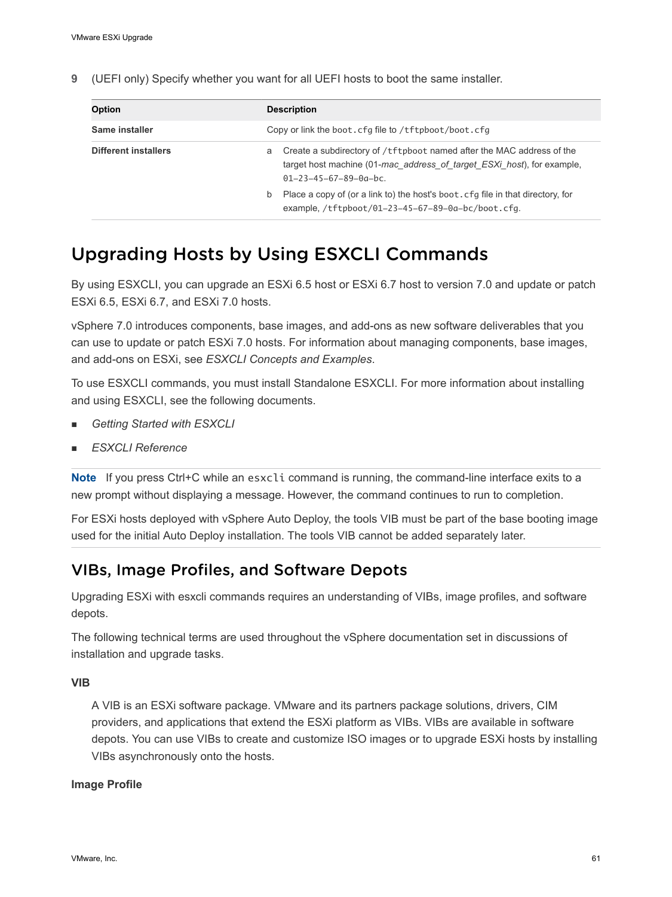9 (UEFI only) Specify whether you want for all UEFI hosts to boot the same installer.

| Option | Description |
| --- | --- |
| **Same installer** | Copy or link the `boot.cfg` file to `/tftpboot/boot.cfg` |
| **Different installers** | a Create a subdirectory of `/tftpboot` named after the MAC address of the target host machine (01-*mac_address_of_target_ESXi_host*), for example, `01-23-45-67-89-0a-bc`. <br> b Place a copy of (or a link to) the host's `boot.cfg` file in that directory, for example, `/tftpboot/01-23-45-67-89-0a-bc/boot.cfg`. |

# Upgrading Hosts by Using ESXCLI Commands

By using ESXCLI, you can upgrade an ESXi 6.5 host or ESXi 6.7 host to version 7.0 and update or patch ESXi 6.5, ESXi 6.7, and ESXi 7.0 hosts.

vSphere 7.0 introduces components, base images, and add-ons as new software deliverables that you can use to update or patch ESXi 7.0 hosts. For information about managing components, base images, and add-ons on ESXi, see *ESXCLI Concepts and Examples*.

To use ESXCLI commands, you must install Standalone ESXCLI. For more information about installing and using ESXCLI, see the following documents.

- *Getting Started with ESXCLI*
- *ESXCLI Reference*

**Note** If you press Ctrl+C while an `esxcli` command is running, the command-line interface exits to a new prompt without displaying a message. However, the command continues to run to completion.

For ESXi hosts deployed with vSphere Auto Deploy, the tools VIB must be part of the base booting image used for the initial Auto Deploy installation. The tools VIB cannot be added separately later.

## VIBs, Image Profiles, and Software Depots

Upgrading ESXi with esxcli commands requires an understanding of VIBs, image profiles, and software depots.

The following technical terms are used throughout the vSphere documentation set in discussions of installation and upgrade tasks.

**VIB**

A VIB is an ESXi software package. VMware and its partners package solutions, drivers, CIM providers, and applications that extend the ESXi platform as VIBs. VIBs are available in software depots. You can use VIBs to create and customize ISO images or to upgrade ESXi hosts by installing VIBs asynchronously onto the hosts.

**Image Profile**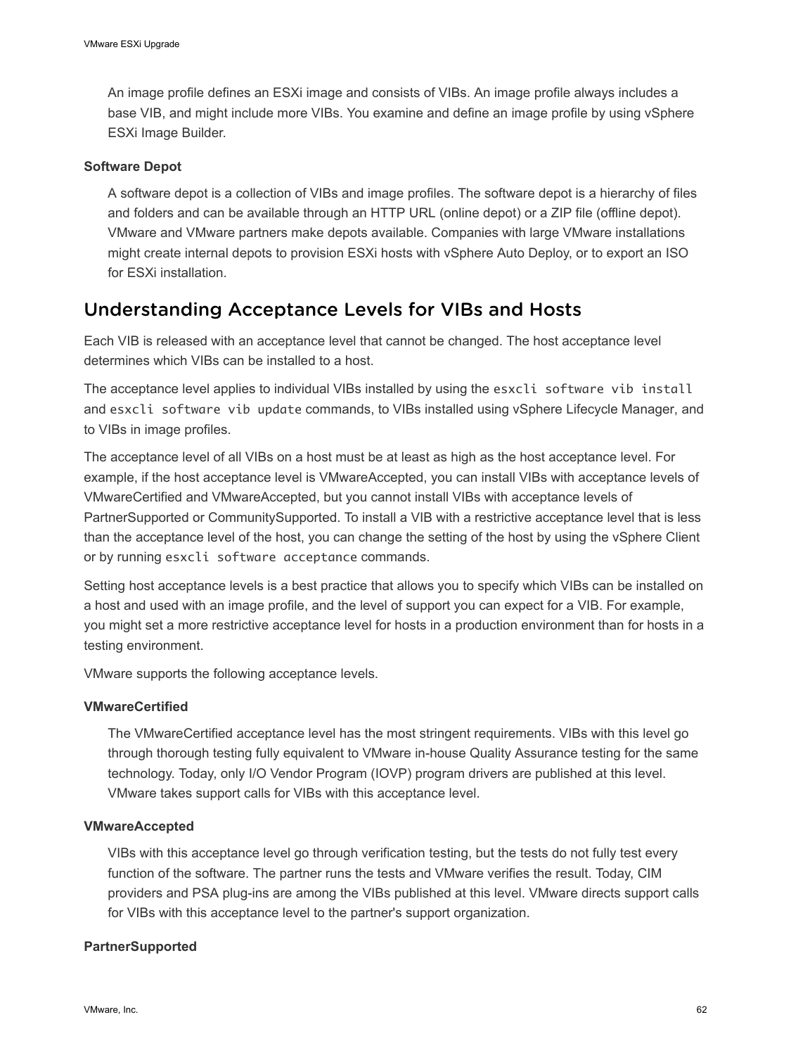An image profile defines an ESXi image and consists of VIBs. An image profile always includes a base VIB, and might include more VIBs. You examine and define an image profile by using vSphere ESXi Image Builder.

**Software Depot**

A software depot is a collection of VIBs and image profiles. The software depot is a hierarchy of files and folders and can be available through an HTTP URL (online depot) or a ZIP file (offline depot). VMware and VMware partners make depots available. Companies with large VMware installations might create internal depots to provision ESXi hosts with vSphere Auto Deploy, or to export an ISO for ESXi installation.

## Understanding Acceptance Levels for VIBs and Hosts

Each VIB is released with an acceptance level that cannot be changed. The host acceptance level determines which VIBs can be installed to a host.

The acceptance level applies to individual VIBs installed by using the `esxcli software vib install` and `esxcli software vib update` commands, to VIBs installed using vSphere Lifecycle Manager, and to VIBs in image profiles.

The acceptance level of all VIBs on a host must be at least as high as the host acceptance level. For example, if the host acceptance level is VMwareAccepted, you can install VIBs with acceptance levels of VMwareCertified and VMwareAccepted, but you cannot install VIBs with acceptance levels of PartnerSupported or CommunitySupported. To install a VIB with a restrictive acceptance level that is less than the acceptance level of the host, you can change the setting of the host by using the vSphere Client or by running `esxcli software acceptance` commands.

Setting host acceptance levels is a best practice that allows you to specify which VIBs can be installed on a host and used with an image profile, and the level of support you can expect for a VIB. For example, you might set a more restrictive acceptance level for hosts in a production environment than for hosts in a testing environment.

VMware supports the following acceptance levels.

**VMwareCertified**

The VMwareCertified acceptance level has the most stringent requirements. VIBs with this level go through thorough testing fully equivalent to VMware in-house Quality Assurance testing for the same technology. Today, only I/O Vendor Program (IOVP) program drivers are published at this level. VMware takes support calls for VIBs with this acceptance level.

**VMwareAccepted**

VIBs with this acceptance level go through verification testing, but the tests do not fully test every function of the software. The partner runs the tests and VMware verifies the result. Today, CIM providers and PSA plug-ins are among the VIBs published at this level. VMware directs support calls for VIBs with this acceptance level to the partner's support organization.

**PartnerSupported**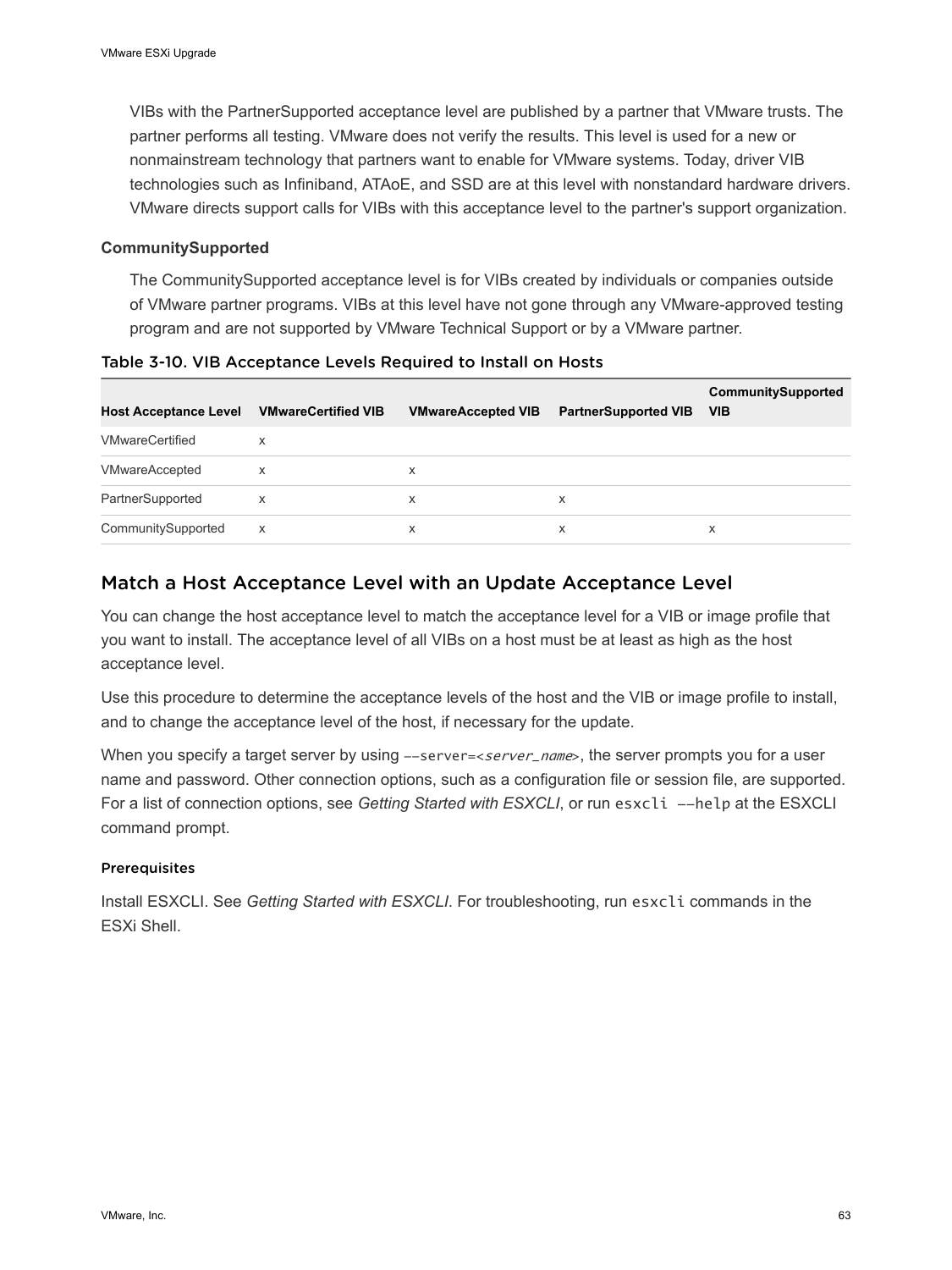VIBs with the PartnerSupported acceptance level are published by a partner that VMware trusts. The partner performs all testing. VMware does not verify the results. This level is used for a new or nonmainstream technology that partners want to enable for VMware systems. Today, driver VIB technologies such as Infiniband, ATAoE, and SSD are at this level with nonstandard hardware drivers. VMware directs support calls for VIBs with this acceptance level to the partner's support organization.

**CommunitySupported**

The CommunitySupported acceptance level is for VIBs created by individuals or companies outside of VMware partner programs. VIBs at this level have not gone through any VMware-approved testing program and are not supported by VMware Technical Support or by a VMware partner.

Table 3-10. VIB Acceptance Levels Required to Install on Hosts

| Host Acceptance Level | VMwareCertified VIB | VMwareAccepted VIB | PartnerSupported VIB | CommunitySupported VIB |
| --- | --- | --- | --- | --- |
| VMwareCertified | x | | | |
| VMwareAccepted | x | x | | |
| PartnerSupported | x | x | x | |
| CommunitySupported | x | x | x | x |

## Match a Host Acceptance Level with an Update Acceptance Level

You can change the host acceptance level to match the acceptance level for a VIB or image profile that you want to install. The acceptance level of all VIBs on a host must be at least as high as the host acceptance level.

Use this procedure to determine the acceptance levels of the host and the VIB or image profile to install, and to change the acceptance level of the host, if necessary for the update.

When you specify a target server by using `--server=<server_name>`, the server prompts you for a user name and password. Other connection options, such as a configuration file or session file, are supported. For a list of connection options, see *Getting Started with ESXCLI*, or run `esxcli --help` at the ESXCLI command prompt.

#### Prerequisites

Install ESXCLI. See *Getting Started with ESXCLI*. For troubleshooting, run `esxcli` commands in the ESXi Shell.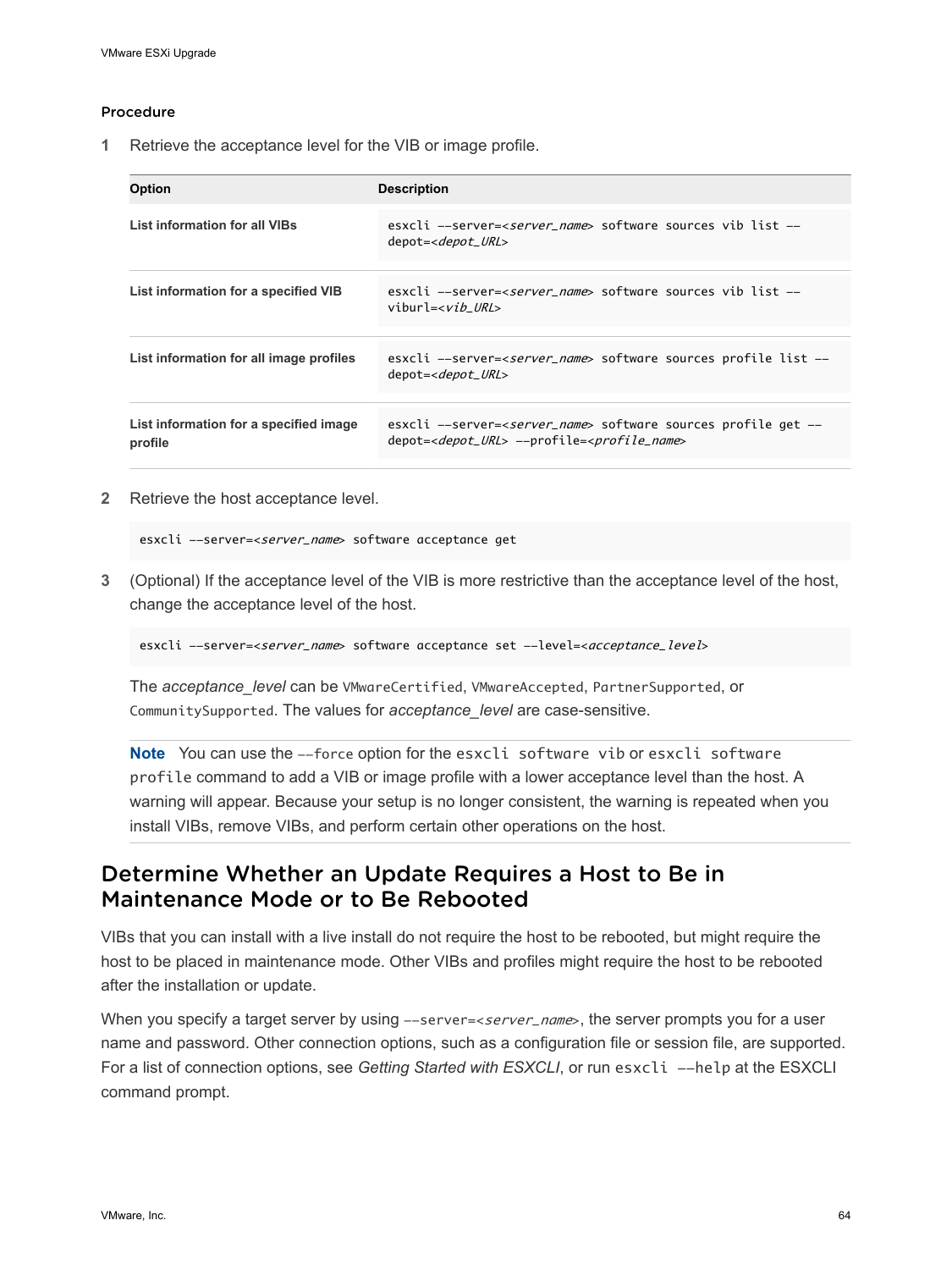#### Procedure

1 Retrieve the acceptance level for the VIB or image profile.

| Option | Description |
| --- | --- |
| **List information for all VIBs** | `esxcli --server=<server_name> software sources vib list --depot=<depot_URL>` |
| **List information for a specified VIB** | `esxcli --server=<server_name> software sources vib list --viburl=<vib_URL>` |
| **List information for all image profiles** | `esxcli --server=<server_name> software sources profile list --depot=<depot_URL>` |
| **List information for a specified image profile** | `esxcli --server=<server_name> software sources profile get --depot=<depot_URL> --profile=<profile_name>` |

2 Retrieve the host acceptance level.

```
esxcli --server=<server_name> software acceptance get
```

3 (Optional) If the acceptance level of the VIB is more restrictive than the acceptance level of the host, change the acceptance level of the host.

```
esxcli --server=<server_name> software acceptance set --level=<acceptance_level>
```

The *acceptance_level* can be `VMwareCertified`, `VMwareAccepted`, `PartnerSupported`, or `CommunitySupported`. The values for *acceptance_level* are case-sensitive.

**Note** You can use the `--force` option for the `esxcli software vib` or `esxcli software profile` command to add a VIB or image profile with a lower acceptance level than the host. A warning will appear. Because your setup is no longer consistent, the warning is repeated when you install VIBs, remove VIBs, and perform certain other operations on the host.

## Determine Whether an Update Requires a Host to Be in Maintenance Mode or to Be Rebooted

VIBs that you can install with a live install do not require the host to be rebooted, but might require the host to be placed in maintenance mode. Other VIBs and profiles might require the host to be rebooted after the installation or update.

When you specify a target server by using `--server=<server_name>`, the server prompts you for a user name and password. Other connection options, such as a configuration file or session file, are supported. For a list of connection options, see *Getting Started with ESXCLI*, or run `esxcli --help` at the ESXCLI command prompt.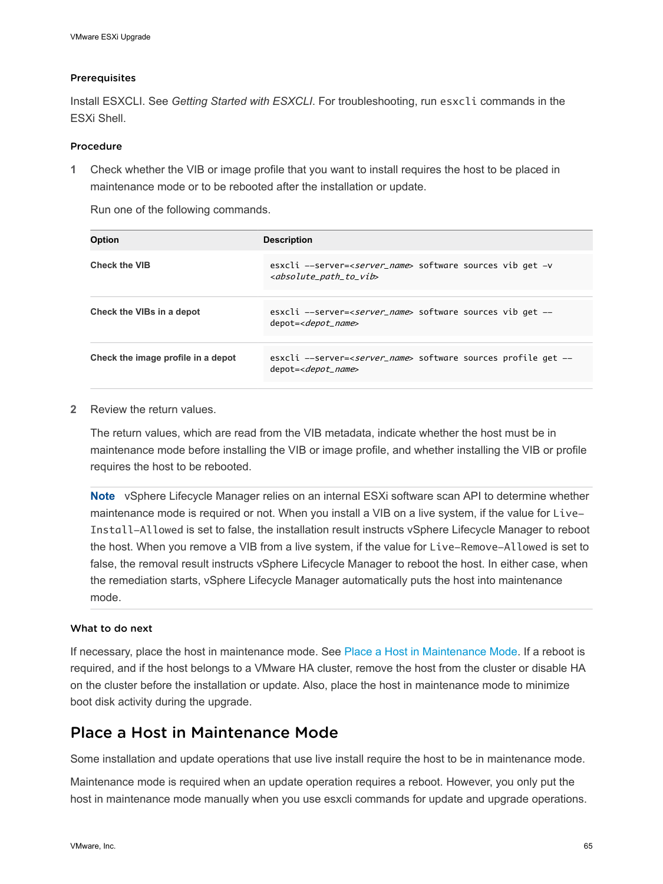### Prerequisites

Install ESXCLI. See *Getting Started with ESXCLI*. For troubleshooting, run `esxcli` commands in the ESXi Shell.

### Procedure

**1** Check whether the VIB or image profile that you want to install requires the host to be placed in maintenance mode or to be rebooted after the installation or update.

Run one of the following commands.

| Option | Description |
| --- | --- |
| **Check the VIB** | `esxcli --server=<server_name> software sources vib get -v <absolute_path_to_vib>` |
| **Check the VIBs in a depot** | `esxcli --server=<server_name> software sources vib get --depot=<depot_name>` |
| **Check the image profile in a depot** | `esxcli --server=<server_name> software sources profile get --depot=<depot_name>` |

**2** Review the return values.

The return values, which are read from the VIB metadata, indicate whether the host must be in maintenance mode before installing the VIB or image profile, and whether installing the VIB or profile requires the host to be rebooted.

**Note** vSphere Lifecycle Manager relies on an internal ESXi software scan API to determine whether maintenance mode is required or not. When you install a VIB on a live system, if the value for `Live-Install-Allowed` is set to false, the installation result instructs vSphere Lifecycle Manager to reboot the host. When you remove a VIB from a live system, if the value for `Live-Remove-Allowed` is set to false, the removal result instructs vSphere Lifecycle Manager to reboot the host. In either case, when the remediation starts, vSphere Lifecycle Manager automatically puts the host into maintenance mode.

### What to do next

If necessary, place the host in maintenance mode. See Place a Host in Maintenance Mode. If a reboot is required, and if the host belongs to a VMware HA cluster, remove the host from the cluster or disable HA on the cluster before the installation or update. Also, place the host in maintenance mode to minimize boot disk activity during the upgrade.

## Place a Host in Maintenance Mode

Some installation and update operations that use live install require the host to be in maintenance mode.

Maintenance mode is required when an update operation requires a reboot. However, you only put the host in maintenance mode manually when you use esxcli commands for update and upgrade operations.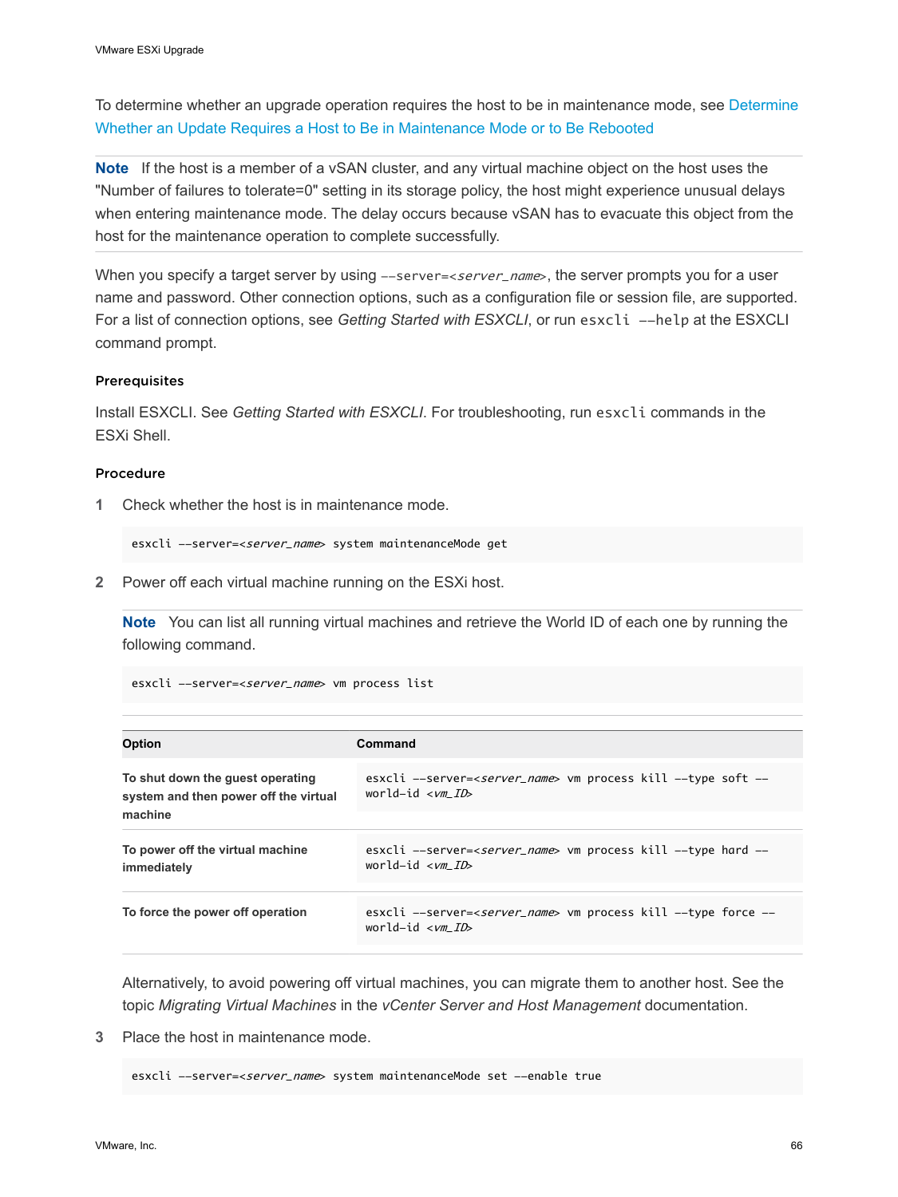To determine whether an upgrade operation requires the host to be in maintenance mode, see Determine Whether an Update Requires a Host to Be in Maintenance Mode or to Be Rebooted

**Note** If the host is a member of a vSAN cluster, and any virtual machine object on the host uses the "Number of failures to tolerate=0" setting in its storage policy, the host might experience unusual delays when entering maintenance mode. The delay occurs because vSAN has to evacuate this object from the host for the maintenance operation to complete successfully.

When you specify a target server by using `--server=<server_name>`, the server prompts you for a user name and password. Other connection options, such as a configuration file or session file, are supported. For a list of connection options, see *Getting Started with ESXCLI*, or run `esxcli --help` at the ESXCLI command prompt.

### Prerequisites

Install ESXCLI. See *Getting Started with ESXCLI*. For troubleshooting, run `esxcli` commands in the ESXi Shell.

### Procedure

1 Check whether the host is in maintenance mode.

```
esxcli --server=<server_name> system maintenanceMode get
```

2 Power off each virtual machine running on the ESXi host.

**Note** You can list all running virtual machines and retrieve the World ID of each one by running the following command.

```
esxcli --server=<server_name> vm process list
```

| Option | Command |
| --- | --- |
| **To shut down the guest operating system and then power off the virtual machine** | `esxcli --server=<server_name> vm process kill --type soft --world-id <vm_ID>` |
| **To power off the virtual machine immediately** | `esxcli --server=<server_name> vm process kill --type hard --world-id <vm_ID>` |
| **To force the power off operation** | `esxcli --server=<server_name> vm process kill --type force --world-id <vm_ID>` |

Alternatively, to avoid powering off virtual machines, you can migrate them to another host. See the topic *Migrating Virtual Machines* in the *vCenter Server and Host Management* documentation.

3 Place the host in maintenance mode.

```
esxcli --server=<server_name> system maintenanceMode set --enable true
```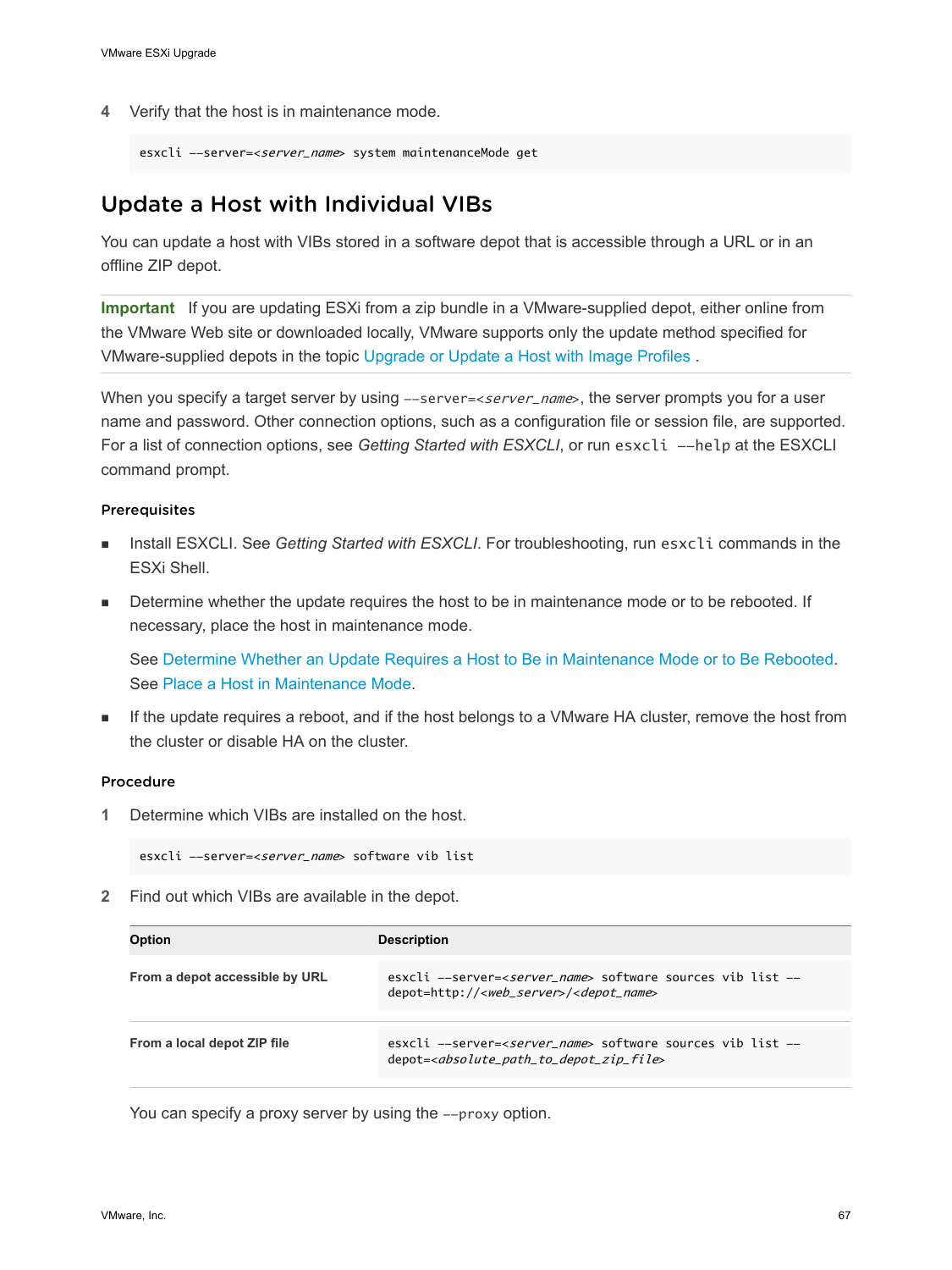4 Verify that the host is in maintenance mode.

```
esxcli --server=<server_name> system maintenanceMode get
```

## Update a Host with Individual VIBs

You can update a host with VIBs stored in a software depot that is accessible through a URL or in an offline ZIP depot.

**Important** If you are updating ESXi from a zip bundle in a VMware-supplied depot, either online from the VMware Web site or downloaded locally, VMware supports only the update method specified for VMware-supplied depots in the topic Upgrade or Update a Host with Image Profiles .

When you specify a target server by using `--server=<server_name>`, the server prompts you for a user name and password. Other connection options, such as a configuration file or session file, are supported. For a list of connection options, see *Getting Started with ESXCLI*, or run `esxcli --help` at the ESXCLI command prompt.

### Prerequisites

- Install ESXCLI. See *Getting Started with ESXCLI*. For troubleshooting, run `esxcli` commands in the ESXi Shell.
- Determine whether the update requires the host to be in maintenance mode or to be rebooted. If necessary, place the host in maintenance mode.

  See Determine Whether an Update Requires a Host to Be in Maintenance Mode or to Be Rebooted. See Place a Host in Maintenance Mode.
- If the update requires a reboot, and if the host belongs to a VMware HA cluster, remove the host from the cluster or disable HA on the cluster.

### Procedure

1 Determine which VIBs are installed on the host.

```
esxcli --server=<server_name> software vib list
```

2 Find out which VIBs are available in the depot.

| Option | Description |
| --- | --- |
| **From a depot accessible by URL** | `esxcli --server=<server_name> software sources vib list --depot=http://<web_server>/<depot_name>` |
| **From a local depot ZIP file** | `esxcli --server=<server_name> software sources vib list --depot=<absolute_path_to_depot_zip_file>` |

You can specify a proxy server by using the `--proxy` option.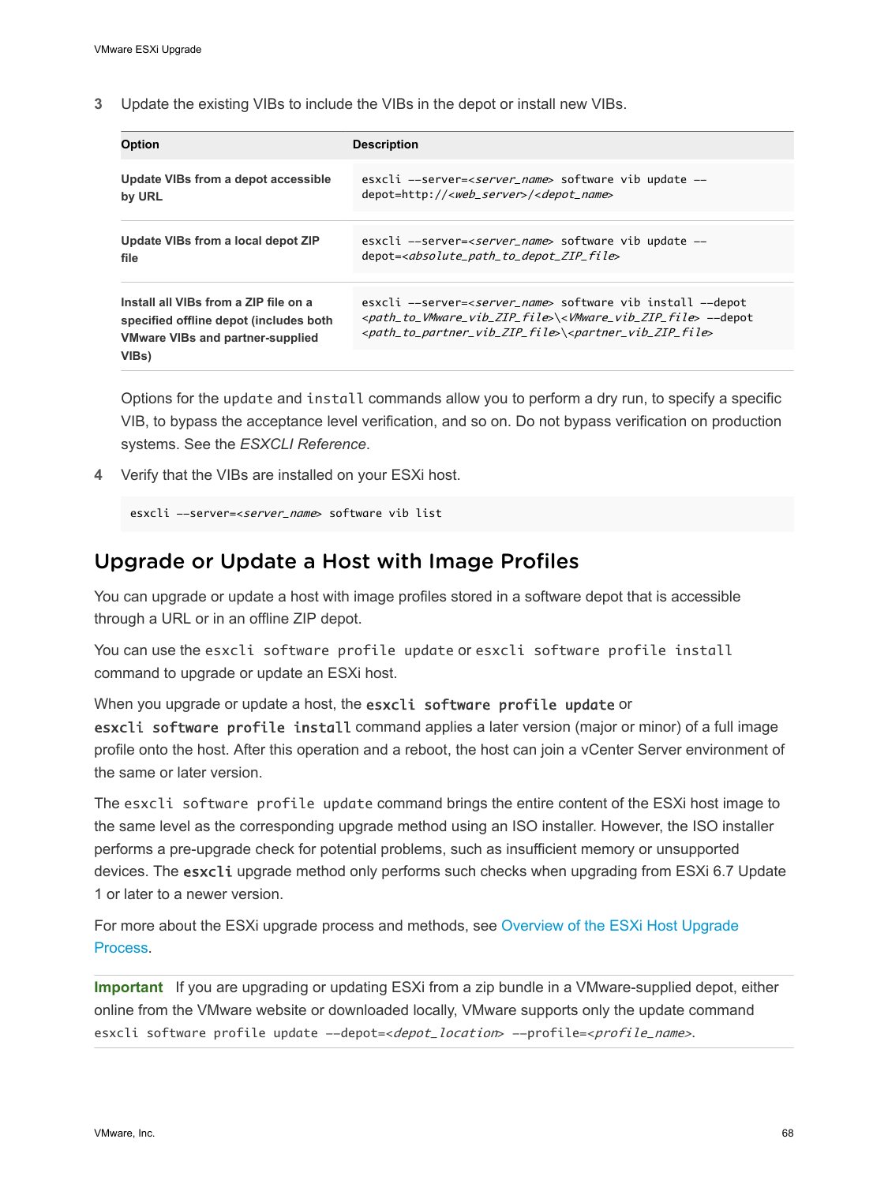3 Update the existing VIBs to include the VIBs in the depot or install new VIBs.

| Option | Description |
| --- | --- |
| **Update VIBs from a depot accessible by URL** | `esxcli --server=<server_name> software vib update --depot=http://<web_server>/<depot_name>` |
| **Update VIBs from a local depot ZIP file** | `esxcli --server=<server_name> software vib update --depot=<absolute_path_to_depot_ZIP_file>` |
| **Install all VIBs from a ZIP file on a specified offline depot (includes both VMware VIBs and partner-supplied VIBs)** | `esxcli --server=<server_name> software vib install --depot <path_to_VMware_vib_ZIP_file>\<VMware_vib_ZIP_file> --depot <path_to_partner_vib_ZIP_file>\<partner_vib_ZIP_file>` |

Options for the `update` and `install` commands allow you to perform a dry run, to specify a specific VIB, to bypass the acceptance level verification, and so on. Do not bypass verification on production systems. See the *ESXCLI Reference*.

4 Verify that the VIBs are installed on your ESXi host.

```
esxcli --server=<server_name> software vib list
```

## Upgrade or Update a Host with Image Profiles

You can upgrade or update a host with image profiles stored in a software depot that is accessible through a URL or in an offline ZIP depot.

You can use the `esxcli software profile update` or `esxcli software profile install` command to upgrade or update an ESXi host.

When you upgrade or update a host, the **`esxcli software profile update`** or **`esxcli software profile install`** command applies a later version (major or minor) of a full image profile onto the host. After this operation and a reboot, the host can join a vCenter Server environment of the same or later version.

The `esxcli software profile update` command brings the entire content of the ESXi host image to the same level as the corresponding upgrade method using an ISO installer. However, the ISO installer performs a pre-upgrade check for potential problems, such as insufficient memory or unsupported devices. The **`esxcli`** upgrade method only performs such checks when upgrading from ESXi 6.7 Update 1 or later to a newer version.

For more about the ESXi upgrade process and methods, see Overview of the ESXi Host Upgrade Process.

**Important** If you are upgrading or updating ESXi from a zip bundle in a VMware-supplied depot, either online from the VMware website or downloaded locally, VMware supports only the update command `esxcli software profile update --depot=<depot_location> --profile=<profile_name>`.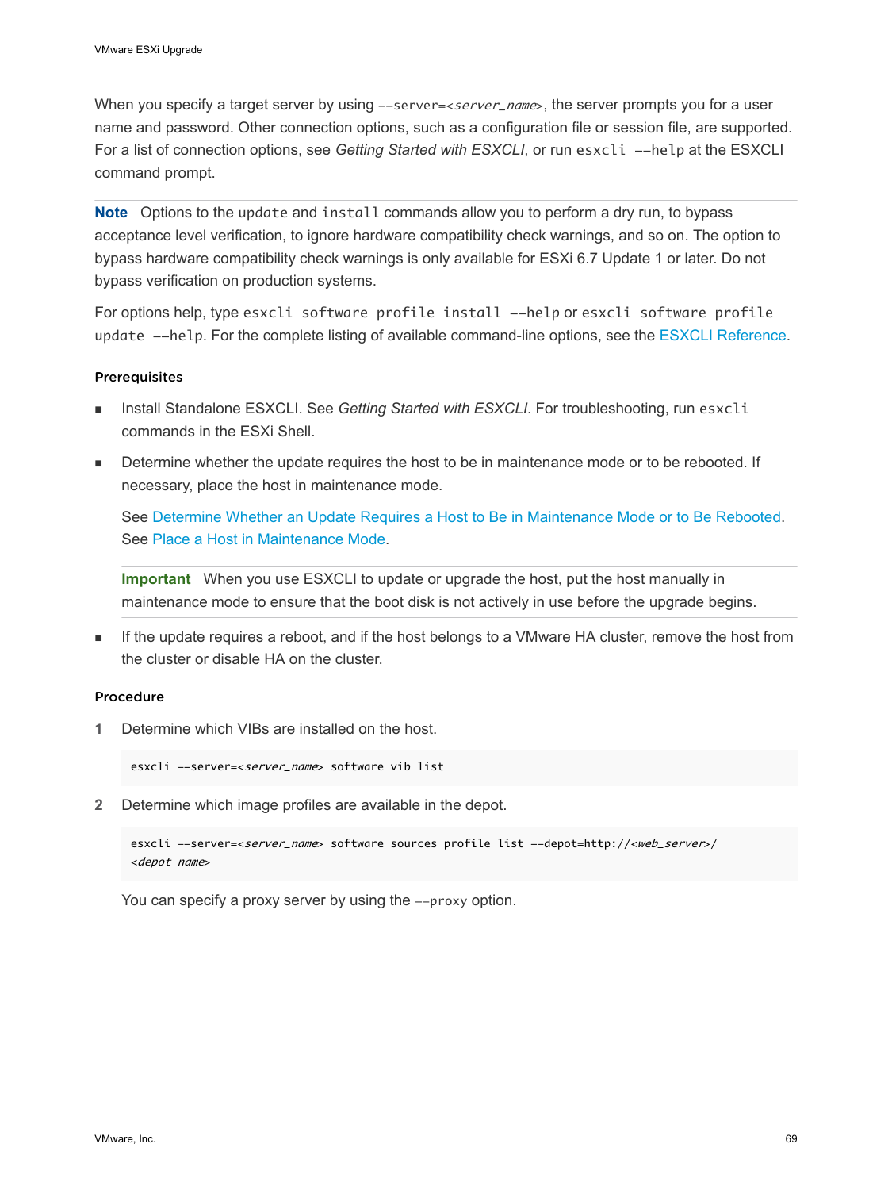When you specify a target server by using `--server=<server_name>`, the server prompts you for a user name and password. Other connection options, such as a configuration file or session file, are supported. For a list of connection options, see *Getting Started with ESXCLI*, or run `esxcli --help` at the ESXCLI command prompt.

---

**Note** Options to the `update` and `install` commands allow you to perform a dry run, to bypass acceptance level verification, to ignore hardware compatibility check warnings, and so on. The option to bypass hardware compatibility check warnings is only available for ESXi 6.7 Update 1 or later. Do not bypass verification on production systems.

For options help, type `esxcli software profile install --help` or `esxcli software profile update --help`. For the complete listing of available command-line options, see the ESXCLI Reference.

---

#### Prerequisites

- Install Standalone ESXCLI. See *Getting Started with ESXCLI*. For troubleshooting, run `esxcli` commands in the ESXi Shell.
- Determine whether the update requires the host to be in maintenance mode or to be rebooted. If necessary, place the host in maintenance mode.

  See Determine Whether an Update Requires a Host to Be in Maintenance Mode or to Be Rebooted. See Place a Host in Maintenance Mode.

  ---

  **Important** When you use ESXCLI to update or upgrade the host, put the host manually in maintenance mode to ensure that the boot disk is not actively in use before the upgrade begins.

  ---

- If the update requires a reboot, and if the host belongs to a VMware HA cluster, remove the host from the cluster or disable HA on the cluster.

#### Procedure

1. Determine which VIBs are installed on the host.

   ```
   esxcli --server=<server_name> software vib list
   ```

2. Determine which image profiles are available in the depot.

   ```
   esxcli --server=<server_name> software sources profile list --depot=http://<web_server>/
   <depot_name>
   ```

   You can specify a proxy server by using the `--proxy` option.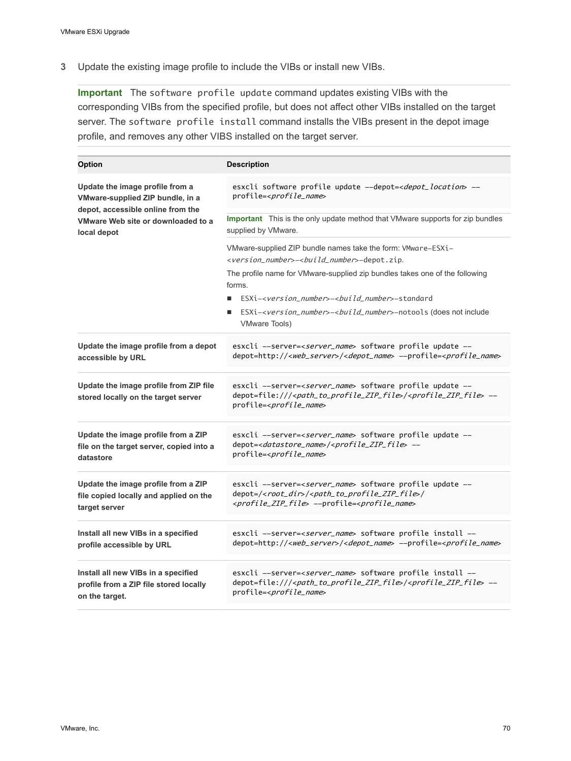3 Update the existing image profile to include the VIBs or install new VIBs.

**Important** The `software profile update` command updates existing VIBs with the corresponding VIBs from the specified profile, but does not affect other VIBs installed on the target server. The `software profile install` command installs the VIBs present in the depot image profile, and removes any other VIBS installed on the target server.

| Option | Description |
| --- | --- |
| **Update the image profile from a VMware-supplied ZIP bundle, in a depot, accessible online from the VMware Web site or downloaded to a local depot** | `esxcli software profile update --depot=<depot_location> --profile=<profile_name>` <br><br> **Important** This is the only update method that VMware supports for zip bundles supplied by VMware. <br><br> VMware-supplied ZIP bundle names take the form: `VMware-ESXi-<version_number>-<build_number>-depot.zip`. <br><br> The profile name for VMware-supplied zip bundles takes one of the following forms. <br> ■ `ESXi-<version_number>-<build_number>-standard` <br> ■ `ESXi-<version_number>-<build_number>-notools` (does not include VMware Tools) |
| **Update the image profile from a depot accessible by URL** | `esxcli --server=<server_name> software profile update --depot=http://<web_server>/<depot_name> --profile=<profile_name>` |
| **Update the image profile from ZIP file stored locally on the target server** | `esxcli --server=<server_name> software profile update --depot=file:///<path_to_profile_ZIP_file>/<profile_ZIP_file> --profile=<profile_name>` |
| **Update the image profile from a ZIP file on the target server, copied into a datastore** | `esxcli --server=<server_name> software profile update --depot=<datastore_name>/<profile_ZIP_file> --profile=<profile_name>` |
| **Update the image profile from a ZIP file copied locally and applied on the target server** | `esxcli --server=<server_name> software profile update --depot=/<root_dir>/<path_to_profile_ZIP_file>/<profile_ZIP_file> --profile=<profile_name>` |
| **Install all new VIBs in a specified profile accessible by URL** | `esxcli --server=<server_name> software profile install --depot=http://<web_server>/<depot_name> --profile=<profile_name>` |
| **Install all new VIBs in a specified profile from a ZIP file stored locally on the target.** | `esxcli --server=<server_name> software profile install --depot=file:///<path_to_profile_ZIP_file>/<profile_ZIP_file> --profile=<profile_name>` |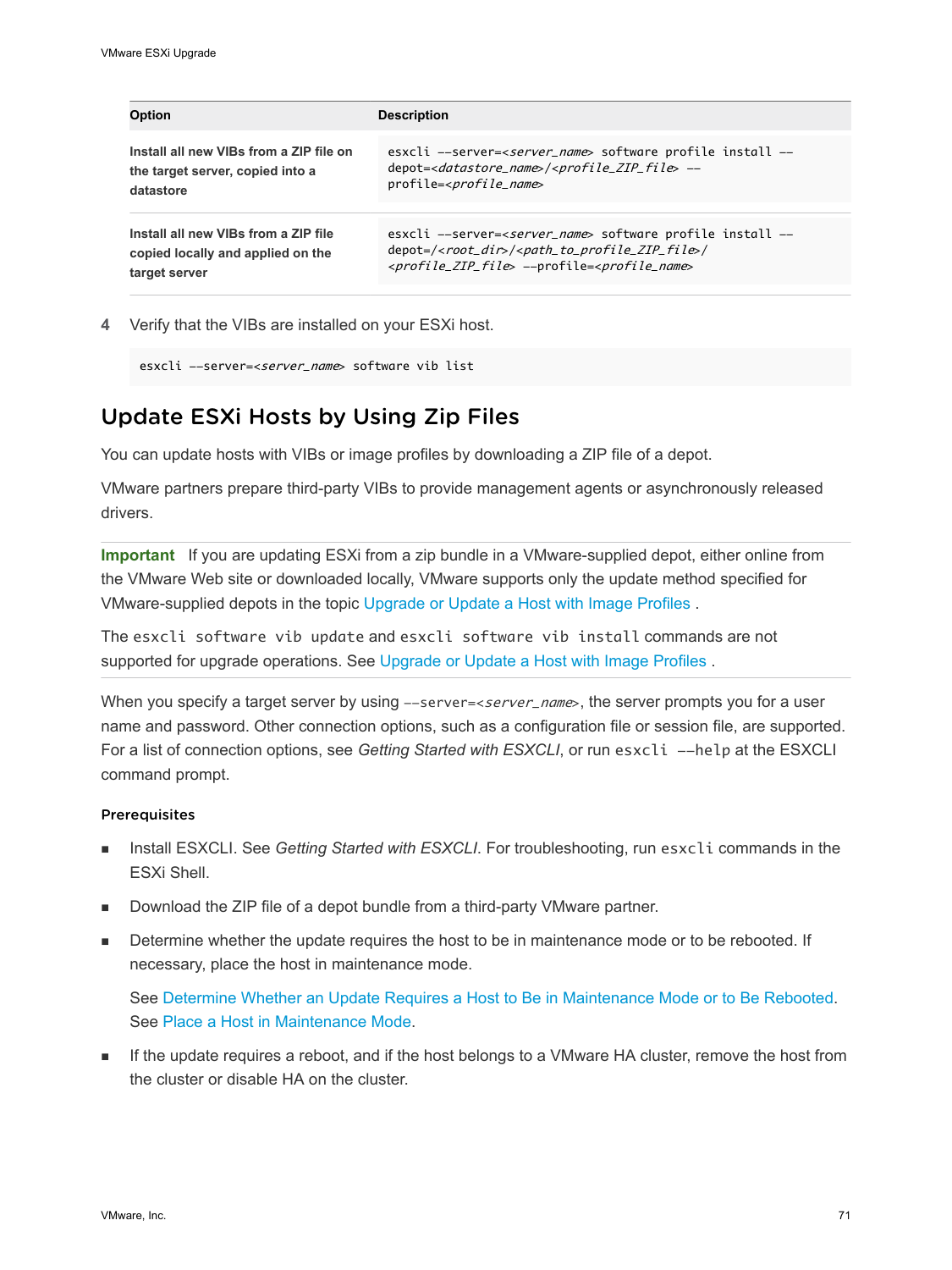| Option | Description |
| --- | --- |
| Install all new VIBs from a ZIP file on the target server, copied into a datastore | `esxcli --server=<server_name> software profile install --depot=<datastore_name>/<profile_ZIP_file> --profile=<profile_name>` |
| Install all new VIBs from a ZIP file copied locally and applied on the target server | `esxcli --server=<server_name> software profile install --depot=/<root_dir>/<path_to_profile_ZIP_file>/<profile_ZIP_file> --profile=<profile_name>` |

4 Verify that the VIBs are installed on your ESXi host.

```
esxcli --server=<server_name> software vib list
```

## Update ESXi Hosts by Using Zip Files

You can update hosts with VIBs or image profiles by downloading a ZIP file of a depot.

VMware partners prepare third-party VIBs to provide management agents or asynchronously released drivers.

**Important** If you are updating ESXi from a zip bundle in a VMware-supplied depot, either online from the VMware Web site or downloaded locally, VMware supports only the update method specified for VMware-supplied depots in the topic Upgrade or Update a Host with Image Profiles .

The `esxcli software vib update` and `esxcli software vib install` commands are not supported for upgrade operations. See Upgrade or Update a Host with Image Profiles .

When you specify a target server by using `--server=<server_name>`, the server prompts you for a user name and password. Other connection options, such as a configuration file or session file, are supported. For a list of connection options, see *Getting Started with ESXCLI*, or run `esxcli --help` at the ESXCLI command prompt.

### Prerequisites

- Install ESXCLI. See *Getting Started with ESXCLI*. For troubleshooting, run `esxcli` commands in the ESXi Shell.
- Download the ZIP file of a depot bundle from a third-party VMware partner.
- Determine whether the update requires the host to be in maintenance mode or to be rebooted. If necessary, place the host in maintenance mode.

  See Determine Whether an Update Requires a Host to Be in Maintenance Mode or to Be Rebooted. See Place a Host in Maintenance Mode.
- If the update requires a reboot, and if the host belongs to a VMware HA cluster, remove the host from the cluster or disable HA on the cluster.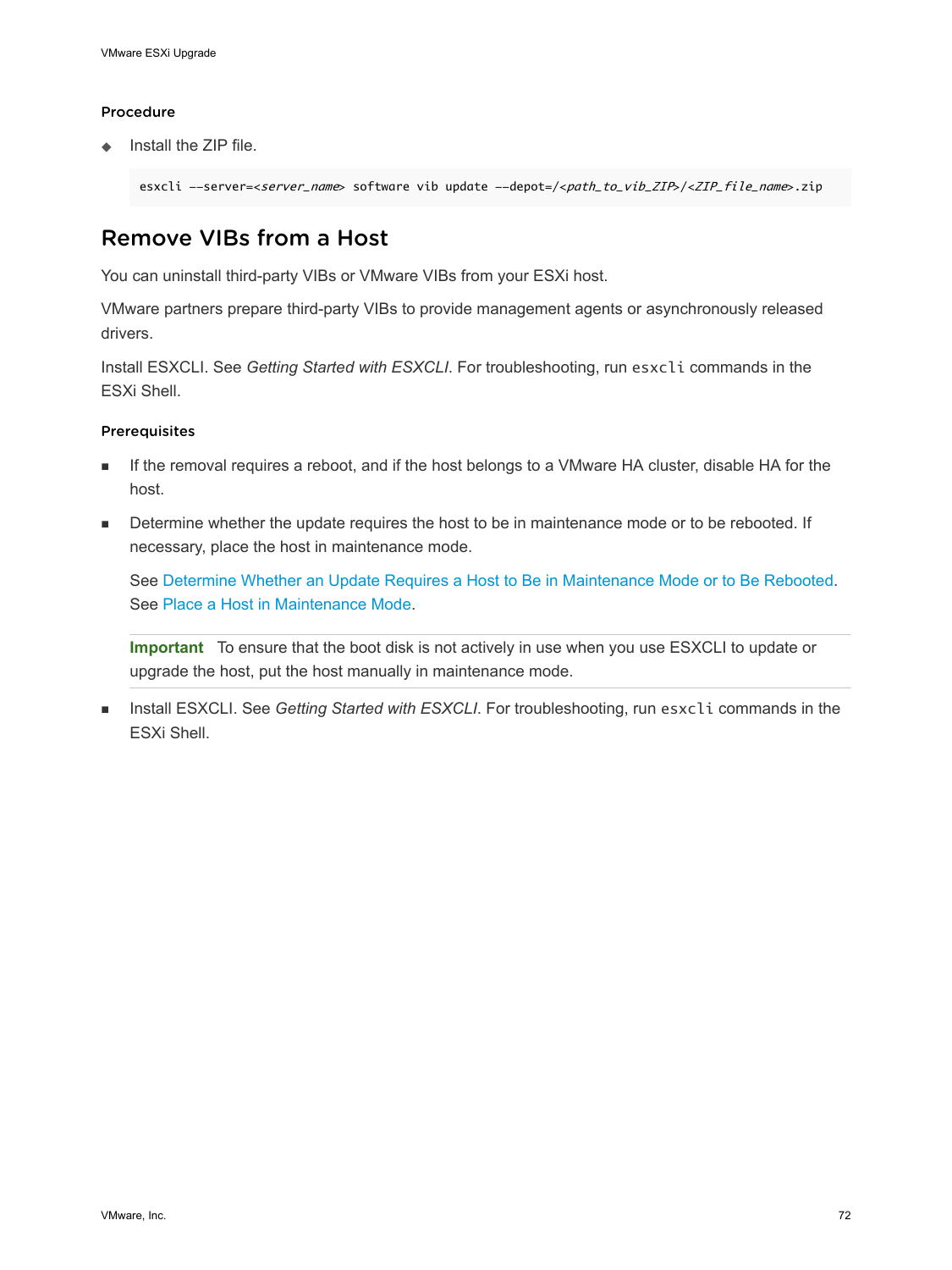### Procedure

- Install the ZIP file.

```
esxcli --server=<server_name> software vib update --depot=/<path_to_vib_ZIP>/<ZIP_file_name>.zip
```

## Remove VIBs from a Host

You can uninstall third-party VIBs or VMware VIBs from your ESXi host.

VMware partners prepare third-party VIBs to provide management agents or asynchronously released drivers.

Install ESXCLI. See *Getting Started with ESXCLI*. For troubleshooting, run `esxcli` commands in the ESXi Shell.

### Prerequisites

- If the removal requires a reboot, and if the host belongs to a VMware HA cluster, disable HA for the host.
- Determine whether the update requires the host to be in maintenance mode or to be rebooted. If necessary, place the host in maintenance mode.

  See Determine Whether an Update Requires a Host to Be in Maintenance Mode or to Be Rebooted. See Place a Host in Maintenance Mode.

  **Important** To ensure that the boot disk is not actively in use when you use ESXCLI to update or upgrade the host, put the host manually in maintenance mode.

- Install ESXCLI. See *Getting Started with ESXCLI*. For troubleshooting, run `esxcli` commands in the ESXi Shell.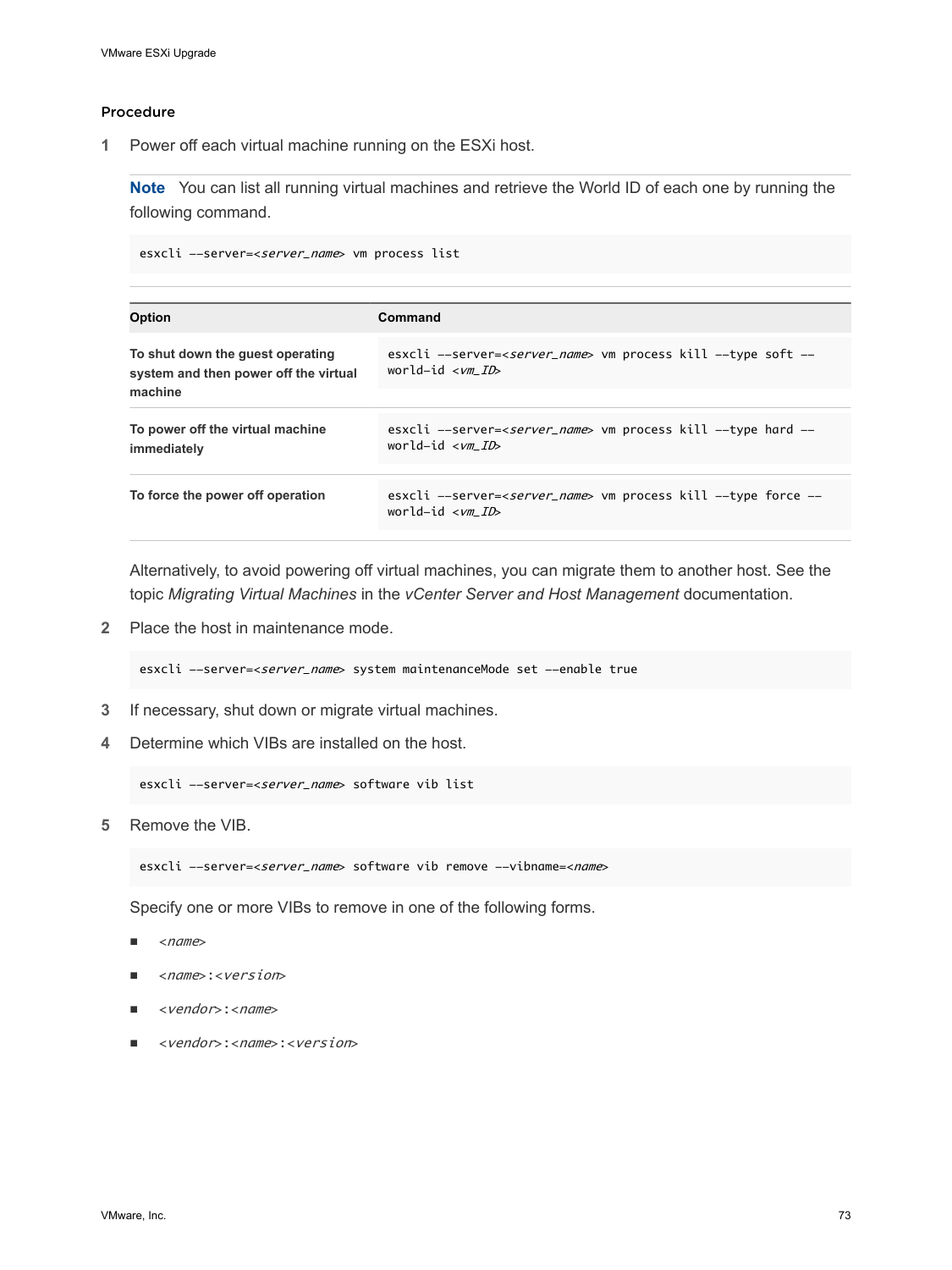### Procedure

1. Power off each virtual machine running on the ESXi host.

   **Note** You can list all running virtual machines and retrieve the World ID of each one by running the following command.

   ```
   esxcli --server=<server_name> vm process list
   ```

   | Option | Command |
   | --- | --- |
   | **To shut down the guest operating system and then power off the virtual machine** | `esxcli --server=<server_name> vm process kill --type soft --world-id <vm_ID>` |
   | **To power off the virtual machine immediately** | `esxcli --server=<server_name> vm process kill --type hard --world-id <vm_ID>` |
   | **To force the power off operation** | `esxcli --server=<server_name> vm process kill --type force --world-id <vm_ID>` |

   Alternatively, to avoid powering off virtual machines, you can migrate them to another host. See the topic *Migrating Virtual Machines* in the *vCenter Server and Host Management* documentation.

2. Place the host in maintenance mode.

   ```
   esxcli --server=<server_name> system maintenanceMode set --enable true
   ```

3. If necessary, shut down or migrate virtual machines.

4. Determine which VIBs are installed on the host.

   ```
   esxcli --server=<server_name> software vib list
   ```

5. Remove the VIB.

   ```
   esxcli --server=<server_name> software vib remove --vibname=<name>
   ```

   Specify one or more VIBs to remove in one of the following forms.

   - *<name>*
   - *<name>*:*<version>*
   - *<vendor>*:*<name>*
   - *<vendor>*:*<name>*:*<version>*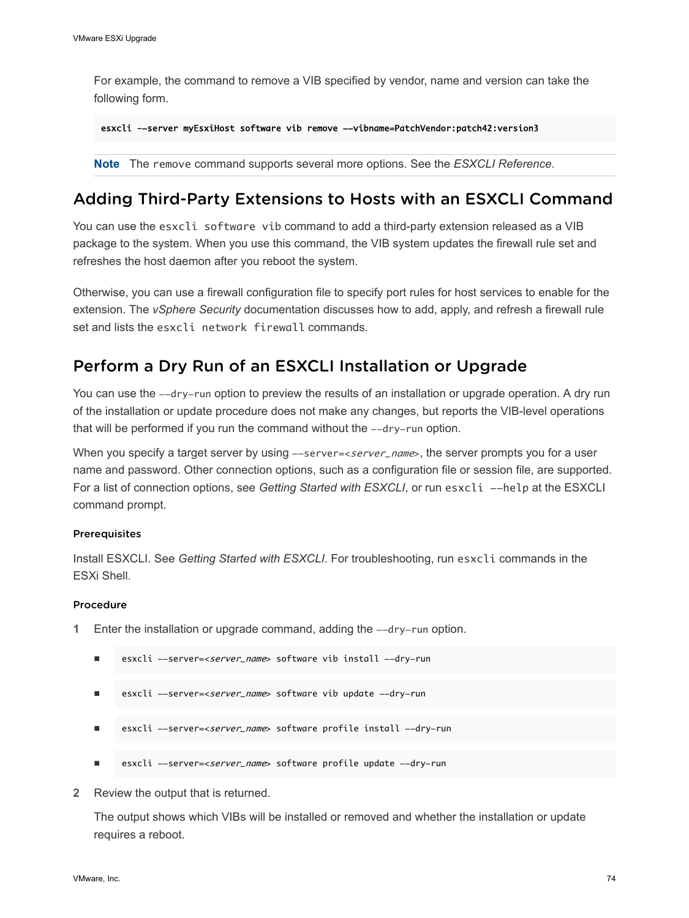For example, the command to remove a VIB specified by vendor, name and version can take the following form.

```
esxcli --server myEsxiHost software vib remove --vibname=PatchVendor:patch42:version3
```

**Note** The `remove` command supports several more options. See the *ESXCLI Reference*.

## Adding Third-Party Extensions to Hosts with an ESXCLI Command

You can use the `esxcli software vib` command to add a third-party extension released as a VIB package to the system. When you use this command, the VIB system updates the firewall rule set and refreshes the host daemon after you reboot the system.

Otherwise, you can use a firewall configuration file to specify port rules for host services to enable for the extension. The *vSphere Security* documentation discusses how to add, apply, and refresh a firewall rule set and lists the `esxcli network firewall` commands.

## Perform a Dry Run of an ESXCLI Installation or Upgrade

You can use the `--dry-run` option to preview the results of an installation or upgrade operation. A dry run of the installation or update procedure does not make any changes, but reports the VIB-level operations that will be performed if you run the command without the `--dry-run` option.

When you specify a target server by using `--server=<server_name>`, the server prompts you for a user name and password. Other connection options, such as a configuration file or session file, are supported. For a list of connection options, see *Getting Started with ESXCLI*, or run `esxcli --help` at the ESXCLI command prompt.

#### Prerequisites

Install ESXCLI. See *Getting Started with ESXCLI*. For troubleshooting, run `esxcli` commands in the ESXi Shell.

#### Procedure

1. Enter the installation or upgrade command, adding the `--dry-run` option.

   - ```
     esxcli --server=<server_name> software vib install --dry-run
     ```
   - ```
     esxcli --server=<server_name> software vib update --dry-run
     ```
   - ```
     esxcli --server=<server_name> software profile install --dry-run
     ```
   - ```
     esxcli --server=<server_name> software profile update --dry-run
     ```

2. Review the output that is returned.

   The output shows which VIBs will be installed or removed and whether the installation or update requires a reboot.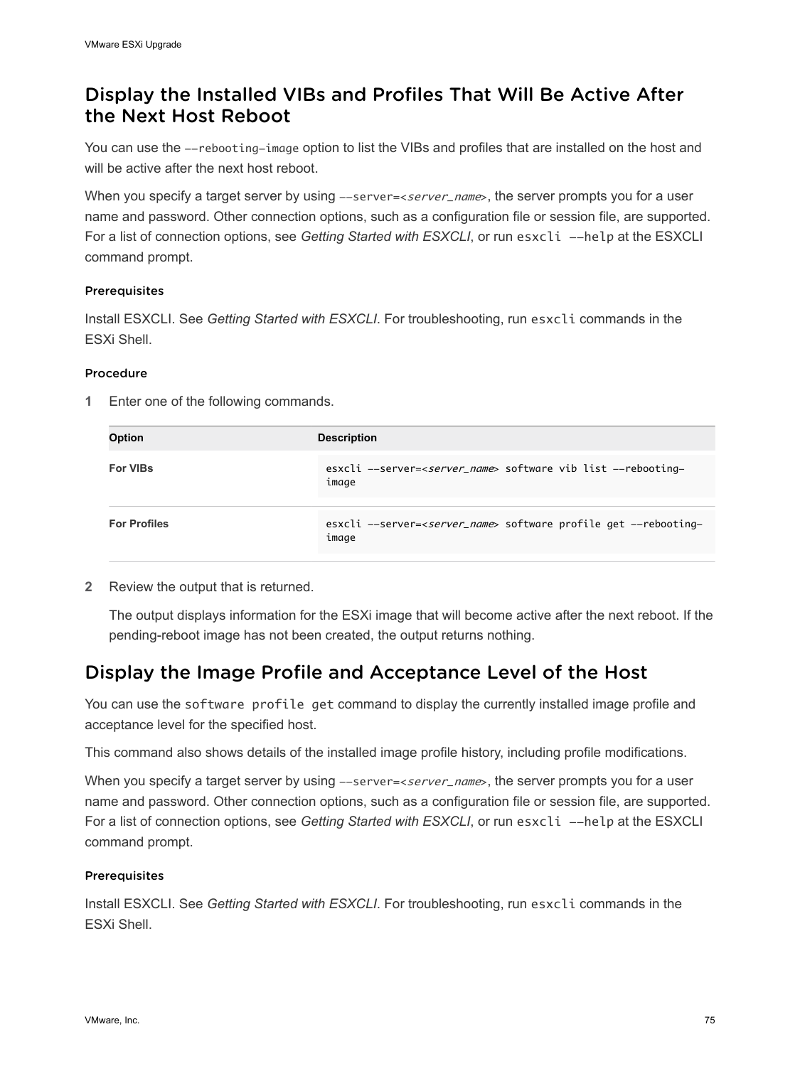## Display the Installed VIBs and Profiles That Will Be Active After the Next Host Reboot

You can use the `--rebooting-image` option to list the VIBs and profiles that are installed on the host and will be active after the next host reboot.

When you specify a target server by using `--server=<server_name>`, the server prompts you for a user name and password. Other connection options, such as a configuration file or session file, are supported. For a list of connection options, see *Getting Started with ESXCLI*, or run `esxcli --help` at the ESXCLI command prompt.

#### Prerequisites

Install ESXCLI. See *Getting Started with ESXCLI*. For troubleshooting, run `esxcli` commands in the ESXi Shell.

#### Procedure

1 Enter one of the following commands.

| Option | Description |
| --- | --- |
| **For VIBs** | `esxcli --server=<server_name> software vib list --rebooting-image` |
| **For Profiles** | `esxcli --server=<server_name> software profile get --rebooting-image` |

2 Review the output that is returned.

The output displays information for the ESXi image that will become active after the next reboot. If the pending-reboot image has not been created, the output returns nothing.

## Display the Image Profile and Acceptance Level of the Host

You can use the `software profile get` command to display the currently installed image profile and acceptance level for the specified host.

This command also shows details of the installed image profile history, including profile modifications.

When you specify a target server by using `--server=<server_name>`, the server prompts you for a user name and password. Other connection options, such as a configuration file or session file, are supported. For a list of connection options, see *Getting Started with ESXCLI*, or run `esxcli --help` at the ESXCLI command prompt.

#### Prerequisites

Install ESXCLI. See *Getting Started with ESXCLI*. For troubleshooting, run `esxcli` commands in the ESXi Shell.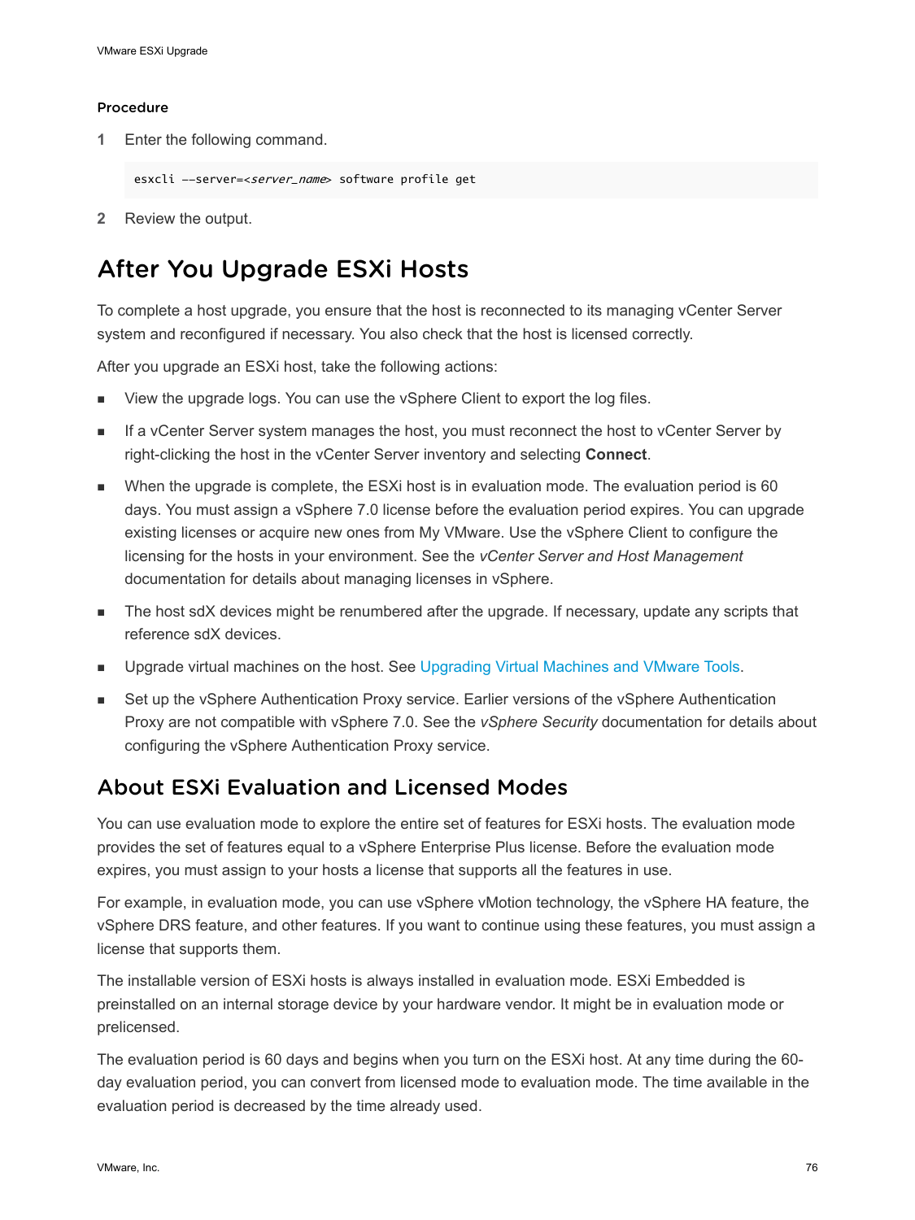#### Procedure

1. Enter the following command.

```
esxcli --server=<server_name> software profile get
```

2. Review the output.

# After You Upgrade ESXi Hosts

To complete a host upgrade, you ensure that the host is reconnected to its managing vCenter Server system and reconfigured if necessary. You also check that the host is licensed correctly.

After you upgrade an ESXi host, take the following actions:

- View the upgrade logs. You can use the vSphere Client to export the log files.
- If a vCenter Server system manages the host, you must reconnect the host to vCenter Server by right-clicking the host in the vCenter Server inventory and selecting **Connect**.
- When the upgrade is complete, the ESXi host is in evaluation mode. The evaluation period is 60 days. You must assign a vSphere 7.0 license before the evaluation period expires. You can upgrade existing licenses or acquire new ones from My VMware. Use the vSphere Client to configure the licensing for the hosts in your environment. See the *vCenter Server and Host Management* documentation for details about managing licenses in vSphere.
- The host sdX devices might be renumbered after the upgrade. If necessary, update any scripts that reference sdX devices.
- Upgrade virtual machines on the host. See Upgrading Virtual Machines and VMware Tools.
- Set up the vSphere Authentication Proxy service. Earlier versions of the vSphere Authentication Proxy are not compatible with vSphere 7.0. See the *vSphere Security* documentation for details about configuring the vSphere Authentication Proxy service.

## About ESXi Evaluation and Licensed Modes

You can use evaluation mode to explore the entire set of features for ESXi hosts. The evaluation mode provides the set of features equal to a vSphere Enterprise Plus license. Before the evaluation mode expires, you must assign to your hosts a license that supports all the features in use.

For example, in evaluation mode, you can use vSphere vMotion technology, the vSphere HA feature, the vSphere DRS feature, and other features. If you want to continue using these features, you must assign a license that supports them.

The installable version of ESXi hosts is always installed in evaluation mode. ESXi Embedded is preinstalled on an internal storage device by your hardware vendor. It might be in evaluation mode or prelicensed.

The evaluation period is 60 days and begins when you turn on the ESXi host. At any time during the 60-day evaluation period, you can convert from licensed mode to evaluation mode. The time available in the evaluation period is decreased by the time already used.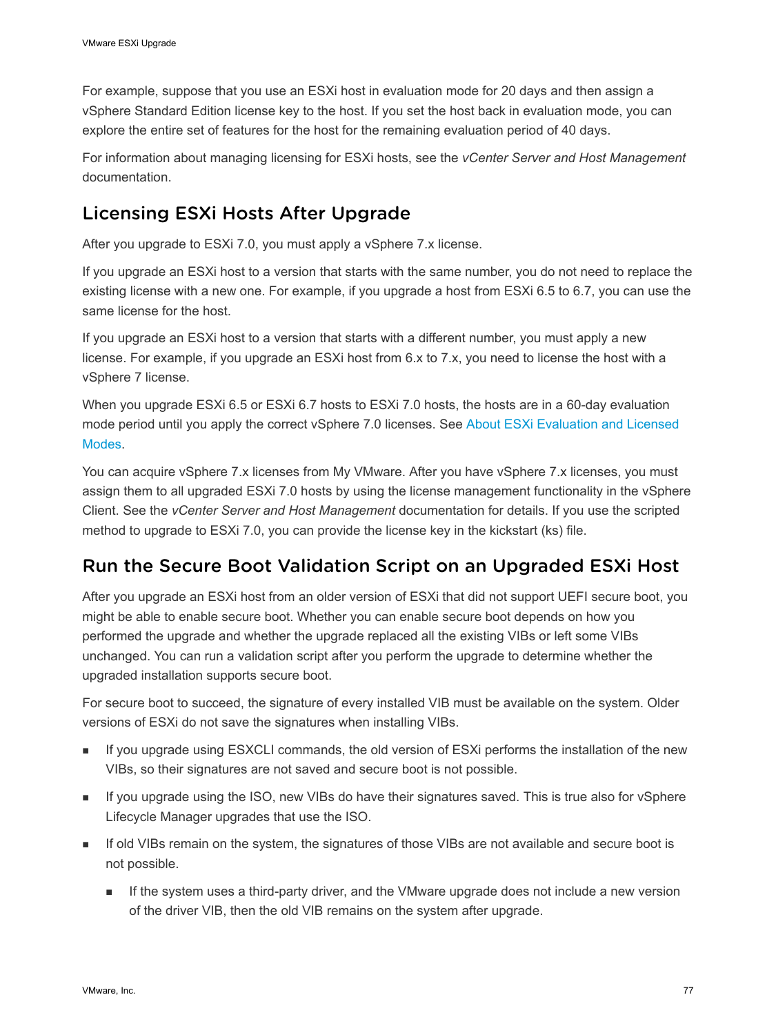For example, suppose that you use an ESXi host in evaluation mode for 20 days and then assign a vSphere Standard Edition license key to the host. If you set the host back in evaluation mode, you can explore the entire set of features for the host for the remaining evaluation period of 40 days.

For information about managing licensing for ESXi hosts, see the *vCenter Server and Host Management* documentation.

## Licensing ESXi Hosts After Upgrade

After you upgrade to ESXi 7.0, you must apply a vSphere 7.x license.

If you upgrade an ESXi host to a version that starts with the same number, you do not need to replace the existing license with a new one. For example, if you upgrade a host from ESXi 6.5 to 6.7, you can use the same license for the host.

If you upgrade an ESXi host to a version that starts with a different number, you must apply a new license. For example, if you upgrade an ESXi host from 6.x to 7.x, you need to license the host with a vSphere 7 license.

When you upgrade ESXi 6.5 or ESXi 6.7 hosts to ESXi 7.0 hosts, the hosts are in a 60-day evaluation mode period until you apply the correct vSphere 7.0 licenses. See About ESXi Evaluation and Licensed Modes.

You can acquire vSphere 7.x licenses from My VMware. After you have vSphere 7.x licenses, you must assign them to all upgraded ESXi 7.0 hosts by using the license management functionality in the vSphere Client. See the *vCenter Server and Host Management* documentation for details. If you use the scripted method to upgrade to ESXi 7.0, you can provide the license key in the kickstart (ks) file.

## Run the Secure Boot Validation Script on an Upgraded ESXi Host

After you upgrade an ESXi host from an older version of ESXi that did not support UEFI secure boot, you might be able to enable secure boot. Whether you can enable secure boot depends on how you performed the upgrade and whether the upgrade replaced all the existing VIBs or left some VIBs unchanged. You can run a validation script after you perform the upgrade to determine whether the upgraded installation supports secure boot.

For secure boot to succeed, the signature of every installed VIB must be available on the system. Older versions of ESXi do not save the signatures when installing VIBs.

- If you upgrade using ESXCLI commands, the old version of ESXi performs the installation of the new VIBs, so their signatures are not saved and secure boot is not possible.
- If you upgrade using the ISO, new VIBs do have their signatures saved. This is true also for vSphere Lifecycle Manager upgrades that use the ISO.
- If old VIBs remain on the system, the signatures of those VIBs are not available and secure boot is not possible.
  - If the system uses a third-party driver, and the VMware upgrade does not include a new version of the driver VIB, then the old VIB remains on the system after upgrade.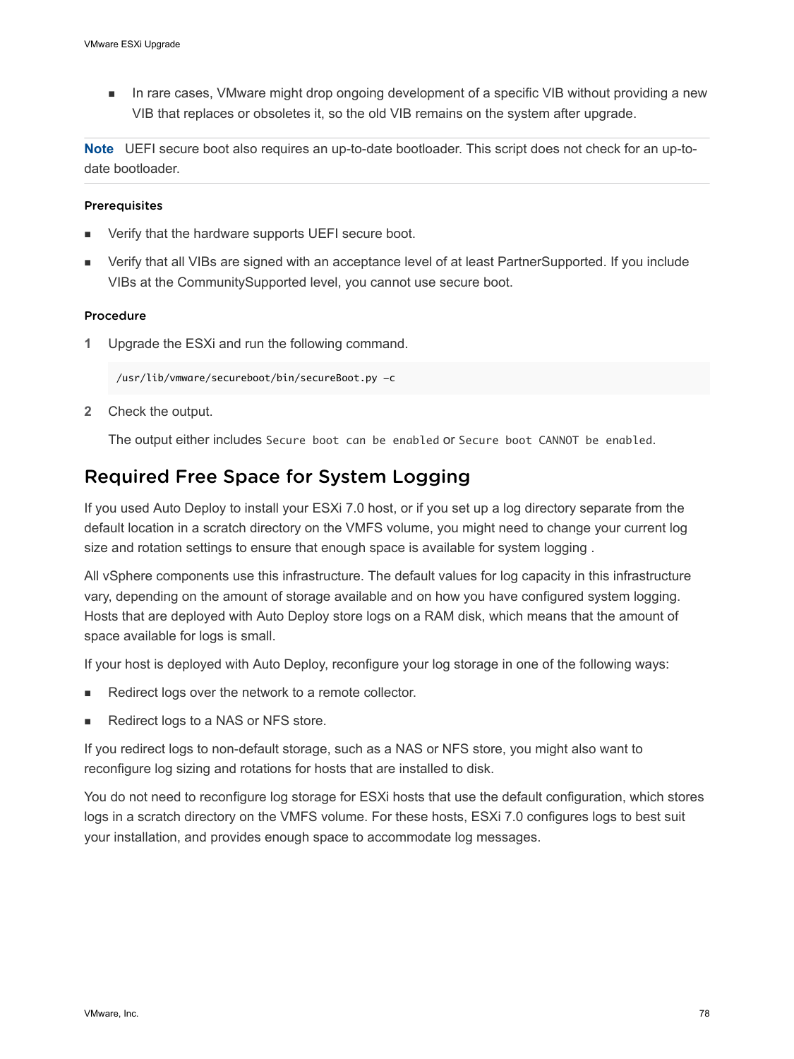- In rare cases, VMware might drop ongoing development of a specific VIB without providing a new VIB that replaces or obsoletes it, so the old VIB remains on the system after upgrade.

**Note** UEFI secure boot also requires an up-to-date bootloader. This script does not check for an up-to-date bootloader.

#### Prerequisites

- Verify that the hardware supports UEFI secure boot.
- Verify that all VIBs are signed with an acceptance level of at least PartnerSupported. If you include VIBs at the CommunitySupported level, you cannot use secure boot.

#### Procedure

1. Upgrade the ESXi and run the following command.

```
/usr/lib/vmware/secureboot/bin/secureBoot.py -c
```

2. Check the output.

   The output either includes `Secure boot can be enabled` or `Secure boot CANNOT be enabled`.

## Required Free Space for System Logging

If you used Auto Deploy to install your ESXi 7.0 host, or if you set up a log directory separate from the default location in a scratch directory on the VMFS volume, you might need to change your current log size and rotation settings to ensure that enough space is available for system logging .

All vSphere components use this infrastructure. The default values for log capacity in this infrastructure vary, depending on the amount of storage available and on how you have configured system logging. Hosts that are deployed with Auto Deploy store logs on a RAM disk, which means that the amount of space available for logs is small.

If your host is deployed with Auto Deploy, reconfigure your log storage in one of the following ways:

- Redirect logs over the network to a remote collector.
- Redirect logs to a NAS or NFS store.

If you redirect logs to non-default storage, such as a NAS or NFS store, you might also want to reconfigure log sizing and rotations for hosts that are installed to disk.

You do not need to reconfigure log storage for ESXi hosts that use the default configuration, which stores logs in a scratch directory on the VMFS volume. For these hosts, ESXi 7.0 configures logs to best suit your installation, and provides enough space to accommodate log messages.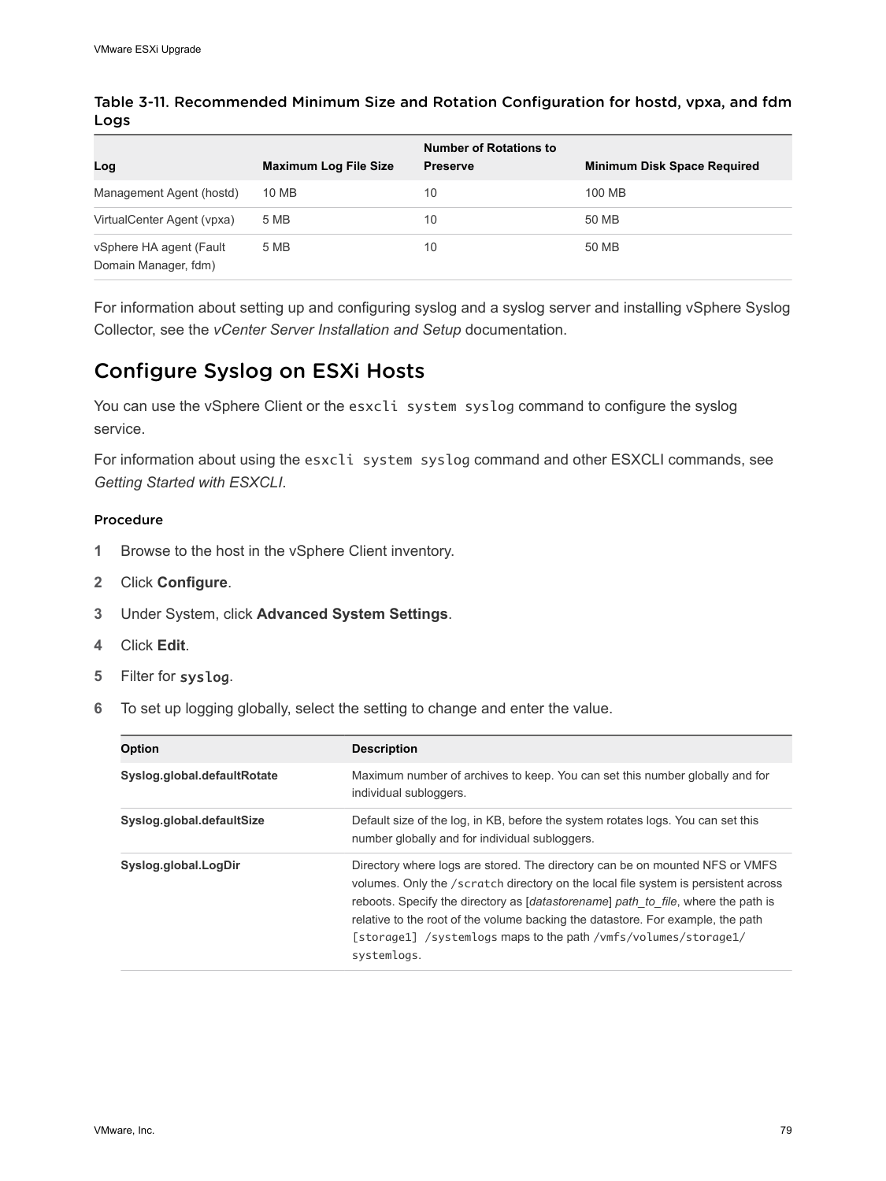**Table 3-11. Recommended Minimum Size and Rotation Configuration for hostd, vpxa, and fdm Logs**

| Log | Maximum Log File Size | Number of Rotations to Preserve | Minimum Disk Space Required |
| --- | --- | --- | --- |
| Management Agent (hostd) | 10 MB | 10 | 100 MB |
| VirtualCenter Agent (vpxa) | 5 MB | 10 | 50 MB |
| vSphere HA agent (Fault Domain Manager, fdm) | 5 MB | 10 | 50 MB |

For information about setting up and configuring syslog and a syslog server and installing vSphere Syslog Collector, see the *vCenter Server Installation and Setup* documentation.

## Configure Syslog on ESXi Hosts

You can use the vSphere Client or the `esxcli system syslog` command to configure the syslog service.

For information about using the `esxcli system syslog` command and other ESXCLI commands, see *Getting Started with ESXCLI*.

### Procedure

1. Browse to the host in the vSphere Client inventory.
2. Click **Configure**.
3. Under System, click **Advanced System Settings**.
4. Click **Edit**.
5. Filter for **`syslog`**.
6. To set up logging globally, select the setting to change and enter the value.

| Option | Description |
| --- | --- |
| **Syslog.global.defaultRotate** | Maximum number of archives to keep. You can set this number globally and for individual subloggers. |
| **Syslog.global.defaultSize** | Default size of the log, in KB, before the system rotates logs. You can set this number globally and for individual subloggers. |
| **Syslog.global.LogDir** | Directory where logs are stored. The directory can be on mounted NFS or VMFS volumes. Only the `/scratch` directory on the local file system is persistent across reboots. Specify the directory as [*datastorename*] *path_to_file*, where the path is relative to the root of the volume backing the datastore. For example, the path `[storage1] /systemlogs` maps to the path `/vmfs/volumes/storage1/systemlogs`. |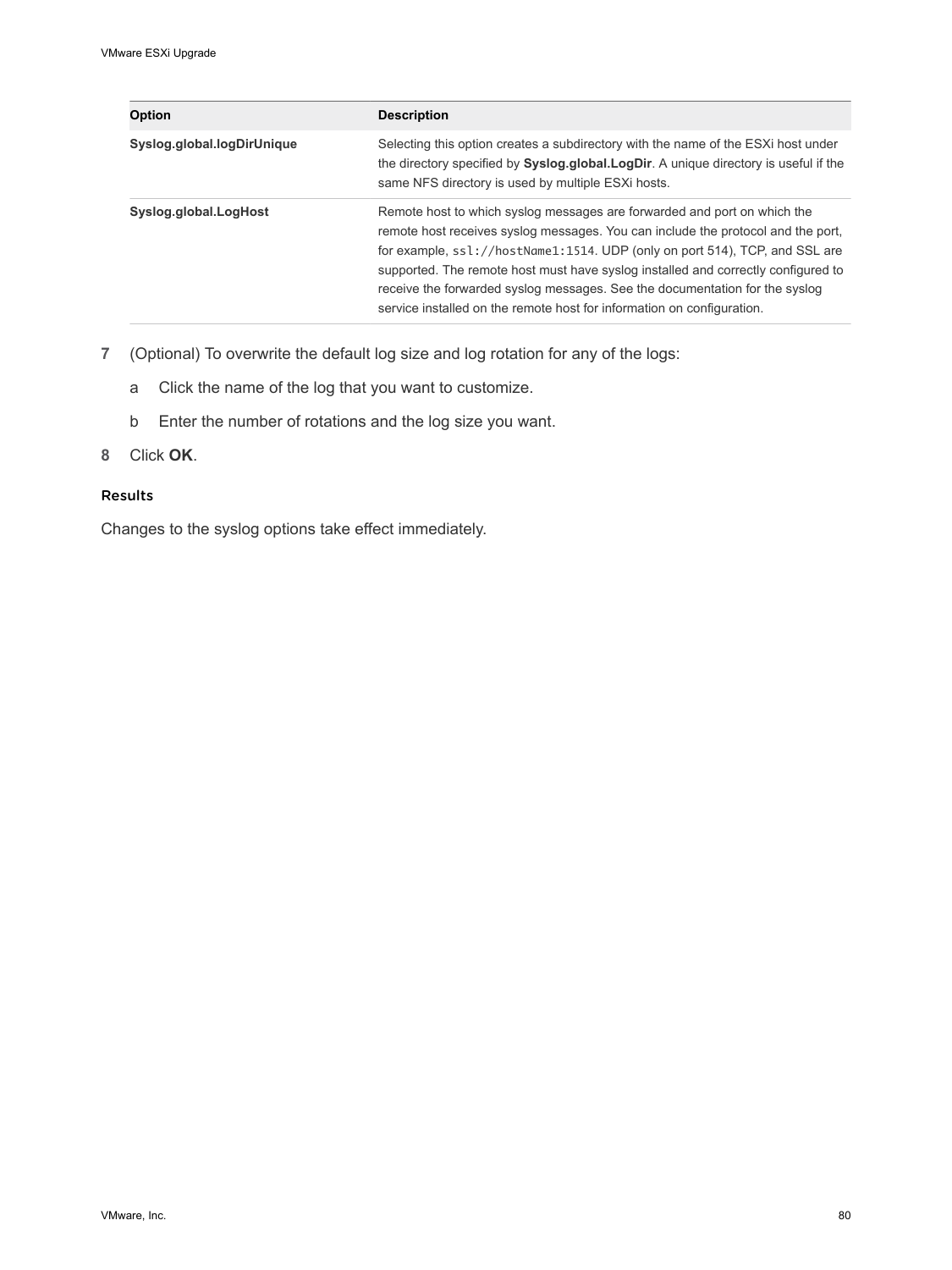| Option | Description |
| --- | --- |
| **Syslog.global.logDirUnique** | Selecting this option creates a subdirectory with the name of the ESXi host under the directory specified by **Syslog.global.LogDir**. A unique directory is useful if the same NFS directory is used by multiple ESXi hosts. |
| **Syslog.global.LogHost** | Remote host to which syslog messages are forwarded and port on which the remote host receives syslog messages. You can include the protocol and the port, for example, `ssl://hostName1:1514`. UDP (only on port 514), TCP, and SSL are supported. The remote host must have syslog installed and correctly configured to receive the forwarded syslog messages. See the documentation for the syslog service installed on the remote host for information on configuration. |

7. (Optional) To overwrite the default log size and log rotation for any of the logs:

   a. Click the name of the log that you want to customize.

   b. Enter the number of rotations and the log size you want.

8. Click **OK**.

### Results

Changes to the syslog options take effect immediately.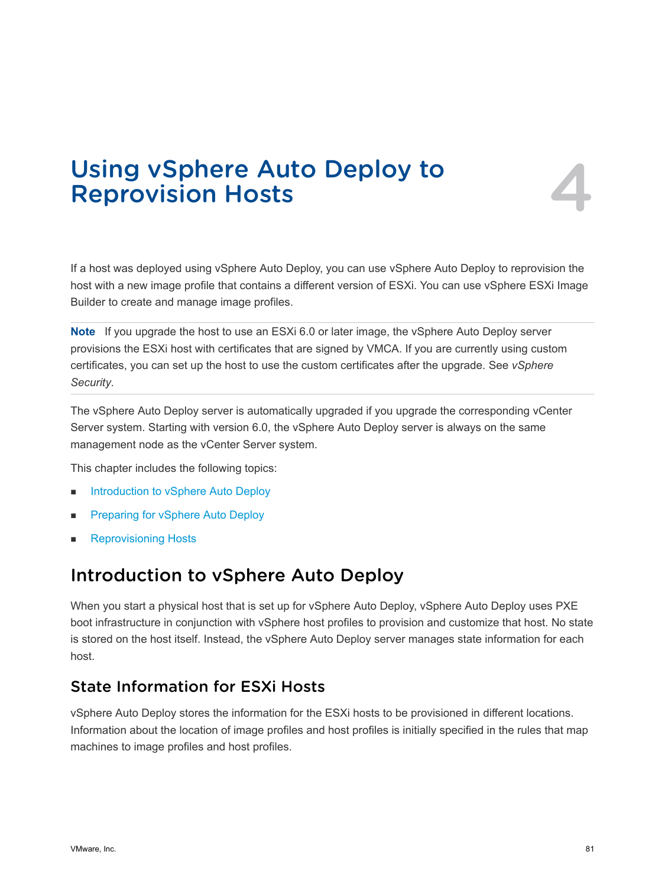# Using vSphere Auto Deploy to Reprovision Hosts 4

If a host was deployed using vSphere Auto Deploy, you can use vSphere Auto Deploy to reprovision the host with a new image profile that contains a different version of ESXi. You can use vSphere ESXi Image Builder to create and manage image profiles.

**Note** If you upgrade the host to use an ESXi 6.0 or later image, the vSphere Auto Deploy server provisions the ESXi host with certificates that are signed by VMCA. If you are currently using custom certificates, you can set up the host to use the custom certificates after the upgrade. See *vSphere Security*.

The vSphere Auto Deploy server is automatically upgraded if you upgrade the corresponding vCenter Server system. Starting with version 6.0, the vSphere Auto Deploy server is always on the same management node as the vCenter Server system.

This chapter includes the following topics:

- Introduction to vSphere Auto Deploy
- Preparing for vSphere Auto Deploy
- Reprovisioning Hosts

## Introduction to vSphere Auto Deploy

When you start a physical host that is set up for vSphere Auto Deploy, vSphere Auto Deploy uses PXE boot infrastructure in conjunction with vSphere host profiles to provision and customize that host. No state is stored on the host itself. Instead, the vSphere Auto Deploy server manages state information for each host.

### State Information for ESXi Hosts

vSphere Auto Deploy stores the information for the ESXi hosts to be provisioned in different locations. Information about the location of image profiles and host profiles is initially specified in the rules that map machines to image profiles and host profiles.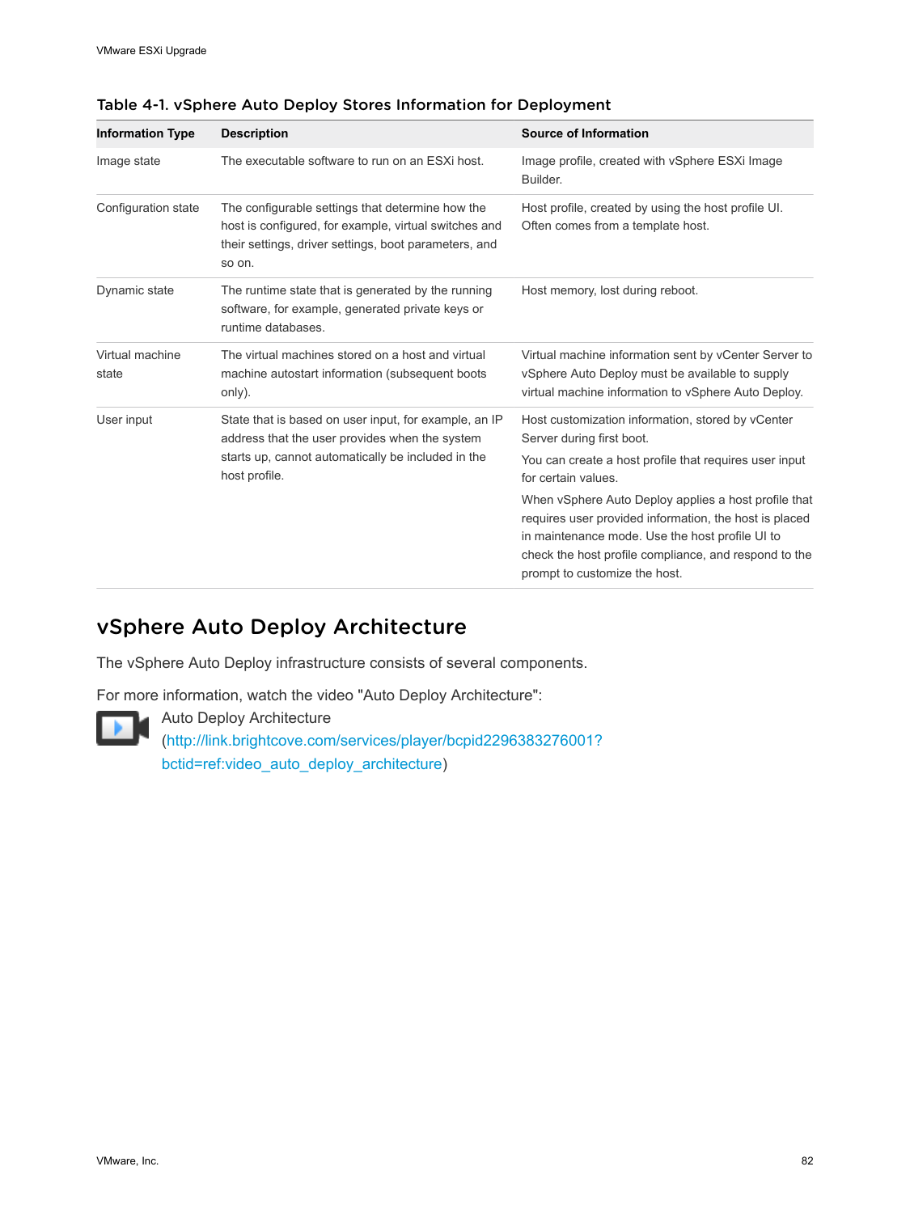**Table 4-1. vSphere Auto Deploy Stores Information for Deployment**

| Information Type | Description | Source of Information |
| --- | --- | --- |
| Image state | The executable software to run on an ESXi host. | Image profile, created with vSphere ESXi Image Builder. |
| Configuration state | The configurable settings that determine how the host is configured, for example, virtual switches and their settings, driver settings, boot parameters, and so on. | Host profile, created by using the host profile UI. Often comes from a template host. |
| Dynamic state | The runtime state that is generated by the running software, for example, generated private keys or runtime databases. | Host memory, lost during reboot. |
| Virtual machine state | The virtual machines stored on a host and virtual machine autostart information (subsequent boots only). | Virtual machine information sent by vCenter Server to vSphere Auto Deploy must be available to supply virtual machine information to vSphere Auto Deploy. |
| User input | State that is based on user input, for example, an IP address that the user provides when the system starts up, cannot automatically be included in the host profile. | Host customization information, stored by vCenter Server during first boot. You can create a host profile that requires user input for certain values. When vSphere Auto Deploy applies a host profile that requires user provided information, the host is placed in maintenance mode. Use the host profile UI to check the host profile compliance, and respond to the prompt to customize the host. |

## vSphere Auto Deploy Architecture

The vSphere Auto Deploy infrastructure consists of several components.

For more information, watch the video "Auto Deploy Architecture":

Auto Deploy Architecture
(http://link.brightcove.com/services/player/bcpid2296383276001?bctid=ref:video_auto_deploy_architecture)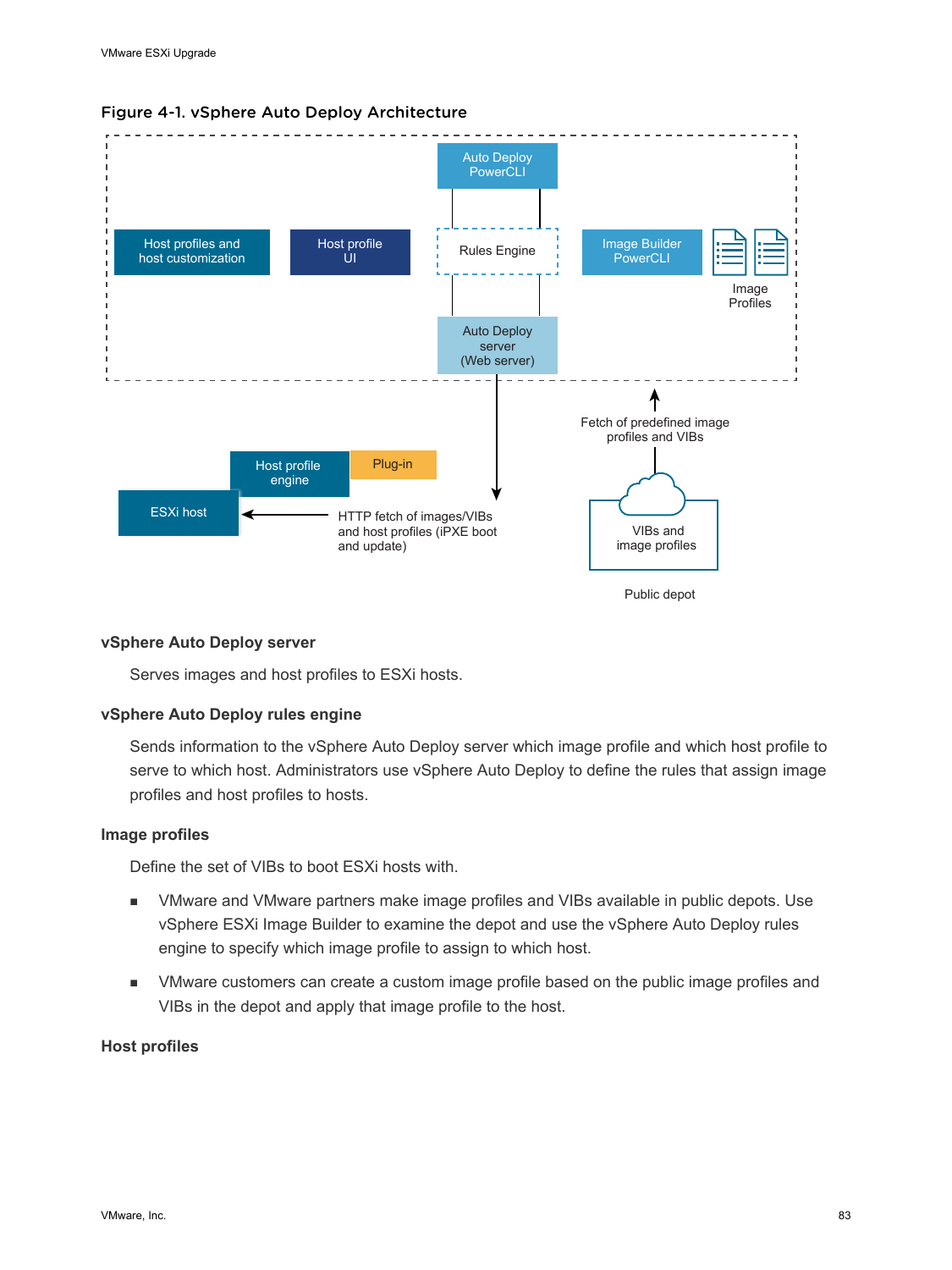Figure 4-1. vSphere Auto Deploy Architecture

Auto Deploy PowerCLI

Host profiles and host customization

Host profile UI

Rules Engine

Image Builder PowerCLI

Image Profiles

Auto Deploy server (Web server)

Fetch of predefined image profiles and VIBs

Host profile engine

Plug-in

ESXi host

HTTP fetch of images/VIBs and host profiles (iPXE boot and update)

VIBs and image profiles

Public depot

### vSphere Auto Deploy server

Serves images and host profiles to ESXi hosts.

### vSphere Auto Deploy rules engine

Sends information to the vSphere Auto Deploy server which image profile and which host profile to serve to which host. Administrators use vSphere Auto Deploy to define the rules that assign image profiles and host profiles to hosts.

### Image profiles

Define the set of VIBs to boot ESXi hosts with.

- VMware and VMware partners make image profiles and VIBs available in public depots. Use vSphere ESXi Image Builder to examine the depot and use the vSphere Auto Deploy rules engine to specify which image profile to assign to which host.
- VMware customers can create a custom image profile based on the public image profiles and VIBs in the depot and apply that image profile to the host.

### Host profiles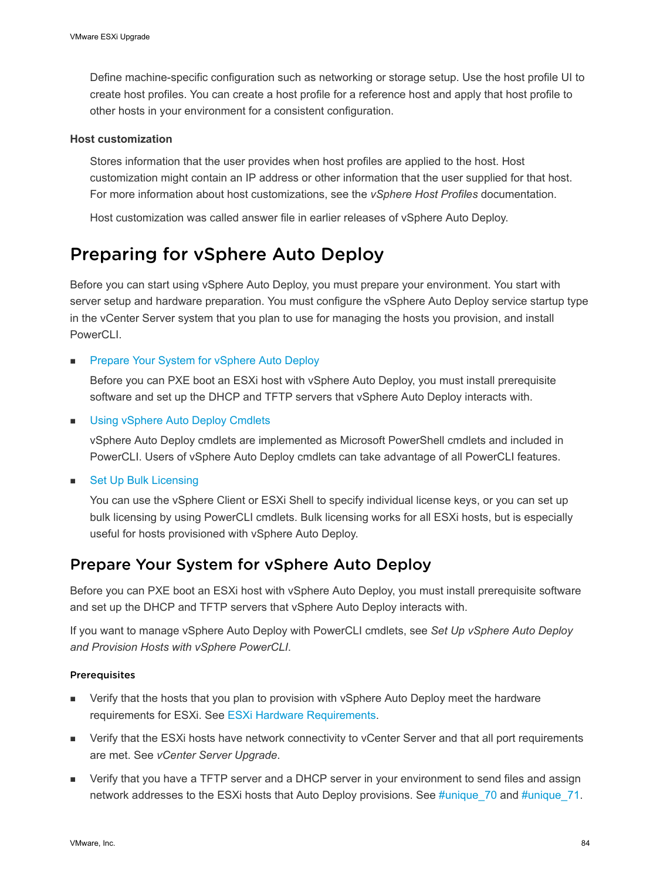Define machine-specific configuration such as networking or storage setup. Use the host profile UI to create host profiles. You can create a host profile for a reference host and apply that host profile to other hosts in your environment for a consistent configuration.

**Host customization**

Stores information that the user provides when host profiles are applied to the host. Host customization might contain an IP address or other information that the user supplied for that host. For more information about host customizations, see the *vSphere Host Profiles* documentation.

Host customization was called answer file in earlier releases of vSphere Auto Deploy.

# Preparing for vSphere Auto Deploy

Before you can start using vSphere Auto Deploy, you must prepare your environment. You start with server setup and hardware preparation. You must configure the vSphere Auto Deploy service startup type in the vCenter Server system that you plan to use for managing the hosts you provision, and install PowerCLI.

- Prepare Your System for vSphere Auto Deploy

  Before you can PXE boot an ESXi host with vSphere Auto Deploy, you must install prerequisite software and set up the DHCP and TFTP servers that vSphere Auto Deploy interacts with.

- Using vSphere Auto Deploy Cmdlets

  vSphere Auto Deploy cmdlets are implemented as Microsoft PowerShell cmdlets and included in PowerCLI. Users of vSphere Auto Deploy cmdlets can take advantage of all PowerCLI features.

- Set Up Bulk Licensing

  You can use the vSphere Client or ESXi Shell to specify individual license keys, or you can set up bulk licensing by using PowerCLI cmdlets. Bulk licensing works for all ESXi hosts, but is especially useful for hosts provisioned with vSphere Auto Deploy.

## Prepare Your System for vSphere Auto Deploy

Before you can PXE boot an ESXi host with vSphere Auto Deploy, you must install prerequisite software and set up the DHCP and TFTP servers that vSphere Auto Deploy interacts with.

If you want to manage vSphere Auto Deploy with PowerCLI cmdlets, see *Set Up vSphere Auto Deploy and Provision Hosts with vSphere PowerCLI*.

### Prerequisites

- Verify that the hosts that you plan to provision with vSphere Auto Deploy meet the hardware requirements for ESXi. See ESXi Hardware Requirements.
- Verify that the ESXi hosts have network connectivity to vCenter Server and that all port requirements are met. See *vCenter Server Upgrade*.
- Verify that you have a TFTP server and a DHCP server in your environment to send files and assign network addresses to the ESXi hosts that Auto Deploy provisions. See #unique_70 and #unique_71.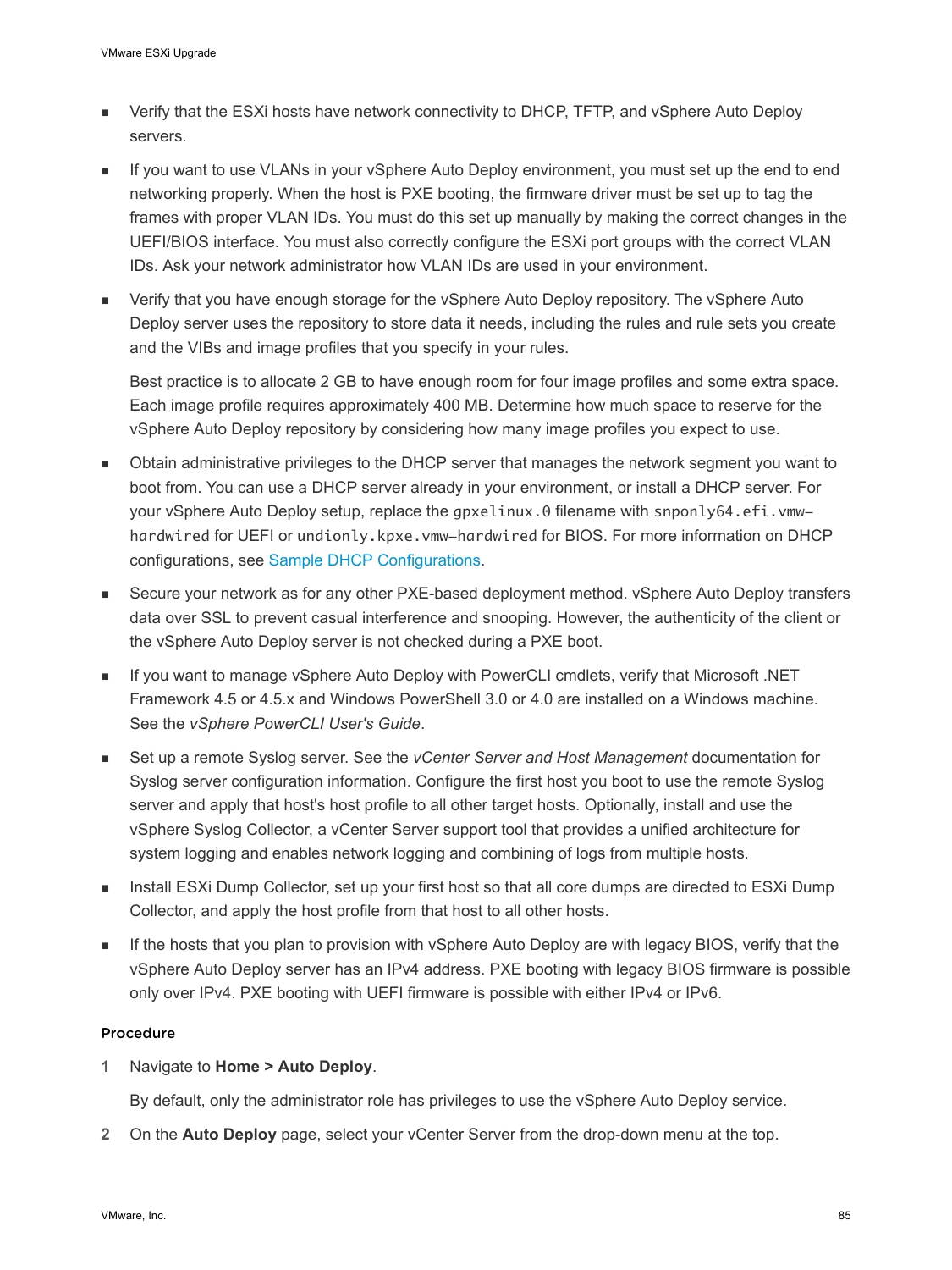- Verify that the ESXi hosts have network connectivity to DHCP, TFTP, and vSphere Auto Deploy servers.
- If you want to use VLANs in your vSphere Auto Deploy environment, you must set up the end to end networking properly. When the host is PXE booting, the firmware driver must be set up to tag the frames with proper VLAN IDs. You must do this set up manually by making the correct changes in the UEFI/BIOS interface. You must also correctly configure the ESXi port groups with the correct VLAN IDs. Ask your network administrator how VLAN IDs are used in your environment.
- Verify that you have enough storage for the vSphere Auto Deploy repository. The vSphere Auto Deploy server uses the repository to store data it needs, including the rules and rule sets you create and the VIBs and image profiles that you specify in your rules.

  Best practice is to allocate 2 GB to have enough room for four image profiles and some extra space. Each image profile requires approximately 400 MB. Determine how much space to reserve for the vSphere Auto Deploy repository by considering how many image profiles you expect to use.
- Obtain administrative privileges to the DHCP server that manages the network segment you want to boot from. You can use a DHCP server already in your environment, or install a DHCP server. For your vSphere Auto Deploy setup, replace the `gpxelinux.0` filename with `snponly64.efi.vmw-hardwired` for UEFI or `undionly.kpxe.vmw-hardwired` for BIOS. For more information on DHCP configurations, see Sample DHCP Configurations.
- Secure your network as for any other PXE-based deployment method. vSphere Auto Deploy transfers data over SSL to prevent casual interference and snooping. However, the authenticity of the client or the vSphere Auto Deploy server is not checked during a PXE boot.
- If you want to manage vSphere Auto Deploy with PowerCLI cmdlets, verify that Microsoft .NET Framework 4.5 or 4.5.x and Windows PowerShell 3.0 or 4.0 are installed on a Windows machine. See the *vSphere PowerCLI User's Guide*.
- Set up a remote Syslog server. See the *vCenter Server and Host Management* documentation for Syslog server configuration information. Configure the first host you boot to use the remote Syslog server and apply that host's host profile to all other target hosts. Optionally, install and use the vSphere Syslog Collector, a vCenter Server support tool that provides a unified architecture for system logging and enables network logging and combining of logs from multiple hosts.
- Install ESXi Dump Collector, set up your first host so that all core dumps are directed to ESXi Dump Collector, and apply the host profile from that host to all other hosts.
- If the hosts that you plan to provision with vSphere Auto Deploy are with legacy BIOS, verify that the vSphere Auto Deploy server has an IPv4 address. PXE booting with legacy BIOS firmware is possible only over IPv4. PXE booting with UEFI firmware is possible with either IPv4 or IPv6.

#### Procedure

1. Navigate to **Home > Auto Deploy**.

   By default, only the administrator role has privileges to use the vSphere Auto Deploy service.
2. On the **Auto Deploy** page, select your vCenter Server from the drop-down menu at the top.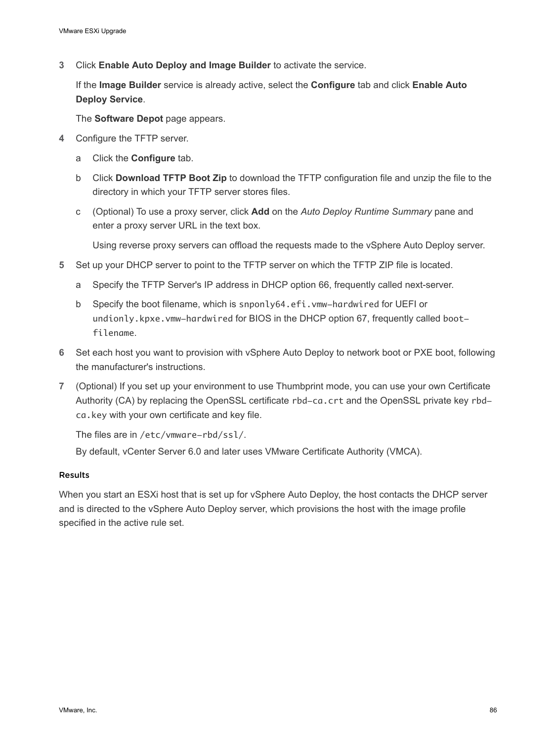3. Click **Enable Auto Deploy and Image Builder** to activate the service.

   If the **Image Builder** service is already active, select the **Configure** tab and click **Enable Auto Deploy Service**.

   The **Software Depot** page appears.

4. Configure the TFTP server.

   a. Click the **Configure** tab.

   b. Click **Download TFTP Boot Zip** to download the TFTP configuration file and unzip the file to the directory in which your TFTP server stores files.

   c. (Optional) To use a proxy server, click **Add** on the *Auto Deploy Runtime Summary* pane and enter a proxy server URL in the text box.

      Using reverse proxy servers can offload the requests made to the vSphere Auto Deploy server.

5. Set up your DHCP server to point to the TFTP server on which the TFTP ZIP file is located.

   a. Specify the TFTP Server's IP address in DHCP option 66, frequently called next-server.

   b. Specify the boot filename, which is `snponly64.efi.vmw-hardwired` for UEFI or `undionly.kpxe.vmw-hardwired` for BIOS in the DHCP option 67, frequently called `boot-filename`.

6. Set each host you want to provision with vSphere Auto Deploy to network boot or PXE boot, following the manufacturer's instructions.

7. (Optional) If you set up your environment to use Thumbprint mode, you can use your own Certificate Authority (CA) by replacing the OpenSSL certificate `rbd-ca.crt` and the OpenSSL private key `rbd-ca.key` with your own certificate and key file.

   The files are in `/etc/vmware-rbd/ssl/`.

   By default, vCenter Server 6.0 and later uses VMware Certificate Authority (VMCA).

#### Results

When you start an ESXi host that is set up for vSphere Auto Deploy, the host contacts the DHCP server and is directed to the vSphere Auto Deploy server, which provisions the host with the image profile specified in the active rule set.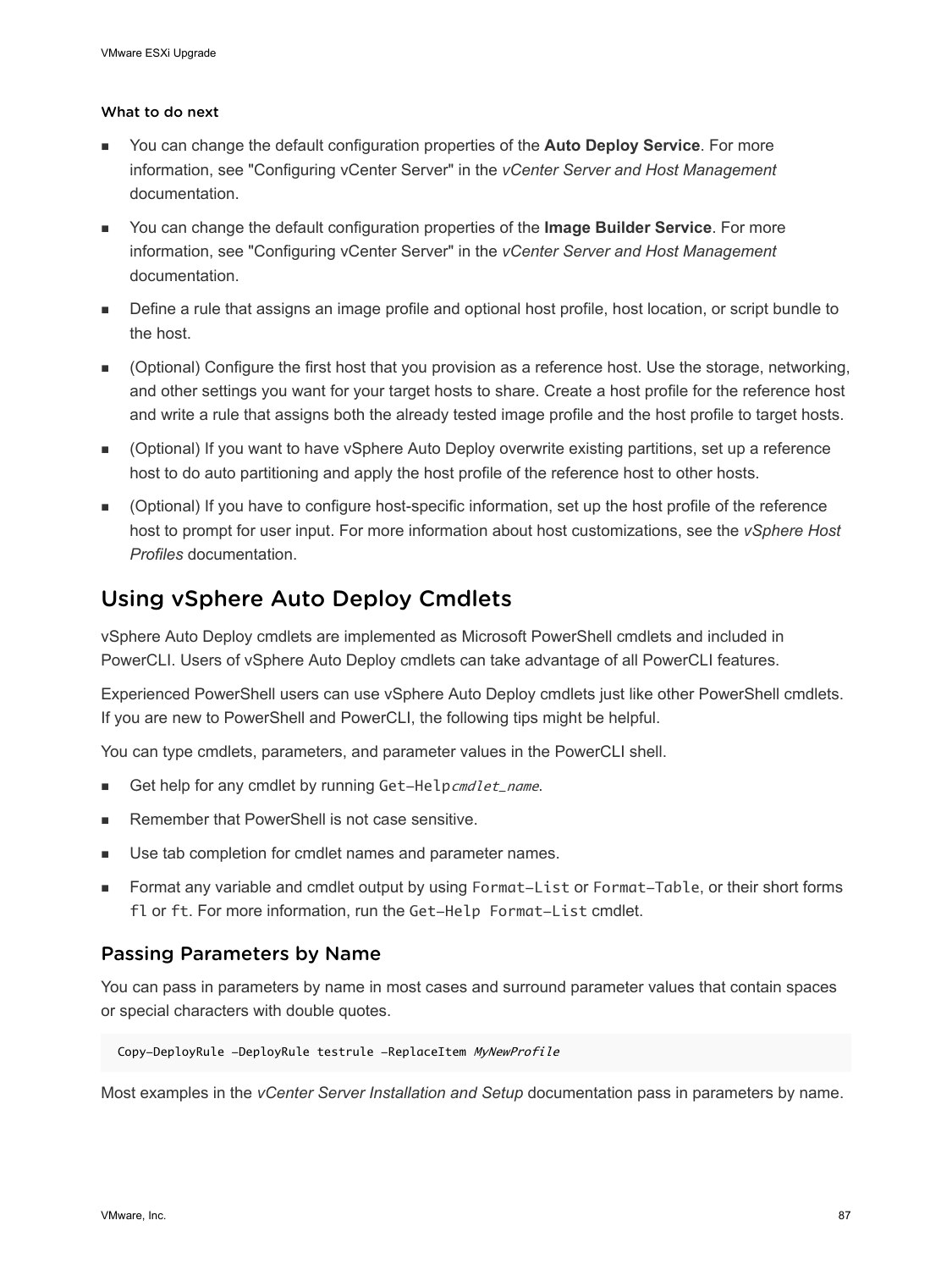#### What to do next

- You can change the default configuration properties of the **Auto Deploy Service**. For more information, see "Configuring vCenter Server" in the *vCenter Server and Host Management* documentation.
- You can change the default configuration properties of the **Image Builder Service**. For more information, see "Configuring vCenter Server" in the *vCenter Server and Host Management* documentation.
- Define a rule that assigns an image profile and optional host profile, host location, or script bundle to the host.
- (Optional) Configure the first host that you provision as a reference host. Use the storage, networking, and other settings you want for your target hosts to share. Create a host profile for the reference host and write a rule that assigns both the already tested image profile and the host profile to target hosts.
- (Optional) If you want to have vSphere Auto Deploy overwrite existing partitions, set up a reference host to do auto partitioning and apply the host profile of the reference host to other hosts.
- (Optional) If you have to configure host-specific information, set up the host profile of the reference host to prompt for user input. For more information about host customizations, see the *vSphere Host Profiles* documentation.

## Using vSphere Auto Deploy Cmdlets

vSphere Auto Deploy cmdlets are implemented as Microsoft PowerShell cmdlets and included in PowerCLI. Users of vSphere Auto Deploy cmdlets can take advantage of all PowerCLI features.

Experienced PowerShell users can use vSphere Auto Deploy cmdlets just like other PowerShell cmdlets. If you are new to PowerShell and PowerCLI, the following tips might be helpful.

You can type cmdlets, parameters, and parameter values in the PowerCLI shell.

- Get help for any cmdlet by running `Get-Help`*`cmdlet_name`*.
- Remember that PowerShell is not case sensitive.
- Use tab completion for cmdlet names and parameter names.
- Format any variable and cmdlet output by using `Format-List` or `Format-Table`, or their short forms `fl` or `ft`. For more information, run the `Get-Help Format-List` cmdlet.

### Passing Parameters by Name

You can pass in parameters by name in most cases and surround parameter values that contain spaces or special characters with double quotes.

```
Copy-DeployRule -DeployRule testrule -ReplaceItem MyNewProfile
```

Most examples in the *vCenter Server Installation and Setup* documentation pass in parameters by name.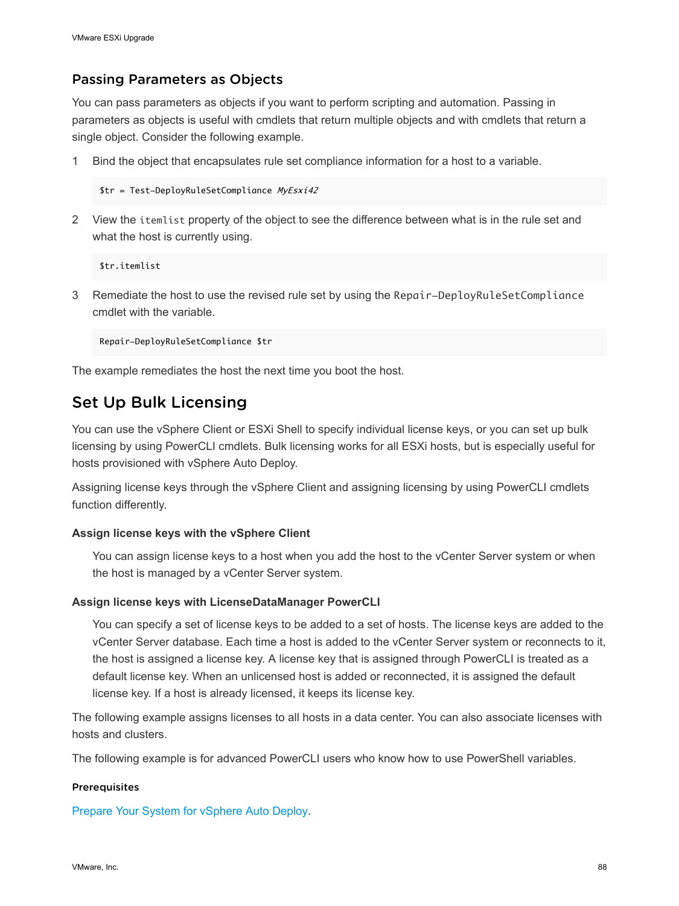## Passing Parameters as Objects

You can pass parameters as objects if you want to perform scripting and automation. Passing in parameters as objects is useful with cmdlets that return multiple objects and with cmdlets that return a single object. Consider the following example.

1 Bind the object that encapsulates rule set compliance information for a host to a variable.

```
$tr = Test-DeployRuleSetCompliance MyEsxi42
```

2 View the `itemlist` property of the object to see the difference between what is in the rule set and what the host is currently using.

```
$tr.itemlist
```

3 Remediate the host to use the revised rule set by using the `Repair-DeployRuleSetCompliance` cmdlet with the variable.

```
Repair-DeployRuleSetCompliance $tr
```

The example remediates the host the next time you boot the host.

# Set Up Bulk Licensing

You can use the vSphere Client or ESXi Shell to specify individual license keys, or you can set up bulk licensing by using PowerCLI cmdlets. Bulk licensing works for all ESXi hosts, but is especially useful for hosts provisioned with vSphere Auto Deploy.

Assigning license keys through the vSphere Client and assigning licensing by using PowerCLI cmdlets function differently.

**Assign license keys with the vSphere Client**

You can assign license keys to a host when you add the host to the vCenter Server system or when the host is managed by a vCenter Server system.

**Assign license keys with LicenseDataManager PowerCLI**

You can specify a set of license keys to be added to a set of hosts. The license keys are added to the vCenter Server database. Each time a host is added to the vCenter Server system or reconnects to it, the host is assigned a license key. A license key that is assigned through PowerCLI is treated as a default license key. When an unlicensed host is added or reconnected, it is assigned the default license key. If a host is already licensed, it keeps its license key.

The following example assigns licenses to all hosts in a data center. You can also associate licenses with hosts and clusters.

The following example is for advanced PowerCLI users who know how to use PowerShell variables.

### Prerequisites

Prepare Your System for vSphere Auto Deploy.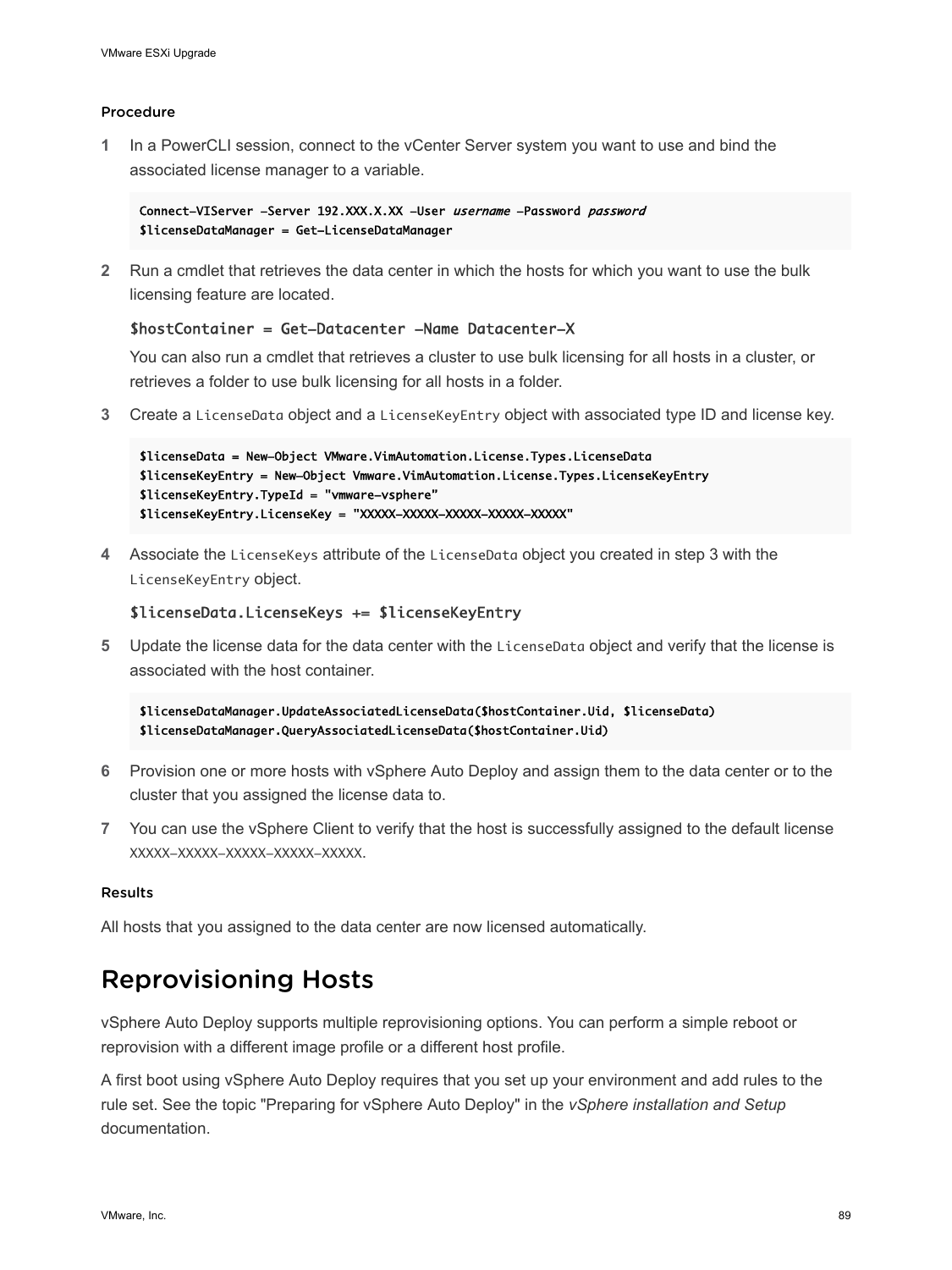#### Procedure

1. In a PowerCLI session, connect to the vCenter Server system you want to use and bind the associated license manager to a variable.

   ```
   Connect-VIServer -Server 192.XXX.X.XX -User username -Password password
   $licenseDataManager = Get-LicenseDataManager
   ```

2. Run a cmdlet that retrieves the data center in which the hosts for which you want to use the bulk licensing feature are located.

   ```
   $hostContainer = Get-Datacenter -Name Datacenter-X
   ```

   You can also run a cmdlet that retrieves a cluster to use bulk licensing for all hosts in a cluster, or retrieves a folder to use bulk licensing for all hosts in a folder.

3. Create a `LicenseData` object and a `LicenseKeyEntry` object with associated type ID and license key.

   ```
   $licenseData = New-Object VMware.VimAutomation.License.Types.LicenseData
   $licenseKeyEntry = New-Object Vmware.VimAutomation.License.Types.LicenseKeyEntry
   $licenseKeyEntry.TypeId = "vmware-vsphere"
   $licenseKeyEntry.LicenseKey = "XXXXX-XXXXX-XXXXX-XXXXX-XXXXX"
   ```

4. Associate the `LicenseKeys` attribute of the `LicenseData` object you created in step 3 with the `LicenseKeyEntry` object.

   ```
   $licenseData.LicenseKeys += $licenseKeyEntry
   ```

5. Update the license data for the data center with the `LicenseData` object and verify that the license is associated with the host container.

   ```
   $licenseDataManager.UpdateAssociatedLicenseData($hostContainer.Uid, $licenseData)
   $licenseDataManager.QueryAssociatedLicenseData($hostContainer.Uid)
   ```

6. Provision one or more hosts with vSphere Auto Deploy and assign them to the data center or to the cluster that you assigned the license data to.

7. You can use the vSphere Client to verify that the host is successfully assigned to the default license XXXXX-XXXXX-XXXXX-XXXXX-XXXXX.

#### Results

All hosts that you assigned to the data center are now licensed automatically.

## Reprovisioning Hosts

vSphere Auto Deploy supports multiple reprovisioning options. You can perform a simple reboot or reprovision with a different image profile or a different host profile.

A first boot using vSphere Auto Deploy requires that you set up your environment and add rules to the rule set. See the topic "Preparing for vSphere Auto Deploy" in the *vSphere installation and Setup* documentation.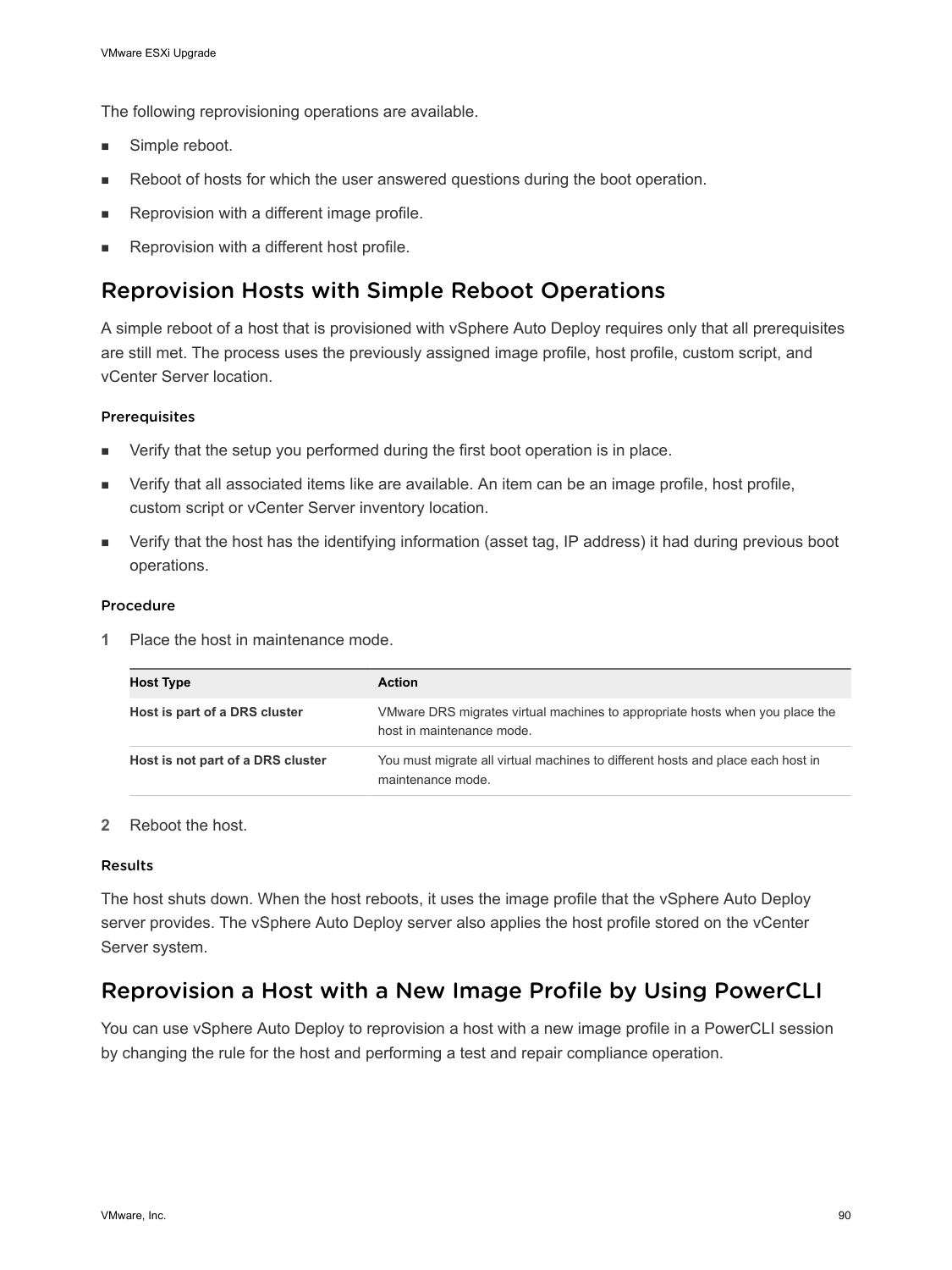The following reprovisioning operations are available.

- Simple reboot.
- Reboot of hosts for which the user answered questions during the boot operation.
- Reprovision with a different image profile.
- Reprovision with a different host profile.

## Reprovision Hosts with Simple Reboot Operations

A simple reboot of a host that is provisioned with vSphere Auto Deploy requires only that all prerequisites are still met. The process uses the previously assigned image profile, host profile, custom script, and vCenter Server location.

### Prerequisites

- Verify that the setup you performed during the first boot operation is in place.
- Verify that all associated items like are available. An item can be an image profile, host profile, custom script or vCenter Server inventory location.
- Verify that the host has the identifying information (asset tag, IP address) it had during previous boot operations.

### Procedure

1 Place the host in maintenance mode.

| Host Type | Action |
| --- | --- |
| **Host is part of a DRS cluster** | VMware DRS migrates virtual machines to appropriate hosts when you place the host in maintenance mode. |
| **Host is not part of a DRS cluster** | You must migrate all virtual machines to different hosts and place each host in maintenance mode. |

2 Reboot the host.

### Results

The host shuts down. When the host reboots, it uses the image profile that the vSphere Auto Deploy server provides. The vSphere Auto Deploy server also applies the host profile stored on the vCenter Server system.

## Reprovision a Host with a New Image Profile by Using PowerCLI

You can use vSphere Auto Deploy to reprovision a host with a new image profile in a PowerCLI session by changing the rule for the host and performing a test and repair compliance operation.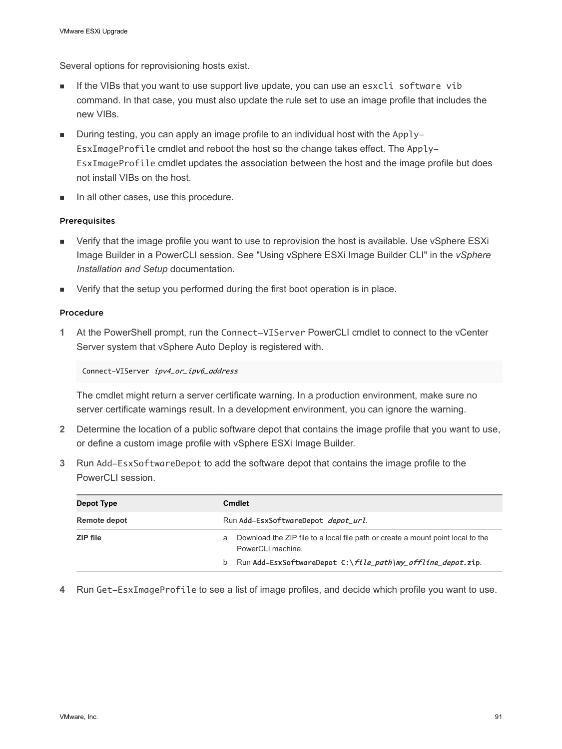Several options for reprovisioning hosts exist.

- If the VIBs that you want to use support live update, you can use an `esxcli software vib` command. In that case, you must also update the rule set to use an image profile that includes the new VIBs.
- During testing, you can apply an image profile to an individual host with the `Apply-EsxImageProfile` cmdlet and reboot the host so the change takes effect. The `Apply-EsxImageProfile` cmdlet updates the association between the host and the image profile but does not install VIBs on the host.
- In all other cases, use this procedure.

#### Prerequisites

- Verify that the image profile you want to use to reprovision the host is available. Use vSphere ESXi Image Builder in a PowerCLI session. See "Using vSphere ESXi Image Builder CLI" in the *vSphere Installation and Setup* documentation.
- Verify that the setup you performed during the first boot operation is in place.

#### Procedure

1. At the PowerShell prompt, run the `Connect-VIServer` PowerCLI cmdlet to connect to the vCenter Server system that vSphere Auto Deploy is registered with.

   ```
   Connect-VIServer ipv4_or_ipv6_address
   ```

   The cmdlet might return a server certificate warning. In a production environment, make sure no server certificate warnings result. In a development environment, you can ignore the warning.

2. Determine the location of a public software depot that contains the image profile that you want to use, or define a custom image profile with vSphere ESXi Image Builder.

3. Run `Add-EsxSoftwareDepot` to add the software depot that contains the image profile to the PowerCLI session.

   | Depot Type | Cmdlet |
   | --- | --- |
   | **Remote depot** | Run **`Add-EsxSoftwareDepot`** ***`depot_url`***. |
   | **ZIP file** | a Download the ZIP file to a local file path or create a mount point local to the PowerCLI machine.<br>b Run **`Add-EsxSoftwareDepot C:\`*`file_path`*`\`*`my_offline_depot`*`.zip`**. |

4. Run `Get-EsxImageProfile` to see a list of image profiles, and decide which profile you want to use.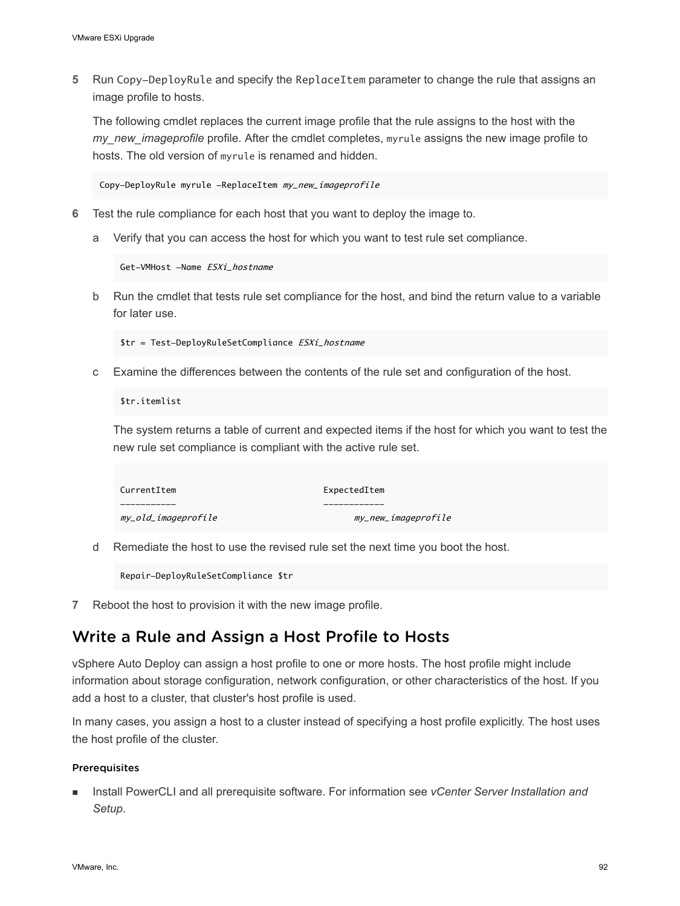5. Run `Copy-DeployRule` and specify the `ReplaceItem` parameter to change the rule that assigns an image profile to hosts.

   The following cmdlet replaces the current image profile that the rule assigns to the host with the *my_new_imageprofile* profile. After the cmdlet completes, `myrule` assigns the new image profile to hosts. The old version of `myrule` is renamed and hidden.

   ```
   Copy-DeployRule myrule -ReplaceItem my_new_imageprofile
   ```

6. Test the rule compliance for each host that you want to deploy the image to.

   a. Verify that you can access the host for which you want to test rule set compliance.

      ```
      Get-VMHost -Name ESXi_hostname
      ```

   b. Run the cmdlet that tests rule set compliance for the host, and bind the return value to a variable for later use.

      ```
      $tr = Test-DeployRuleSetCompliance ESXi_hostname
      ```

   c. Examine the differences between the contents of the rule set and configuration of the host.

      ```
      $tr.itemlist
      ```

      The system returns a table of current and expected items if the host for which you want to test the new rule set compliance is compliant with the active rule set.

      ```
      CurrentItem                          ExpectedItem
      -----------                          ------------
      my_old_imageprofile                       my_new_imageprofile
      ```

   d. Remediate the host to use the revised rule set the next time you boot the host.

      ```
      Repair-DeployRuleSetCompliance $tr
      ```

7. Reboot the host to provision it with the new image profile.

## Write a Rule and Assign a Host Profile to Hosts

vSphere Auto Deploy can assign a host profile to one or more hosts. The host profile might include information about storage configuration, network configuration, or other characteristics of the host. If you add a host to a cluster, that cluster's host profile is used.

In many cases, you assign a host to a cluster instead of specifying a host profile explicitly. The host uses the host profile of the cluster.

#### Prerequisites

- Install PowerCLI and all prerequisite software. For information see *vCenter Server Installation and Setup*.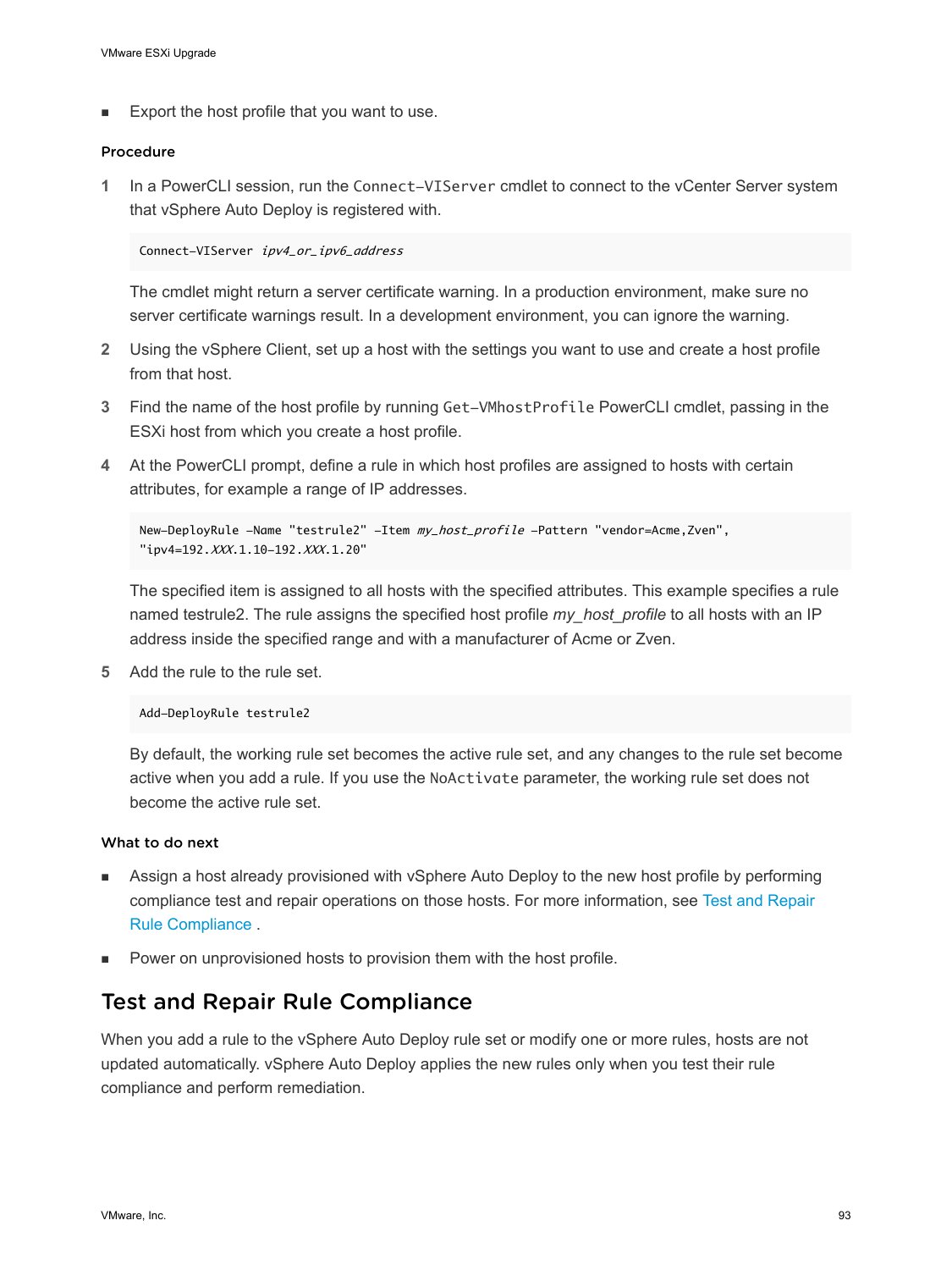- Export the host profile that you want to use.

#### Procedure

1. In a PowerCLI session, run the `Connect-VIServer` cmdlet to connect to the vCenter Server system that vSphere Auto Deploy is registered with.

   ```
   Connect-VIServer ipv4_or_ipv6_address
   ```

   The cmdlet might return a server certificate warning. In a production environment, make sure no server certificate warnings result. In a development environment, you can ignore the warning.

2. Using the vSphere Client, set up a host with the settings you want to use and create a host profile from that host.

3. Find the name of the host profile by running `Get-VMhostProfile` PowerCLI cmdlet, passing in the ESXi host from which you create a host profile.

4. At the PowerCLI prompt, define a rule in which host profiles are assigned to hosts with certain attributes, for example a range of IP addresses.

   ```
   New-DeployRule -Name "testrule2" -Item my_host_profile -Pattern "vendor=Acme,Zven",
   "ipv4=192.XXX.1.10-192.XXX.1.20"
   ```

   The specified item is assigned to all hosts with the specified attributes. This example specifies a rule named testrule2. The rule assigns the specified host profile *my_host_profile* to all hosts with an IP address inside the specified range and with a manufacturer of Acme or Zven.

5. Add the rule to the rule set.

   ```
   Add-DeployRule testrule2
   ```

   By default, the working rule set becomes the active rule set, and any changes to the rule set become active when you add a rule. If you use the `NoActivate` parameter, the working rule set does not become the active rule set.

#### What to do next

- Assign a host already provisioned with vSphere Auto Deploy to the new host profile by performing compliance test and repair operations on those hosts. For more information, see Test and Repair Rule Compliance .
- Power on unprovisioned hosts to provision them with the host profile.

## Test and Repair Rule Compliance

When you add a rule to the vSphere Auto Deploy rule set or modify one or more rules, hosts are not updated automatically. vSphere Auto Deploy applies the new rules only when you test their rule compliance and perform remediation.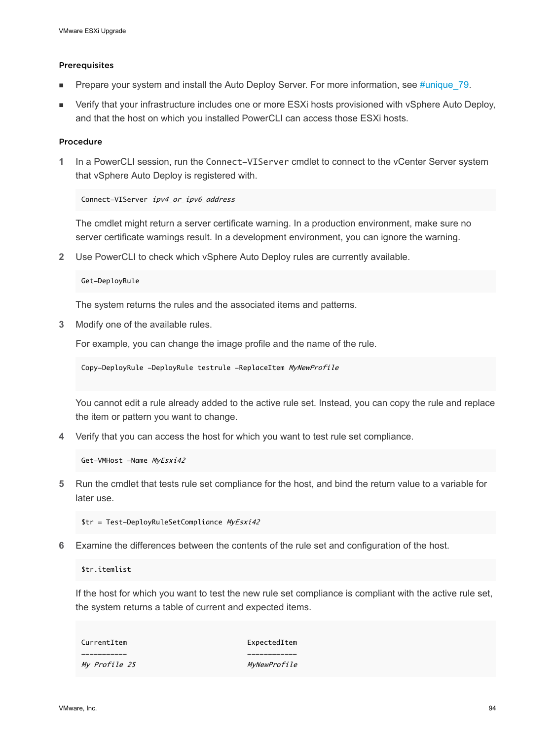### Prerequisites

- Prepare your system and install the Auto Deploy Server. For more information, see #unique_79.
- Verify that your infrastructure includes one or more ESXi hosts provisioned with vSphere Auto Deploy, and that the host on which you installed PowerCLI can access those ESXi hosts.

### Procedure

1. In a PowerCLI session, run the `Connect-VIServer` cmdlet to connect to the vCenter Server system that vSphere Auto Deploy is registered with.

   ```
   Connect-VIServer ipv4_or_ipv6_address
   ```

   The cmdlet might return a server certificate warning. In a production environment, make sure no server certificate warnings result. In a development environment, you can ignore the warning.

2. Use PowerCLI to check which vSphere Auto Deploy rules are currently available.

   ```
   Get-DeployRule
   ```

   The system returns the rules and the associated items and patterns.

3. Modify one of the available rules.

   For example, you can change the image profile and the name of the rule.

   ```
   Copy-DeployRule -DeployRule testrule -ReplaceItem MyNewProfile
   ```

   You cannot edit a rule already added to the active rule set. Instead, you can copy the rule and replace the item or pattern you want to change.

4. Verify that you can access the host for which you want to test rule set compliance.

   ```
   Get-VMHost -Name MyEsxi42
   ```

5. Run the cmdlet that tests rule set compliance for the host, and bind the return value to a variable for later use.

   ```
   $tr = Test-DeployRuleSetCompliance MyEsxi42
   ```

6. Examine the differences between the contents of the rule set and configuration of the host.

   ```
   $tr.itemlist
   ```

   If the host for which you want to test the new rule set compliance is compliant with the active rule set, the system returns a table of current and expected items.

   ```
   CurrentItem                         ExpectedItem
   -----------                         ------------
   My Profile 25                       MyNewProfile
   ```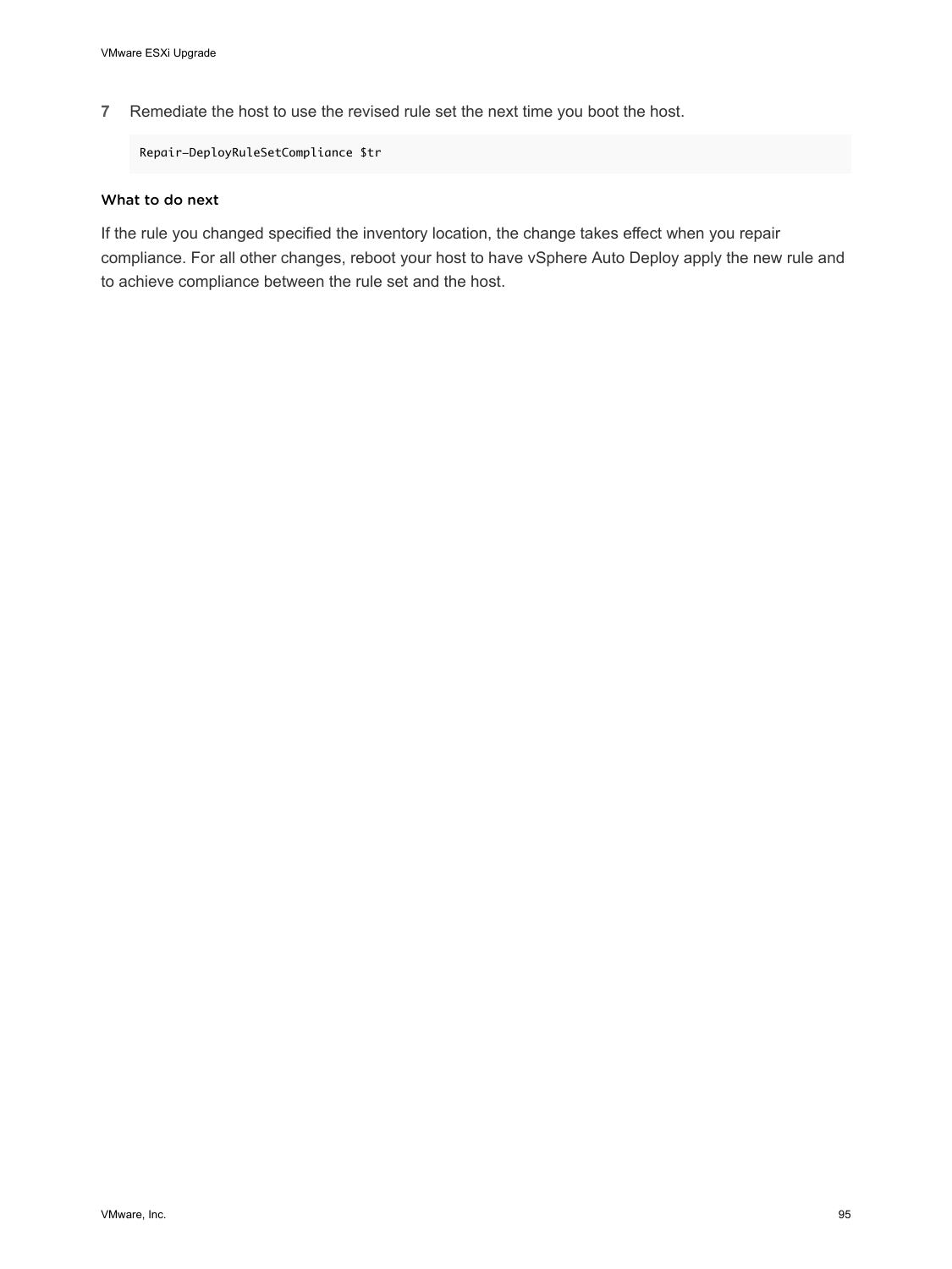7 Remediate the host to use the revised rule set the next time you boot the host.

```
Repair-DeployRuleSetCompliance $tr
```

#### What to do next

If the rule you changed specified the inventory location, the change takes effect when you repair compliance. For all other changes, reboot your host to have vSphere Auto Deploy apply the new rule and to achieve compliance between the rule set and the host.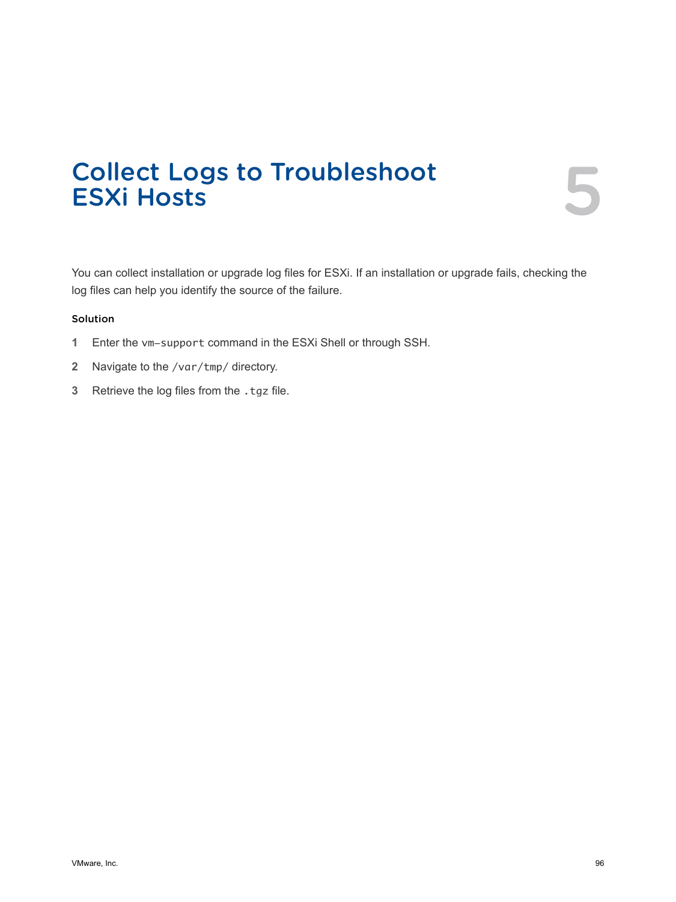# Collect Logs to Troubleshoot ESXi Hosts

5

You can collect installation or upgrade log files for ESXi. If an installation or upgrade fails, checking the log files can help you identify the source of the failure.

### Solution

1. Enter the `vm-support` command in the ESXi Shell or through SSH.
2. Navigate to the `/var/tmp/` directory.
3. Retrieve the log files from the `.tgz` file.